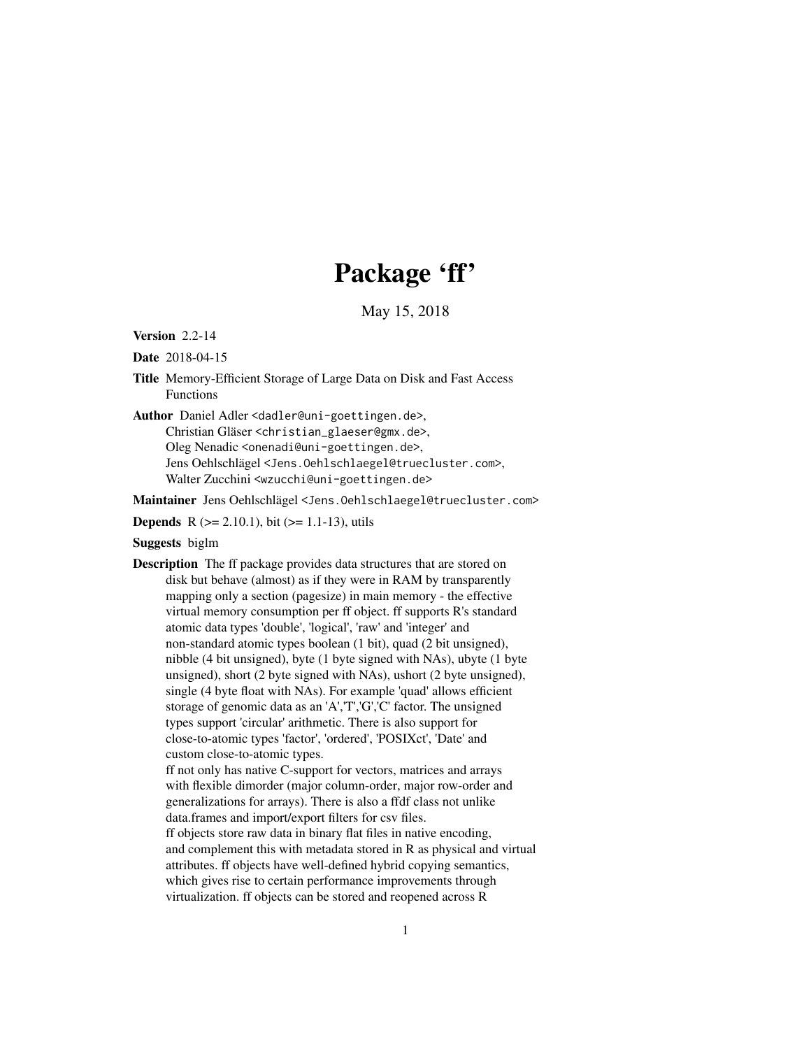# Package 'ff'

May 15, 2018

**Version** 2.2-14

**Date** 2018-04-15

**Title** Memory-Efficient Storage of Large Data on Disk and Fast Access Functions

**Author** Daniel Adler <dadler@uni-goettingen.de>,
Christian Gläser <christian_glaeser@gmx.de>,
Oleg Nenadic <onenadi@uni-goettingen.de>,
Jens Oehlschlägel <Jens.Oehlschlaegel@truecluster.com>,
Walter Zucchini <wzucchi@uni-goettingen.de>

**Maintainer** Jens Oehlschlägel <Jens.Oehlschlaegel@truecluster.com>

**Depends** R (>= 2.10.1), bit (>= 1.1-13), utils

**Suggests** biglm

**Description** The ff package provides data structures that are stored on disk but behave (almost) as if they were in RAM by transparently mapping only a section (pagesize) in main memory - the effective virtual memory consumption per ff object. ff supports R's standard atomic data types 'double', 'logical', 'raw' and 'integer' and non-standard atomic types boolean (1 bit), quad (2 bit unsigned), nibble (4 bit unsigned), byte (1 byte signed with NAs), ubyte (1 byte unsigned), short (2 byte signed with NAs), ushort (2 byte unsigned), single (4 byte float with NAs). For example 'quad' allows efficient storage of genomic data as an 'A','T','G','C' factor. The unsigned types support 'circular' arithmetic. There is also support for close-to-atomic types 'factor', 'ordered', 'POSIXct', 'Date' and custom close-to-atomic types.
ff not only has native C-support for vectors, matrices and arrays with flexible dimorder (major column-order, major row-order and generalizations for arrays). There is also a ffdf class not unlike data.frames and import/export filters for csv files.
ff objects store raw data in binary flat files in native encoding, and complement this with metadata stored in R as physical and virtual attributes. ff objects have well-defined hybrid copying semantics, which gives rise to certain performance improvements through virtualization. ff objects can be stored and reopened across R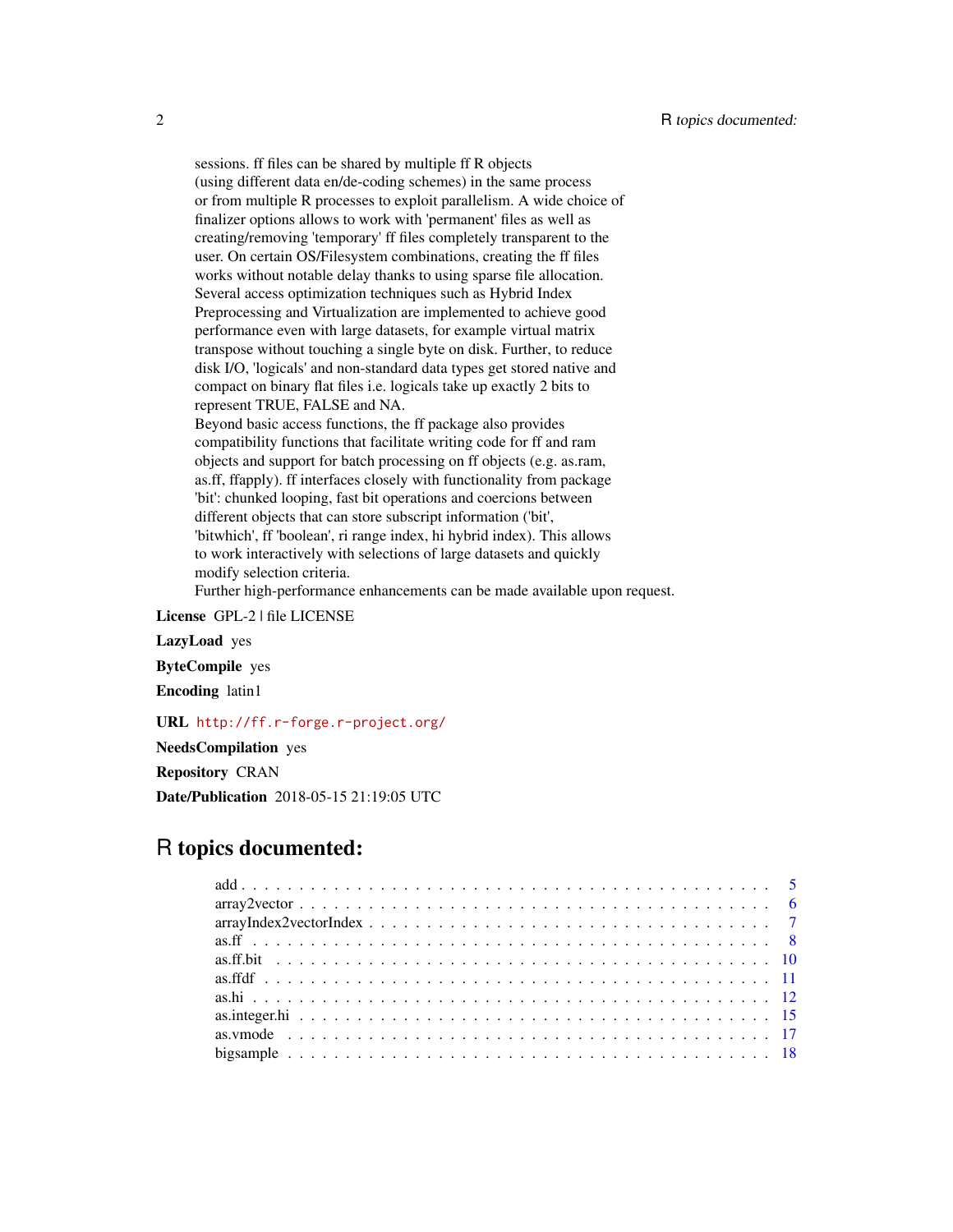sessions. ff files can be shared by multiple ff R objects
(using different data en/de-coding schemes) in the same process
or from multiple R processes to exploit parallelism. A wide choice of
finalizer options allows to work with 'permanent' files as well as
creating/removing 'temporary' ff files completely transparent to the
user. On certain OS/Filesystem combinations, creating the ff files
works without notable delay thanks to using sparse file allocation.
Several access optimization techniques such as Hybrid Index
Preprocessing and Virtualization are implemented to achieve good
performance even with large datasets, for example virtual matrix
transpose without touching a single byte on disk. Further, to reduce
disk I/O, 'logicals' and non-standard data types get stored native and
compact on binary flat files i.e. logicals take up exactly 2 bits to
represent TRUE, FALSE and NA.
Beyond basic access functions, the ff package also provides
compatibility functions that facilitate writing code for ff and ram
objects and support for batch processing on ff objects (e.g. as.ram,
as.ff, ffapply). ff interfaces closely with functionality from package
'bit': chunked looping, fast bit operations and coercions between
different objects that can store subscript information ('bit',
'bitwhich', ff 'boolean', ri range index, hi hybrid index). This allows
to work interactively with selections of large datasets and quickly
modify selection criteria.
Further high-performance enhancements can be made available upon request.

**License** GPL-2 | file LICENSE

**LazyLoad** yes

**ByteCompile** yes

**Encoding** latin1

**URL** http://ff.r-forge.r-project.org/

**NeedsCompilation** yes

**Repository** CRAN

**Date/Publication** 2018-05-15 21:19:05 UTC

# R topics documented:

add . . . . . . . . . . . . . . . . . . . . . . . . . . . . . . . . . . . . . . . . . . . 5
array2vector . . . . . . . . . . . . . . . . . . . . . . . . . . . . . . . . . . . . . . 6
arrayIndex2vectorIndex . . . . . . . . . . . . . . . . . . . . . . . . . . . . . . . . 7
as.ff . . . . . . . . . . . . . . . . . . . . . . . . . . . . . . . . . . . . . . . . . . 8
as.ff.bit . . . . . . . . . . . . . . . . . . . . . . . . . . . . . . . . . . . . . . . . 10
as.ffdf . . . . . . . . . . . . . . . . . . . . . . . . . . . . . . . . . . . . . . . . 11
as.hi . . . . . . . . . . . . . . . . . . . . . . . . . . . . . . . . . . . . . . . . . 12
as.integer.hi . . . . . . . . . . . . . . . . . . . . . . . . . . . . . . . . . . . . . 15
as.vmode . . . . . . . . . . . . . . . . . . . . . . . . . . . . . . . . . . . . . . . 17
bigsample . . . . . . . . . . . . . . . . . . . . . . . . . . . . . . . . . . . . . . 18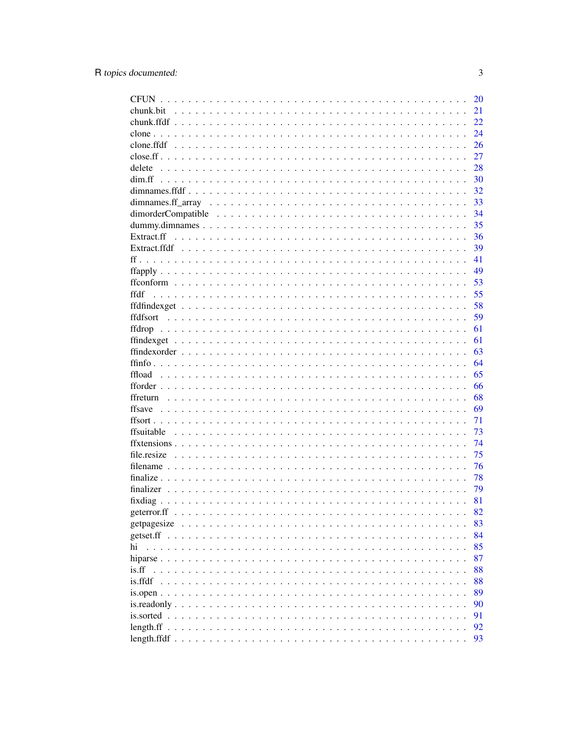| | |
|---|---|
| CFUN | 20 |
| chunk.bit | 21 |
| chunk.ffdf | 22 |
| clone | 24 |
| clone.ffdf | 26 |
| close.ff | 27 |
| delete | 28 |
| dim.ff | 30 |
| dimnames.ffdf | 32 |
| dimnames.ff_array | 33 |
| dimorderCompatible | 34 |
| dummy.dimnames | 35 |
| Extract.ff | 36 |
| Extract.ffdf | 39 |
| ff | 41 |
| ffapply | 49 |
| ffconform | 53 |
| ffdf | 55 |
| ffdfindexget | 58 |
| ffdfsort | 59 |
| ffdrop | 61 |
| ffindexget | 61 |
| ffindexorder | 63 |
| ffinfo | 64 |
| ffload | 65 |
| fforder | 66 |
| ffreturn | 68 |
| ffsave | 69 |
| ffsort | 71 |
| ffsuitable | 73 |
| ffxtensions | 74 |
| file.resize | 75 |
| filename | 76 |
| finalize | 78 |
| finalizer | 79 |
| fixdiag | 81 |
| geterror.ff | 82 |
| getpagesize | 83 |
| getset.ff | 84 |
| hi | 85 |
| hiparse | 87 |
| is.ff | 88 |
| is.ffdf | 88 |
| is.open | 89 |
| is.readonly | 90 |
| is.sorted | 91 |
| length.ff | 92 |
| length.ffdf | 93 |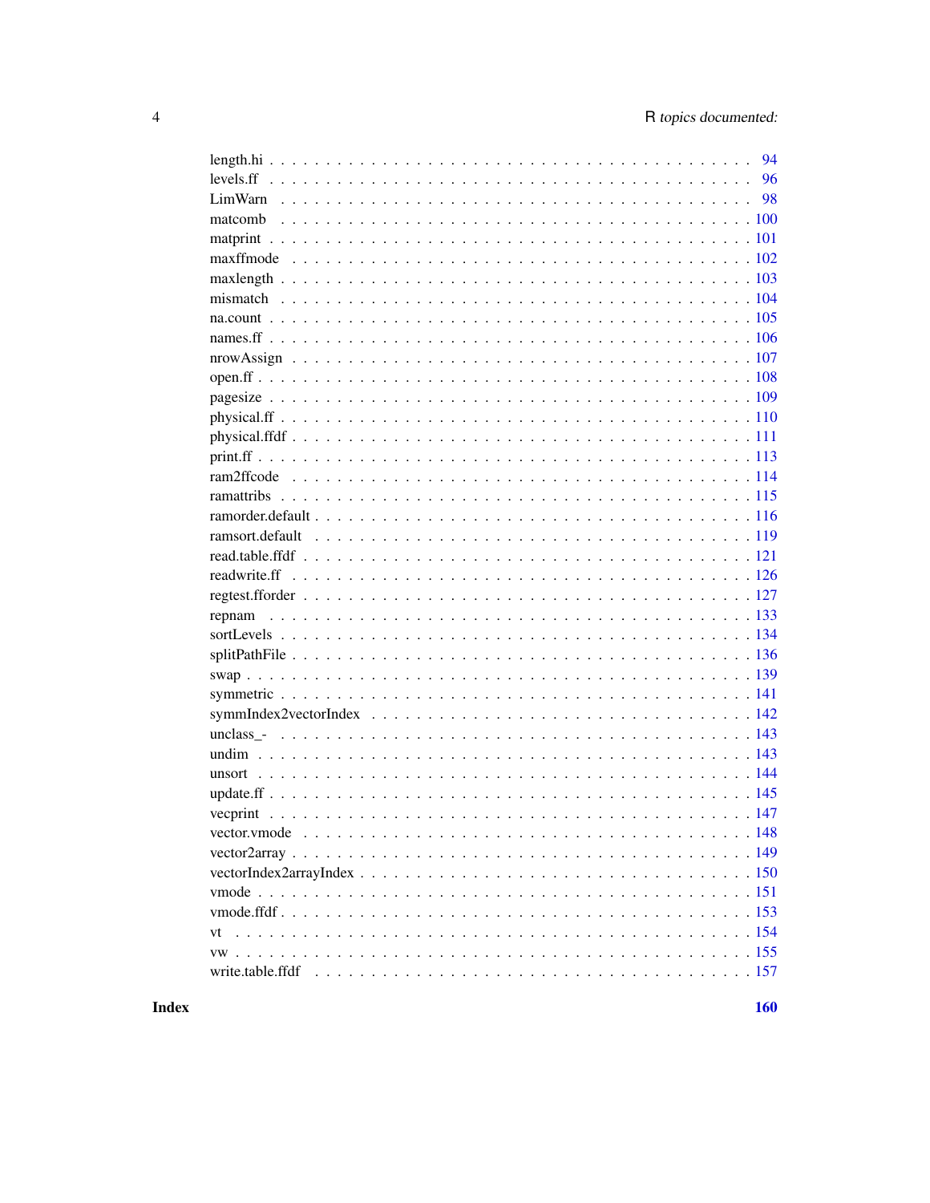length.hi . . . . . . . . . . . . . . . . . . . . . . . . . . . . . . . . . . . . . . . . . 94
levels.ff . . . . . . . . . . . . . . . . . . . . . . . . . . . . . . . . . . . . . . . . . 96
LimWarn . . . . . . . . . . . . . . . . . . . . . . . . . . . . . . . . . . . . . . . . . 98
matcomb . . . . . . . . . . . . . . . . . . . . . . . . . . . . . . . . . . . . . . . . . 100
matprint . . . . . . . . . . . . . . . . . . . . . . . . . . . . . . . . . . . . . . . . . 101
maxffmode . . . . . . . . . . . . . . . . . . . . . . . . . . . . . . . . . . . . . . . . . 102
maxlength . . . . . . . . . . . . . . . . . . . . . . . . . . . . . . . . . . . . . . . . . 103
mismatch . . . . . . . . . . . . . . . . . . . . . . . . . . . . . . . . . . . . . . . . . 104
na.count . . . . . . . . . . . . . . . . . . . . . . . . . . . . . . . . . . . . . . . . . 105
names.ff . . . . . . . . . . . . . . . . . . . . . . . . . . . . . . . . . . . . . . . . . 106
nrowAssign . . . . . . . . . . . . . . . . . . . . . . . . . . . . . . . . . . . . . . . . . 107
open.ff . . . . . . . . . . . . . . . . . . . . . . . . . . . . . . . . . . . . . . . . . 108
pagesize . . . . . . . . . . . . . . . . . . . . . . . . . . . . . . . . . . . . . . . . . 109
physical.ff . . . . . . . . . . . . . . . . . . . . . . . . . . . . . . . . . . . . . . . . . 110
physical.ffdf . . . . . . . . . . . . . . . . . . . . . . . . . . . . . . . . . . . . . . . . . 111
print.ff . . . . . . . . . . . . . . . . . . . . . . . . . . . . . . . . . . . . . . . . . 113
ram2ffcode . . . . . . . . . . . . . . . . . . . . . . . . . . . . . . . . . . . . . . . . . 114
ramattribs . . . . . . . . . . . . . . . . . . . . . . . . . . . . . . . . . . . . . . . . . 115
ramorder.default . . . . . . . . . . . . . . . . . . . . . . . . . . . . . . . . . . . . . . . . . 116
ramsort.default . . . . . . . . . . . . . . . . . . . . . . . . . . . . . . . . . . . . . . . . . 119
read.table.ffdf . . . . . . . . . . . . . . . . . . . . . . . . . . . . . . . . . . . . . . . . . 121
readwrite.ff . . . . . . . . . . . . . . . . . . . . . . . . . . . . . . . . . . . . . . . . . 126
regtest.fforder . . . . . . . . . . . . . . . . . . . . . . . . . . . . . . . . . . . . . . . . . 127
repnam . . . . . . . . . . . . . . . . . . . . . . . . . . . . . . . . . . . . . . . . . 133
sortLevels . . . . . . . . . . . . . . . . . . . . . . . . . . . . . . . . . . . . . . . . . 134
splitPathFile . . . . . . . . . . . . . . . . . . . . . . . . . . . . . . . . . . . . . . . . . 136
swap . . . . . . . . . . . . . . . . . . . . . . . . . . . . . . . . . . . . . . . . . 139
symmetric . . . . . . . . . . . . . . . . . . . . . . . . . . . . . . . . . . . . . . . . . 141
symmIndex2vectorIndex . . . . . . . . . . . . . . . . . . . . . . . . . . . . . . . . . . . . . . . . . 142
unclass_- . . . . . . . . . . . . . . . . . . . . . . . . . . . . . . . . . . . . . . . . . 143
undim . . . . . . . . . . . . . . . . . . . . . . . . . . . . . . . . . . . . . . . . . 143
unsort . . . . . . . . . . . . . . . . . . . . . . . . . . . . . . . . . . . . . . . . . 144
update.ff . . . . . . . . . . . . . . . . . . . . . . . . . . . . . . . . . . . . . . . . . 145
vecprint . . . . . . . . . . . . . . . . . . . . . . . . . . . . . . . . . . . . . . . . . 147
vector.vmode . . . . . . . . . . . . . . . . . . . . . . . . . . . . . . . . . . . . . . . . . 148
vector2array . . . . . . . . . . . . . . . . . . . . . . . . . . . . . . . . . . . . . . . . . 149
vectorIndex2arrayIndex . . . . . . . . . . . . . . . . . . . . . . . . . . . . . . . . . . . . . . . . . 150
vmode . . . . . . . . . . . . . . . . . . . . . . . . . . . . . . . . . . . . . . . . . 151
vmode.ffdf . . . . . . . . . . . . . . . . . . . . . . . . . . . . . . . . . . . . . . . . . 153
vt . . . . . . . . . . . . . . . . . . . . . . . . . . . . . . . . . . . . . . . . . 154
vw . . . . . . . . . . . . . . . . . . . . . . . . . . . . . . . . . . . . . . . . . 155
write.table.ffdf . . . . . . . . . . . . . . . . . . . . . . . . . . . . . . . . . . . . . . . . . 157

**Index** **160**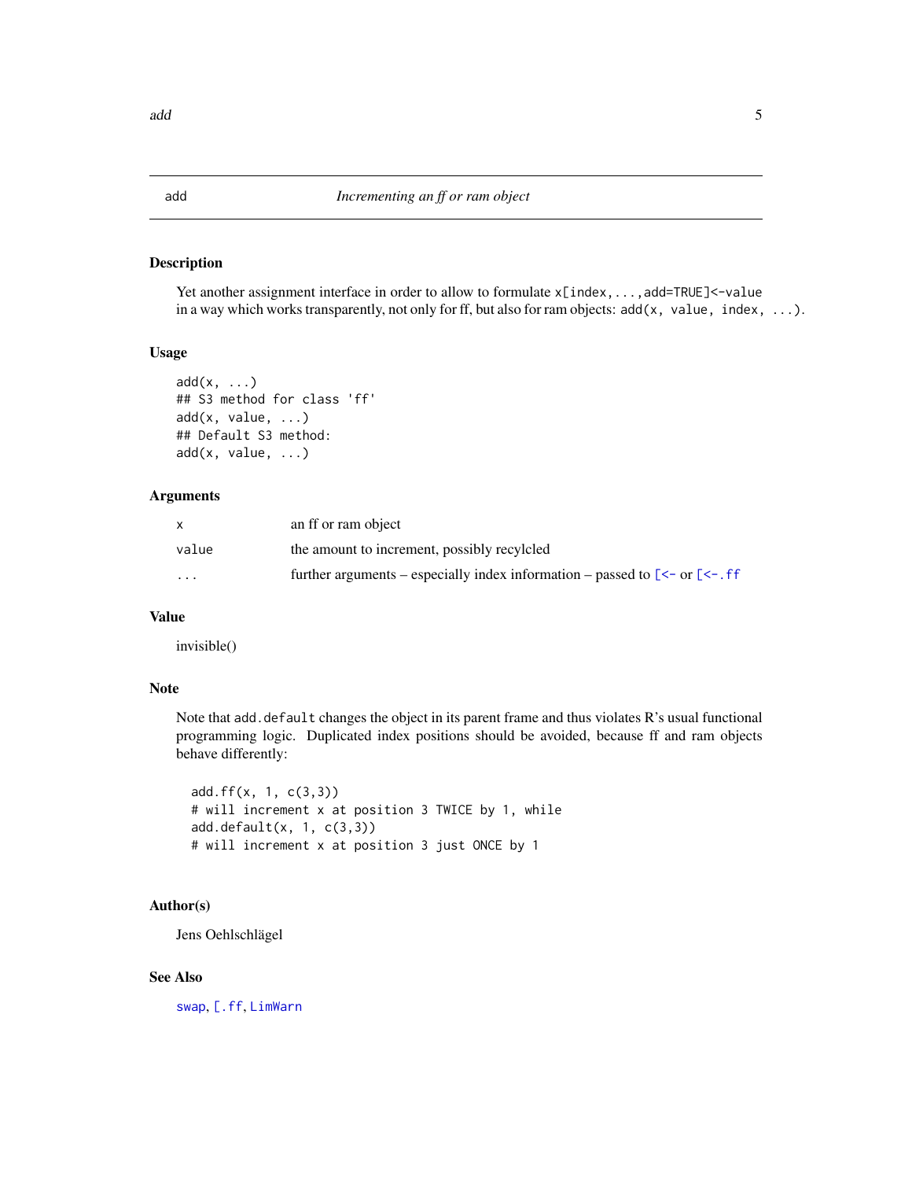## add — *Incrementing an ff or ram object*

### Description

Yet another assignment interface in order to allow to formulate `x[index,...,add=TRUE]<-value` in a way which works transparently, not only for ff, but also for ram objects: `add(x, value, index, ...)`.

### Usage

```
add(x, ...)
## S3 method for class 'ff'
add(x, value, ...)
## Default S3 method:
add(x, value, ...)
```

### Arguments

| | |
|---|---|
| `x` | an ff or ram object |
| `value` | the amount to increment, possibly recylcled |
| `...` | further arguments – especially index information – passed to `[<-` or `[<-.ff` |

### Value

invisible()

### Note

Note that `add.default` changes the object in its parent frame and thus violates R's usual functional programming logic. Duplicated index positions should be avoided, because ff and ram objects behave differently:

```
add.ff(x, 1, c(3,3))
# will increment x at position 3 TWICE by 1, while
add.default(x, 1, c(3,3))
# will increment x at position 3 just ONCE by 1
```

### Author(s)

Jens Oehlschlägel

### See Also

`swap`, `[.ff`, `LimWarn`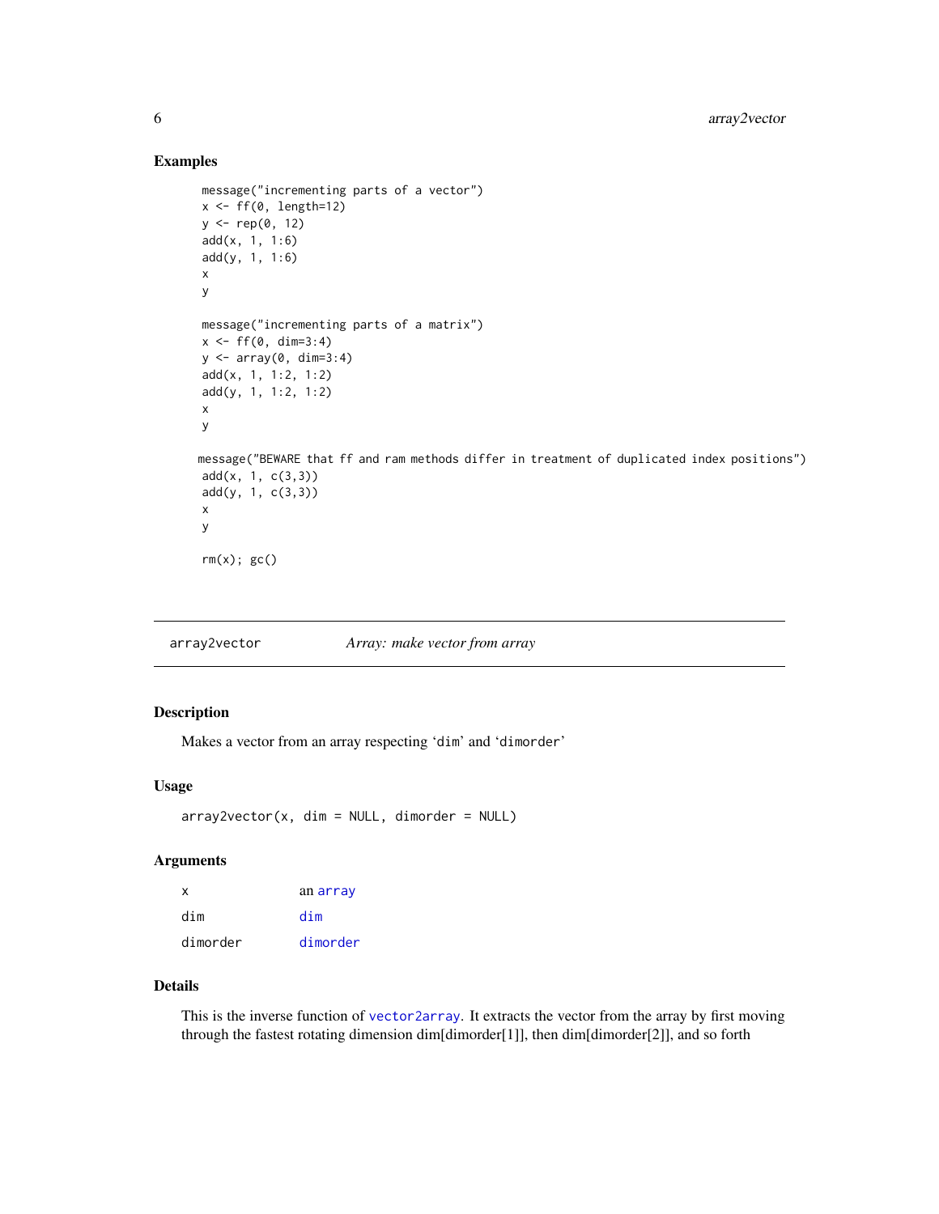## Examples

```
message("incrementing parts of a vector")
x <- ff(0, length=12)
y <- rep(0, 12)
add(x, 1, 1:6)
add(y, 1, 1:6)
x
y

message("incrementing parts of a matrix")
x <- ff(0, dim=3:4)
y <- array(0, dim=3:4)
add(x, 1, 1:2, 1:2)
add(y, 1, 1:2, 1:2)
x
y

message("BEWARE that ff and ram methods differ in treatment of duplicated index positions")
add(x, 1, c(3,3))
add(y, 1, c(3,3))
x
y

rm(x); gc()
```

---

`array2vector` *Array: make vector from array*

---

## Description

Makes a vector from an array respecting 'dim' and 'dimorder'

## Usage

```
array2vector(x, dim = NULL, dimorder = NULL)
```

## Arguments

| | |
|---|---|
| x | an array |
| dim | dim |
| dimorder | dimorder |

## Details

This is the inverse function of vector2array. It extracts the vector from the array by first moving through the fastest rotating dimension dim[dimorder[1]], then dim[dimorder[2]], and so forth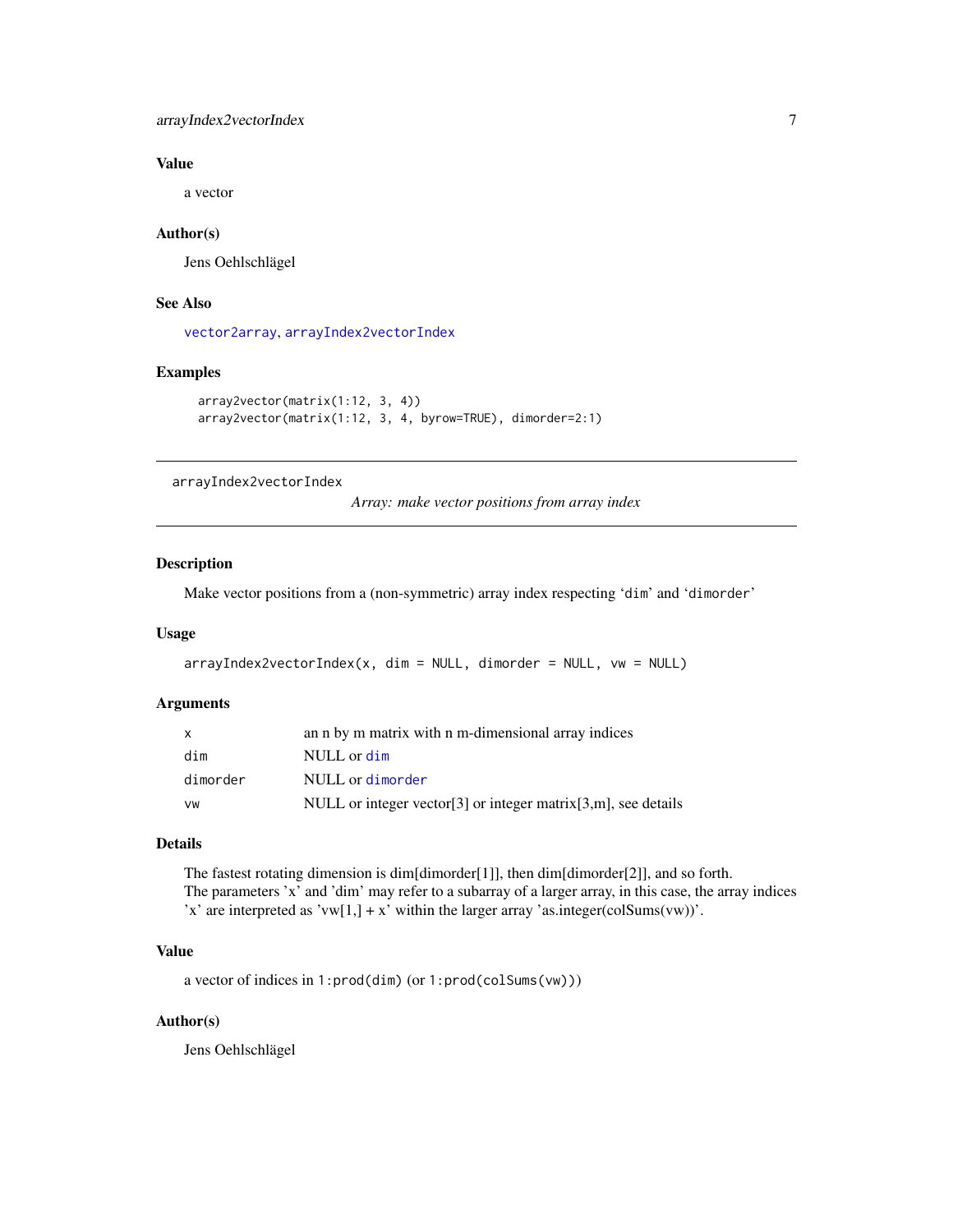## Value

a vector

## Author(s)

Jens Oehlschlägel

## See Also

vector2array, arrayIndex2vectorIndex

## Examples

```
array2vector(matrix(1:12, 3, 4))
array2vector(matrix(1:12, 3, 4, byrow=TRUE), dimorder=2:1)
```

---

# arrayIndex2vectorIndex

*Array: make vector positions from array index*

## Description

Make vector positions from a (non-symmetric) array index respecting 'dim' and 'dimorder'

## Usage

```
arrayIndex2vectorIndex(x, dim = NULL, dimorder = NULL, vw = NULL)
```

## Arguments

| | |
|---|---|
| x | an n by m matrix with n m-dimensional array indices |
| dim | NULL or dim |
| dimorder | NULL or dimorder |
| vw | NULL or integer vector[3] or integer matrix[3,m], see details |

## Details

The fastest rotating dimension is dim[dimorder[1]], then dim[dimorder[2]], and so forth.
The parameters 'x' and 'dim' may refer to a subarray of a larger array, in this case, the array indices 'x' are interpreted as 'vw[1,] + x' within the larger array 'as.integer(colSums(vw))'.

## Value

a vector of indices in `1:prod(dim)` (or `1:prod(colSums(vw))`)

## Author(s)

Jens Oehlschlägel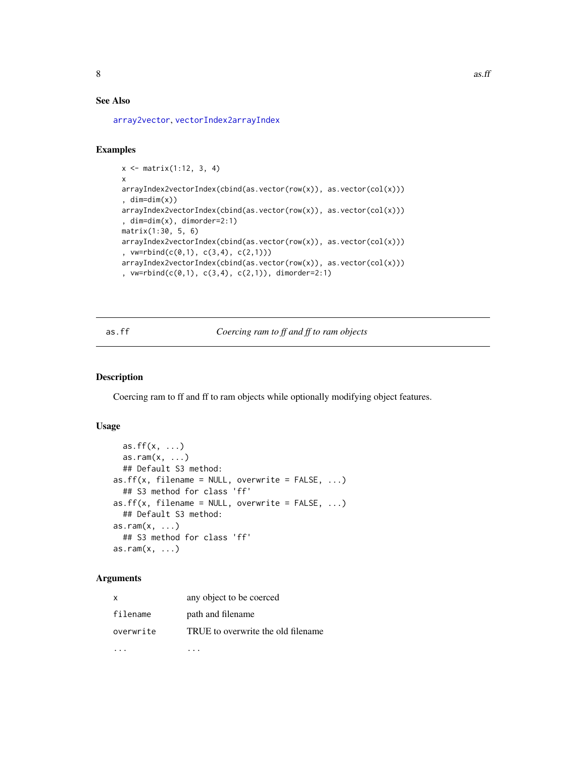## See Also

array2vector, vectorIndex2arrayIndex

## Examples

```
x <- matrix(1:12, 3, 4)
x
arrayIndex2vectorIndex(cbind(as.vector(row(x)), as.vector(col(x)))
, dim=dim(x))
arrayIndex2vectorIndex(cbind(as.vector(row(x)), as.vector(col(x)))
, dim=dim(x), dimorder=2:1)
matrix(1:30, 5, 6)
arrayIndex2vectorIndex(cbind(as.vector(row(x)), as.vector(col(x)))
, vw=rbind(c(0,1), c(3,4), c(2,1)))
arrayIndex2vectorIndex(cbind(as.vector(row(x)), as.vector(col(x)))
, vw=rbind(c(0,1), c(3,4), c(2,1)), dimorder=2:1)
```

---

# as.ff — *Coercing ram to ff and ff to ram objects*

## Description

Coercing ram to ff and ff to ram objects while optionally modifying object features.

## Usage

```
  as.ff(x, ...)
  as.ram(x, ...)
  ## Default S3 method:
as.ff(x, filename = NULL, overwrite = FALSE, ...)
  ## S3 method for class 'ff'
as.ff(x, filename = NULL, overwrite = FALSE, ...)
  ## Default S3 method:
as.ram(x, ...)
  ## S3 method for class 'ff'
as.ram(x, ...)
```

## Arguments

| | |
|---|---|
| x | any object to be coerced |
| filename | path and filename |
| overwrite | TRUE to overwrite the old filename |
| ... | ... |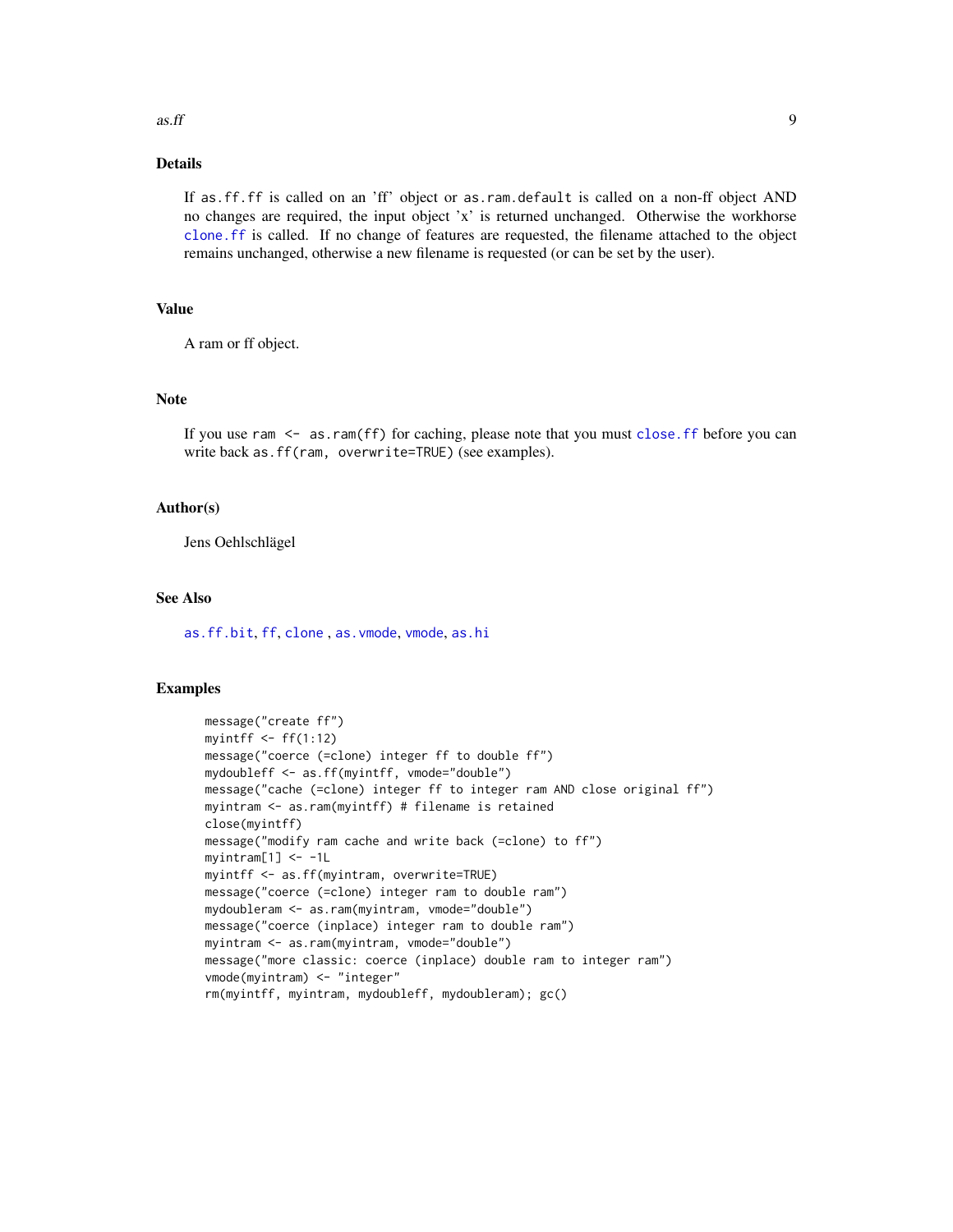## Details

If `as.ff.ff` is called on an 'ff' object or `as.ram.default` is called on a non-ff object AND no changes are required, the input object 'x' is returned unchanged. Otherwise the workhorse `clone.ff` is called. If no change of features are requested, the filename attached to the object remains unchanged, otherwise a new filename is requested (or can be set by the user).

## Value

A ram or ff object.

## Note

If you use `ram <- as.ram(ff)` for caching, please note that you must `close.ff` before you can write back `as.ff(ram, overwrite=TRUE)` (see examples).

## Author(s)

Jens Oehlschlägel

## See Also

`as.ff.bit`, `ff`, `clone` , `as.vmode`, `vmode`, `as.hi`

## Examples

```
message("create ff")
myintff <- ff(1:12)
message("coerce (=clone) integer ff to double ff")
mydoubleff <- as.ff(myintff, vmode="double")
message("cache (=clone) integer ff to integer ram AND close original ff")
myintram <- as.ram(myintff) # filename is retained
close(myintff)
message("modify ram cache and write back (=clone) to ff")
myintram[1] <- -1L
myintff <- as.ff(myintram, overwrite=TRUE)
message("coerce (=clone) integer ram to double ram")
mydoubleram <- as.ram(myintram, vmode="double")
message("coerce (inplace) integer ram to double ram")
myintram <- as.ram(myintram, vmode="double")
message("more classic: coerce (inplace) double ram to integer ram")
vmode(myintram) <- "integer"
rm(myintff, myintram, mydoubleff, mydoubleram); gc()
```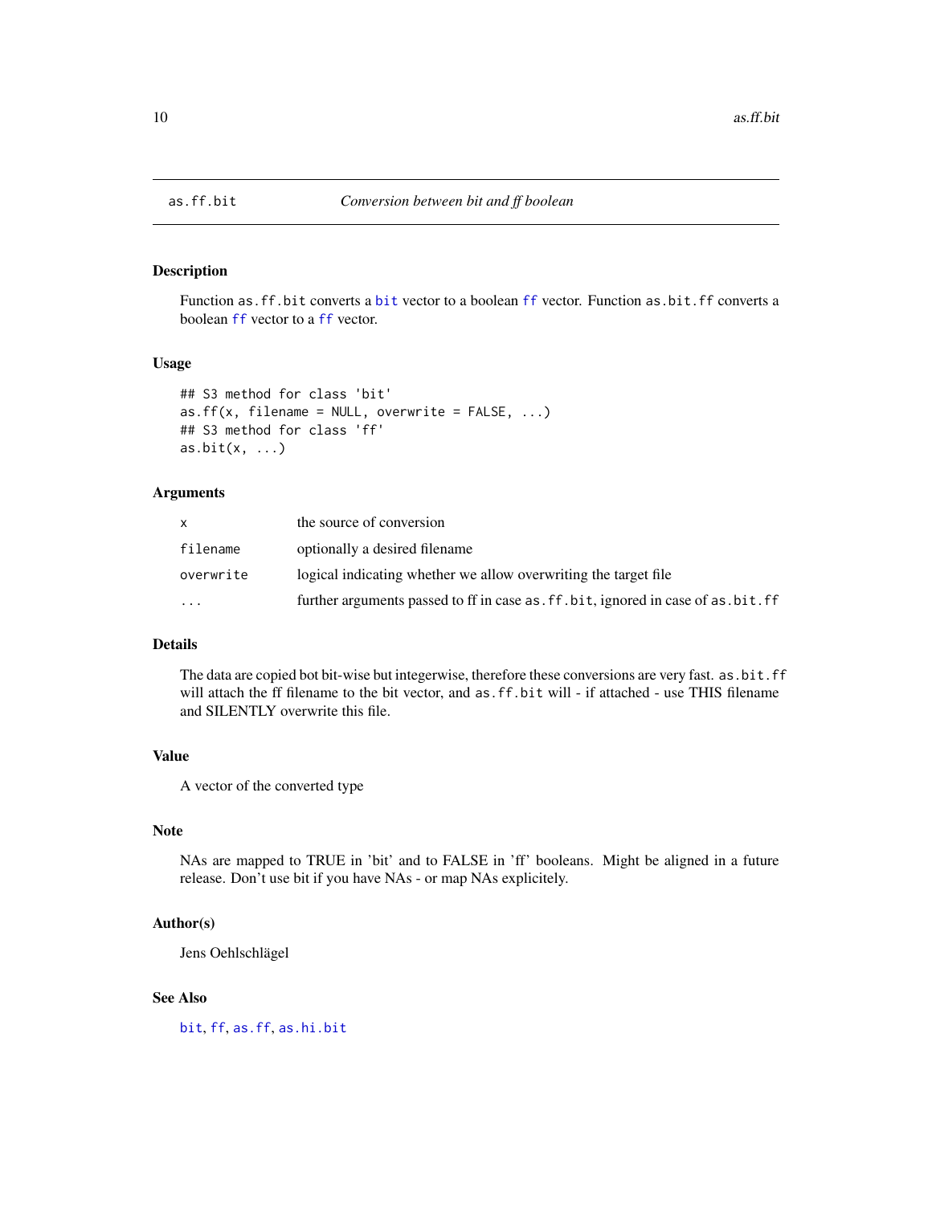# as.ff.bit — *Conversion between bit and ff boolean*

## Description

Function `as.ff.bit` converts a `bit` vector to a boolean `ff` vector. Function `as.bit.ff` converts a boolean `ff` vector to a `ff` vector.

## Usage

```
## S3 method for class 'bit'
as.ff(x, filename = NULL, overwrite = FALSE, ...)
## S3 method for class 'ff'
as.bit(x, ...)
```

## Arguments

| | |
|---|---|
| `x` | the source of conversion |
| `filename` | optionally a desired filename |
| `overwrite` | logical indicating whether we allow overwriting the target file |
| `...` | further arguments passed to ff in case `as.ff.bit`, ignored in case of `as.bit.ff` |

## Details

The data are copied bot bit-wise but integerwise, therefore these conversions are very fast. `as.bit.ff` will attach the ff filename to the bit vector, and `as.ff.bit` will - if attached - use THIS filename and SILENTLY overwrite this file.

## Value

A vector of the converted type

## Note

NAs are mapped to TRUE in 'bit' and to FALSE in 'ff' booleans. Might be aligned in a future release. Don't use bit if you have NAs - or map NAs explicitely.

## Author(s)

Jens Oehlschlägel

## See Also

`bit`, `ff`, `as.ff`, `as.hi.bit`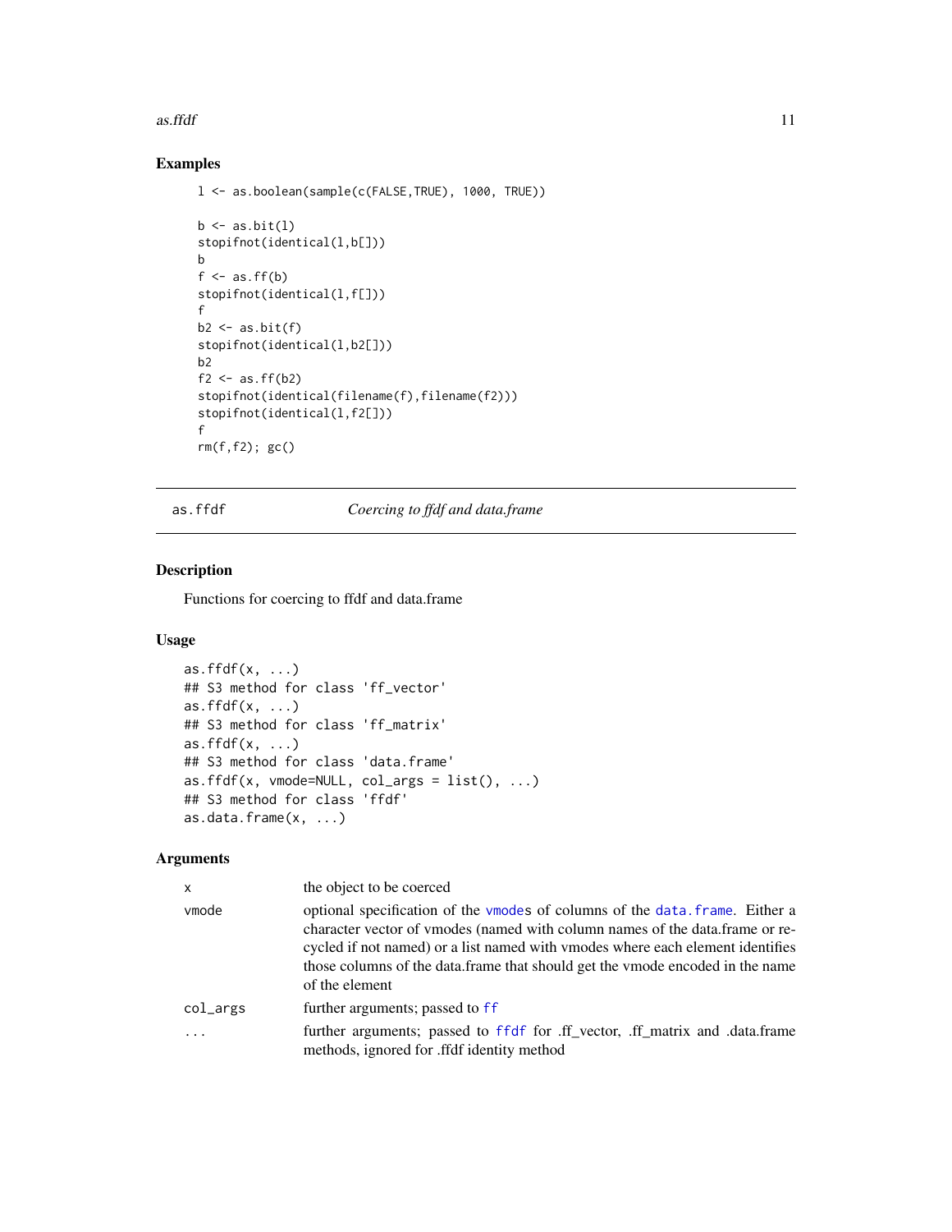## Examples

```
l <- as.boolean(sample(c(FALSE,TRUE), 1000, TRUE))

b <- as.bit(l)
stopifnot(identical(l,b[]))
b
f <- as.ff(b)
stopifnot(identical(l,f[]))
f
b2 <- as.bit(f)
stopifnot(identical(l,b2[]))
b2
f2 <- as.ff(b2)
stopifnot(identical(filename(f),filename(f2)))
stopifnot(identical(l,f2[]))
f
rm(f,f2); gc()
```

---

# as.ffdf — *Coercing to ffdf and data.frame*

## Description

Functions for coercing to ffdf and data.frame

## Usage

```
as.ffdf(x, ...)
## S3 method for class 'ff_vector'
as.ffdf(x, ...)
## S3 method for class 'ff_matrix'
as.ffdf(x, ...)
## S3 method for class 'data.frame'
as.ffdf(x, vmode=NULL, col_args = list(), ...)
## S3 method for class 'ffdf'
as.data.frame(x, ...)
```

## Arguments

| | |
|---|---|
| `x` | the object to be coerced |
| `vmode` | optional specification of the `vmode`s of columns of the `data.frame`. Either a character vector of vmodes (named with column names of the data.frame or recycled if not named) or a list named with vmodes where each element identifies those columns of the data.frame that should get the vmode encoded in the name of the element |
| `col_args` | further arguments; passed to `ff` |
| `...` | further arguments; passed to `ffdf` for .ff_vector, .ff_matrix and .data.frame methods, ignored for .ffdf identity method |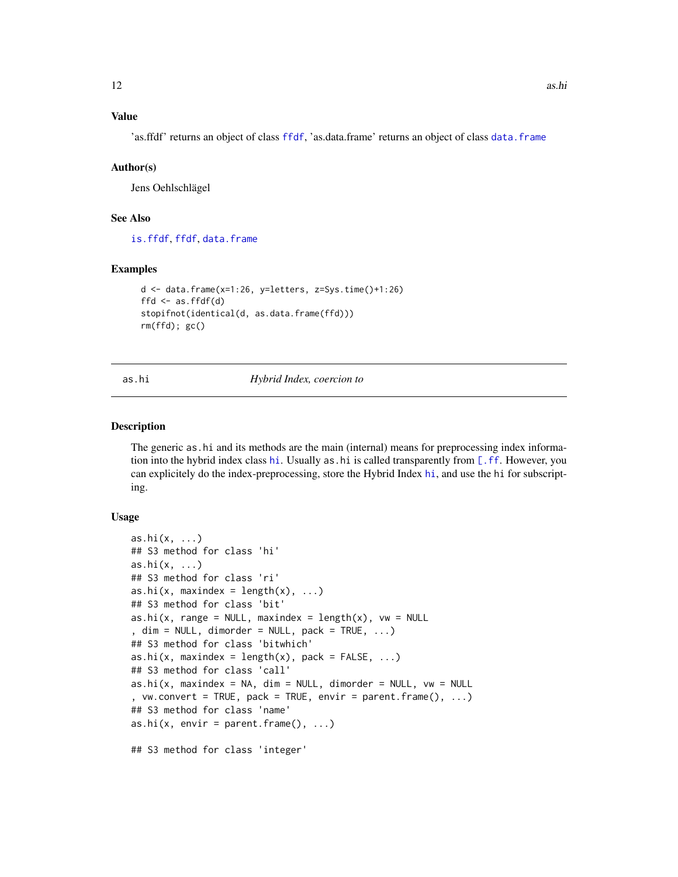### Value

'as.ffdf' returns an object of class ffdf, 'as.data.frame' returns an object of class data.frame

### Author(s)

Jens Oehlschlägel

### See Also

is.ffdf, ffdf, data.frame

### Examples

```
d <- data.frame(x=1:26, y=letters, z=Sys.time()+1:26)
ffd <- as.ffdf(d)
stopifnot(identical(d, as.data.frame(ffd)))
rm(ffd); gc()
```

---

## as.hi — *Hybrid Index, coercion to*

### Description

The generic `as.hi` and its methods are the main (internal) means for preprocessing index information into the hybrid index class `hi`. Usually `as.hi` is called transparently from `[.ff`. However, you can explicitely do the index-preprocessing, store the Hybrid Index `hi`, and use the `hi` for subscripting.

### Usage

```
as.hi(x, ...)
## S3 method for class 'hi'
as.hi(x, ...)
## S3 method for class 'ri'
as.hi(x, maxindex = length(x), ...)
## S3 method for class 'bit'
as.hi(x, range = NULL, maxindex = length(x), vw = NULL
, dim = NULL, dimorder = NULL, pack = TRUE, ...)
## S3 method for class 'bitwhich'
as.hi(x, maxindex = length(x), pack = FALSE, ...)
## S3 method for class 'call'
as.hi(x, maxindex = NA, dim = NULL, dimorder = NULL, vw = NULL
, vw.convert = TRUE, pack = TRUE, envir = parent.frame(), ...)
## S3 method for class 'name'
as.hi(x, envir = parent.frame(), ...)

## S3 method for class 'integer'
```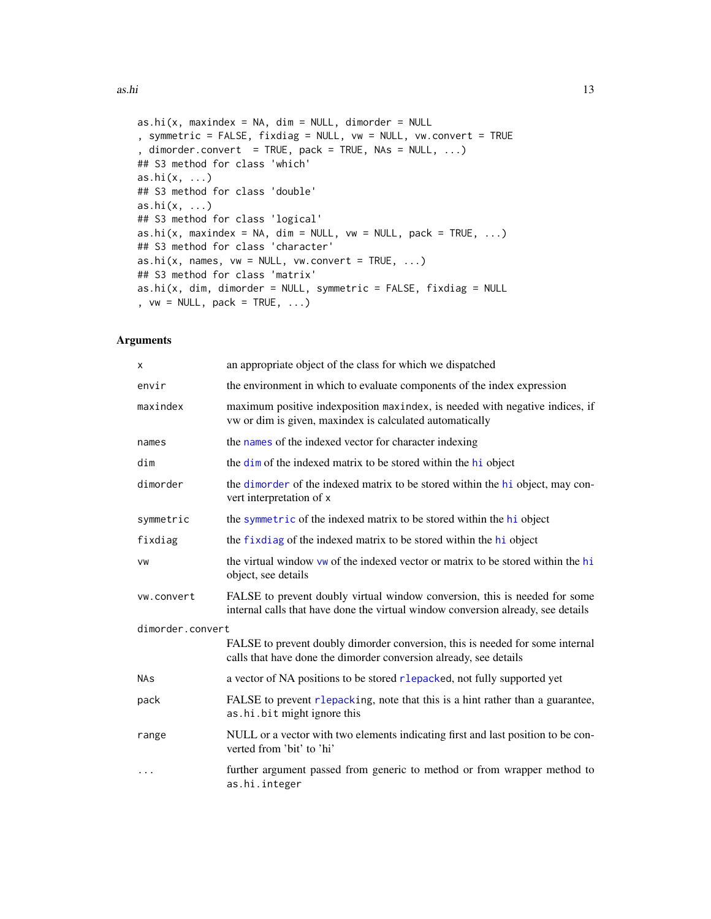```
as.hi(x, maxindex = NA, dim = NULL, dimorder = NULL
, symmetric = FALSE, fixdiag = NULL, vw = NULL, vw.convert = TRUE
, dimorder.convert  = TRUE, pack = TRUE, NAs = NULL, ...)
## S3 method for class 'which'
as.hi(x, ...)
## S3 method for class 'double'
as.hi(x, ...)
## S3 method for class 'logical'
as.hi(x, maxindex = NA, dim = NULL, vw = NULL, pack = TRUE, ...)
## S3 method for class 'character'
as.hi(x, names, vw = NULL, vw.convert = TRUE, ...)
## S3 method for class 'matrix'
as.hi(x, dim, dimorder = NULL, symmetric = FALSE, fixdiag = NULL
, vw = NULL, pack = TRUE, ...)
```

### Arguments

| | |
|---|---|
| `x` | an appropriate object of the class for which we dispatched |
| `envir` | the environment in which to evaluate components of the index expression |
| `maxindex` | maximum positive indexposition `maxindex`, is needed with negative indices, if vw or dim is given, maxindex is calculated automatically |
| `names` | the `names` of the indexed vector for character indexing |
| `dim` | the `dim` of the indexed matrix to be stored within the `hi` object |
| `dimorder` | the `dimorder` of the indexed matrix to be stored within the `hi` object, may convert interpretation of `x` |
| `symmetric` | the `symmetric` of the indexed matrix to be stored within the `hi` object |
| `fixdiag` | the `fixdiag` of the indexed matrix to be stored within the `hi` object |
| `vw` | the virtual window `vw` of the indexed vector or matrix to be stored within the `hi` object, see details |
| `vw.convert` | FALSE to prevent doubly virtual window conversion, this is needed for some internal calls that have done the virtual window conversion already, see details |
| `dimorder.convert` | FALSE to prevent doubly dimorder conversion, this is needed for some internal calls that have done the dimorder conversion already, see details |
| `NAs` | a vector of NA positions to be stored `rlepack`ed, not fully supported yet |
| `pack` | FALSE to prevent `rlepack`ing, note that this is a hint rather than a guarantee, `as.hi.bit` might ignore this |
| `range` | NULL or a vector with two elements indicating first and last position to be converted from 'bit' to 'hi' |
| `...` | further argument passed from generic to method or from wrapper method to `as.hi.integer` |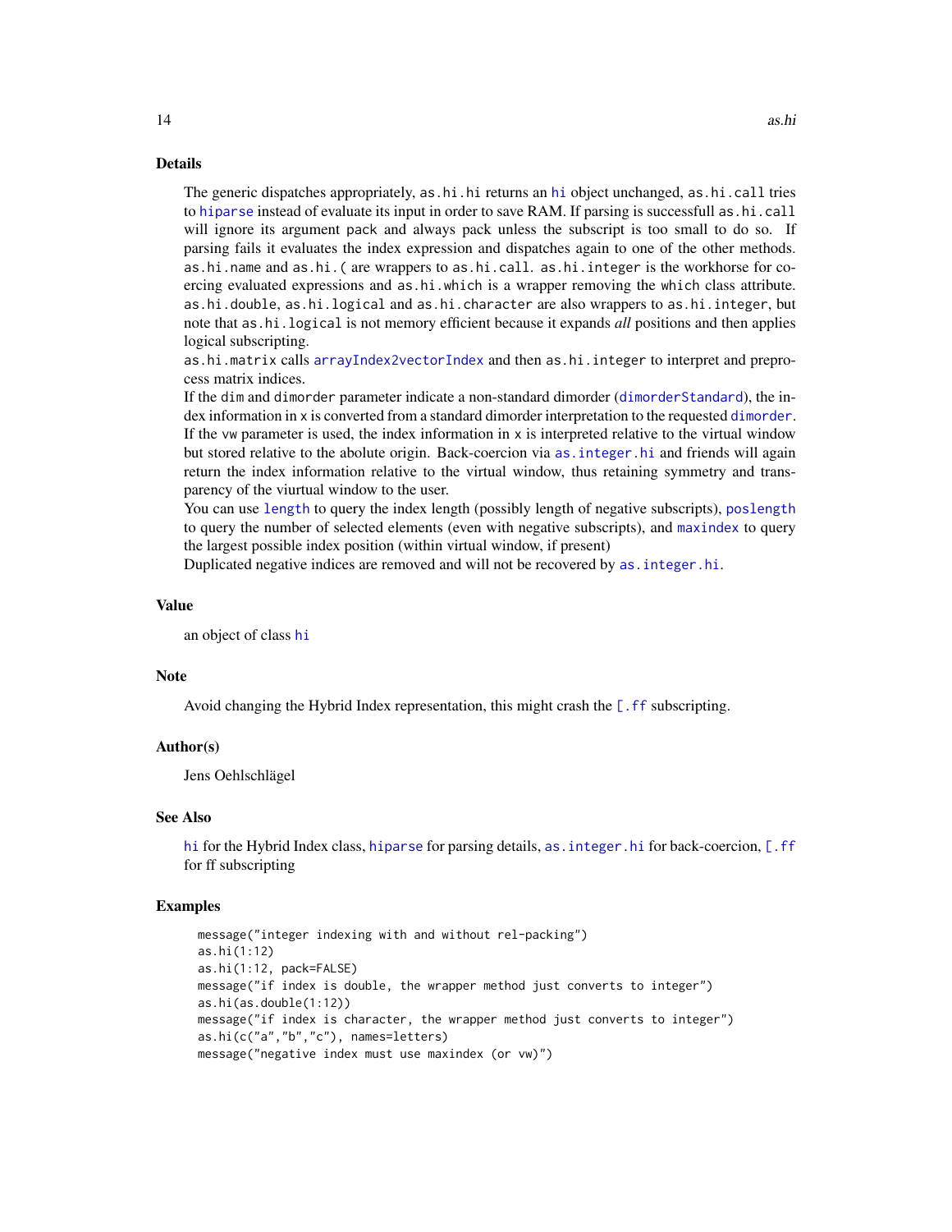## Details

The generic dispatches appropriately, `as.hi.hi` returns an `hi` object unchanged, `as.hi.call` tries to `hiparse` instead of evaluate its input in order to save RAM. If parsing is successfull `as.hi.call` will ignore its argument `pack` and always pack unless the subscript is too small to do so. If parsing fails it evaluates the index expression and dispatches again to one of the other methods. `as.hi.name` and `as.hi.(` are wrappers to `as.hi.call`. `as.hi.integer` is the workhorse for coercing evaluated expressions and `as.hi.which` is a wrapper removing the `which` class attribute. `as.hi.double`, `as.hi.logical` and `as.hi.character` are also wrappers to `as.hi.integer`, but note that `as.hi.logical` is not memory efficient because it expands *all* positions and then applies logical subscripting.

`as.hi.matrix` calls `arrayIndex2vectorIndex` and then `as.hi.integer` to interpret and preprocess matrix indices.

If the `dim` and `dimorder` parameter indicate a non-standard dimorder (`dimorderStandard`), the index information in `x` is converted from a standard dimorder interpretation to the requested `dimorder`.

If the `vw` parameter is used, the index information in `x` is interpreted relative to the virtual window but stored relative to the abolute origin. Back-coercion via `as.integer.hi` and friends will again return the index information relative to the virtual window, thus retaining symmetry and transparency of the viurtual window to the user.

You can use `length` to query the index length (possibly length of negative subscripts), `poslength` to query the number of selected elements (even with negative subscripts), and `maxindex` to query the largest possible index position (within virtual window, if present)

Duplicated negative indices are removed and will not be recovered by `as.integer.hi`.

## Value

an object of class `hi`

## Note

Avoid changing the Hybrid Index representation, this might crash the `[.ff` subscripting.

## Author(s)

Jens Oehlschlägel

## See Also

`hi` for the Hybrid Index class, `hiparse` for parsing details, `as.integer.hi` for back-coercion, `[.ff` for ff subscripting

## Examples

```
message("integer indexing with and without rel-packing")
as.hi(1:12)
as.hi(1:12, pack=FALSE)
message("if index is double, the wrapper method just converts to integer")
as.hi(as.double(1:12))
message("if index is character, the wrapper method just converts to integer")
as.hi(c("a","b","c"), names=letters)
message("negative index must use maxindex (or vw)")
```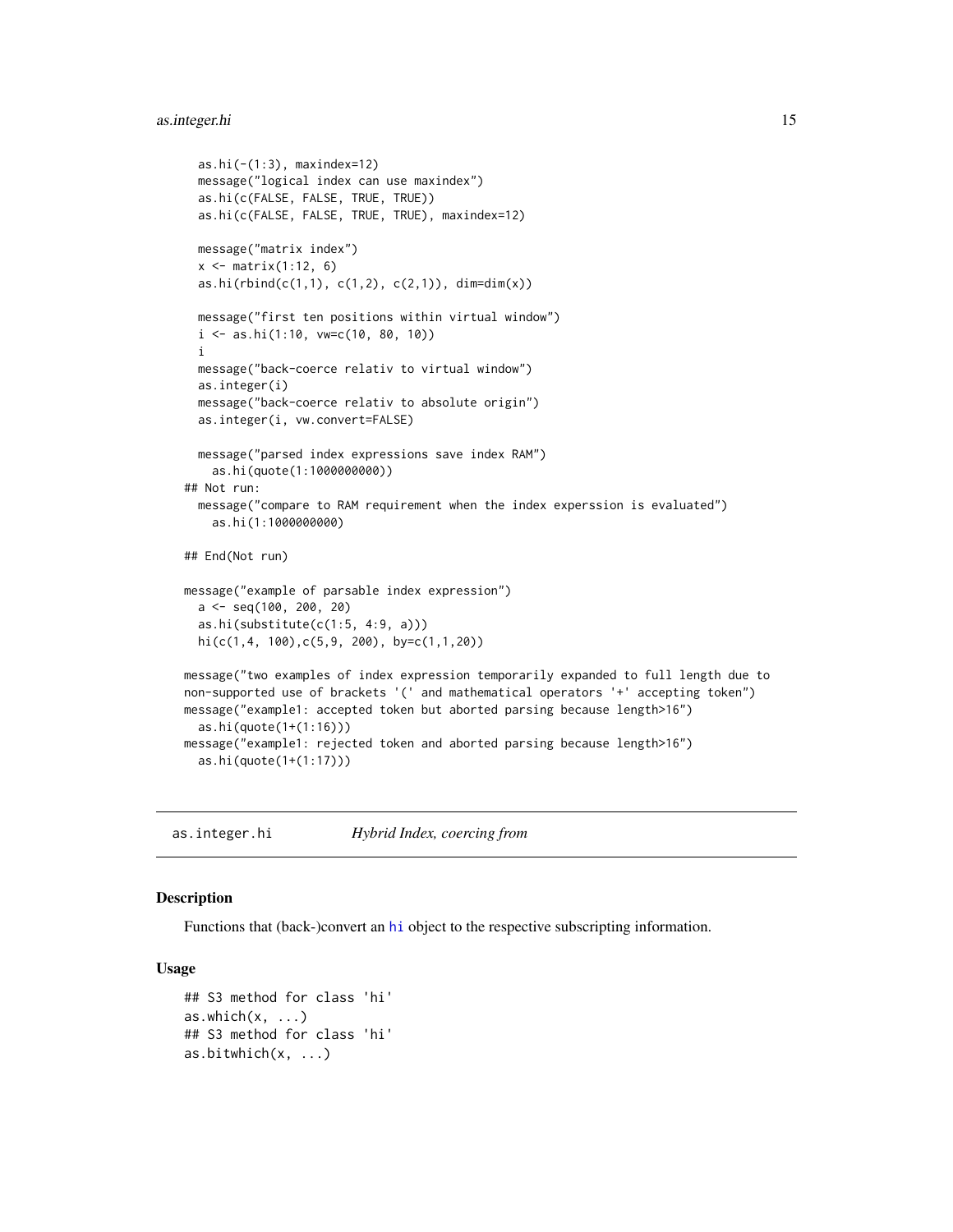```
  as.hi(-(1:3), maxindex=12)
  message("logical index can use maxindex")
  as.hi(c(FALSE, FALSE, TRUE, TRUE))
  as.hi(c(FALSE, FALSE, TRUE, TRUE), maxindex=12)

  message("matrix index")
  x <- matrix(1:12, 6)
  as.hi(rbind(c(1,1), c(1,2), c(2,1)), dim=dim(x))

  message("first ten positions within virtual window")
  i <- as.hi(1:10, vw=c(10, 80, 10))
  i
  message("back-coerce relativ to virtual window")
  as.integer(i)
  message("back-coerce relativ to absolute origin")
  as.integer(i, vw.convert=FALSE)

  message("parsed index expressions save index RAM")
    as.hi(quote(1:1000000000))
## Not run: 
  message("compare to RAM requirement when the index experssion is evaluated")
    as.hi(1:1000000000)

## End(Not run)

message("example of parsable index expression")
  a <- seq(100, 200, 20)
  as.hi(substitute(c(1:5, 4:9, a)))
  hi(c(1,4, 100),c(5,9, 200), by=c(1,1,20))

message("two examples of index expression temporarily expanded to full length due to
non-supported use of brackets '(' and mathematical operators '+' accepting token")
message("example1: accepted token but aborted parsing because length>16")
  as.hi(quote(1+(1:16)))
message("example1: rejected token and aborted parsing because length>16")
  as.hi(quote(1+(1:17)))
```

## as.integer.hi — *Hybrid Index, coercing from*

### Description

Functions that (back-)convert an hi object to the respective subscripting information.

### Usage

```
## S3 method for class 'hi'
as.which(x, ...)
## S3 method for class 'hi'
as.bitwhich(x, ...)
```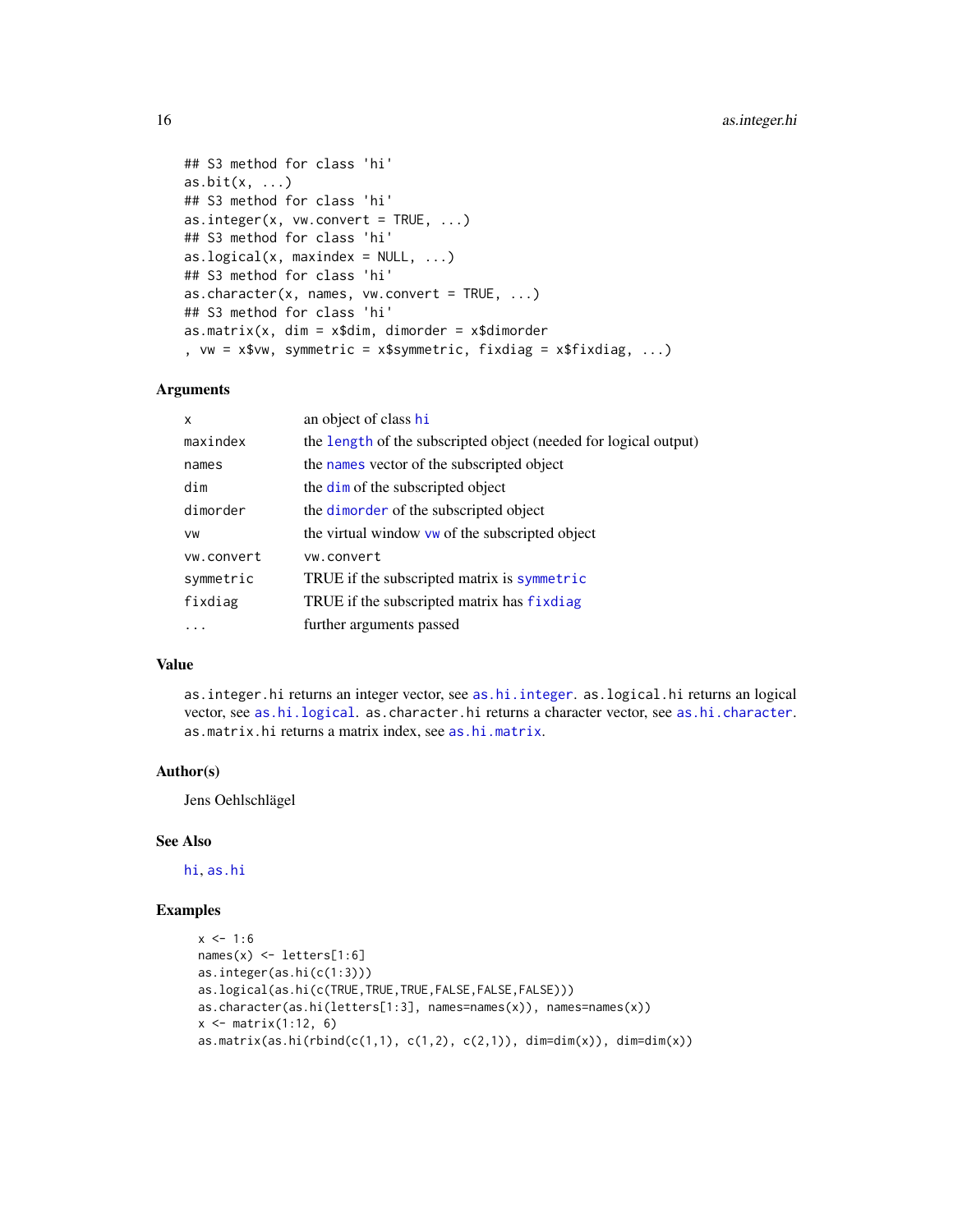```
## S3 method for class 'hi'
as.bit(x, ...)
## S3 method for class 'hi'
as.integer(x, vw.convert = TRUE, ...)
## S3 method for class 'hi'
as.logical(x, maxindex = NULL, ...)
## S3 method for class 'hi'
as.character(x, names, vw.convert = TRUE, ...)
## S3 method for class 'hi'
as.matrix(x, dim = x$dim, dimorder = x$dimorder
, vw = x$vw, symmetric = x$symmetric, fixdiag = x$fixdiag, ...)
```

### Arguments

| | |
|---|---|
| `x` | an object of class `hi` |
| `maxindex` | the `length` of the subscripted object (needed for logical output) |
| `names` | the `names` vector of the subscripted object |
| `dim` | the `dim` of the subscripted object |
| `dimorder` | the `dimorder` of the subscripted object |
| `vw` | the virtual window `vw` of the subscripted object |
| `vw.convert` | `vw.convert` |
| `symmetric` | TRUE if the subscripted matrix is `symmetric` |
| `fixdiag` | TRUE if the subscripted matrix has `fixdiag` |
| `...` | further arguments passed |

### Value

`as.integer.hi` returns an integer vector, see `as.hi.integer`. `as.logical.hi` returns an logical vector, see `as.hi.logical`. `as.character.hi` returns a character vector, see `as.hi.character`. `as.matrix.hi` returns a matrix index, see `as.hi.matrix`.

### Author(s)

Jens Oehlschlägel

### See Also

`hi`, `as.hi`

### Examples

```
x <- 1:6
names(x) <- letters[1:6]
as.integer(as.hi(c(1:3)))
as.logical(as.hi(c(TRUE,TRUE,TRUE,FALSE,FALSE,FALSE)))
as.character(as.hi(letters[1:3], names=names(x)), names=names(x))
x <- matrix(1:12, 6)
as.matrix(as.hi(rbind(c(1,1), c(1,2), c(2,1)), dim=dim(x)), dim=dim(x))
```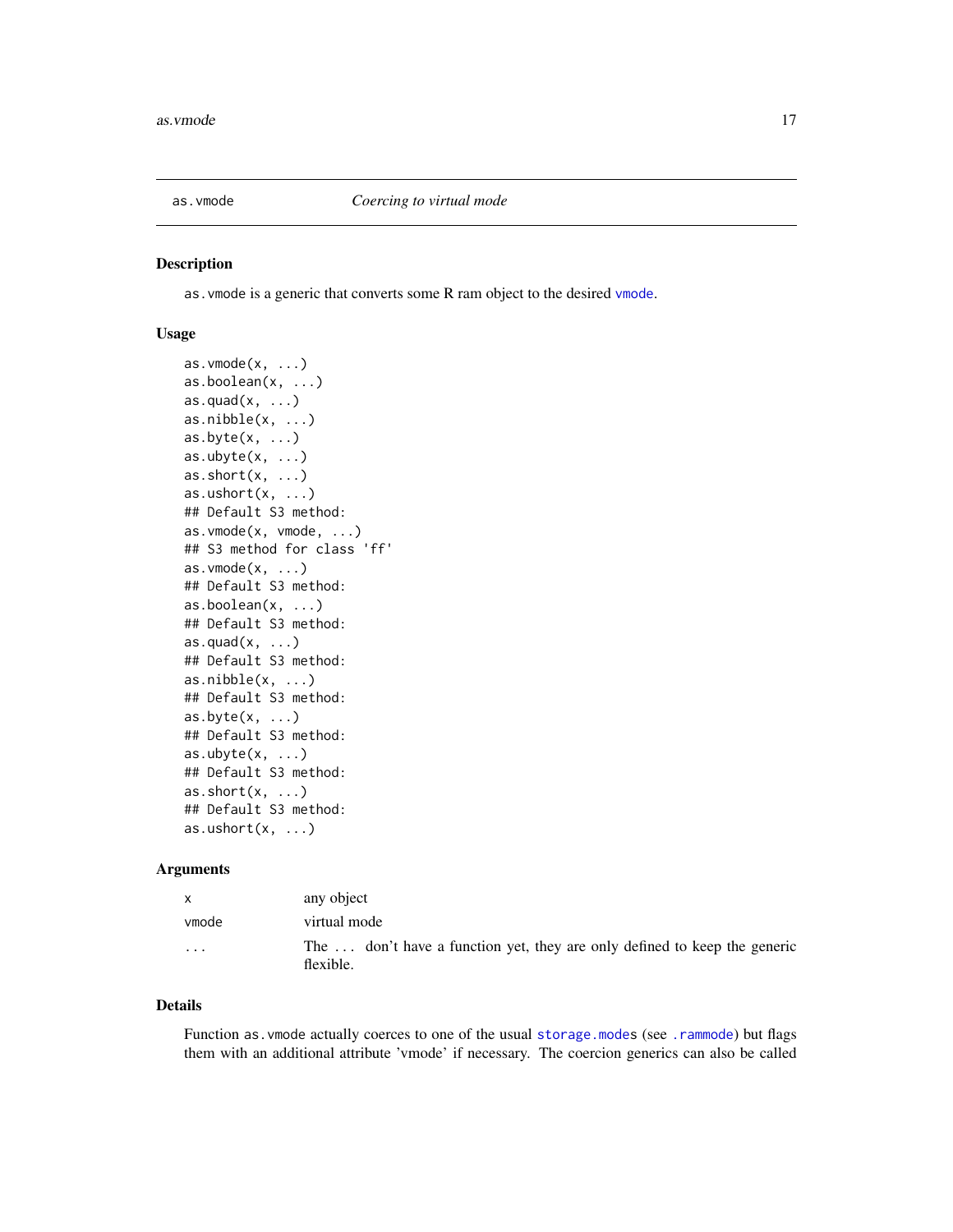## as.vmode — *Coercing to virtual mode*

### Description

`as.vmode` is a generic that converts some R ram object to the desired `vmode`.

### Usage

```
as.vmode(x, ...)
as.boolean(x, ...)
as.quad(x, ...)
as.nibble(x, ...)
as.byte(x, ...)
as.ubyte(x, ...)
as.short(x, ...)
as.ushort(x, ...)
## Default S3 method:
as.vmode(x, vmode, ...)
## S3 method for class 'ff'
as.vmode(x, ...)
## Default S3 method:
as.boolean(x, ...)
## Default S3 method:
as.quad(x, ...)
## Default S3 method:
as.nibble(x, ...)
## Default S3 method:
as.byte(x, ...)
## Default S3 method:
as.ubyte(x, ...)
## Default S3 method:
as.short(x, ...)
## Default S3 method:
as.ushort(x, ...)
```

### Arguments

| | |
|---|---|
| `x` | any object |
| `vmode` | virtual mode |
| `...` | The `...` don't have a function yet, they are only defined to keep the generic flexible. |

### Details

Function `as.vmode` actually coerces to one of the usual `storage.mode`s (see `.rammode`) but flags them with an additional attribute 'vmode' if necessary. The coercion generics can also be called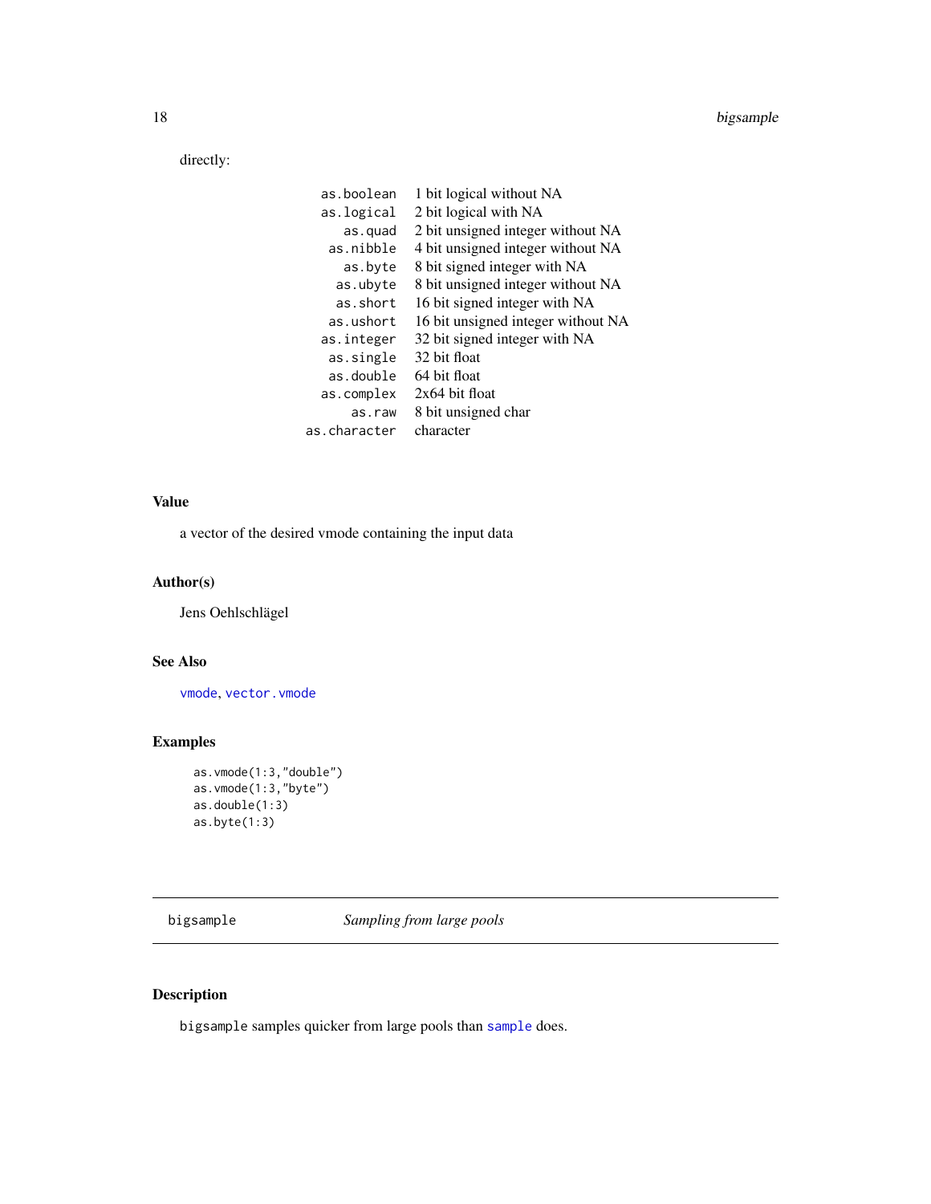directly:

| | |
|---|---|
| `as.boolean` | 1 bit logical without NA |
| `as.logical` | 2 bit logical with NA |
| `as.quad` | 2 bit unsigned integer without NA |
| `as.nibble` | 4 bit unsigned integer without NA |
| `as.byte` | 8 bit signed integer with NA |
| `as.ubyte` | 8 bit unsigned integer without NA |
| `as.short` | 16 bit signed integer with NA |
| `as.ushort` | 16 bit unsigned integer without NA |
| `as.integer` | 32 bit signed integer with NA |
| `as.single` | 32 bit float |
| `as.double` | 64 bit float |
| `as.complex` | 2x64 bit float |
| `as.raw` | 8 bit unsigned char |
| `as.character` | character |

### Value

a vector of the desired vmode containing the input data

### Author(s)

Jens Oehlschlägel

### See Also

`vmode`, `vector.vmode`

### Examples

```
as.vmode(1:3,"double")
as.vmode(1:3,"byte")
as.double(1:3)
as.byte(1:3)
```

---

## bigsample *Sampling from large pools*

### Description

`bigsample` samples quicker from large pools than `sample` does.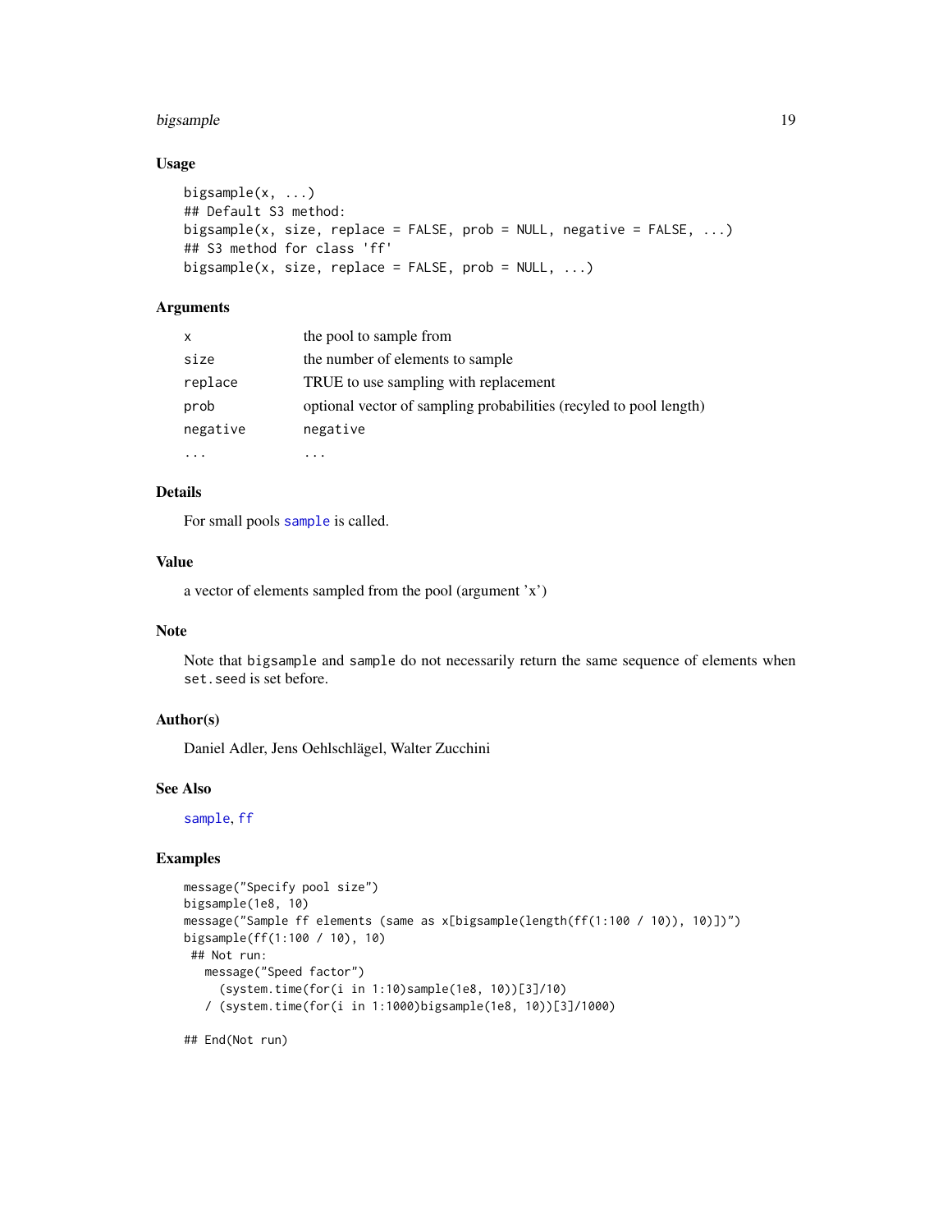### Usage

```
bigsample(x, ...)
## Default S3 method:
bigsample(x, size, replace = FALSE, prob = NULL, negative = FALSE, ...)
## S3 method for class 'ff'
bigsample(x, size, replace = FALSE, prob = NULL, ...)
```

### Arguments

| | |
|---|---|
| x | the pool to sample from |
| size | the number of elements to sample |
| replace | TRUE to use sampling with replacement |
| prob | optional vector of sampling probabilities (recyled to pool length) |
| negative | negative |
| ... | ... |

### Details

For small pools `sample` is called.

### Value

a vector of elements sampled from the pool (argument 'x')

### Note

Note that `bigsample` and `sample` do not necessarily return the same sequence of elements when `set.seed` is set before.

### Author(s)

Daniel Adler, Jens Oehlschlägel, Walter Zucchini

### See Also

`sample`, `ff`

### Examples

```
message("Specify pool size")
bigsample(1e8, 10)
message("Sample ff elements (same as x[bigsample(length(ff(1:100 / 10)), 10)])")
bigsample(ff(1:100 / 10), 10)
 ## Not run:
   message("Speed factor")
     (system.time(for(i in 1:10)sample(1e8, 10))[3]/10)
   / (system.time(for(i in 1:1000)bigsample(1e8, 10))[3]/1000)

## End(Not run)
```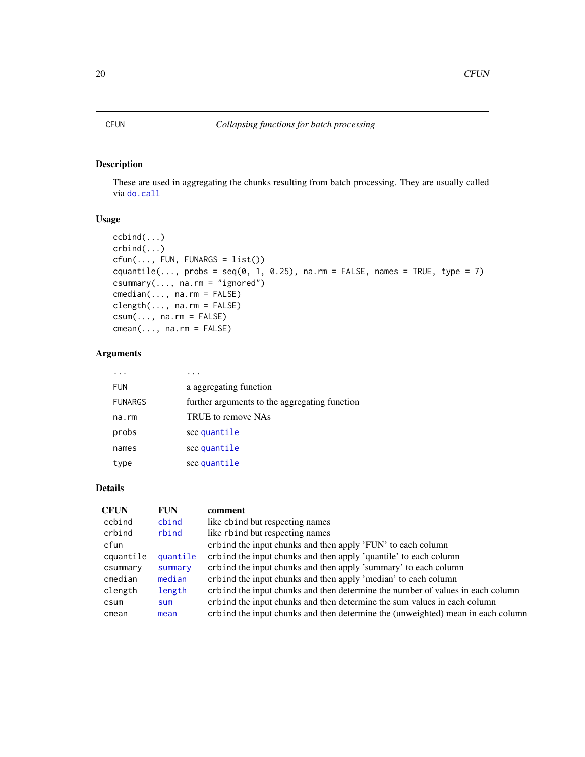# CFUN — *Collapsing functions for batch processing*

## Description

These are used in aggregating the chunks resulting from batch processing. They are usually called via `do.call`

## Usage

```
ccbind(...)
crbind(...)
cfun(..., FUN, FUNARGS = list())
cquantile(..., probs = seq(0, 1, 0.25), na.rm = FALSE, names = TRUE, type = 7)
csummary(..., na.rm = "ignored")
cmedian(..., na.rm = FALSE)
clength(..., na.rm = FALSE)
csum(..., na.rm = FALSE)
cmean(..., na.rm = FALSE)
```

## Arguments

| | |
|---|---|
| `...` | ... |
| `FUN` | a aggregating function |
| `FUNARGS` | further arguments to the aggregating function |
| `na.rm` | TRUE to remove NAs |
| `probs` | see `quantile` |
| `names` | see `quantile` |
| `type` | see `quantile` |

## Details

| **CFUN** | **FUN** | **comment** |
|---|---|---|
| `ccbind` | `cbind` | like cbind but respecting names |
| `crbind` | `rbind` | like rbind but respecting names |
| `cfun` | | `crbind` the input chunks and then apply 'FUN' to each column |
| `cquantile` | `quantile` | `crbind` the input chunks and then apply 'quantile' to each column |
| `csummary` | `summary` | `crbind` the input chunks and then apply 'summary' to each column |
| `cmedian` | `median` | `crbind` the input chunks and then apply 'median' to each column |
| `clength` | `length` | `crbind` the input chunks and then determine the number of values in each column |
| `csum` | `sum` | `crbind` the input chunks and then determine the sum values in each column |
| `cmean` | `mean` | `crbind` the input chunks and then determine the (unweighted) mean in each column |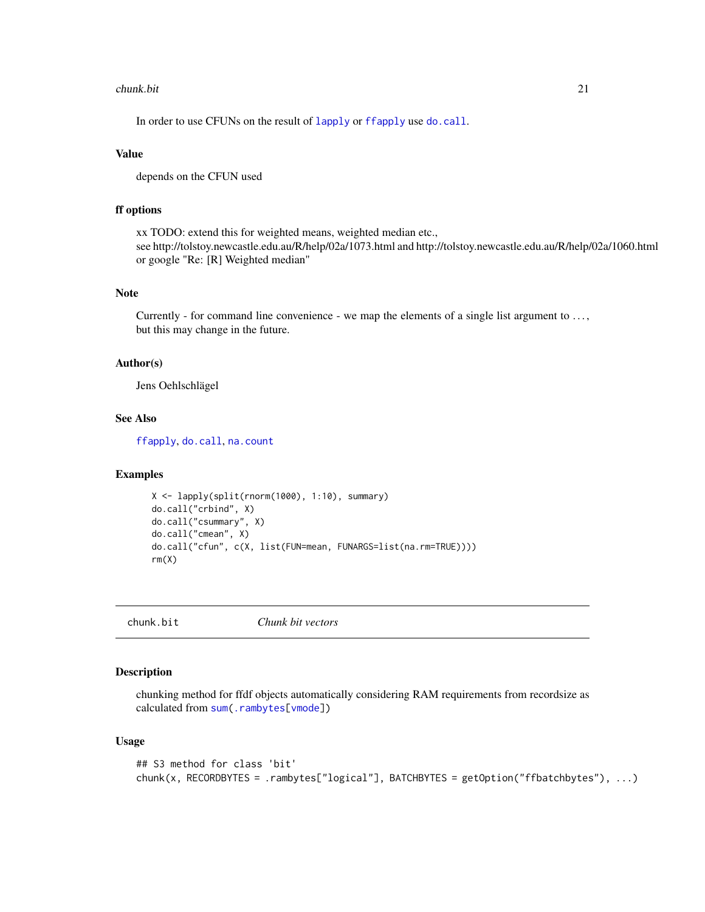In order to use CFUNs on the result of `lapply` or `ffapply` use `do.call`.

### Value

depends on the CFUN used

### ff options

xx TODO: extend this for weighted means, weighted median etc.,
see http://tolstoy.newcastle.edu.au/R/help/02a/1073.html and http://tolstoy.newcastle.edu.au/R/help/02a/1060.html or google "Re: [R] Weighted median"

### Note

Currently - for command line convenience - we map the elements of a single list argument to ..., but this may change in the future.

### Author(s)

Jens Oehlschlägel

### See Also

`ffapply`, `do.call`, `na.count`

### Examples

```
X <- lapply(split(rnorm(1000), 1:10), summary)
do.call("crbind", X)
do.call("csummary", X)
do.call("cmean", X)
do.call("cfun", c(X, list(FUN=mean, FUNARGS=list(na.rm=TRUE))))
rm(X)
```

---

## chunk.bit *Chunk bit vectors*

---

### Description

chunking method for ffdf objects automatically considering RAM requirements from recordsize as calculated from `sum(.rambytes[vmode])`

### Usage

```
## S3 method for class 'bit'
chunk(x, RECORDBYTES = .rambytes["logical"], BATCHBYTES = getOption("ffbatchbytes"), ...)
```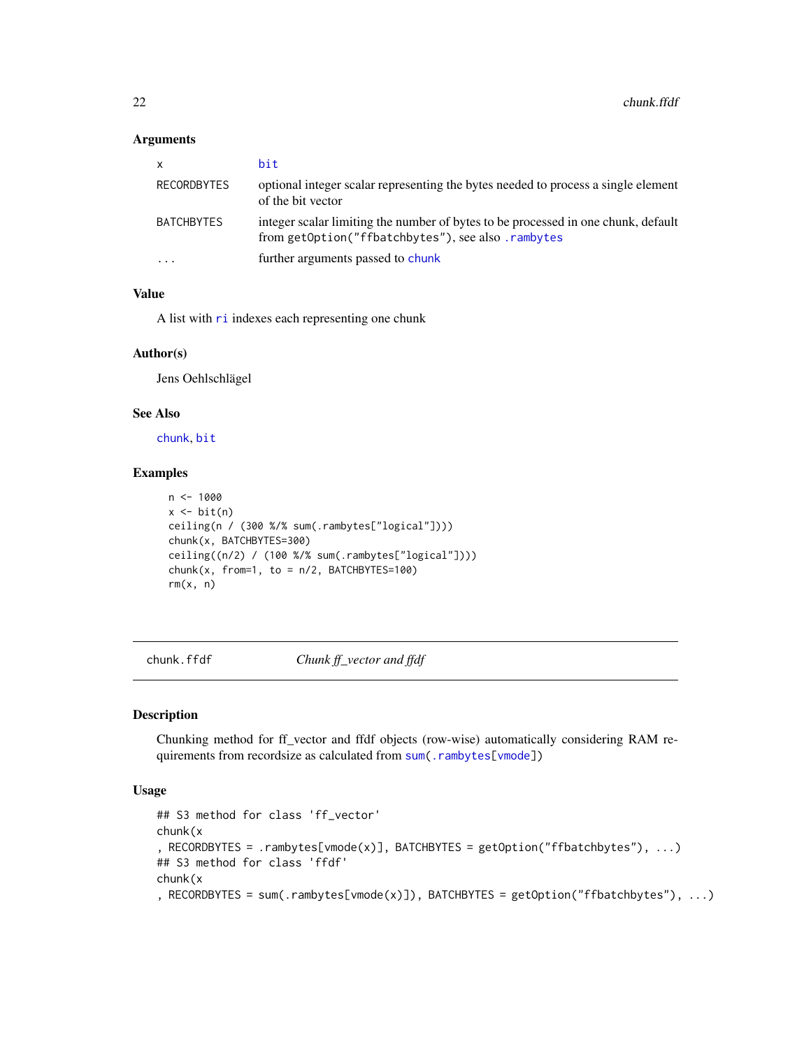### Arguments

| | |
|---|---|
| x | bit |
| RECORDBYTES | optional integer scalar representing the bytes needed to process a single element of the bit vector |
| BATCHBYTES | integer scalar limiting the number of bytes to be processed in one chunk, default from `getOption("ffbatchbytes")`, see also `.rambytes` |
| ... | further arguments passed to `chunk` |

### Value

A list with `ri` indexes each representing one chunk

### Author(s)

Jens Oehlschlägel

### See Also

`chunk`, `bit`

### Examples

```
n <- 1000
x <- bit(n)
ceiling(n / (300 %/% sum(.rambytes["logical"])))
chunk(x, BATCHBYTES=300)
ceiling((n/2) / (100 %/% sum(.rambytes["logical"])))
chunk(x, from=1, to = n/2, BATCHBYTES=100)
rm(x, n)
```

---

## chunk.ffdf — *Chunk ff_vector and ffdf*

### Description

Chunking method for ff_vector and ffdf objects (row-wise) automatically considering RAM requirements from recordsize as calculated from `sum(.rambytes[vmode])`

### Usage

```
## S3 method for class 'ff_vector'
chunk(x
, RECORDBYTES = .rambytes[vmode(x)], BATCHBYTES = getOption("ffbatchbytes"), ...)
## S3 method for class 'ffdf'
chunk(x
, RECORDBYTES = sum(.rambytes[vmode(x)]), BATCHBYTES = getOption("ffbatchbytes"), ...)
```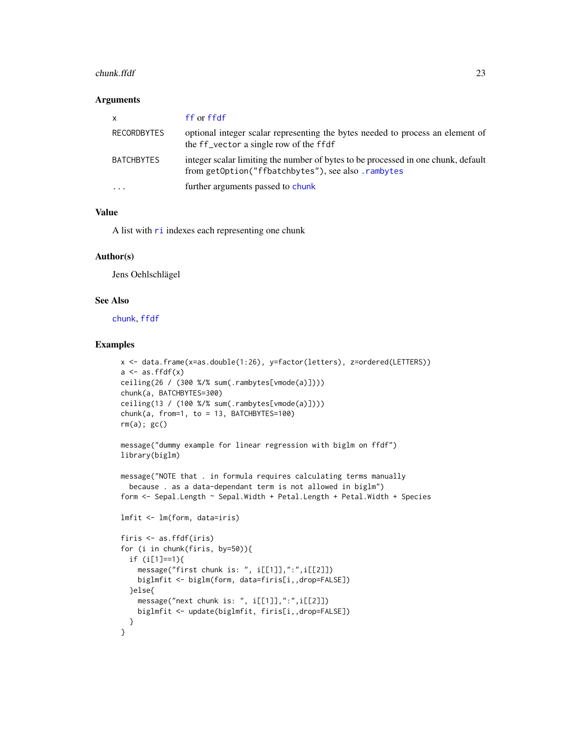## Arguments

| | |
|---|---|
| x | ff or ffdf |
| RECORDBYTES | optional integer scalar representing the bytes needed to process an element of the ff_vector a single row of the ffdf |
| BATCHBYTES | integer scalar limiting the number of bytes to be processed in one chunk, default from getOption("ffbatchbytes"), see also .rambytes |
| ... | further arguments passed to chunk |

## Value

A list with ri indexes each representing one chunk

## Author(s)

Jens Oehlschlägel

## See Also

chunk, ffdf

## Examples

```
x <- data.frame(x=as.double(1:26), y=factor(letters), z=ordered(LETTERS))
a <- as.ffdf(x)
ceiling(26 / (300 %/% sum(.rambytes[vmode(a)])))
chunk(a, BATCHBYTES=300)
ceiling(13 / (100 %/% sum(.rambytes[vmode(a)])))
chunk(a, from=1, to = 13, BATCHBYTES=100)
rm(a); gc()

message("dummy example for linear regression with biglm on ffdf")
library(biglm)

message("NOTE that . in formula requires calculating terms manually
  because . as a data-dependant term is not allowed in biglm")
form <- Sepal.Length ~ Sepal.Width + Petal.Length + Petal.Width + Species

lmfit <- lm(form, data=iris)

firis <- as.ffdf(iris)
for (i in chunk(firis, by=50)){
  if (i[1]==1){
    message("first chunk is: ", i[[1]],":",i[[2]])
    biglmfit <- biglm(form, data=firis[i,,drop=FALSE])
  }else{
    message("next chunk is: ", i[[1]],":",i[[2]])
    biglmfit <- update(biglmfit, firis[i,,drop=FALSE])
  }
}
```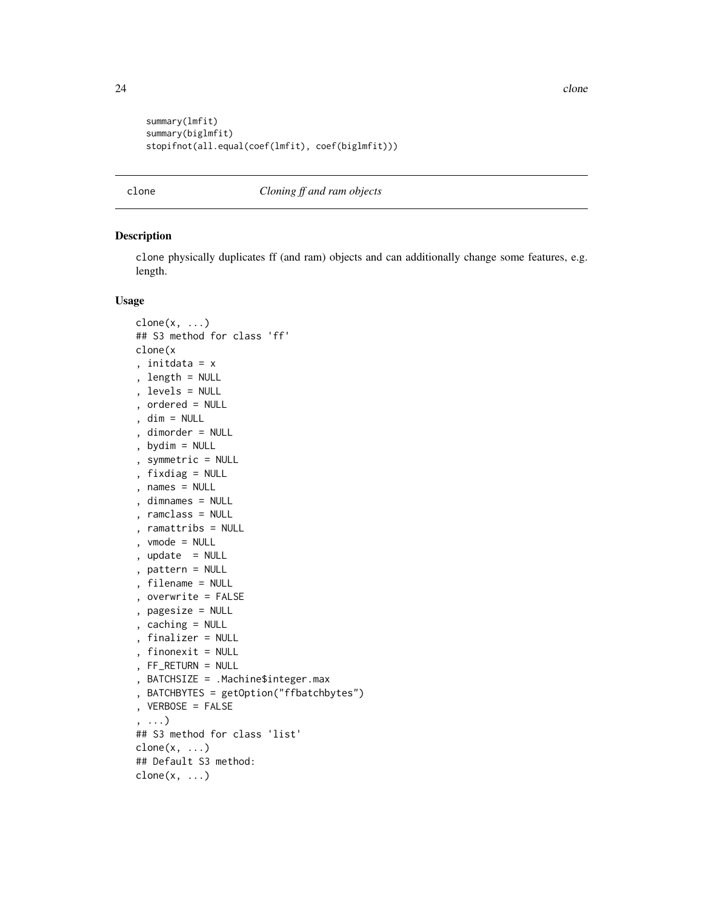```
summary(lmfit)
summary(biglmfit)
stopifnot(all.equal(coef(lmfit), coef(biglmfit)))
```

## clone — *Cloning ff and ram objects*

### Description

clone physically duplicates ff (and ram) objects and can additionally change some features, e.g. length.

### Usage

```
clone(x, ...)
## S3 method for class 'ff'
clone(x
, initdata = x
, length = NULL
, levels = NULL
, ordered = NULL
, dim = NULL
, dimorder = NULL
, bydim = NULL
, symmetric = NULL
, fixdiag = NULL
, names = NULL
, dimnames = NULL
, ramclass = NULL
, ramattribs = NULL
, vmode = NULL
, update  = NULL
, pattern = NULL
, filename = NULL
, overwrite = FALSE
, pagesize = NULL
, caching = NULL
, finalizer = NULL
, finonexit = NULL
, FF_RETURN = NULL
, BATCHSIZE = .Machine$integer.max
, BATCHBYTES = getOption("ffbatchbytes")
, VERBOSE = FALSE
, ...)
## S3 method for class 'list'
clone(x, ...)
## Default S3 method:
clone(x, ...)
```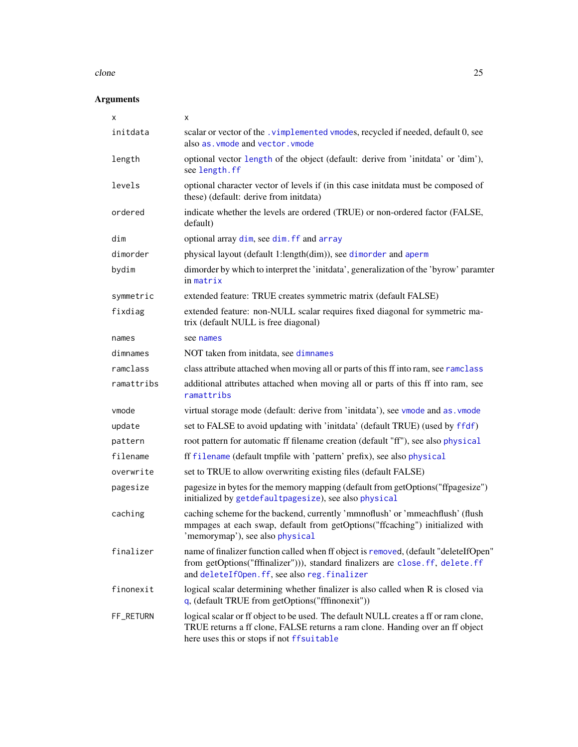### Arguments

| | |
|---|---|
| x | x |
| initdata | scalar or vector of the `.vimplemented` `vmode`s, recycled if needed, default 0, see also `as.vmode` and `vector.vmode` |
| length | optional vector `length` of the object (default: derive from 'initdata' or 'dim'), see `length.ff` |
| levels | optional character vector of levels if (in this case initdata must be composed of these) (default: derive from initdata) |
| ordered | indicate whether the levels are ordered (TRUE) or non-ordered factor (FALSE, default) |
| dim | optional array `dim`, see `dim.ff` and `array` |
| dimorder | physical layout (default 1:length(dim)), see `dimorder` and `aperm` |
| bydim | dimorder by which to interpret the 'initdata', generalization of the 'byrow' paramter in `matrix` |
| symmetric | extended feature: TRUE creates symmetric matrix (default FALSE) |
| fixdiag | extended feature: non-NULL scalar requires fixed diagonal for symmetric matrix (default NULL is free diagonal) |
| names | see `names` |
| dimnames | NOT taken from initdata, see `dimnames` |
| ramclass | class attribute attached when moving all or parts of this ff into ram, see `ramclass` |
| ramattribs | additional attributes attached when moving all or parts of this ff into ram, see `ramattribs` |
| vmode | virtual storage mode (default: derive from 'initdata'), see `vmode` and `as.vmode` |
| update | set to FALSE to avoid updating with 'initdata' (default TRUE) (used by `ffdf`) |
| pattern | root pattern for automatic ff filename creation (default "ff"), see also `physical` |
| filename | ff `filename` (default tmpfile with 'pattern' prefix), see also `physical` |
| overwrite | set to TRUE to allow overwriting existing files (default FALSE) |
| pagesize | pagesize in bytes for the memory mapping (default from getOptions("ffpagesize") initialized by `getdefaultpagesize`), see also `physical` |
| caching | caching scheme for the backend, currently 'mmnoflush' or 'mmeachflush' (flush mmpages at each swap, default from getOptions("ffcaching") initialized with 'memorymap'), see also `physical` |
| finalizer | name of finalizer function called when ff object is `remove`d, (default "deleteIfOpen" from getOptions("fffinalizer"))), standard finalizers are `close.ff`, `delete.ff` and `deleteIfOpen.ff`, see also `reg.finalizer` |
| finonexit | logical scalar determining whether finalizer is also called when R is closed via `q`, (default TRUE from getOptions("fffinonexit")) |
| FF_RETURN | logical scalar or ff object to be used. The default NULL creates a ff or ram clone, TRUE returns a ff clone, FALSE returns a ram clone. Handing over an ff object here uses this or stops if not `ffsuitable` |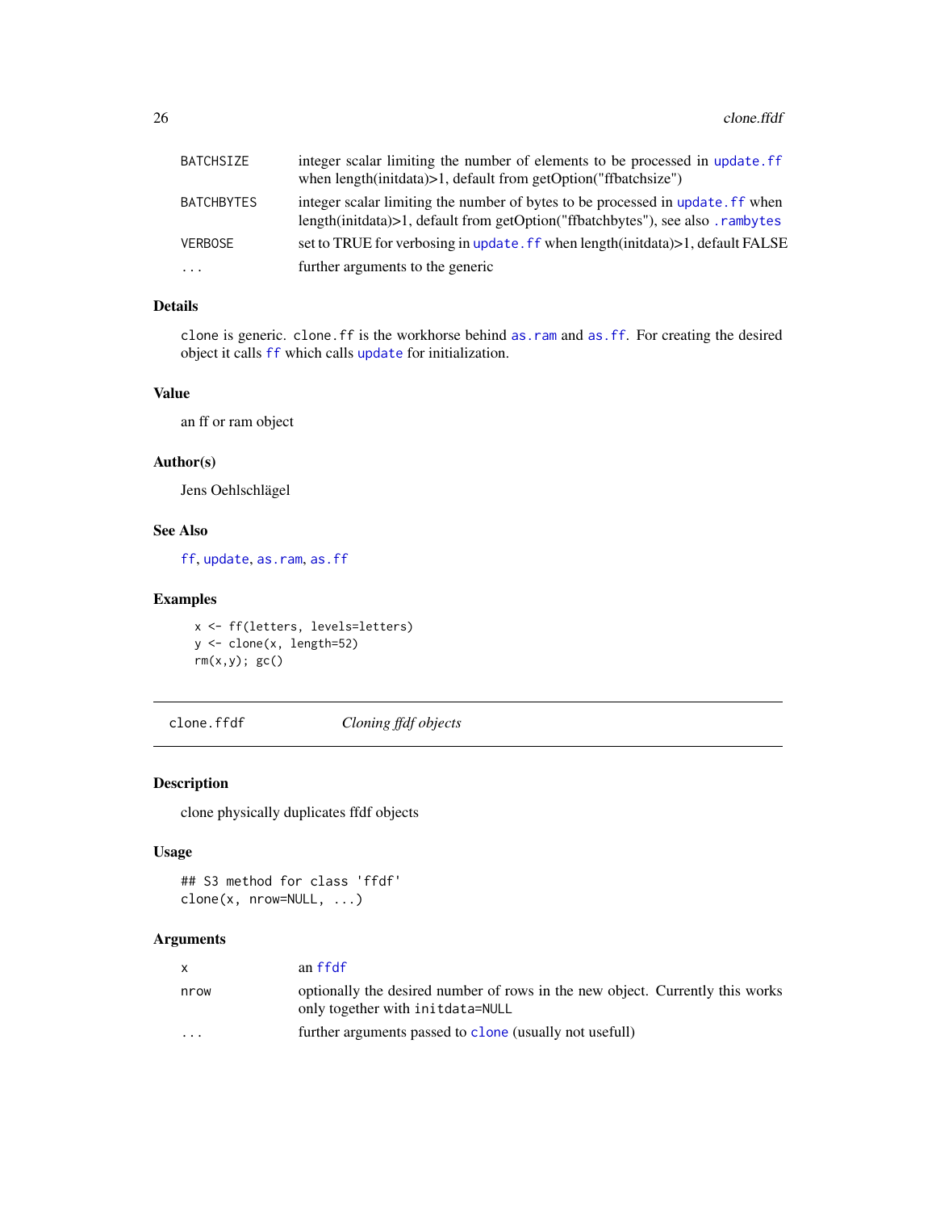| | |
|---|---|
| BATCHSIZE | integer scalar limiting the number of elements to be processed in `update.ff` when length(initdata)>1, default from getOption("ffbatchsize") |
| BATCHBYTES | integer scalar limiting the number of bytes to be processed in `update.ff` when length(initdata)>1, default from getOption("ffbatchbytes"), see also `.rambytes` |
| VERBOSE | set to TRUE for verbosing in `update.ff` when length(initdata)>1, default FALSE |
| ... | further arguments to the generic |

### Details

`clone` is generic. `clone.ff` is the workhorse behind `as.ram` and `as.ff`. For creating the desired object it calls `ff` which calls `update` for initialization.

### Value

an ff or ram object

### Author(s)

Jens Oehlschlägel

### See Also

`ff`, `update`, `as.ram`, `as.ff`

### Examples

```
x <- ff(letters, levels=letters)
y <- clone(x, length=52)
rm(x,y); gc()
```

---

## clone.ffdf — *Cloning ffdf objects*

---

### Description

clone physically duplicates ffdf objects

### Usage

```
## S3 method for class 'ffdf'
clone(x, nrow=NULL, ...)
```

### Arguments

| | |
|---|---|
| x | an `ffdf` |
| nrow | optionally the desired number of rows in the new object. Currently this works only together with `initdata=NULL` |
| ... | further arguments passed to `clone` (usually not usefull) |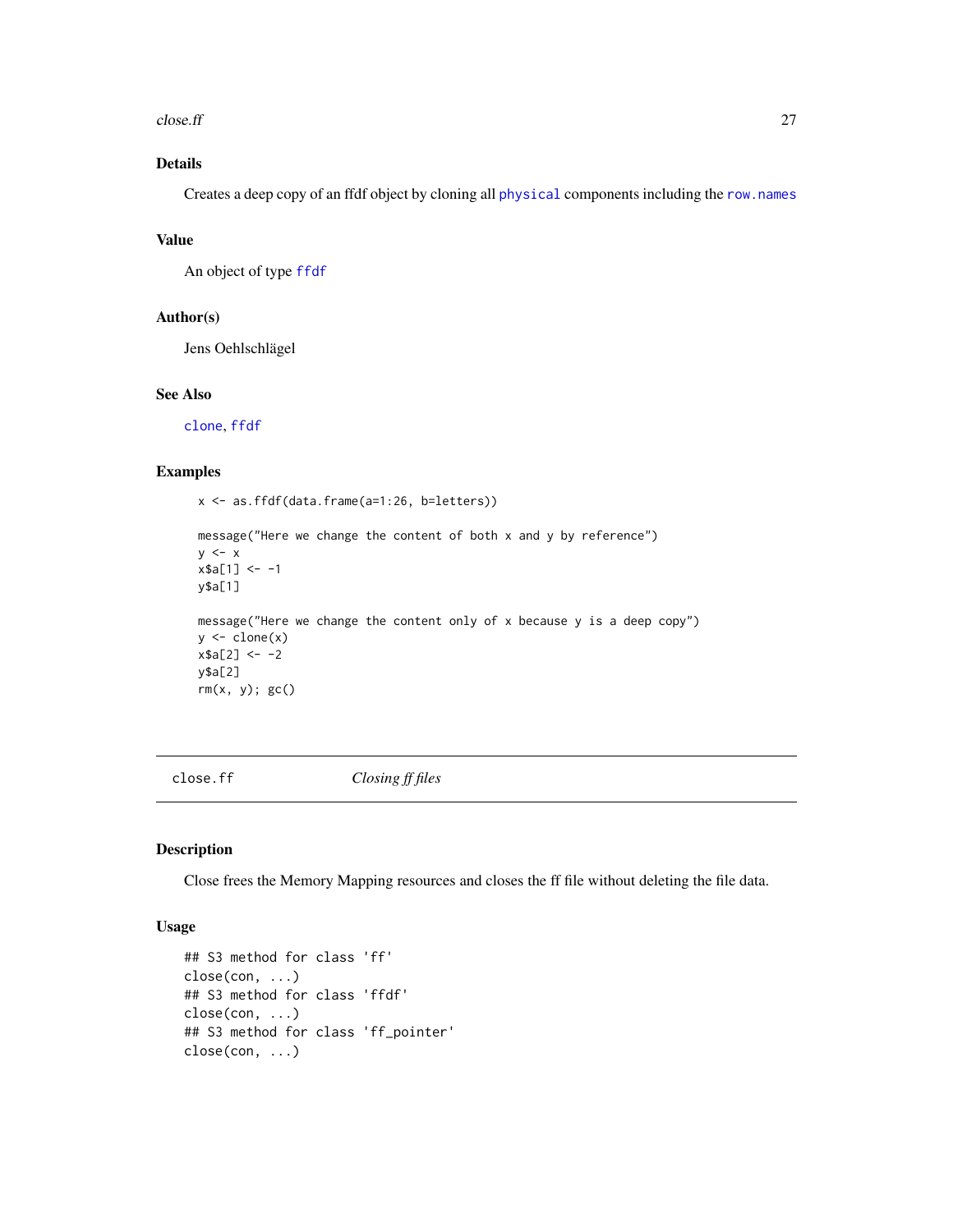### Details

Creates a deep copy of an ffdf object by cloning all `physical` components including the `row.names`

### Value

An object of type `ffdf`

### Author(s)

Jens Oehlschlägel

### See Also

`clone`, `ffdf`

### Examples

```
  x <- as.ffdf(data.frame(a=1:26, b=letters))

  message("Here we change the content of both x and y by reference")
  y <- x
  x$a[1] <- -1
  y$a[1]

  message("Here we change the content only of x because y is a deep copy")
  y <- clone(x)
  x$a[2] <- -2
  y$a[2]
  rm(x, y); gc()
```

---

## close.ff — *Closing ff files*

### Description

Close frees the Memory Mapping resources and closes the ff file without deleting the file data.

### Usage

```
## S3 method for class 'ff'
close(con, ...)
## S3 method for class 'ffdf'
close(con, ...)
## S3 method for class 'ff_pointer'
close(con, ...)
```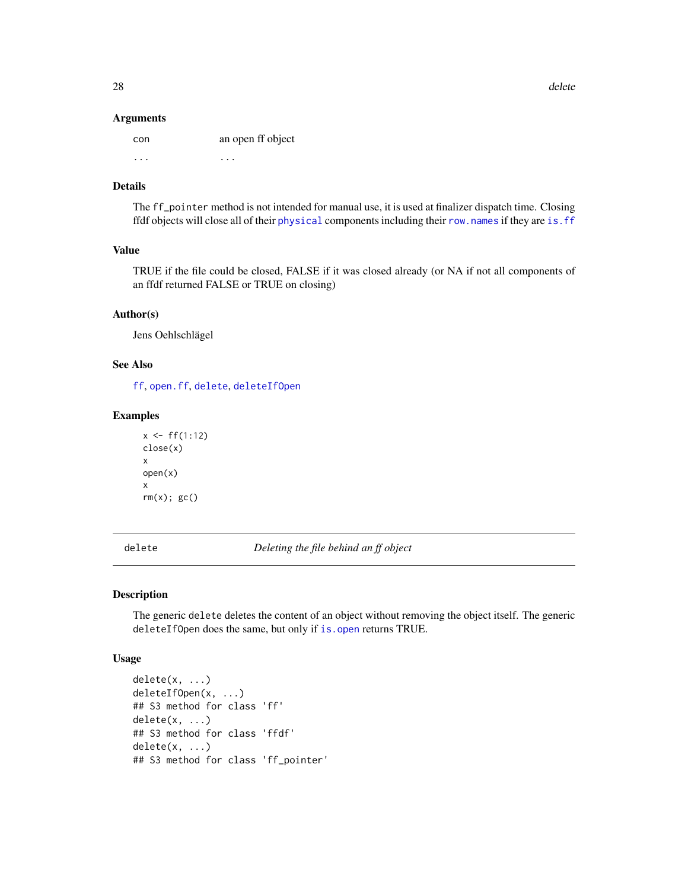### Arguments

| | |
|---|---|
| con | an open ff object |
| ... | ... |

### Details

The `ff_pointer` method is not intended for manual use, it is used at finalizer dispatch time. Closing ffdf objects will close all of their `physical` components including their `row.names` if they are `is.ff`

### Value

TRUE if the file could be closed, FALSE if it was closed already (or NA if not all components of an ffdf returned FALSE or TRUE on closing)

### Author(s)

Jens Oehlschlägel

### See Also

`ff`, `open.ff`, `delete`, `deleteIfOpen`

### Examples

```
x <- ff(1:12)
close(x)
x
open(x)
x
rm(x); gc()
```

---

## delete — *Deleting the file behind an ff object*

---

### Description

The generic `delete` deletes the content of an object without removing the object itself. The generic `deleteIfOpen` does the same, but only if `is.open` returns TRUE.

### Usage

```
delete(x, ...)
deleteIfOpen(x, ...)
## S3 method for class 'ff'
delete(x, ...)
## S3 method for class 'ffdf'
delete(x, ...)
## S3 method for class 'ff_pointer'
```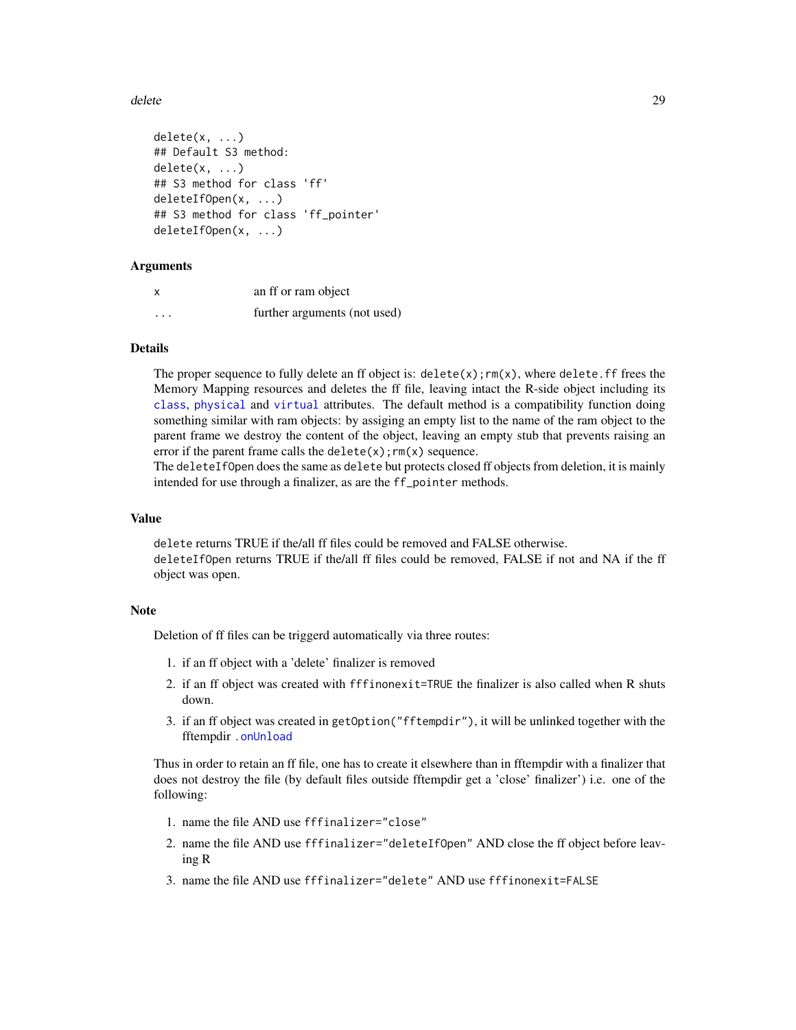```
delete(x, ...)
## Default S3 method:
delete(x, ...)
## S3 method for class 'ff'
deleteIfOpen(x, ...)
## S3 method for class 'ff_pointer'
deleteIfOpen(x, ...)
```

### Arguments

| | |
|---|---|
| x | an ff or ram object |
| ... | further arguments (not used) |

### Details

The proper sequence to fully delete an ff object is: `delete(x);rm(x)`, where `delete.ff` frees the Memory Mapping resources and deletes the ff file, leaving intact the R-side object including its `class`, `physical` and `virtual` attributes. The default method is a compatibility function doing something similar with ram objects: by assiging an empty list to the name of the ram object to the parent frame we destroy the content of the object, leaving an empty stub that prevents raising an error if the parent frame calls the `delete(x);rm(x)` sequence.
The `deleteIfOpen` does the same as `delete` but protects closed ff objects from deletion, it is mainly intended for use through a finalizer, as are the `ff_pointer` methods.

### Value

`delete` returns TRUE if the/all ff files could be removed and FALSE otherwise.
`deleteIfOpen` returns TRUE if the/all ff files could be removed, FALSE if not and NA if the ff object was open.

### Note

Deletion of ff files can be triggerd automatically via three routes:

1. if an ff object with a 'delete' finalizer is removed
2. if an ff object was created with `fffinonexit=TRUE` the finalizer is also called when R shuts down.
3. if an ff object was created in `getOption("fftempdir")`, it will be unlinked together with the fftempdir `.onUnload`

Thus in order to retain an ff file, one has to create it elsewhere than in fftempdir with a finalizer that does not destroy the file (by default files outside fftempdir get a 'close' finalizer') i.e. one of the following:

1. name the file AND use `fffinalizer="close"`
2. name the file AND use `fffinalizer="deleteIfOpen"` AND close the ff object before leaving R
3. name the file AND use `fffinalizer="delete"` AND use `fffinonexit=FALSE`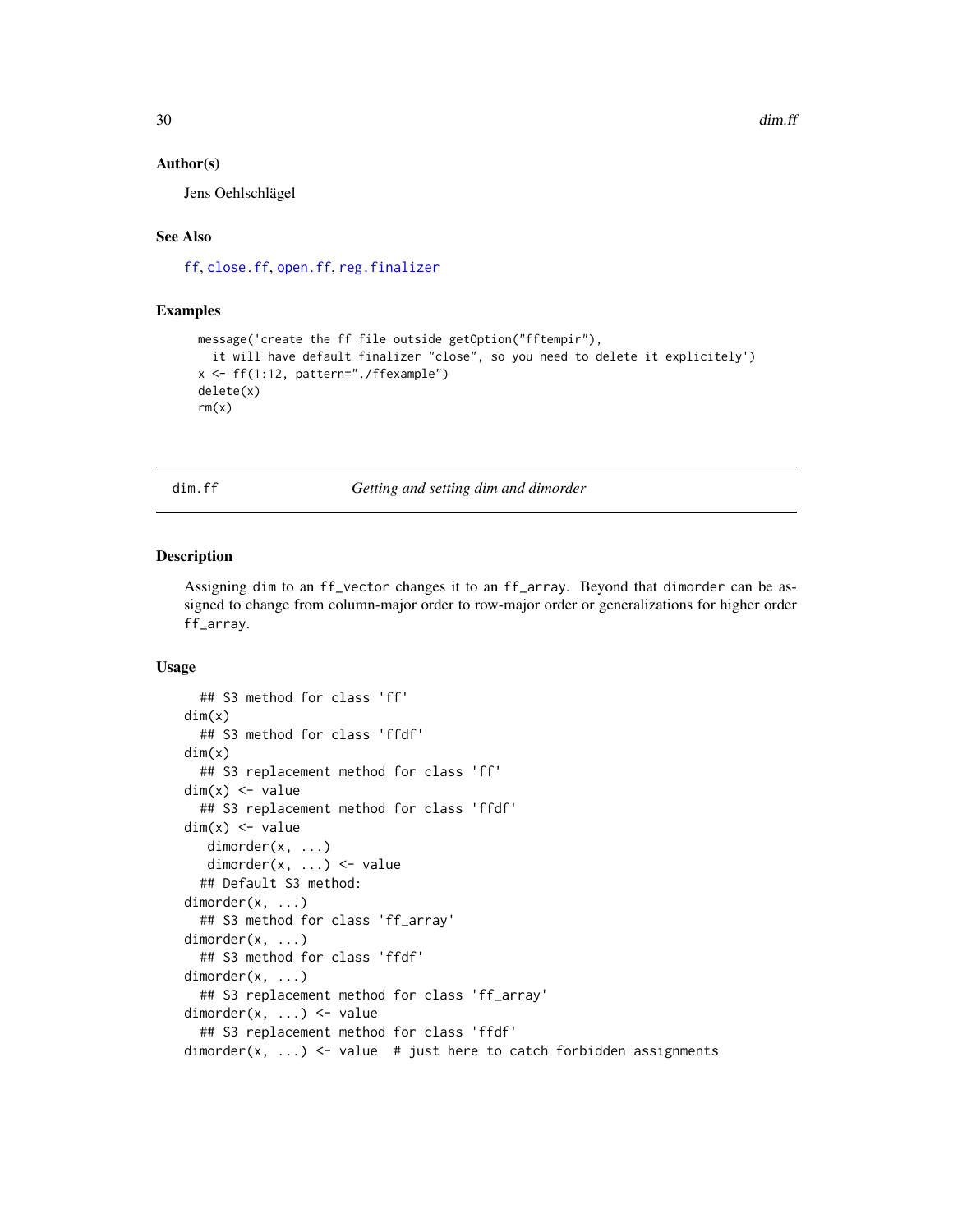### Author(s)

Jens Oehlschlägel

### See Also

ff, close.ff, open.ff, reg.finalizer

### Examples

```
message('create the ff file outside getOption("fftempir"),
  it will have default finalizer "close", so you need to delete it explicitely')
x <- ff(1:12, pattern="./ffexample")
delete(x)
rm(x)
```

---

## dim.ff — *Getting and setting dim and dimorder*

### Description

Assigning dim to an ff_vector changes it to an ff_array. Beyond that dimorder can be assigned to change from column-major order to row-major order or generalizations for higher order ff_array.

### Usage

```
  ## S3 method for class 'ff'
dim(x)
  ## S3 method for class 'ffdf'
dim(x)
  ## S3 replacement method for class 'ff'
dim(x) <- value
  ## S3 replacement method for class 'ffdf'
dim(x) <- value
   dimorder(x, ...)
   dimorder(x, ...) <- value
  ## Default S3 method:
dimorder(x, ...)
  ## S3 method for class 'ff_array'
dimorder(x, ...)
  ## S3 method for class 'ffdf'
dimorder(x, ...)
  ## S3 replacement method for class 'ff_array'
dimorder(x, ...) <- value
  ## S3 replacement method for class 'ffdf'
dimorder(x, ...) <- value  # just here to catch forbidden assignments
```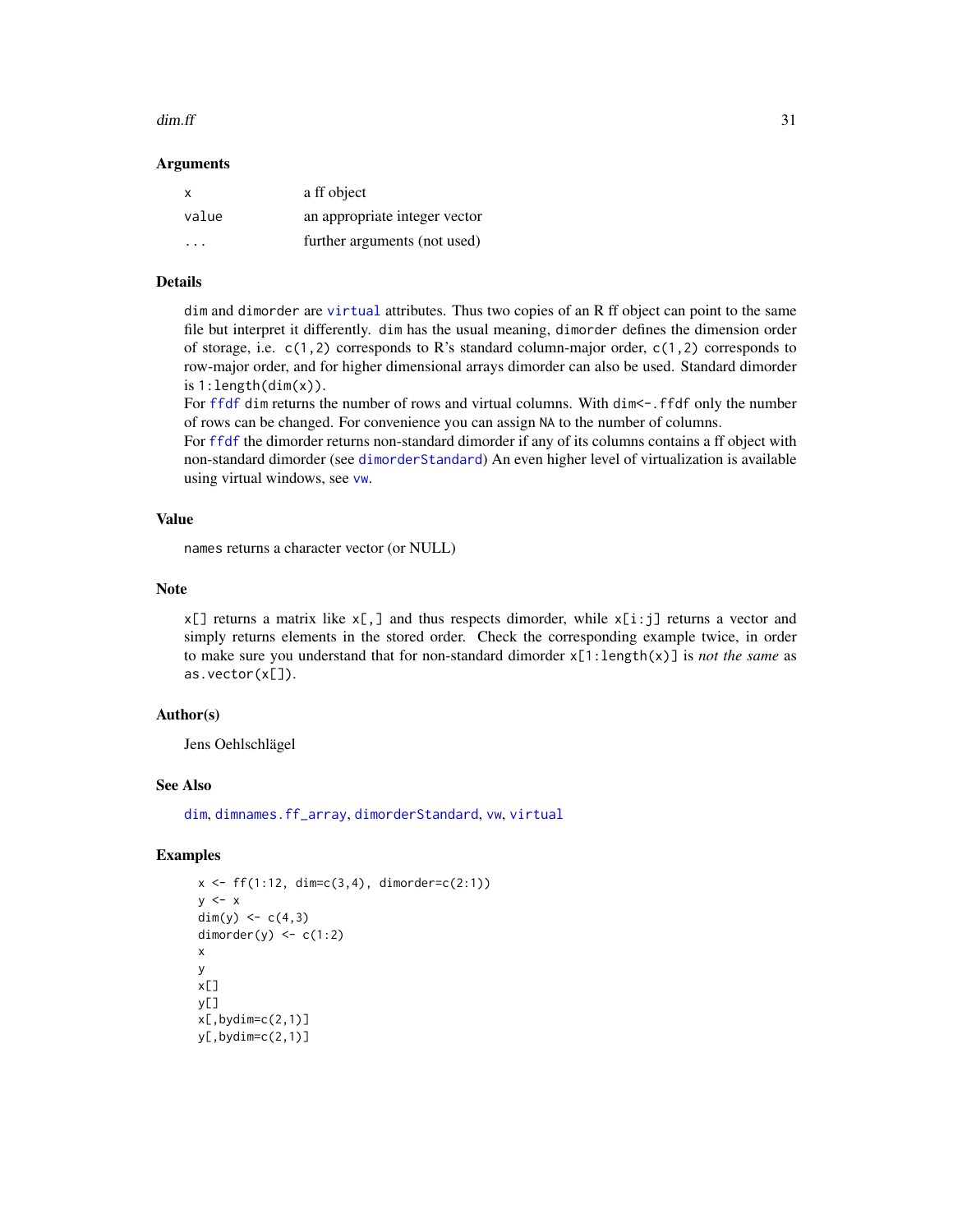## Arguments

| | |
|---|---|
| `x` | a ff object |
| `value` | an appropriate integer vector |
| `...` | further arguments (not used) |

## Details

`dim` and `dimorder` are `virtual` attributes. Thus two copies of an R ff object can point to the same file but interpret it differently. `dim` has the usual meaning, `dimorder` defines the dimension order of storage, i.e. `c(1,2)` corresponds to R's standard column-major order, `c(1,2)` corresponds to row-major order, and for higher dimensional arrays dimorder can also be used. Standard dimorder is `1:length(dim(x))`.

For `ffdf` `dim` returns the number of rows and virtual columns. With `dim<-.ffdf` only the number of rows can be changed. For convenience you can assign `NA` to the number of columns.

For `ffdf` the dimorder returns non-standard dimorder if any of its columns contains a ff object with non-standard dimorder (see `dimorderStandard`) An even higher level of virtualization is available using virtual windows, see `vw`.

## Value

`names` returns a character vector (or NULL)

## Note

`x[]` returns a matrix like `x[,]` and thus respects dimorder, while `x[i:j]` returns a vector and simply returns elements in the stored order. Check the corresponding example twice, in order to make sure you understand that for non-standard dimorder `x[1:length(x)]` is *not the same* as `as.vector(x[])`.

## Author(s)

Jens Oehlschlägel

## See Also

`dim`, `dimnames.ff_array`, `dimorderStandard`, `vw`, `virtual`

## Examples

```
x <- ff(1:12, dim=c(3,4), dimorder=c(2:1))
y <- x
dim(y) <- c(4,3)
dimorder(y) <- c(1:2)
x
y
x[]
y[]
x[,bydim=c(2,1)]
y[,bydim=c(2,1)]
```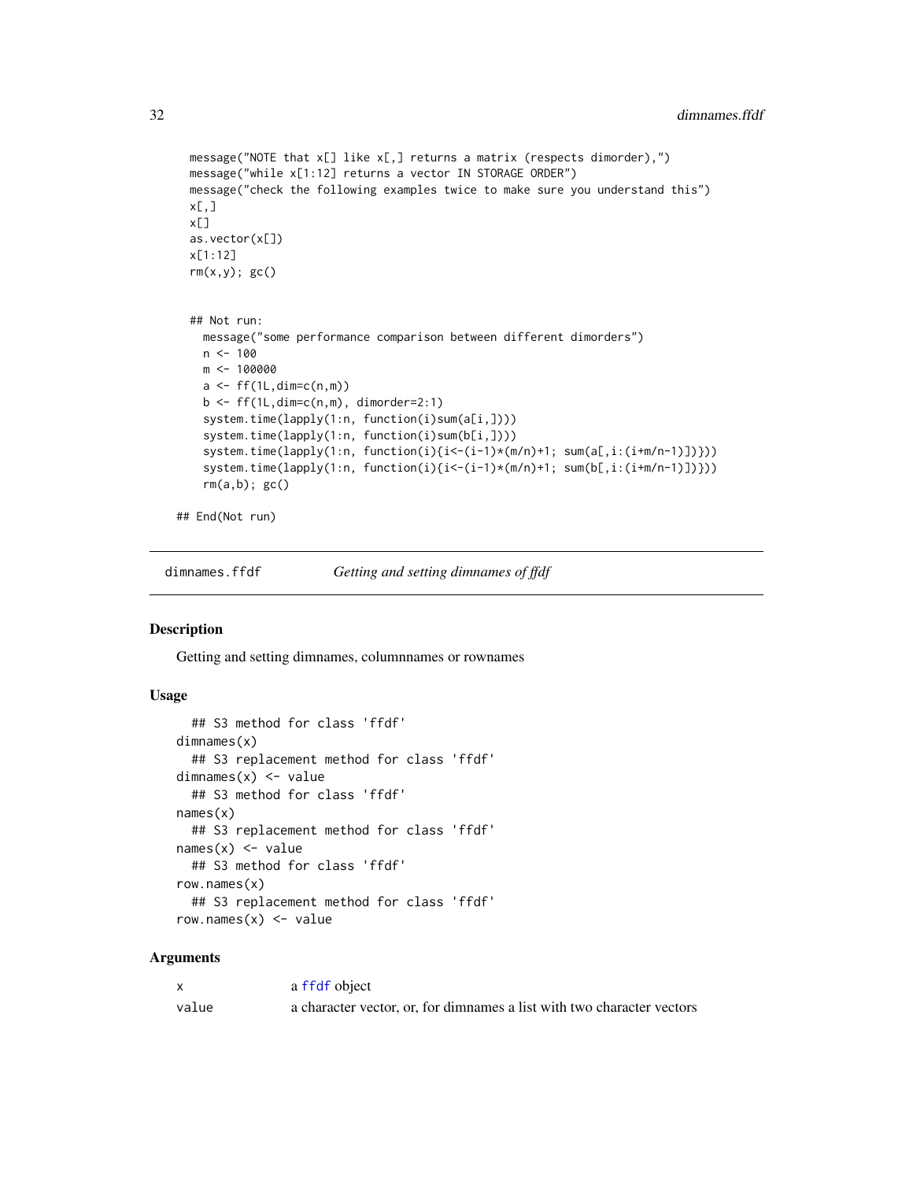```
  message("NOTE that x[] like x[,] returns a matrix (respects dimorder),")
  message("while x[1:12] returns a vector IN STORAGE ORDER")
  message("check the following examples twice to make sure you understand this")
  x[,]
  x[]
  as.vector(x[])
  x[1:12]
  rm(x,y); gc()


  ## Not run:
    message("some performance comparison between different dimorders")
    n <- 100
    m <- 100000
    a <- ff(1L,dim=c(n,m))
    b <- ff(1L,dim=c(n,m), dimorder=2:1)
    system.time(lapply(1:n, function(i)sum(a[i,])))
    system.time(lapply(1:n, function(i)sum(b[i,])))
    system.time(lapply(1:n, function(i){i<-(i-1)*(m/n)+1; sum(a[,i:(i+m/n-1)])}))
    system.time(lapply(1:n, function(i){i<-(i-1)*(m/n)+1; sum(b[,i:(i+m/n-1)])}))
    rm(a,b); gc()

## End(Not run)
```

---

## dimnames.ffdf — *Getting and setting dimnames of ffdf*

### Description

Getting and setting dimnames, columnnames or rownames

### Usage

```
  ## S3 method for class 'ffdf'
dimnames(x)
  ## S3 replacement method for class 'ffdf'
dimnames(x) <- value
  ## S3 method for class 'ffdf'
names(x)
  ## S3 replacement method for class 'ffdf'
names(x) <- value
  ## S3 method for class 'ffdf'
row.names(x)
  ## S3 replacement method for class 'ffdf'
row.names(x) <- value
```

### Arguments

| | |
|---|---|
| x | a ffdf object |
| value | a character vector, or, for dimnames a list with two character vectors |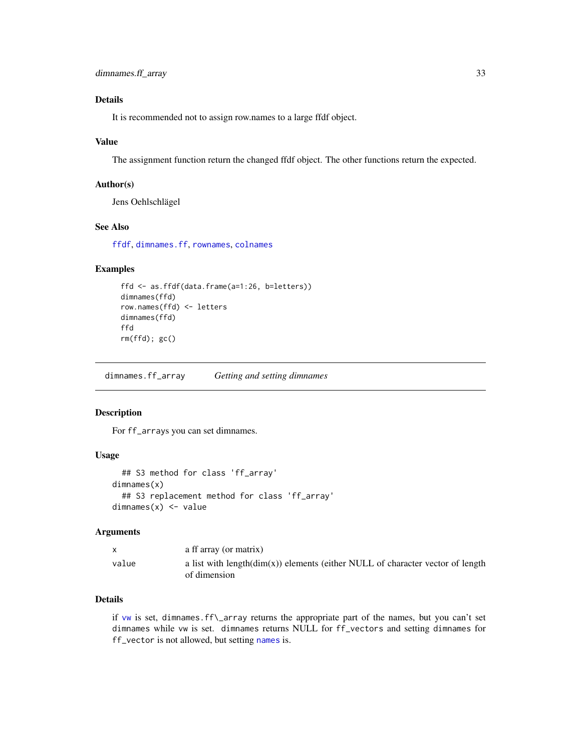## Details

It is recommended not to assign row.names to a large ffdf object.

## Value

The assignment function return the changed ffdf object. The other functions return the expected.

## Author(s)

Jens Oehlschlägel

## See Also

`ffdf`, `dimnames.ff`, `rownames`, `colnames`

## Examples

```
ffd <- as.ffdf(data.frame(a=1:26, b=letters))
dimnames(ffd)
row.names(ffd) <- letters
dimnames(ffd)
ffd
rm(ffd); gc()
```

---

# dimnames.ff_array — *Getting and setting dimnames*

## Description

For ff_arrays you can set dimnames.

## Usage

```
  ## S3 method for class 'ff_array'
dimnames(x)
  ## S3 replacement method for class 'ff_array'
dimnames(x) <- value
```

## Arguments

| | |
|---|---|
| x | a ff array (or matrix) |
| value | a list with length(dim(x)) elements (either NULL of character vector of length of dimension |

## Details

if `vw` is set, `dimnames.ff\_array` returns the appropriate part of the names, but you can't set `dimnames` while `vw` is set. `dimnames` returns NULL for `ff_vectors` and setting `dimnames` for `ff_vector` is not allowed, but setting `names` is.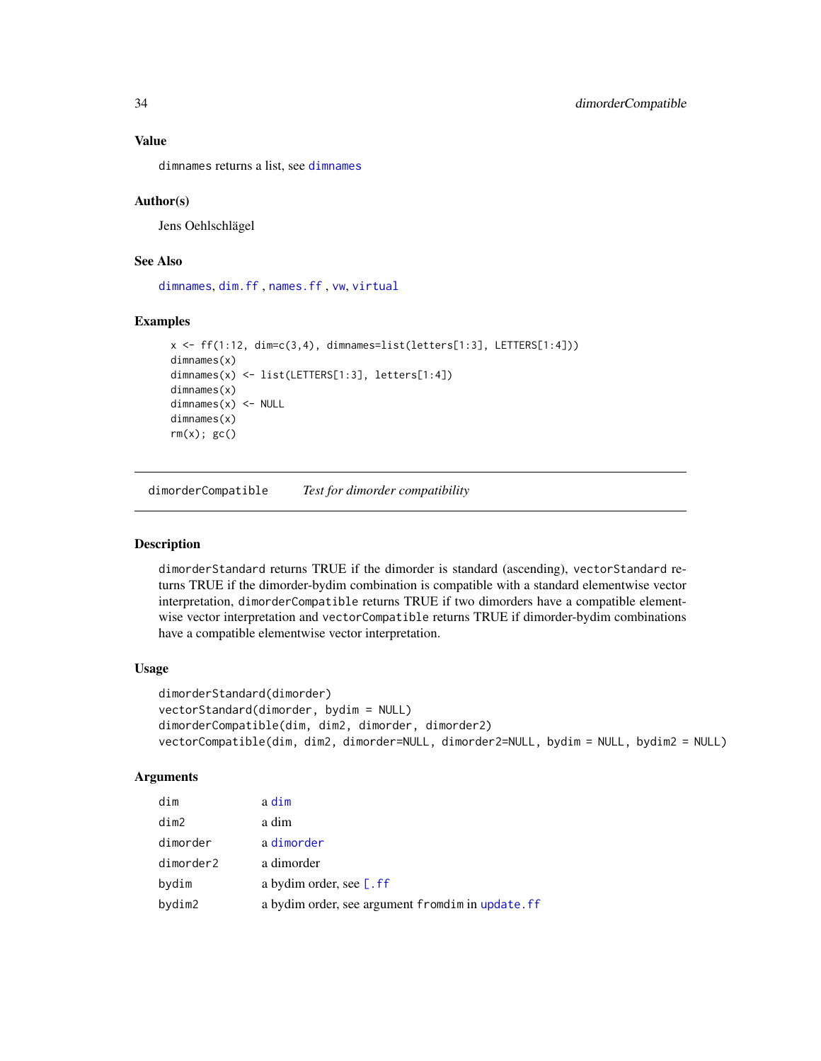## Value

dimnames returns a list, see dimnames

## Author(s)

Jens Oehlschlägel

## See Also

dimnames, dim.ff , names.ff , vw, virtual

## Examples

```
x <- ff(1:12, dim=c(3,4), dimnames=list(letters[1:3], LETTERS[1:4]))
dimnames(x)
dimnames(x) <- list(LETTERS[1:3], letters[1:4])
dimnames(x)
dimnames(x) <- NULL
dimnames(x)
rm(x); gc()
```

---

# dimorderCompatible *Test for dimorder compatibility*

## Description

dimorderStandard returns TRUE if the dimorder is standard (ascending), vectorStandard returns TRUE if the dimorder-bydim combination is compatible with a standard elementwise vector interpretation, dimorderCompatible returns TRUE if two dimorders have a compatible elementwise vector interpretation and vectorCompatible returns TRUE if dimorder-bydim combinations have a compatible elementwise vector interpretation.

## Usage

```
dimorderStandard(dimorder)
vectorStandard(dimorder, bydim = NULL)
dimorderCompatible(dim, dim2, dimorder, dimorder2)
vectorCompatible(dim, dim2, dimorder=NULL, dimorder2=NULL, bydim = NULL, bydim2 = NULL)
```

## Arguments

| | |
|---|---|
| dim | a dim |
| dim2 | a dim |
| dimorder | a dimorder |
| dimorder2 | a dimorder |
| bydim | a bydim order, see [.ff |
| bydim2 | a bydim order, see argument fromdim in update.ff |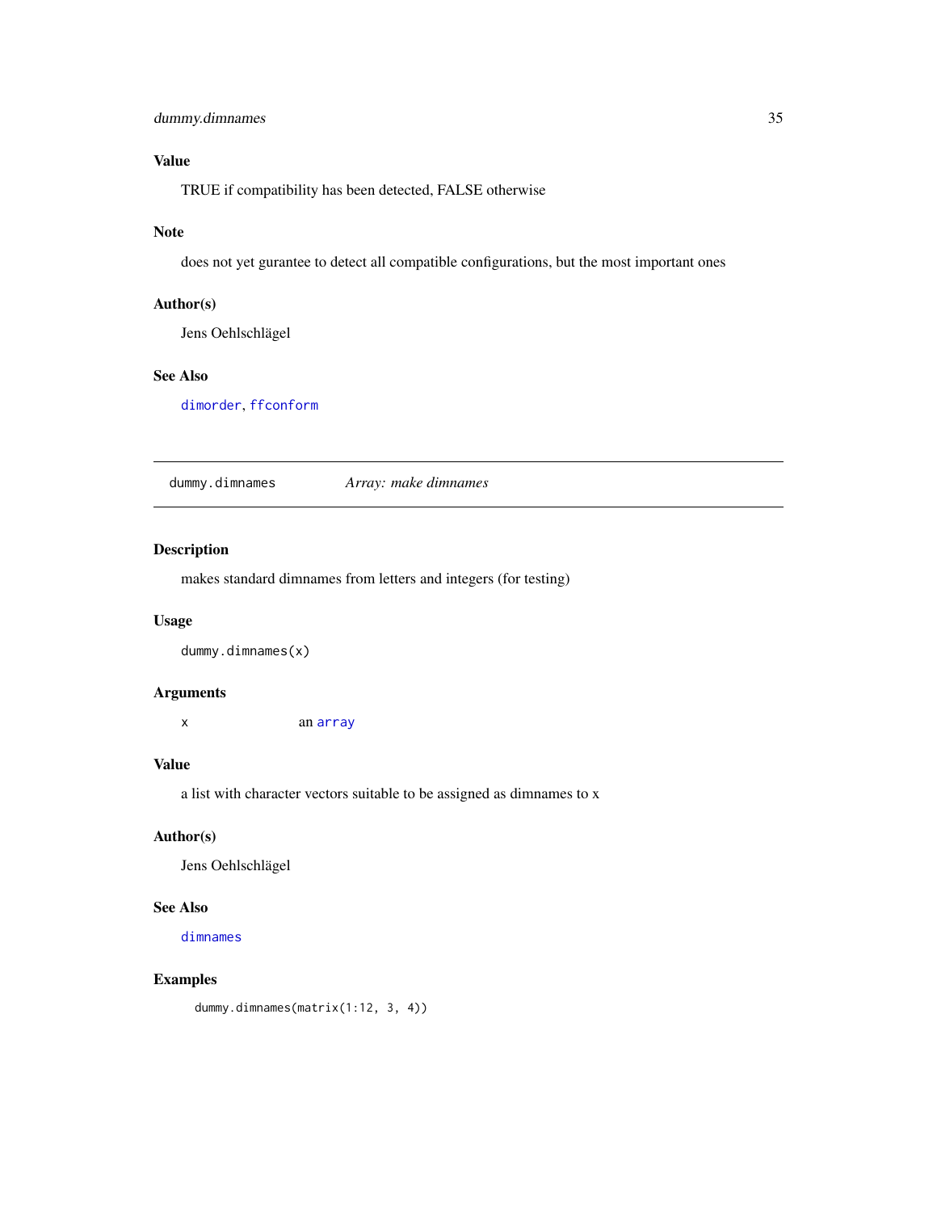## Value

TRUE if compatibility has been detected, FALSE otherwise

## Note

does not yet gurantee to detect all compatible configurations, but the most important ones

## Author(s)

Jens Oehlschlägel

## See Also

`dimorder`, `ffconform`

---

# dummy.dimnames *Array: make dimnames*

## Description

makes standard dimnames from letters and integers (for testing)

## Usage

```
dummy.dimnames(x)
```

## Arguments

| | |
|---|---|
| x | an `array` |

## Value

a list with character vectors suitable to be assigned as dimnames to x

## Author(s)

Jens Oehlschlägel

## See Also

`dimnames`

## Examples

```
dummy.dimnames(matrix(1:12, 3, 4))
```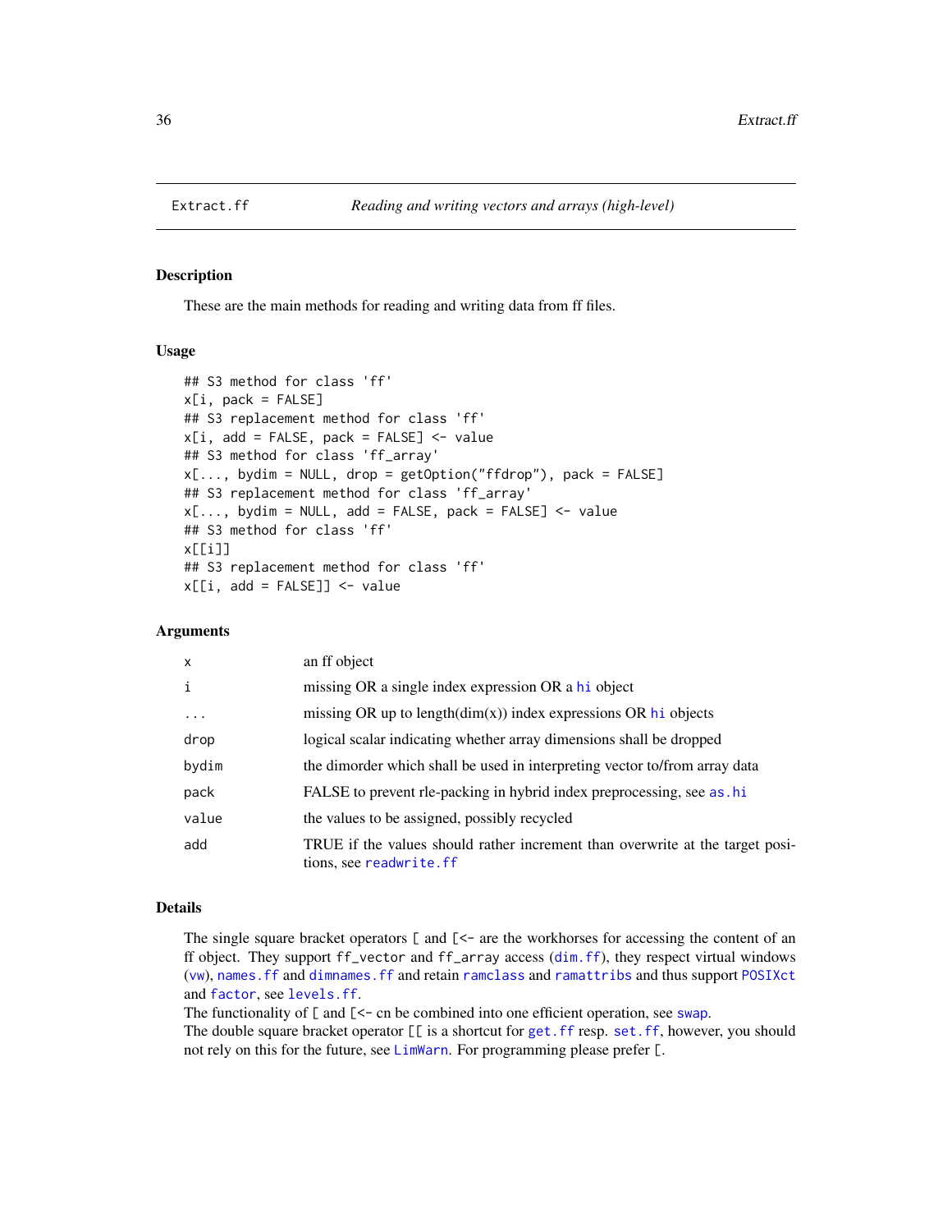# Extract.ff — *Reading and writing vectors and arrays (high-level)*

## Description

These are the main methods for reading and writing data from ff files.

## Usage

```
## S3 method for class 'ff'
x[i, pack = FALSE]
## S3 replacement method for class 'ff'
x[i, add = FALSE, pack = FALSE] <- value
## S3 method for class 'ff_array'
x[..., bydim = NULL, drop = getOption("ffdrop"), pack = FALSE]
## S3 replacement method for class 'ff_array'
x[..., bydim = NULL, add = FALSE, pack = FALSE] <- value
## S3 method for class 'ff'
x[[i]]
## S3 replacement method for class 'ff'
x[[i, add = FALSE]] <- value
```

## Arguments

| | |
|---|---|
| `x` | an ff object |
| `i` | missing OR a single index expression OR a `hi` object |
| `...` | missing OR up to length(dim(x)) index expressions OR `hi` objects |
| `drop` | logical scalar indicating whether array dimensions shall be dropped |
| `bydim` | the dimorder which shall be used in interpreting vector to/from array data |
| `pack` | FALSE to prevent rle-packing in hybrid index preprocessing, see `as.hi` |
| `value` | the values to be assigned, possibly recycled |
| `add` | TRUE if the values should rather increment than overwrite at the target positions, see `readwrite.ff` |

## Details

The single square bracket operators `[` and `[<-` are the workhorses for accessing the content of an ff object. They support `ff_vector` and `ff_array` access (`dim.ff`), they respect virtual windows (`vw`), `names.ff` and `dimnames.ff` and retain `ramclass` and `ramattribs` and thus support `POSIXct` and `factor`, see `levels.ff`.
The functionality of `[` and `[<-` cn be combined into one efficient operation, see `swap`.
The double square bracket operator `[[` is a shortcut for `get.ff` resp. `set.ff`, however, you should not rely on this for the future, see `LimWarn`. For programming please prefer `[`.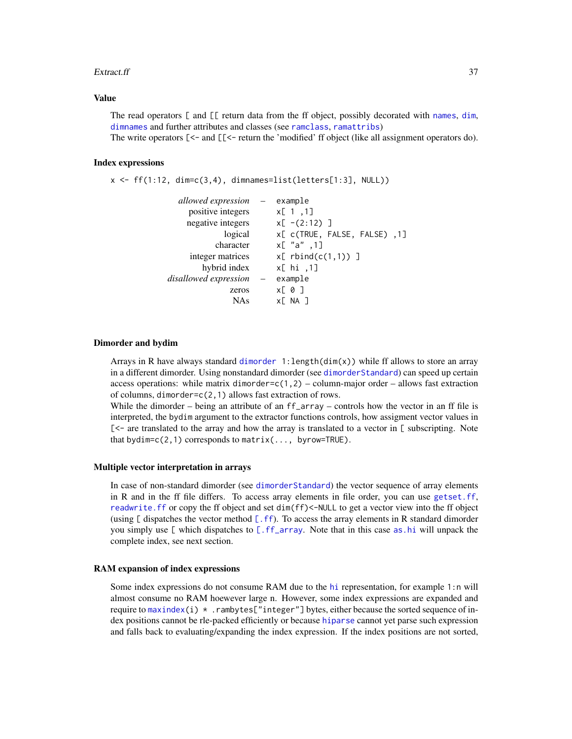### Value

The read operators `[` and `[[` return data from the ff object, possibly decorated with `names`, `dim`, `dimnames` and further attributes and classes (see `ramclass`, `ramattribs`)

The write operators `[<-` and `[[<-` return the 'modified' ff object (like all assignment operators do).

### Index expressions

```
x <- ff(1:12, dim=c(3,4), dimnames=list(letters[1:3], NULL))
```

| *allowed expression* | – | example |
|---:|---|---|
| positive integers | | `x[ 1 ,1]` |
| negative integers | | `x[ -(2:12) ]` |
| logical | | `x[ c(TRUE, FALSE, FALSE) ,1]` |
| character | | `x[ "a" ,1]` |
| integer matrices | | `x[ rbind(c(1,1)) ]` |
| hybrid index | | `x[ hi ,1]` |
| *disallowed expression* | – | example |
| zeros | | `x[ 0 ]` |
| NAs | | `x[ NA ]` |

### Dimorder and bydim

Arrays in R have always standard `dimorder` `1:length(dim(x))` while ff allows to store an array in a different dimorder. Using nonstandard dimorder (see `dimorderStandard`) can speed up certain access operations: while matrix `dimorder=c(1,2)` – column-major order – allows fast extraction of columns, `dimorder=c(2,1)` allows fast extraction of rows.

While the dimorder – being an attribute of an `ff_array` – controls how the vector in an ff file is interpreted, the `bydim` argument to the extractor functions controls, how assignment vector values in `[<-` are translated to the array and how the array is translated to a vector in `[` subscripting. Note that `bydim=c(2,1)` corresponds to `matrix(..., byrow=TRUE)`.

### Multiple vector interpretation in arrays

In case of non-standard dimorder (see `dimorderStandard`) the vector sequence of array elements in R and in the ff file differs. To access array elements in file order, you can use `getset.ff`, `readwrite.ff` or copy the ff object and set `dim(ff)<-NULL` to get a vector view into the ff object (using `[` dispatches the vector method `[.ff`). To access the array elements in R standard dimorder you simply use `[` which dispatches to `[.ff_array`. Note that in this case `as.hi` will unpack the complete index, see next section.

### RAM expansion of index expressions

Some index expressions do not consume RAM due to the `hi` representation, for example `1:n` will almost consume no RAM hoewever large n. However, some index expressions are expanded and require to `maxindex(i) * .rambytes["integer"]` bytes, either because the sorted sequence of index positions cannot be rle-packed efficiently or because `hiparse` cannot yet parse such expression and falls back to evaluating/expanding the index expression. If the index positions are not sorted,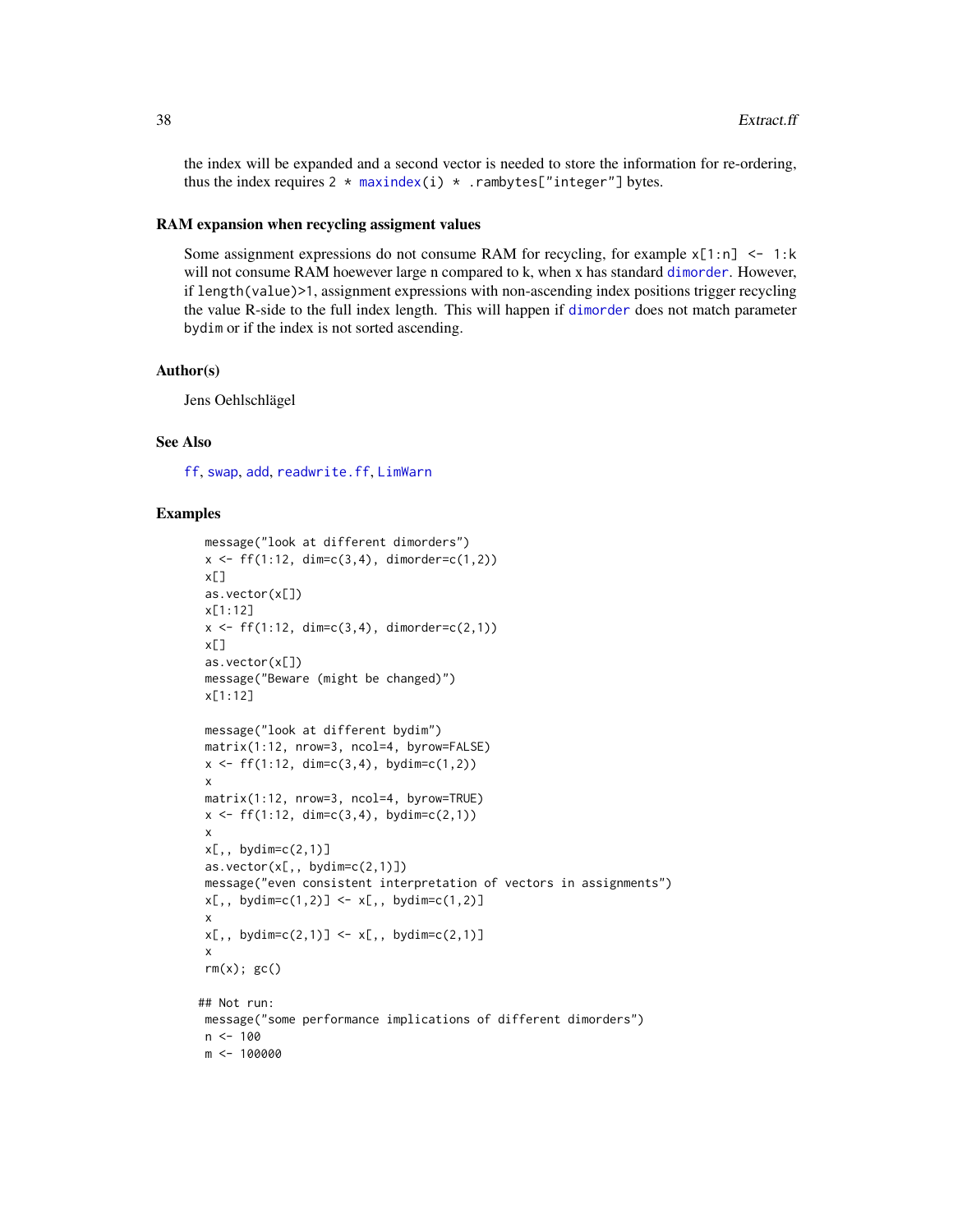the index will be expanded and a second vector is needed to store the information for re-ordering, thus the index requires `2 * maxindex(i) * .rambytes["integer"]` bytes.

### RAM expansion when recycling assigment values

Some assignment expressions do not consume RAM for recycling, for example `x[1:n] <- 1:k` will not consume RAM hoewever large n compared to k, when x has standard `dimorder`. However, if `length(value)>1`, assignment expressions with non-ascending index positions trigger recycling the value R-side to the full index length. This will happen if `dimorder` does not match parameter `bydim` or if the index is not sorted ascending.

### Author(s)

Jens Oehlschlägel

### See Also

`ff`, `swap`, `add`, `readwrite.ff`, `LimWarn`

### Examples

```
message("look at different dimorders")
x <- ff(1:12, dim=c(3,4), dimorder=c(1,2))
x[]
as.vector(x[])
x[1:12]
x <- ff(1:12, dim=c(3,4), dimorder=c(2,1))
x[]
as.vector(x[])
message("Beware (might be changed)")
x[1:12]

message("look at different bydim")
matrix(1:12, nrow=3, ncol=4, byrow=FALSE)
x <- ff(1:12, dim=c(3,4), bydim=c(1,2))
x
matrix(1:12, nrow=3, ncol=4, byrow=TRUE)
x <- ff(1:12, dim=c(3,4), bydim=c(2,1))
x
x[,, bydim=c(2,1)]
as.vector(x[,, bydim=c(2,1)])
message("even consistent interpretation of vectors in assignments")
x[,, bydim=c(1,2)] <- x[,, bydim=c(1,2)]
x
x[,, bydim=c(2,1)] <- x[,, bydim=c(2,1)]
x
rm(x); gc()

## Not run:
message("some performance implications of different dimorders")
n <- 100
m <- 100000
```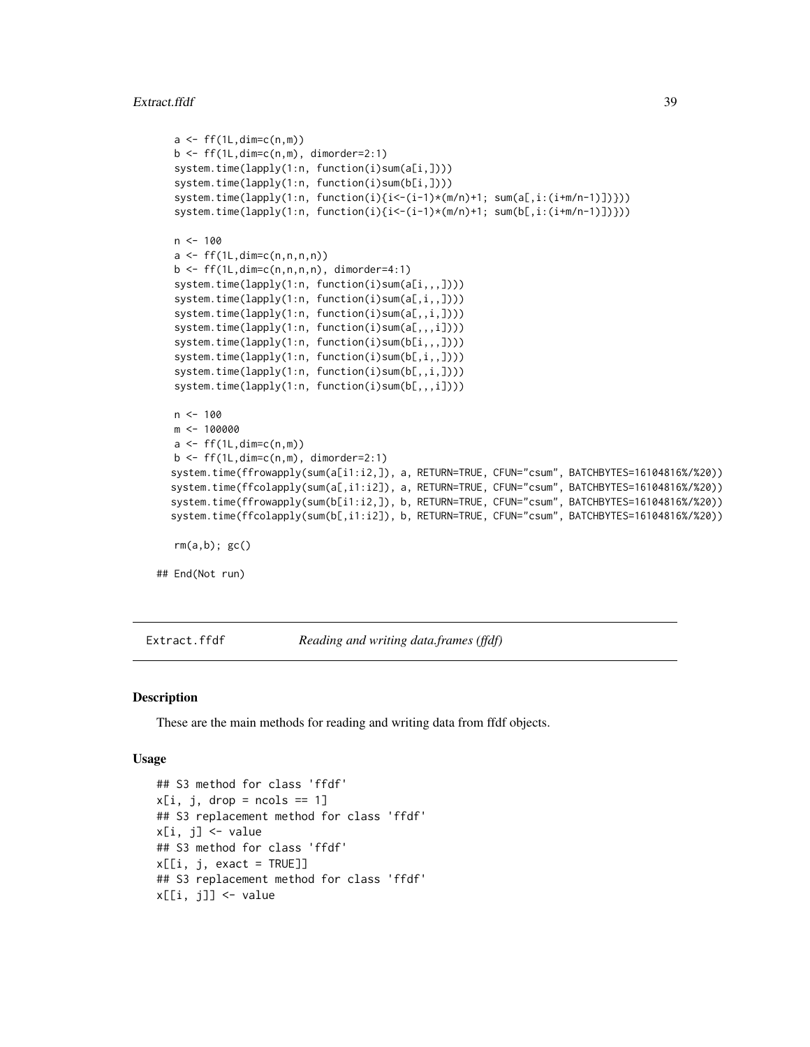```
  a <- ff(1L,dim=c(n,m))
  b <- ff(1L,dim=c(n,m), dimorder=2:1)
  system.time(lapply(1:n, function(i)sum(a[i,])))
  system.time(lapply(1:n, function(i)sum(b[i,])))
  system.time(lapply(1:n, function(i){i<-(i-1)*(m/n)+1; sum(a[,i:(i+m/n-1)])}))
  system.time(lapply(1:n, function(i){i<-(i-1)*(m/n)+1; sum(b[,i:(i+m/n-1)])}))

  n <- 100
  a <- ff(1L,dim=c(n,n,n,n))
  b <- ff(1L,dim=c(n,n,n,n), dimorder=4:1)
  system.time(lapply(1:n, function(i)sum(a[i,,,])))
  system.time(lapply(1:n, function(i)sum(a[,i,,])))
  system.time(lapply(1:n, function(i)sum(a[,,i,])))
  system.time(lapply(1:n, function(i)sum(a[,,,i])))
  system.time(lapply(1:n, function(i)sum(b[i,,,])))
  system.time(lapply(1:n, function(i)sum(b[,i,,])))
  system.time(lapply(1:n, function(i)sum(b[,,i,])))
  system.time(lapply(1:n, function(i)sum(b[,,,i])))

  n <- 100
  m <- 100000
  a <- ff(1L,dim=c(n,m))
  b <- ff(1L,dim=c(n,m), dimorder=2:1)
 system.time(ffrowapply(sum(a[i1:i2,]), a, RETURN=TRUE, CFUN="csum", BATCHBYTES=16104816%/%20))
 system.time(ffcolapply(sum(a[,i1:i2]), a, RETURN=TRUE, CFUN="csum", BATCHBYTES=16104816%/%20))
 system.time(ffrowapply(sum(b[i1:i2,]), b, RETURN=TRUE, CFUN="csum", BATCHBYTES=16104816%/%20))
 system.time(ffcolapply(sum(b[,i1:i2]), b, RETURN=TRUE, CFUN="csum", BATCHBYTES=16104816%/%20))

  rm(a,b); gc()

## End(Not run)
```

## Extract.ffdf *Reading and writing data.frames (ffdf)*

### Description

These are the main methods for reading and writing data from ffdf objects.

### Usage

```
## S3 method for class 'ffdf'
x[i, j, drop = ncols == 1]
## S3 replacement method for class 'ffdf'
x[i, j] <- value
## S3 method for class 'ffdf'
x[[i, j, exact = TRUE]]
## S3 replacement method for class 'ffdf'
x[[i, j]] <- value
```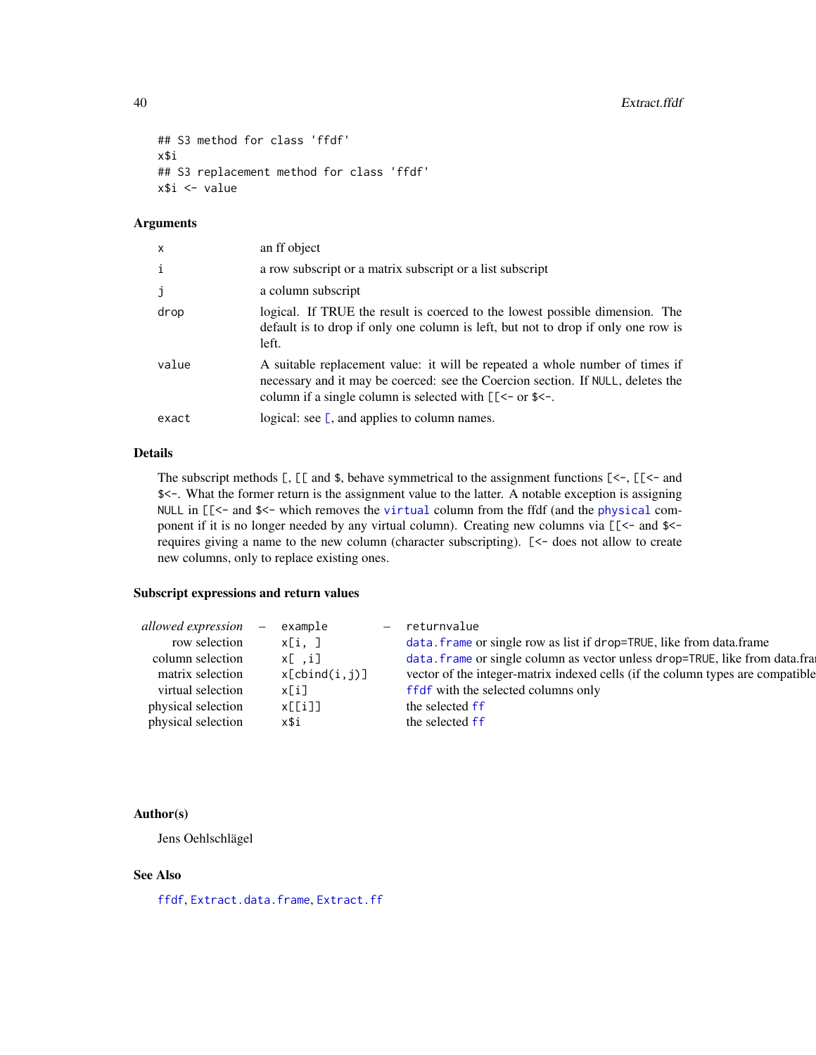```
## S3 method for class 'ffdf'
x$i
## S3 replacement method for class 'ffdf'
x$i <- value
```

## Arguments

| | |
|---|---|
| x | an ff object |
| i | a row subscript or a matrix subscript or a list subscript |
| j | a column subscript |
| drop | logical. If TRUE the result is coerced to the lowest possible dimension. The default is to drop if only one column is left, but not to drop if only one row is left. |
| value | A suitable replacement value: it will be repeated a whole number of times if necessary and it may be coerced: see the Coercion section. If NULL, deletes the column if a single column is selected with [[<- or $<-. |
| exact | logical: see [, and applies to column names. |

## Details

The subscript methods [, [[ and $, behave symmetrical to the assignment functions [<-, [[<- and $<-. What the former return is the assignment value to the latter. A notable exception is assigning NULL in [[<- and $<- which removes the virtual column from the ffdf (and the physical component if it is no longer needed by any virtual column). Creating new columns via [[<- and $<- requires giving a name to the new column (character subscripting). [<- does not allow to create new columns, only to replace existing ones.

## Subscript expressions and return values

| *allowed expression* | – | example | – | returnvalue |
|---|---|---|---|---|
| row selection | | x[i, ] | | data.frame or single row as list if drop=TRUE, like from data.frame |
| column selection | | x[ ,i] | | data.frame or single column as vector unless drop=TRUE, like from data.fra |
| matrix selection | | x[cbind(i,j)] | | vector of the integer-matrix indexed cells (if the column types are compatible |
| virtual selection | | x[i] | | ffdf with the selected columns only |
| physical selection | | x[[i]] | | the selected ff |
| physical selection | | x$i | | the selected ff |

## Author(s)

Jens Oehlschlägel

## See Also

ffdf, Extract.data.frame, Extract.ff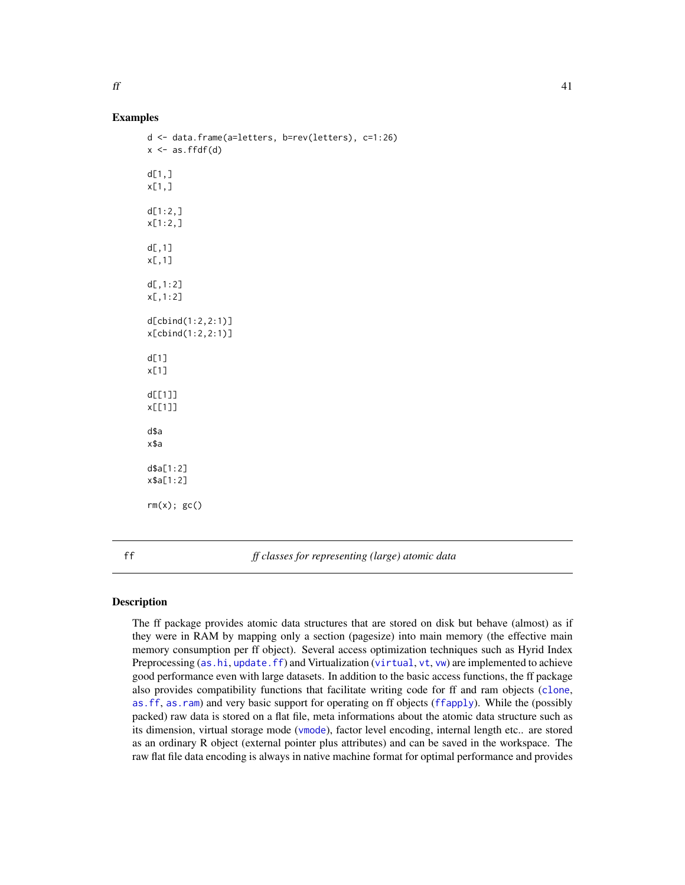### Examples

```
d <- data.frame(a=letters, b=rev(letters), c=1:26)
x <- as.ffdf(d)

d[1,]
x[1,]

d[1:2,]
x[1:2,]

d[,1]
x[,1]

d[,1:2]
x[,1:2]

d[cbind(1:2,2:1)]
x[cbind(1:2,2:1)]

d[1]
x[1]

d[[1]]
x[[1]]

d$a
x$a

d$a[1:2]
x$a[1:2]

rm(x); gc()
```

---

## ff — *ff classes for representing (large) atomic data*

### Description

The ff package provides atomic data structures that are stored on disk but behave (almost) as if they were in RAM by mapping only a section (pagesize) into main memory (the effective main memory consumption per ff object). Several access optimization techniques such as Hyrid Index Preprocessing (`as.hi`, `update.ff`) and Virtualization (`virtual`, `vt`, `vw`) are implemented to achieve good performance even with large datasets. In addition to the basic access functions, the ff package also provides compatibility functions that facilitate writing code for ff and ram objects (`clone`, `as.ff`, `as.ram`) and very basic support for operating on ff objects (`ffapply`). While the (possibly packed) raw data is stored on a flat file, meta informations about the atomic data structure such as its dimension, virtual storage mode (`vmode`), factor level encoding, internal length etc.. are stored as an ordinary R object (external pointer plus attributes) and can be saved in the workspace. The raw flat file data encoding is always in native machine format for optimal performance and provides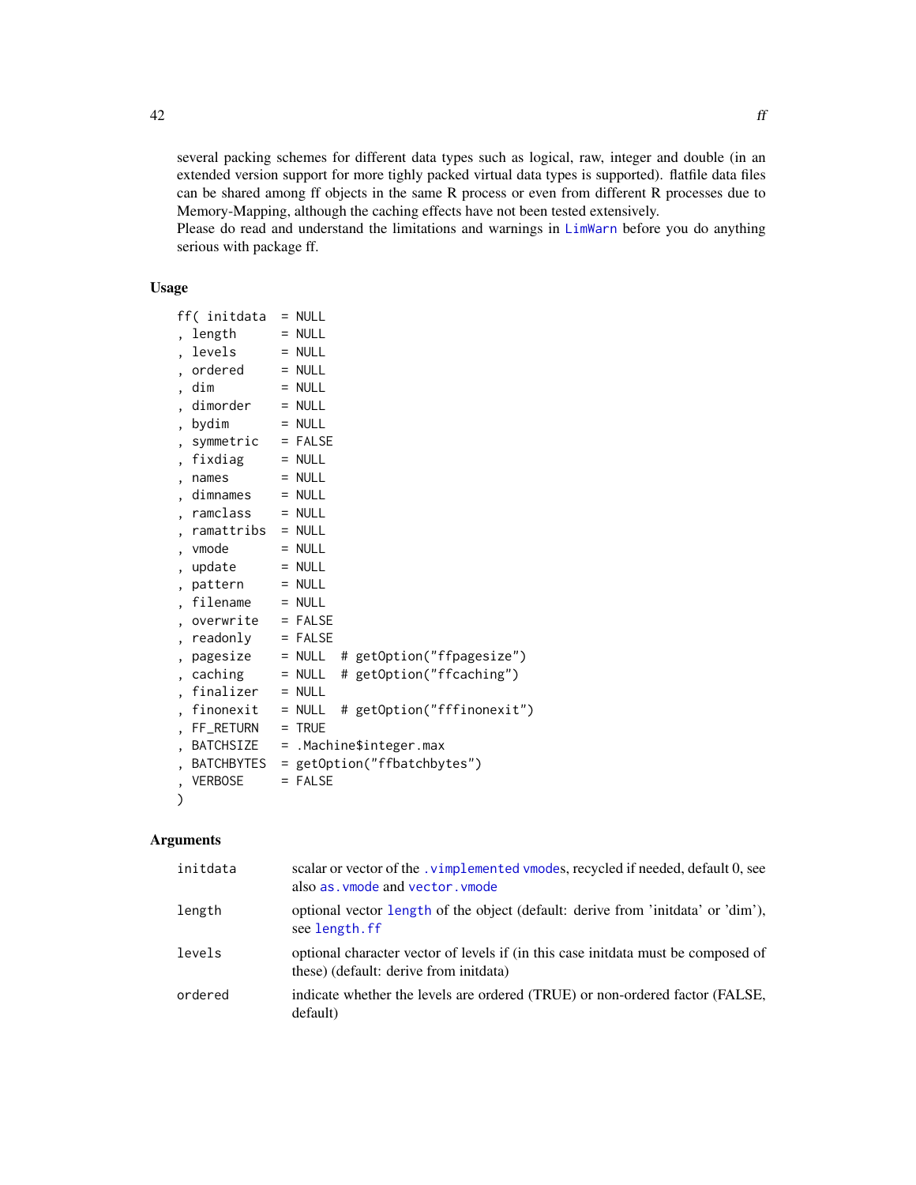several packing schemes for different data types such as logical, raw, integer and double (in an extended version support for more tighly packed virtual data types is supported). flatfile data files can be shared among ff objects in the same R process or even from different R processes due to Memory-Mapping, although the caching effects have not been tested extensively.
Please do read and understand the limitations and warnings in LimWarn before you do anything serious with package ff.

## Usage

```
ff( initdata  = NULL
, length      = NULL
, levels      = NULL
, ordered     = NULL
, dim         = NULL
, dimorder    = NULL
, bydim       = NULL
, symmetric   = FALSE
, fixdiag     = NULL
, names       = NULL
, dimnames    = NULL
, ramclass    = NULL
, ramattribs  = NULL
, vmode       = NULL
, update      = NULL
, pattern     = NULL
, filename    = NULL
, overwrite   = FALSE
, readonly    = FALSE
, pagesize    = NULL  # getOption("ffpagesize")
, caching     = NULL  # getOption("ffcaching")
, finalizer   = NULL
, finonexit   = NULL  # getOption("fffinonexit")
, FF_RETURN   = TRUE
, BATCHSIZE   = .Machine$integer.max
, BATCHBYTES  = getOption("ffbatchbytes")
, VERBOSE     = FALSE
)
```

## Arguments

| | |
|---|---|
| initdata | scalar or vector of the .vimplemented vmodes, recycled if needed, default 0, see also as.vmode and vector.vmode |
| length | optional vector length of the object (default: derive from 'initdata' or 'dim'), see length.ff |
| levels | optional character vector of levels if (in this case initdata must be composed of these) (default: derive from initdata) |
| ordered | indicate whether the levels are ordered (TRUE) or non-ordered factor (FALSE, default) |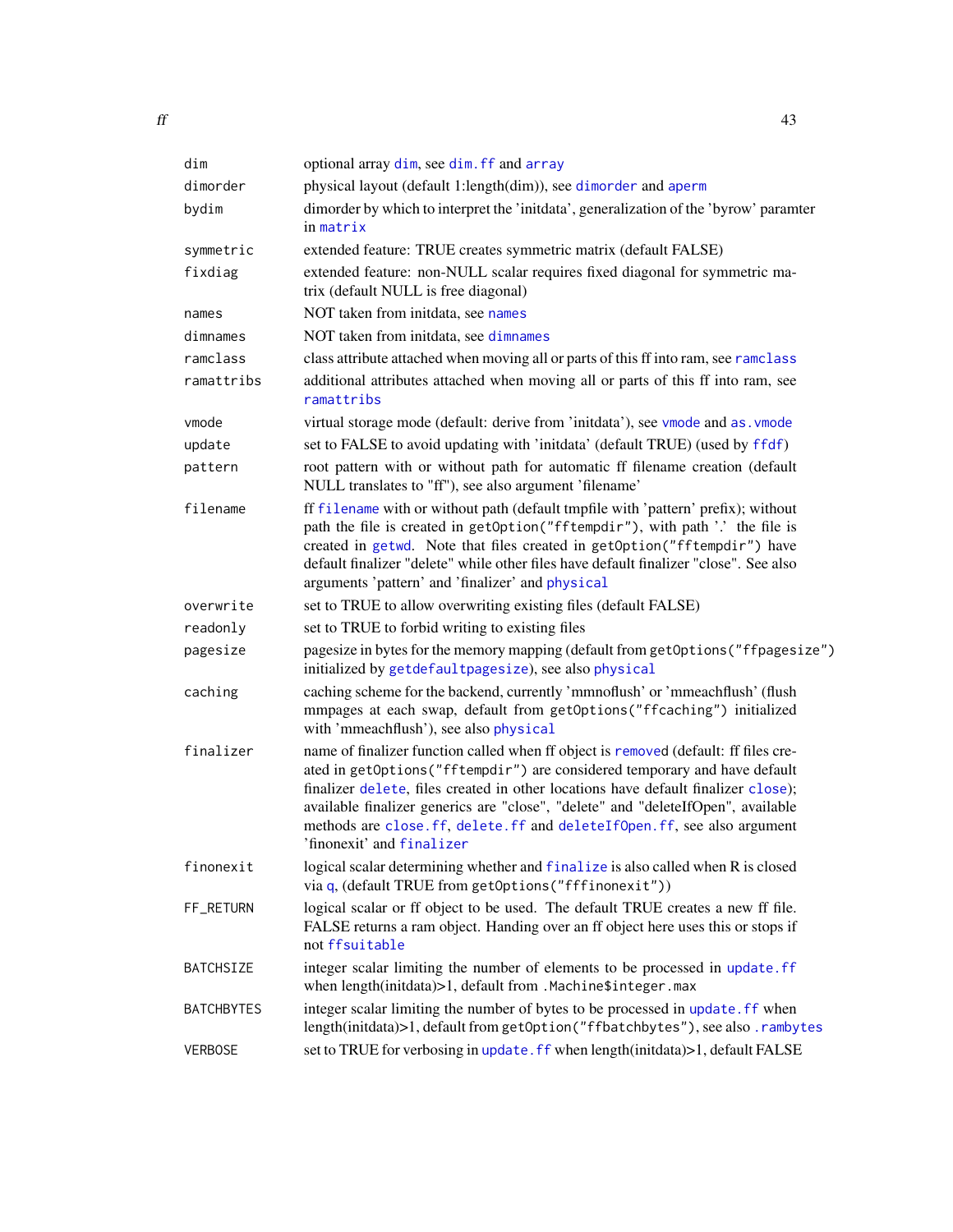| | |
|---|---|
| `dim` | optional array `dim`, see `dim.ff` and `array` |
| `dimorder` | physical layout (default 1:length(dim)), see `dimorder` and `aperm` |
| `bydim` | dimorder by which to interpret the 'initdata', generalization of the 'byrow' paramter in `matrix` |
| `symmetric` | extended feature: TRUE creates symmetric matrix (default FALSE) |
| `fixdiag` | extended feature: non-NULL scalar requires fixed diagonal for symmetric matrix (default NULL is free diagonal) |
| `names` | NOT taken from initdata, see `names` |
| `dimnames` | NOT taken from initdata, see `dimnames` |
| `ramclass` | class attribute attached when moving all or parts of this ff into ram, see `ramclass` |
| `ramattribs` | additional attributes attached when moving all or parts of this ff into ram, see `ramattribs` |
| `vmode` | virtual storage mode (default: derive from 'initdata'), see `vmode` and `as.vmode` |
| `update` | set to FALSE to avoid updating with 'initdata' (default TRUE) (used by `ffdf`) |
| `pattern` | root pattern with or without path for automatic ff filename creation (default NULL translates to "ff"), see also argument 'filename' |
| `filename` | ff `filename` with or without path (default tmpfile with 'pattern' prefix); without path the file is created in `getOption("fftempdir")`, with path '.' the file is created in `getwd`. Note that files created in `getOption("fftempdir")` have default finalizer "delete" while other files have default finalizer "close". See also arguments 'pattern' and 'finalizer' and `physical` |
| `overwrite` | set to TRUE to allow overwriting existing files (default FALSE) |
| `readonly` | set to TRUE to forbid writing to existing files |
| `pagesize` | pagesize in bytes for the memory mapping (default from `getOptions("ffpagesize")` initialized by `getdefaultpagesize`), see also `physical` |
| `caching` | caching scheme for the backend, currently 'mmnoflush' or 'mmeachflush' (flush mmpages at each swap, default from `getOptions("ffcaching")` initialized with 'mmeachflush'), see also `physical` |
| `finalizer` | name of finalizer function called when ff object is `remove`d (default: ff files created in `getOptions("fftempdir")` are considered temporary and have default finalizer `delete`, files created in other locations have default finalizer `close`); available finalizer generics are "close", "delete" and "deleteIfOpen", available methods are `close.ff`, `delete.ff` and `deleteIfOpen.ff`, see also argument 'finonexit' and `finalizer` |
| `finonexit` | logical scalar determining whether and `finalize` is also called when R is closed via `q`, (default TRUE from `getOptions("fffinonexit")`) |
| `FF_RETURN` | logical scalar or ff object to be used. The default TRUE creates a new ff file. FALSE returns a ram object. Handing over an ff object here uses this or stops if not `ffsuitable` |
| `BATCHSIZE` | integer scalar limiting the number of elements to be processed in `update.ff` when length(initdata)>1, default from `.Machine$integer.max` |
| `BATCHBYTES` | integer scalar limiting the number of bytes to be processed in `update.ff` when length(initdata)>1, default from `getOption("ffbatchbytes")`, see also `.rambytes` |
| `VERBOSE` | set to TRUE for verbosing in `update.ff` when length(initdata)>1, default FALSE |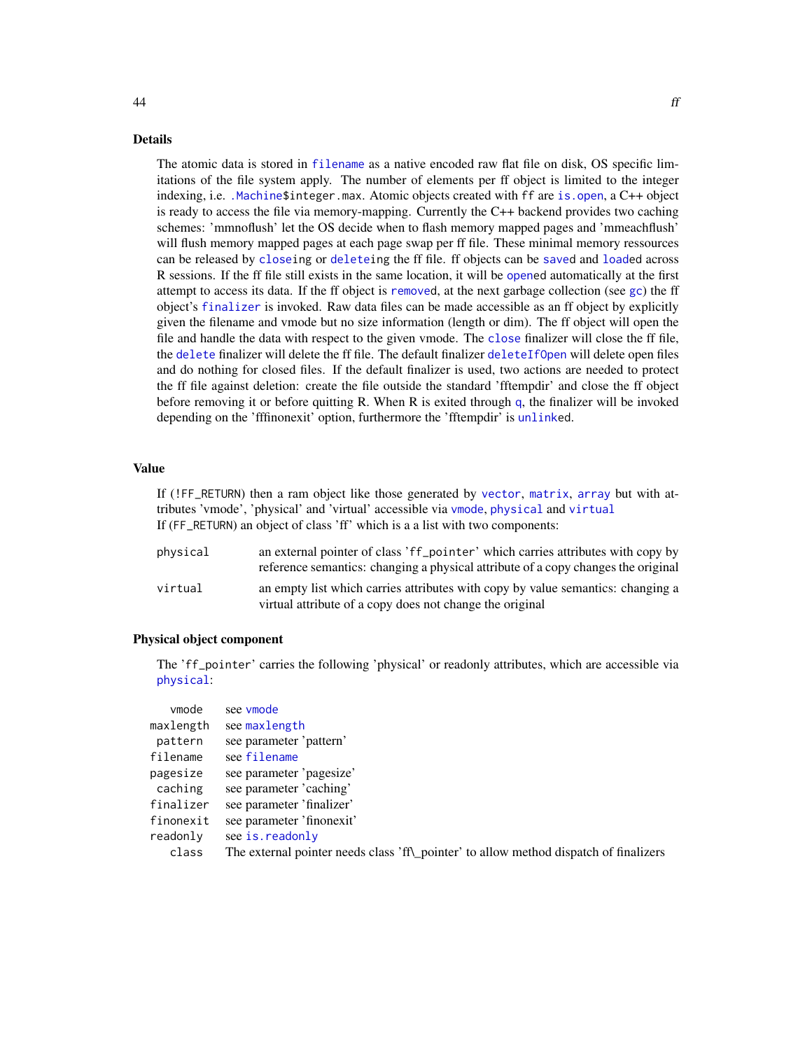## Details

The atomic data is stored in `filename` as a native encoded raw flat file on disk, OS specific limitations of the file system apply. The number of elements per ff object is limited to the integer indexing, i.e. `.Machine$integer.max`. Atomic objects created with `ff` are `is.open`, a C++ object is ready to access the file via memory-mapping. Currently the C++ backend provides two caching schemes: 'mmnoflush' let the OS decide when to flash memory mapped pages and 'mmeachflush' will flush memory mapped pages at each page swap per ff file. These minimal memory ressources can be released by `close`ing or `delete`ing the ff file. ff objects can be `save`d and `load`ed across R sessions. If the ff file still exists in the same location, it will be `open`ed automatically at the first attempt to access its data. If the ff object is `remove`d, at the next garbage collection (see `gc`) the ff object's `finalizer` is invoked. Raw data files can be made accessible as an ff object by explicitly given the filename and vmode but no size information (length or dim). The ff object will open the file and handle the data with respect to the given vmode. The `close` finalizer will close the ff file, the `delete` finalizer will delete the ff file. The default finalizer `deleteIfOpen` will delete open files and do nothing for closed files. If the default finalizer is used, two actions are needed to protect the ff file against deletion: create the file outside the standard 'fftempdir' and close the ff object before removing it or before quitting R. When R is exited through `q`, the finalizer will be invoked depending on the 'fffinonexit' option, furthermore the 'fftempdir' is `unlink`ed.

## Value

If (`!FF_RETURN`) then a ram object like those generated by `vector`, `matrix`, `array` but with attributes 'vmode', 'physical' and 'virtual' accessible via `vmode`, `physical` and `virtual`
If (`FF_RETURN`) an object of class 'ff' which is a a list with two components:

| | |
|---|---|
| `physical` | an external pointer of class '`ff_pointer`' which carries attributes with copy by reference semantics: changing a physical attribute of a copy changes the original |
| `virtual` | an empty list which carries attributes with copy by value semantics: changing a virtual attribute of a copy does not change the original |

## Physical object component

The '`ff_pointer`' carries the following 'physical' or readonly attributes, which are accessible via `physical`:

| | |
|---|---|
| `vmode` | see `vmode` |
| `maxlength` | see `maxlength` |
| `pattern` | see parameter 'pattern' |
| `filename` | see `filename` |
| `pagesize` | see parameter 'pagesize' |
| `caching` | see parameter 'caching' |
| `finalizer` | see parameter 'finalizer' |
| `finonexit` | see parameter 'finonexit' |
| `readonly` | see `is.readonly` |
| `class` | The external pointer needs class 'ff\_pointer' to allow method dispatch of finalizers |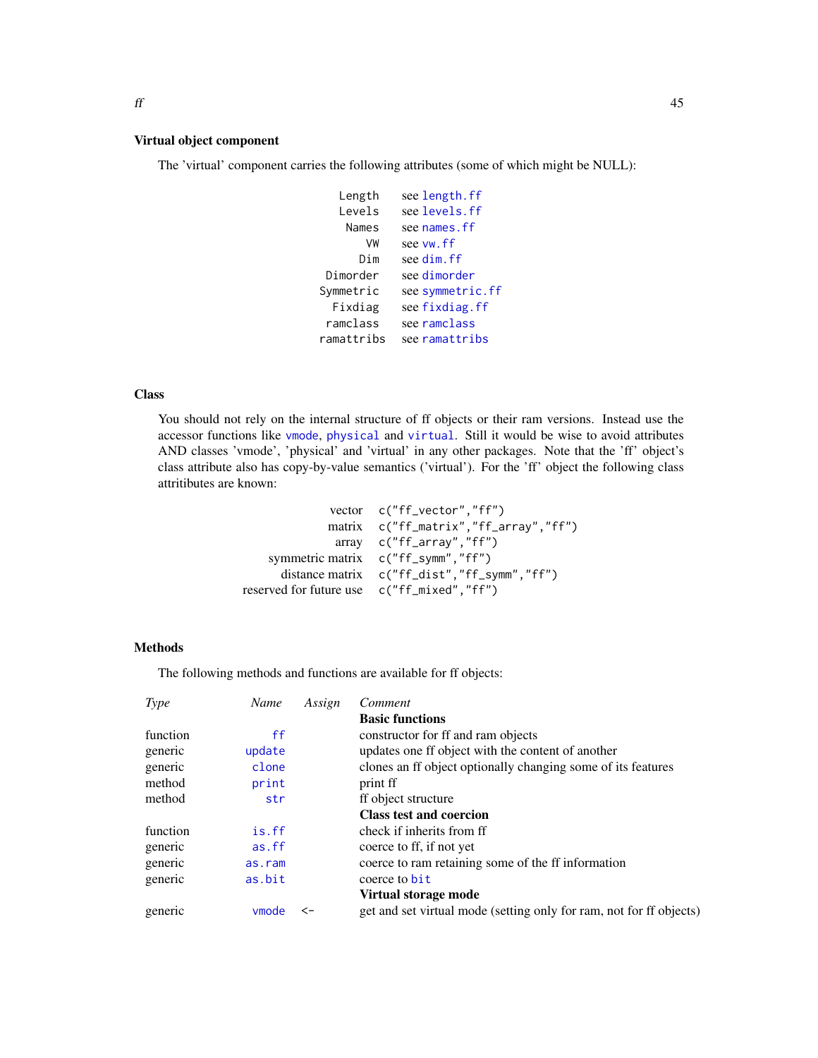### Virtual object component

The 'virtual' component carries the following attributes (some of which might be NULL):

| | |
|---|---|
| Length | see length.ff |
| Levels | see levels.ff |
| Names | see names.ff |
| VW | see vw.ff |
| Dim | see dim.ff |
| Dimorder | see dimorder |
| Symmetric | see symmetric.ff |
| Fixdiag | see fixdiag.ff |
| ramclass | see ramclass |
| ramattribs | see ramattribs |

### Class

You should not rely on the internal structure of ff objects or their ram versions. Instead use the accessor functions like vmode, physical and virtual. Still it would be wise to avoid attributes AND classes 'vmode', 'physical' and 'virtual' in any other packages. Note that the 'ff' object's class attribute also has copy-by-value semantics ('virtual'). For the 'ff' object the following class attritibutes are known:

| | |
|---|---|
| vector | c("ff_vector","ff") |
| matrix | c("ff_matrix","ff_array","ff") |
| array | c("ff_array","ff") |
| symmetric matrix | c("ff_symm","ff") |
| distance matrix | c("ff_dist","ff_symm","ff") |
| reserved for future use | c("ff_mixed","ff") |

### Methods

The following methods and functions are available for ff objects:

| *Type* | *Name* | *Assign* | *Comment* |
|---|---|---|---|
| | | | **Basic functions** |
| function | ff | | constructor for ff and ram objects |
| generic | update | | updates one ff object with the content of another |
| generic | clone | | clones an ff object optionally changing some of its features |
| method | print | | print ff |
| method | str | | ff object structure |
| | | | **Class test and coercion** |
| function | is.ff | | check if inherits from ff |
| generic | as.ff | | coerce to ff, if not yet |
| generic | as.ram | | coerce to ram retaining some of the ff information |
| generic | as.bit | | coerce to bit |
| | | | **Virtual storage mode** |
| generic | vmode | <- | get and set virtual mode (setting only for ram, not for ff objects) |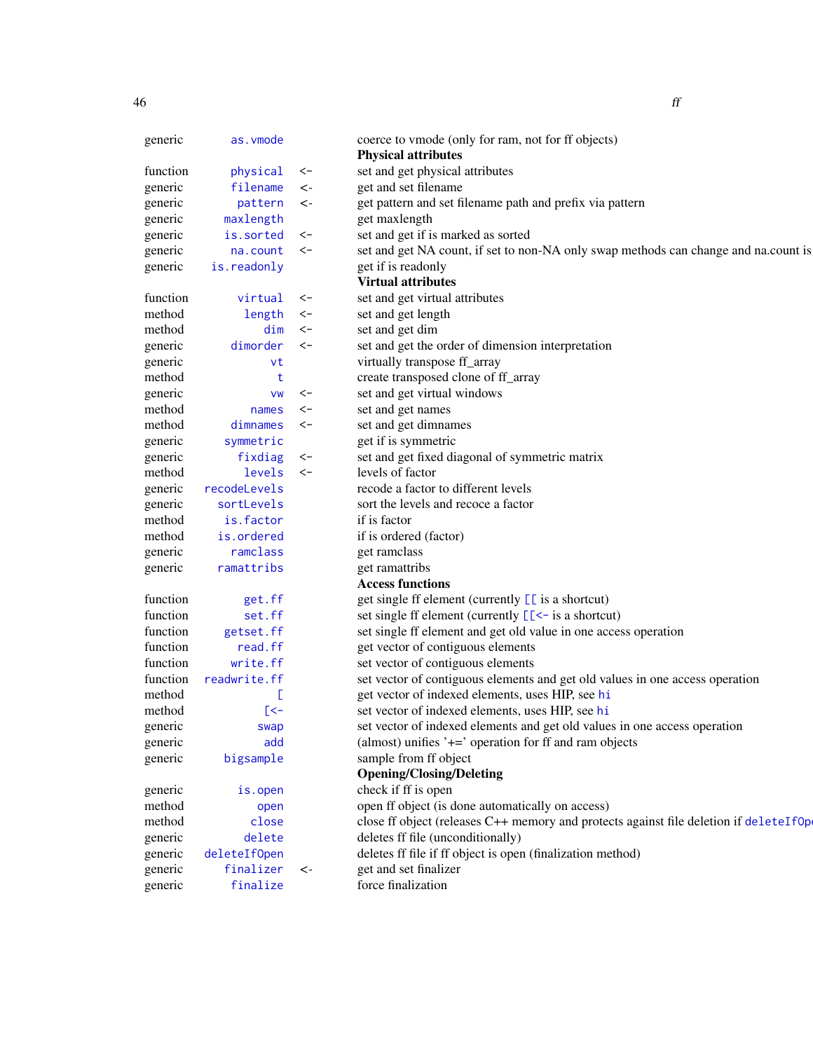| | | | |
|---|---|---|---|
| generic | `as.vmode` | | coerce to vmode (only for ram, not for ff objects) |
| | | | **Physical attributes** |
| function | `physical` | <- | set and get physical attributes |
| generic | `filename` | <- | get and set filename |
| generic | `pattern` | <- | get pattern and set filename path and prefix via pattern |
| generic | `maxlength` | | get maxlength |
| generic | `is.sorted` | <- | set and get if is marked as sorted |
| generic | `na.count` | <- | set and get NA count, if set to non-NA only swap methods can change and na.count is |
| generic | `is.readonly` | | get if is readonly |
| | | | **Virtual attributes** |
| function | `virtual` | <- | set and get virtual attributes |
| method | `length` | <- | set and get length |
| method | `dim` | <- | set and get dim |
| generic | `dimorder` | <- | set and get the order of dimension interpretation |
| generic | `vt` | | virtually transpose ff_array |
| method | `t` | | create transposed clone of ff_array |
| generic | `vw` | <- | set and get virtual windows |
| method | `names` | <- | set and get names |
| method | `dimnames` | <- | set and get dimnames |
| generic | `symmetric` | | get if is symmetric |
| generic | `fixdiag` | <- | set and get fixed diagonal of symmetric matrix |
| method | `levels` | <- | levels of factor |
| generic | `recodeLevels` | | recode a factor to different levels |
| generic | `sortLevels` | | sort the levels and recoce a factor |
| method | `is.factor` | | if is factor |
| method | `is.ordered` | | if is ordered (factor) |
| generic | `ramclass` | | get ramclass |
| generic | `ramattribs` | | get ramattribs |
| | | | **Access functions** |
| function | `get.ff` | | get single ff element (currently `[[` is a shortcut) |
| function | `set.ff` | | set single ff element (currently `[[<-` is a shortcut) |
| function | `getset.ff` | | set single ff element and get old value in one access operation |
| function | `read.ff` | | get vector of contiguous elements |
| function | `write.ff` | | set vector of contiguous elements |
| function | `readwrite.ff` | | set vector of contiguous elements and get old values in one access operation |
| method | `[` | | get vector of indexed elements, uses HIP, see `hi` |
| method | `[<-` | | set vector of indexed elements, uses HIP, see `hi` |
| generic | `swap` | | set vector of indexed elements and get old values in one access operation |
| generic | `add` | | (almost) unifies '+=' operation for ff and ram objects |
| generic | `bigsample` | | sample from ff object |
| | | | **Opening/Closing/Deleting** |
| generic | `is.open` | | check if ff is open |
| method | `open` | | open ff object (is done automatically on access) |
| method | `close` | | close ff object (releases C++ memory and protects against file deletion if `deleteIfOp` |
| generic | `delete` | | deletes ff file (unconditionally) |
| generic | `deleteIfOpen` | | deletes ff file if ff object is open (finalization method) |
| generic | `finalizer` | <- | get and set finalizer |
| generic | `finalize` | | force finalization |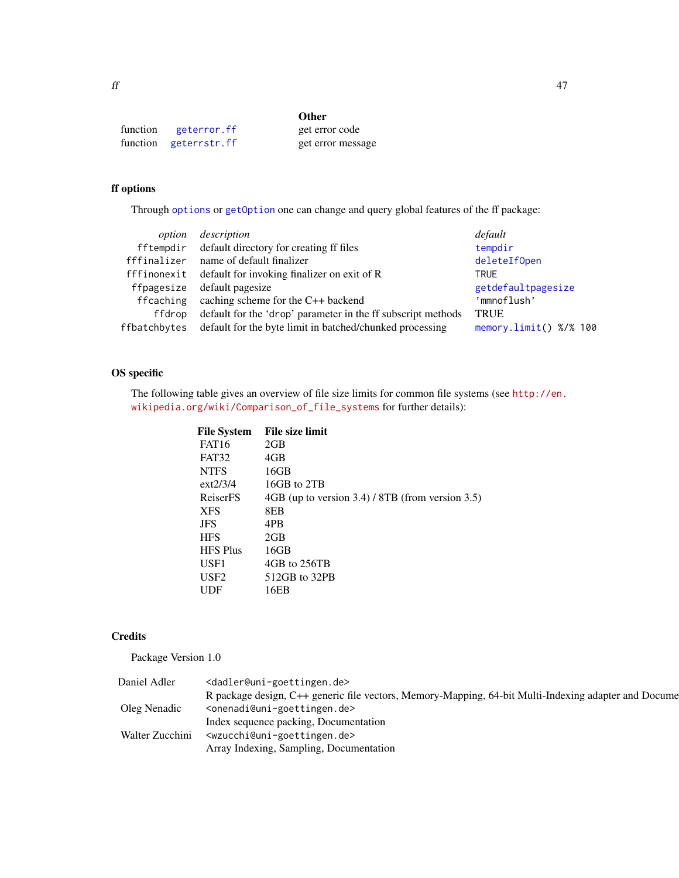| | | Other |
|---|---|---|
| function | `geterror.ff` | get error code |
| function | `geterrstr.ff` | get error message |

### ff options

Through `options` or `getOption` one can change and query global features of the ff package:

| *option* | *description* | *default* |
|---|---|---|
| `fftempdir` | default directory for creating ff files | `tempdir` |
| `fffinalizer` | name of default finalizer | `deleteIfOpen` |
| `fffinonexit` | default for invoking finalizer on exit of R | `TRUE` |
| `ffpagesize` | default pagesize | `getdefaultpagesize` |
| `ffcaching` | caching scheme for the C++ backend | `'mmnoflush'` |
| `ffdrop` | default for the 'drop' parameter in the ff subscript methods | `TRUE` |
| `ffbatchbytes` | default for the byte limit in batched/chunked processing | `memory.limit() %/% 100` |

### OS specific

The following table gives an overview of file size limits for common file systems (see `http://en.wikipedia.org/wiki/Comparison_of_file_systems` for further details):

| File System | File size limit |
|---|---|
| FAT16 | 2GB |
| FAT32 | 4GB |
| NTFS | 16GB |
| ext2/3/4 | 16GB to 2TB |
| ReiserFS | 4GB (up to version 3.4) / 8TB (from version 3.5) |
| XFS | 8EB |
| JFS | 4PB |
| HFS | 2GB |
| HFS Plus | 16GB |
| USF1 | 4GB to 256TB |
| USF2 | 512GB to 32PB |
| UDF | 16EB |

### Credits

Package Version 1.0

| | |
|---|---|
| Daniel Adler | `<dadler@uni-goettingen.de>` |
| | R package design, C++ generic file vectors, Memory-Mapping, 64-bit Multi-Indexing adapter and Docume |
| Oleg Nenadic | `<onenadi@uni-goettingen.de>` |
| | Index sequence packing, Documentation |
| Walter Zucchini | `<wzucchi@uni-goettingen.de>` |
| | Array Indexing, Sampling, Documentation |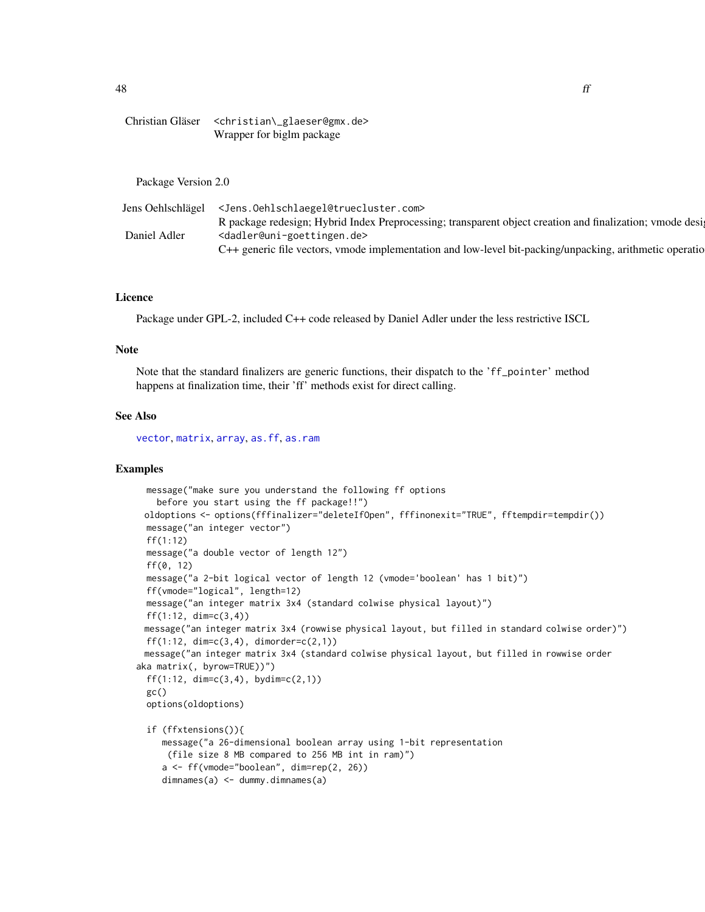Christian Gläser <christian\_glaeser@gmx.de>
Wrapper for biglm package

Package Version 2.0

Jens Oehlschlägel <Jens.Oehlschlaegel@truecluster.com>
R package redesign; Hybrid Index Preprocessing; transparent object creation and finalization; vmode desig

Daniel Adler <dadler@uni-goettingen.de>
C++ generic file vectors, vmode implementation and low-level bit-packing/unpacking, arithmetic operatio

## Licence

Package under GPL-2, included C++ code released by Daniel Adler under the less restrictive ISCL

## Note

Note that the standard finalizers are generic functions, their dispatch to the 'ff_pointer' method happens at finalization time, their 'ff' methods exist for direct calling.

## See Also

vector, matrix, array, as.ff, as.ram

## Examples

```
 message("make sure you understand the following ff options
   before you start using the ff package!!")
oldoptions <- options(fffinalizer="deleteIfOpen", fffinonexit="TRUE", fftempdir=tempdir())
 message("an integer vector")
 ff(1:12)
 message("a double vector of length 12")
 ff(0, 12)
 message("a 2-bit logical vector of length 12 (vmode='boolean' has 1 bit)")
 ff(vmode="logical", length=12)
 message("an integer matrix 3x4 (standard colwise physical layout)")
 ff(1:12, dim=c(3,4))
message("an integer matrix 3x4 (rowwise physical layout, but filled in standard colwise order)")
 ff(1:12, dim=c(3,4), dimorder=c(2,1))
message("an integer matrix 3x4 (standard colwise physical layout, but filled in rowwise order
aka matrix(, byrow=TRUE))")
 ff(1:12, dim=c(3,4), bydim=c(2,1))
 gc()
 options(oldoptions)

 if (ffxtensions()){
    message("a 26-dimensional boolean array using 1-bit representation
     (file size 8 MB compared to 256 MB int in ram)")
    a <- ff(vmode="boolean", dim=rep(2, 26))
    dimnames(a) <- dummy.dimnames(a)
```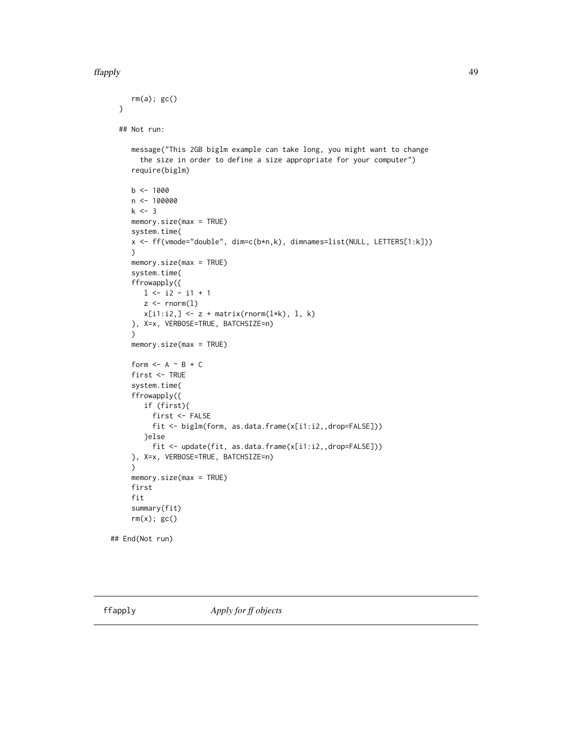```
    rm(a); gc()
  }

  ## Not run:

    message("This 2GB biglm example can take long, you might want to change
      the size in order to define a size appropriate for your computer")
    require(biglm)

    b <- 1000
    n <- 100000
    k <- 3
    memory.size(max = TRUE)
    system.time(
    x <- ff(vmode="double", dim=c(b*n,k), dimnames=list(NULL, LETTERS[1:k]))
    )
    memory.size(max = TRUE)
    system.time(
    ffrowapply({
       l <- i2 - i1 + 1
       z <- rnorm(l)
       x[i1:i2,] <- z + matrix(rnorm(l*k), l, k)
    }, X=x, VERBOSE=TRUE, BATCHSIZE=n)
    )
    memory.size(max = TRUE)

    form <- A ~ B + C
    first <- TRUE
    system.time(
    ffrowapply({
       if (first){
         first <- FALSE
         fit <- biglm(form, as.data.frame(x[i1:i2,,drop=FALSE]))
       }else
         fit <- update(fit, as.data.frame(x[i1:i2,,drop=FALSE]))
    }, X=x, VERBOSE=TRUE, BATCHSIZE=n)
    )
    memory.size(max = TRUE)
    first
    fit
    summary(fit)
    rm(x); gc()

## End(Not run)
```

---

ffapply — *Apply for ff objects*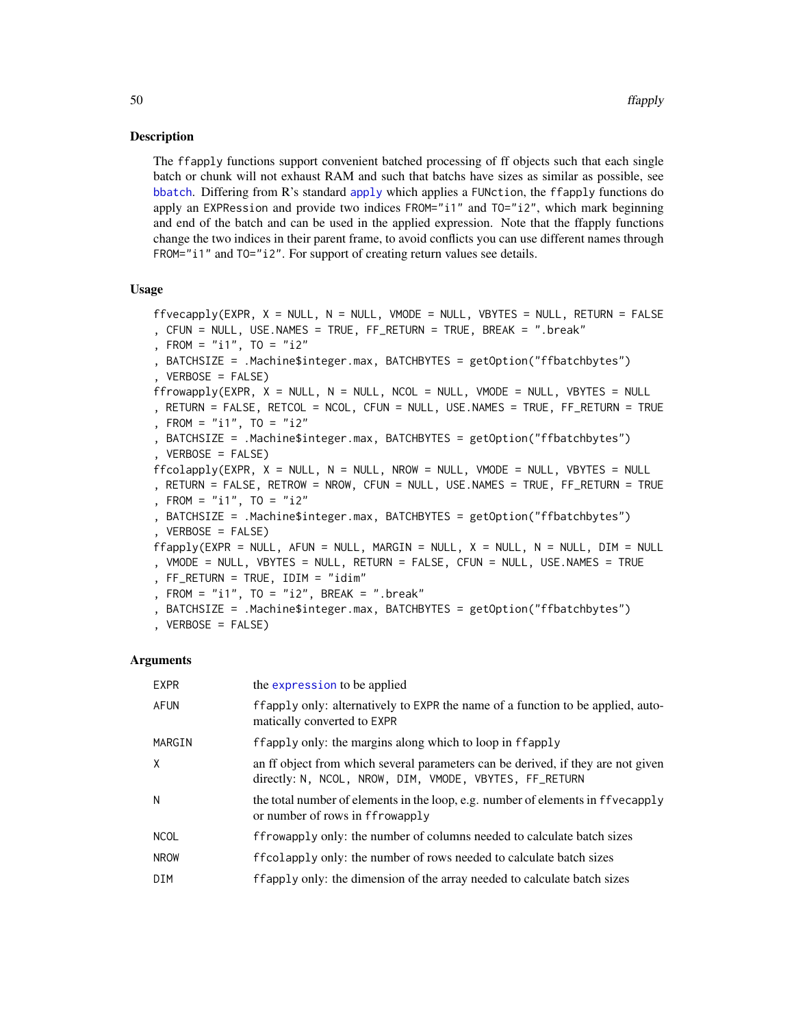### Description

The ffapply functions support convenient batched processing of ff objects such that each single batch or chunk will not exhaust RAM and such that batchs have sizes as similar as possible, see bbatch. Differing from R's standard apply which applies a FUNction, the ffapply functions do apply an EXPRession and provide two indices FROM="i1" and TO="i2", which mark beginning and end of the batch and can be used in the applied expression. Note that the ffapply functions change the two indices in their parent frame, to avoid conflicts you can use different names through FROM="i1" and TO="i2". For support of creating return values see details.

### Usage

```
ffvecapply(EXPR, X = NULL, N = NULL, VMODE = NULL, VBYTES = NULL, RETURN = FALSE
, CFUN = NULL, USE.NAMES = TRUE, FF_RETURN = TRUE, BREAK = ".break"
, FROM = "i1", TO = "i2"
, BATCHSIZE = .Machine$integer.max, BATCHBYTES = getOption("ffbatchbytes")
, VERBOSE = FALSE)
ffrowapply(EXPR, X = NULL, N = NULL, NCOL = NULL, VMODE = NULL, VBYTES = NULL
, RETURN = FALSE, RETCOL = NCOL, CFUN = NULL, USE.NAMES = TRUE, FF_RETURN = TRUE
, FROM = "i1", TO = "i2"
, BATCHSIZE = .Machine$integer.max, BATCHBYTES = getOption("ffbatchbytes")
, VERBOSE = FALSE)
ffcolapply(EXPR, X = NULL, N = NULL, NROW = NULL, VMODE = NULL, VBYTES = NULL
, RETURN = FALSE, RETROW = NROW, CFUN = NULL, USE.NAMES = TRUE, FF_RETURN = TRUE
, FROM = "i1", TO = "i2"
, BATCHSIZE = .Machine$integer.max, BATCHBYTES = getOption("ffbatchbytes")
, VERBOSE = FALSE)
ffapply(EXPR = NULL, AFUN = NULL, MARGIN = NULL, X = NULL, N = NULL, DIM = NULL
, VMODE = NULL, VBYTES = NULL, RETURN = FALSE, CFUN = NULL, USE.NAMES = TRUE
, FF_RETURN = TRUE, IDIM = "idim"
, FROM = "i1", TO = "i2", BREAK = ".break"
, BATCHSIZE = .Machine$integer.max, BATCHBYTES = getOption("ffbatchbytes")
, VERBOSE = FALSE)
```

### Arguments

| | |
|---|---|
| EXPR | the expression to be applied |
| AFUN | ffapply only: alternatively to EXPR the name of a function to be applied, automatically converted to EXPR |
| MARGIN | ffapply only: the margins along which to loop in ffapply |
| X | an ff object from which several parameters can be derived, if they are not given directly: N, NCOL, NROW, DIM, VMODE, VBYTES, FF_RETURN |
| N | the total number of elements in the loop, e.g. number of elements in ffvecapply or number of rows in ffrowapply |
| NCOL | ffrowapply only: the number of columns needed to calculate batch sizes |
| NROW | ffcolapply only: the number of rows needed to calculate batch sizes |
| DIM | ffapply only: the dimension of the array needed to calculate batch sizes |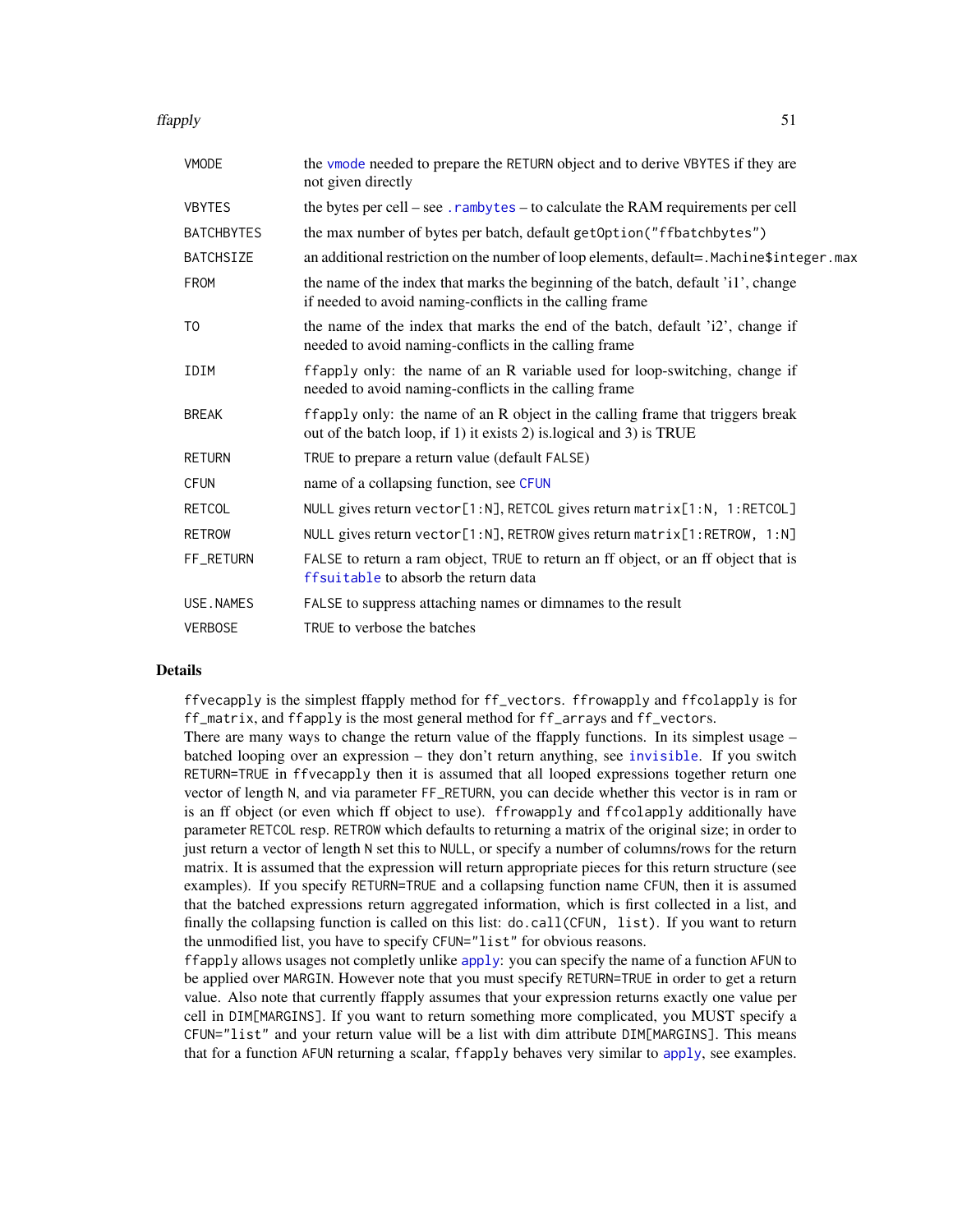| | |
|---|---|
| VMODE | the vmode needed to prepare the RETURN object and to derive VBYTES if they are not given directly |
| VBYTES | the bytes per cell – see .rambytes – to calculate the RAM requirements per cell |
| BATCHBYTES | the max number of bytes per batch, default getOption("ffbatchbytes") |
| BATCHSIZE | an additional restriction on the number of loop elements, default=.Machine$integer.max |
| FROM | the name of the index that marks the beginning of the batch, default 'i1', change if needed to avoid naming-conflicts in the calling frame |
| TO | the name of the index that marks the end of the batch, default 'i2', change if needed to avoid naming-conflicts in the calling frame |
| IDIM | ffapply only: the name of an R variable used for loop-switching, change if needed to avoid naming-conflicts in the calling frame |
| BREAK | ffapply only: the name of an R object in the calling frame that triggers break out of the batch loop, if 1) it exists 2) is.logical and 3) is TRUE |
| RETURN | TRUE to prepare a return value (default FALSE) |
| CFUN | name of a collapsing function, see CFUN |
| RETCOL | NULL gives return vector[1:N], RETCOL gives return matrix[1:N, 1:RETCOL] |
| RETROW | NULL gives return vector[1:N], RETROW gives return matrix[1:RETROW, 1:N] |
| FF_RETURN | FALSE to return a ram object, TRUE to return an ff object, or an ff object that is ffsuitable to absorb the return data |
| USE.NAMES | FALSE to suppress attaching names or dimnames to the result |
| VERBOSE | TRUE to verbose the batches |

## Details

ffvecapply is the simplest ffapply method for ff_vectors. ffrowapply and ffcolapply is for ff_matrix, and ffapply is the most general method for ff_arrays and ff_vectors.
There are many ways to change the return value of the ffapply functions. In its simplest usage – batched looping over an expression – they don't return anything, see invisible. If you switch RETURN=TRUE in ffvecapply then it is assumed that all looped expressions together return one vector of length N, and via parameter FF_RETURN, you can decide whether this vector is in ram or is an ff object (or even which ff object to use). ffrowapply and ffcolapply additionally have parameter RETCOL resp. RETROW which defaults to returning a matrix of the original size; in order to just return a vector of length N set this to NULL, or specify a number of columns/rows for the return matrix. It is assumed that the expression will return appropriate pieces for this return structure (see examples). If you specify RETURN=TRUE and a collapsing function name CFUN, then it is assumed that the batched expressions return aggregated information, which is first collected in a list, and finally the collapsing function is called on this list: do.call(CFUN, list). If you want to return the unmodified list, you have to specify CFUN="list" for obvious reasons.
ffapply allows usages not completly unlike apply: you can specify the name of a function AFUN to be applied over MARGIN. However note that you must specify RETURN=TRUE in order to get a return value. Also note that currently ffapply assumes that your expression returns exactly one value per cell in DIM[MARGINS]. If you want to return something more complicated, you MUST specify a CFUN="list" and your return value will be a list with dim attribute DIM[MARGINS]. This means that for a function AFUN returning a scalar, ffapply behaves very similar to apply, see examples.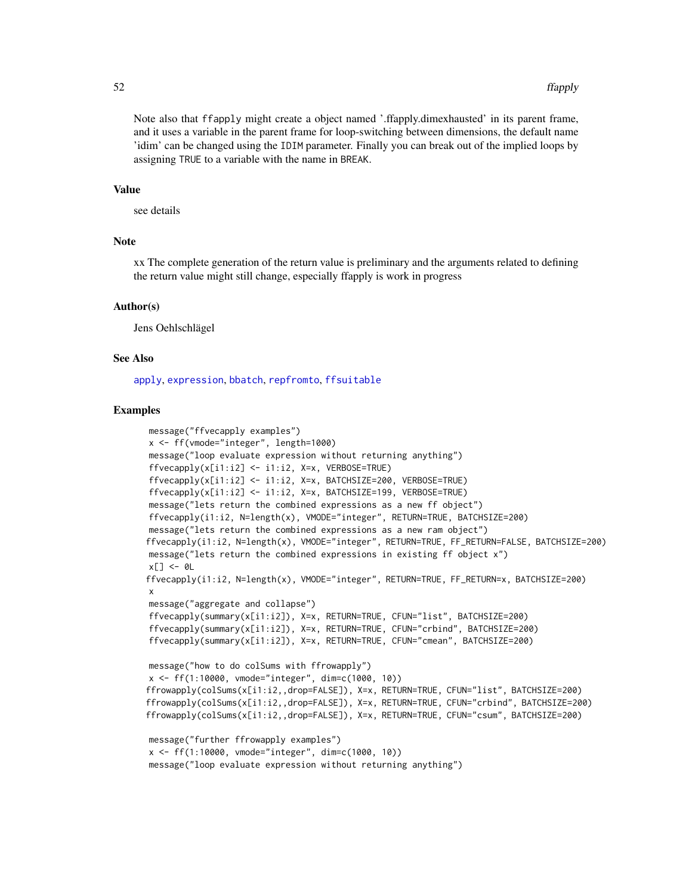Note also that `ffapply` might create a object named '.ffapply.dimexhausted' in its parent frame, and it uses a variable in the parent frame for loop-switching between dimensions, the default name 'idim' can be changed using the `IDIM` parameter. Finally you can break out of the implied loops by assigning `TRUE` to a variable with the name in `BREAK`.

## Value

see details

## Note

xx The complete generation of the return value is preliminary and the arguments related to defining the return value might still change, especially ffapply is work in progress

## Author(s)

Jens Oehlschlägel

## See Also

apply, expression, bbatch, repfromto, ffsuitable

## Examples

```
message("ffvecapply examples")
x <- ff(vmode="integer", length=1000)
message("loop evaluate expression without returning anything")
ffvecapply(x[i1:i2] <- i1:i2, X=x, VERBOSE=TRUE)
ffvecapply(x[i1:i2] <- i1:i2, X=x, BATCHSIZE=200, VERBOSE=TRUE)
ffvecapply(x[i1:i2] <- i1:i2, X=x, BATCHSIZE=199, VERBOSE=TRUE)
message("lets return the combined expressions as a new ff object")
ffvecapply(i1:i2, N=length(x), VMODE="integer", RETURN=TRUE, BATCHSIZE=200)
message("lets return the combined expressions as a new ram object")
ffvecapply(i1:i2, N=length(x), VMODE="integer", RETURN=TRUE, FF_RETURN=FALSE, BATCHSIZE=200)
message("lets return the combined expressions in existing ff object x")
x[] <- 0L
ffvecapply(i1:i2, N=length(x), VMODE="integer", RETURN=TRUE, FF_RETURN=x, BATCHSIZE=200)
x
message("aggregate and collapse")
ffvecapply(summary(x[i1:i2]), X=x, RETURN=TRUE, CFUN="list", BATCHSIZE=200)
ffvecapply(summary(x[i1:i2]), X=x, RETURN=TRUE, CFUN="crbind", BATCHSIZE=200)
ffvecapply(summary(x[i1:i2]), X=x, RETURN=TRUE, CFUN="cmean", BATCHSIZE=200)

message("how to do colSums with ffrowapply")
x <- ff(1:10000, vmode="integer", dim=c(1000, 10))
ffrowapply(colSums(x[i1:i2,,drop=FALSE]), X=x, RETURN=TRUE, CFUN="list", BATCHSIZE=200)
ffrowapply(colSums(x[i1:i2,,drop=FALSE]), X=x, RETURN=TRUE, CFUN="crbind", BATCHSIZE=200)
ffrowapply(colSums(x[i1:i2,,drop=FALSE]), X=x, RETURN=TRUE, CFUN="csum", BATCHSIZE=200)

message("further ffrowapply examples")
x <- ff(1:10000, vmode="integer", dim=c(1000, 10))
message("loop evaluate expression without returning anything")
```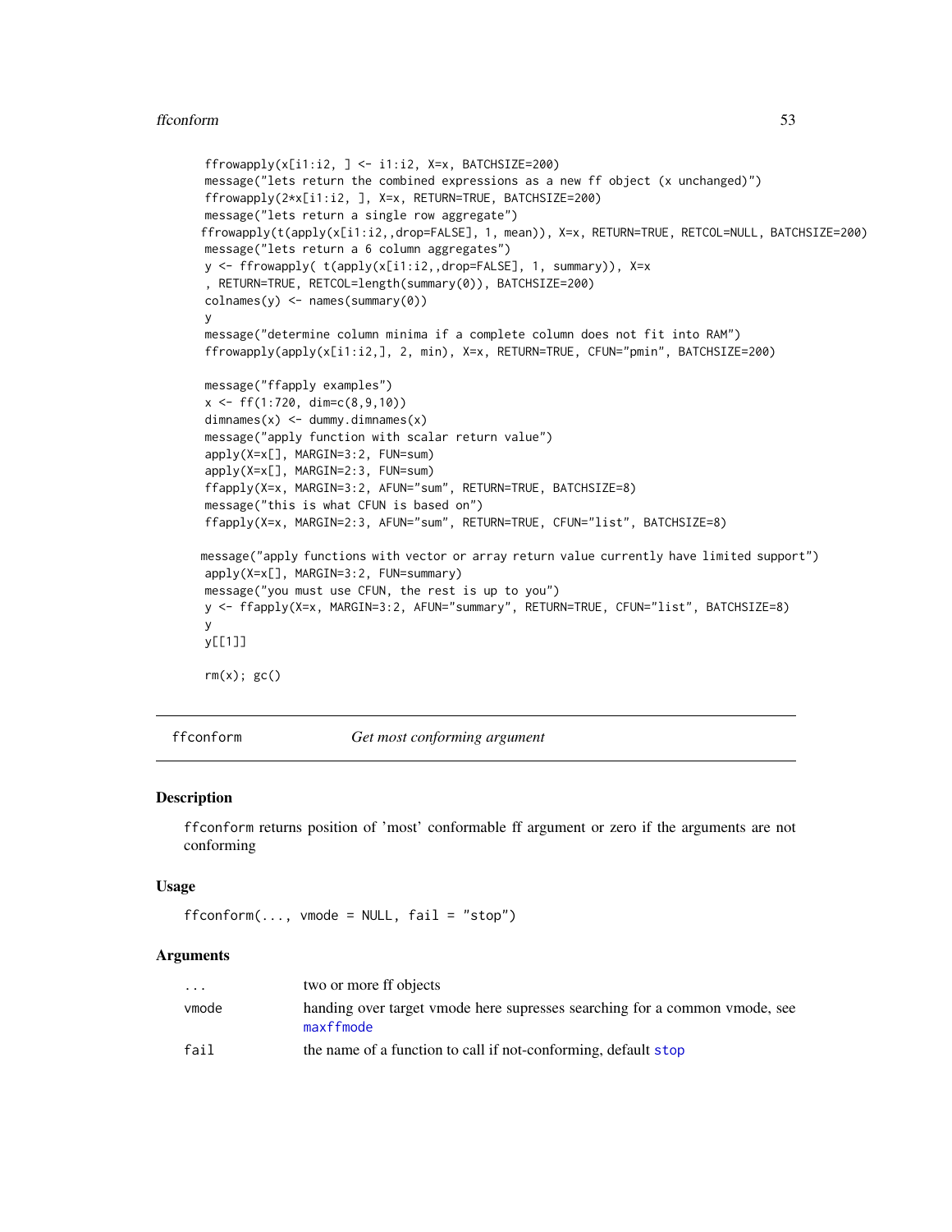```
ffrowapply(x[i1:i2, ] <- i1:i2, X=x, BATCHSIZE=200)
message("lets return the combined expressions as a new ff object (x unchanged)")
ffrowapply(2*x[i1:i2, ], X=x, RETURN=TRUE, BATCHSIZE=200)
message("lets return a single row aggregate")
ffrowapply(t(apply(x[i1:i2,,drop=FALSE], 1, mean)), X=x, RETURN=TRUE, RETCOL=NULL, BATCHSIZE=200)
message("lets return a 6 column aggregates")
y <- ffrowapply( t(apply(x[i1:i2,,drop=FALSE], 1, summary)), X=x
, RETURN=TRUE, RETCOL=length(summary(0)), BATCHSIZE=200)
colnames(y) <- names(summary(0))
y
message("determine column minima if a complete column does not fit into RAM")
ffrowapply(apply(x[i1:i2,], 2, min), X=x, RETURN=TRUE, CFUN="pmin", BATCHSIZE=200)

message("ffapply examples")
x <- ff(1:720, dim=c(8,9,10))
dimnames(x) <- dummy.dimnames(x)
message("apply function with scalar return value")
apply(X=x[], MARGIN=3:2, FUN=sum)
apply(X=x[], MARGIN=2:3, FUN=sum)
ffapply(X=x, MARGIN=3:2, AFUN="sum", RETURN=TRUE, BATCHSIZE=8)
message("this is what CFUN is based on")
ffapply(X=x, MARGIN=2:3, AFUN="sum", RETURN=TRUE, CFUN="list", BATCHSIZE=8)

message("apply functions with vector or array return value currently have limited support")
apply(X=x[], MARGIN=3:2, FUN=summary)
message("you must use CFUN, the rest is up to you")
y <- ffapply(X=x, MARGIN=3:2, AFUN="summary", RETURN=TRUE, CFUN="list", BATCHSIZE=8)
y
y[[1]]

rm(x); gc()
```

---

# ffconform — *Get most conforming argument*

## Description

ffconform returns position of 'most' conformable ff argument or zero if the arguments are not conforming

## Usage

```
ffconform(..., vmode = NULL, fail = "stop")
```

## Arguments

| | |
|---|---|
| ... | two or more ff objects |
| vmode | handing over target vmode here supresses searching for a common vmode, see maxffmode |
| fail | the name of a function to call if not-conforming, default stop |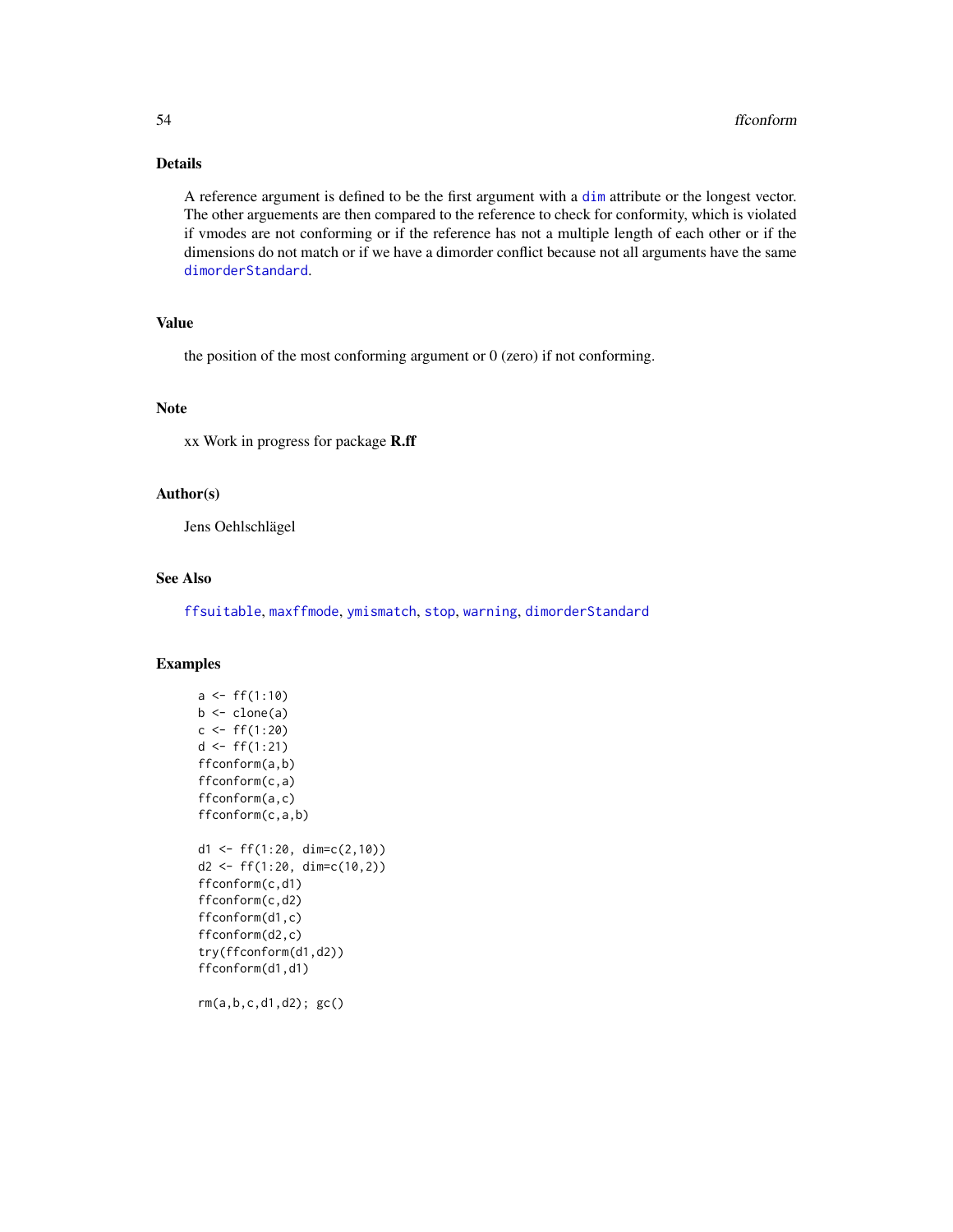## Details

A reference argument is defined to be the first argument with a `dim` attribute or the longest vector. The other arguements are then compared to the reference to check for conformity, which is violated if vmodes are not conforming or if the reference has not a multiple length of each other or if the dimensions do not match or if we have a dimorder conflict because not all arguments have the same `dimorderStandard`.

## Value

the position of the most conforming argument or 0 (zero) if not conforming.

## Note

xx Work in progress for package **R.ff**

## Author(s)

Jens Oehlschlägel

## See Also

`ffsuitable`, `maxffmode`, `ymismatch`, `stop`, `warning`, `dimorderStandard`

## Examples

```
a <- ff(1:10)
b <- clone(a)
c <- ff(1:20)
d <- ff(1:21)
ffconform(a,b)
ffconform(c,a)
ffconform(a,c)
ffconform(c,a,b)

d1 <- ff(1:20, dim=c(2,10))
d2 <- ff(1:20, dim=c(10,2))
ffconform(c,d1)
ffconform(c,d2)
ffconform(d1,c)
ffconform(d2,c)
try(ffconform(d1,d2))
ffconform(d1,d1)

rm(a,b,c,d1,d2); gc()
```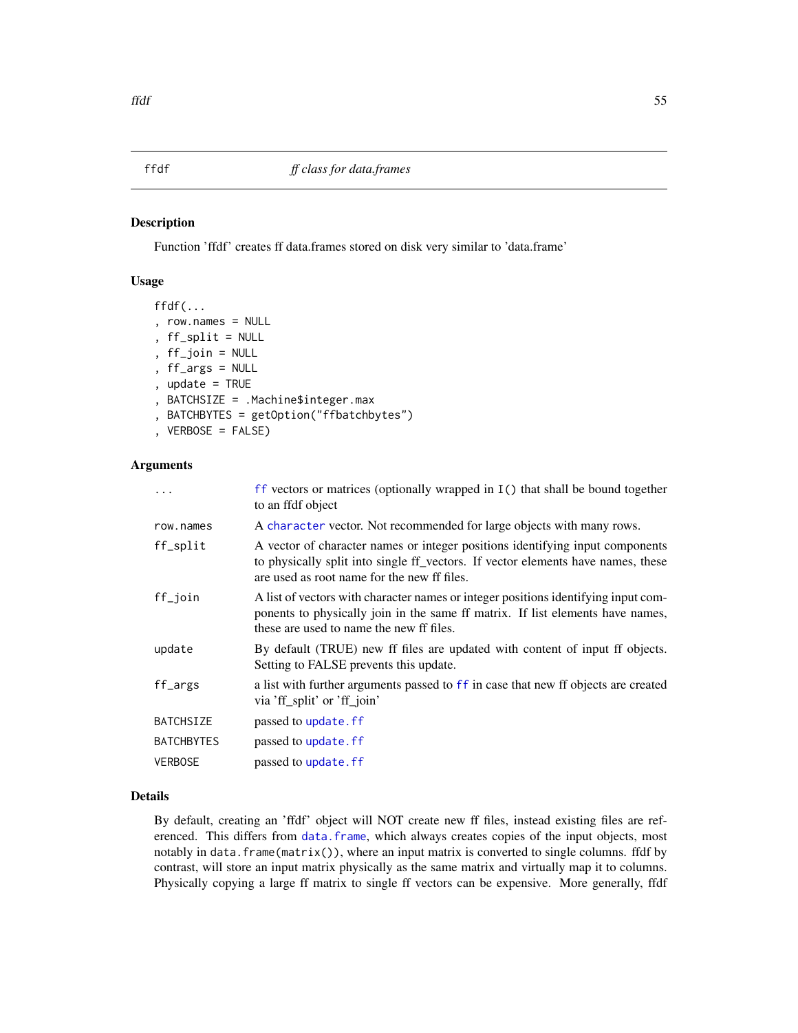ffdf *ff class for data.frames*

### Description

Function 'ffdf' creates ff data.frames stored on disk very similar to 'data.frame'

### Usage

```
ffdf(...
, row.names = NULL
, ff_split = NULL
, ff_join = NULL
, ff_args = NULL
, update = TRUE
, BATCHSIZE = .Machine$integer.max
, BATCHBYTES = getOption("ffbatchbytes")
, VERBOSE = FALSE)
```

### Arguments

| | |
|---|---|
| `...` | ff vectors or matrices (optionally wrapped in `I()` that shall be bound together to an ffdf object |
| `row.names` | A character vector. Not recommended for large objects with many rows. |
| `ff_split` | A vector of character names or integer positions identifying input components to physically split into single ff_vectors. If vector elements have names, these are used as root name for the new ff files. |
| `ff_join` | A list of vectors with character names or integer positions identifying input components to physically join in the same ff matrix. If list elements have names, these are used to name the new ff files. |
| `update` | By default (TRUE) new ff files are updated with content of input ff objects. Setting to FALSE prevents this update. |
| `ff_args` | a list with further arguments passed to ff in case that new ff objects are created via 'ff_split' or 'ff_join' |
| `BATCHSIZE` | passed to update.ff |
| `BATCHBYTES` | passed to update.ff |
| `VERBOSE` | passed to update.ff |

### Details

By default, creating an 'ffdf' object will NOT create new ff files, instead existing files are referenced. This differs from data.frame, which always creates copies of the input objects, most notably in `data.frame(matrix())`, where an input matrix is converted to single columns. ffdf by contrast, will store an input matrix physically as the same matrix and virtually map it to columns. Physically copying a large ff matrix to single ff vectors can be expensive. More generally, ffdf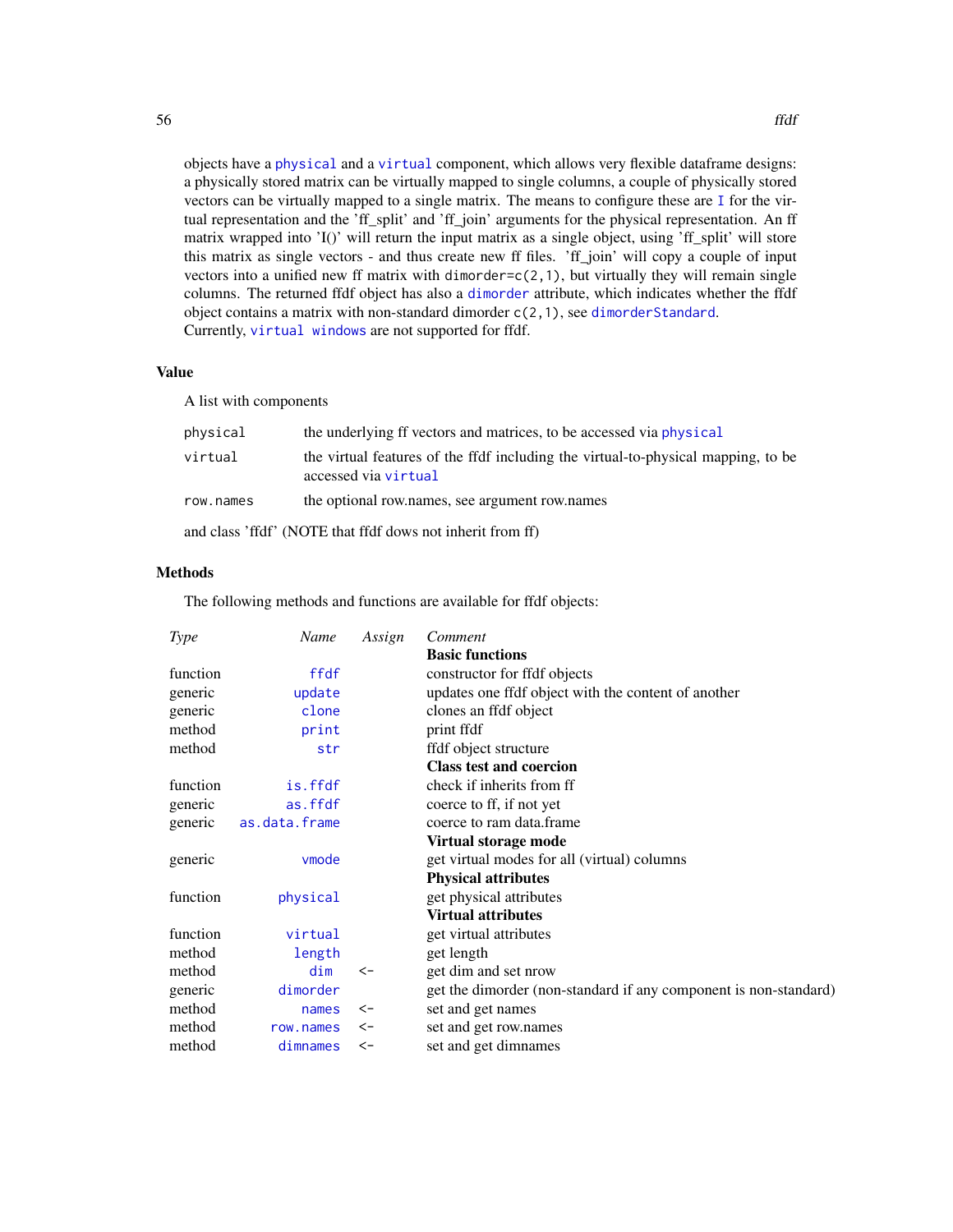objects have a `physical` and a `virtual` component, which allows very flexible dataframe designs: a physically stored matrix can be virtually mapped to single columns, a couple of physically stored vectors can be virtually mapped to a single matrix. The means to configure these are `I` for the virtual representation and the 'ff_split' and 'ff_join' arguments for the physical representation. An ff matrix wrapped into 'I()' will return the input matrix as a single object, using 'ff_split' will store this matrix as single vectors - and thus create new ff files. 'ff_join' will copy a couple of input vectors into a unified new ff matrix with `dimorder=c(2,1)`, but virtually they will remain single columns. The returned ffdf object has also a `dimorder` attribute, which indicates whether the ffdf object contains a matrix with non-standard dimorder `c(2,1)`, see `dimorderStandard`.
Currently, `virtual windows` are not supported for ffdf.

## Value

A list with components

| | |
|---|---|
| `physical` | the underlying ff vectors and matrices, to be accessed via `physical` |
| `virtual` | the virtual features of the ffdf including the virtual-to-physical mapping, to be accessed via `virtual` |
| `row.names` | the optional row.names, see argument row.names |

and class 'ffdf' (NOTE that ffdf dows not inherit from ff)

## Methods

The following methods and functions are available for ffdf objects:

| *Type* | *Name* | *Assign* | *Comment* |
|---|---|---|---|
| | | | **Basic functions** |
| function | `ffdf` | | constructor for ffdf objects |
| generic | `update` | | updates one ffdf object with the content of another |
| generic | `clone` | | clones an ffdf object |
| method | `print` | | print ffdf |
| method | `str` | | ffdf object structure |
| | | | **Class test and coercion** |
| function | `is.ffdf` | | check if inherits from ff |
| generic | `as.ffdf` | | coerce to ff, if not yet |
| generic | `as.data.frame` | | coerce to ram data.frame |
| | | | **Virtual storage mode** |
| generic | `vmode` | | get virtual modes for all (virtual) columns |
| | | | **Physical attributes** |
| function | `physical` | | get physical attributes |
| | | | **Virtual attributes** |
| function | `virtual` | | get virtual attributes |
| method | `length` | | get length |
| method | `dim` | <- | get dim and set nrow |
| generic | `dimorder` | | get the dimorder (non-standard if any component is non-standard) |
| method | `names` | <- | set and get names |
| method | `row.names` | <- | set and get row.names |
| method | `dimnames` | <- | set and get dimnames |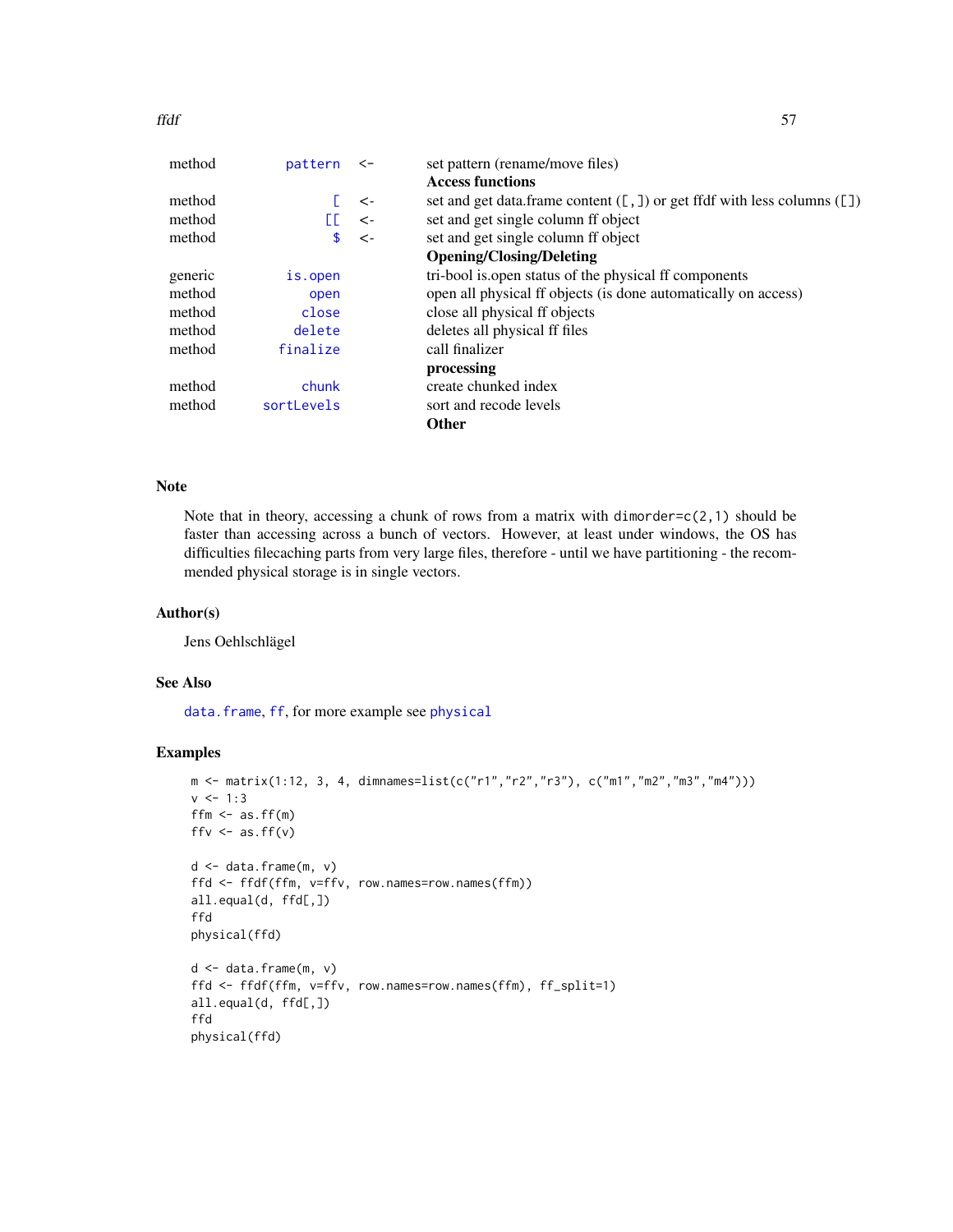| | | | |
|---|---|---|---|
| method | pattern | <- | set pattern (rename/move files) |
| | | | **Access functions** |
| method | [ | <- | set and get data.frame content ([,]) or get ffdf with less columns ([]) |
| method | [[ | <- | set and get single column ff object |
| method | $ | <- | set and get single column ff object |
| | | | **Opening/Closing/Deleting** |
| generic | is.open | | tri-bool is.open status of the physical ff components |
| method | open | | open all physical ff objects (is done automatically on access) |
| method | close | | close all physical ff objects |
| method | delete | | deletes all physical ff files |
| method | finalize | | call finalizer |
| | | | **processing** |
| method | chunk | | create chunked index |
| method | sortLevels | | sort and recode levels |
| | | | **Other** |

## Note

Note that in theory, accessing a chunk of rows from a matrix with `dimorder=c(2,1)` should be faster than accessing across a bunch of vectors. However, at least under windows, the OS has difficulties filecaching parts from very large files, therefore - until we have partitioning - the recommended physical storage is in single vectors.

## Author(s)

Jens Oehlschlägel

## See Also

`data.frame`, `ff`, for more example see `physical`

## Examples

```
m <- matrix(1:12, 3, 4, dimnames=list(c("r1","r2","r3"), c("m1","m2","m3","m4")))
v <- 1:3
ffm <- as.ff(m)
ffv <- as.ff(v)

d <- data.frame(m, v)
ffd <- ffdf(ffm, v=ffv, row.names=row.names(ffm))
all.equal(d, ffd[,])
ffd
physical(ffd)

d <- data.frame(m, v)
ffd <- ffdf(ffm, v=ffv, row.names=row.names(ffm), ff_split=1)
all.equal(d, ffd[,])
ffd
physical(ffd)
```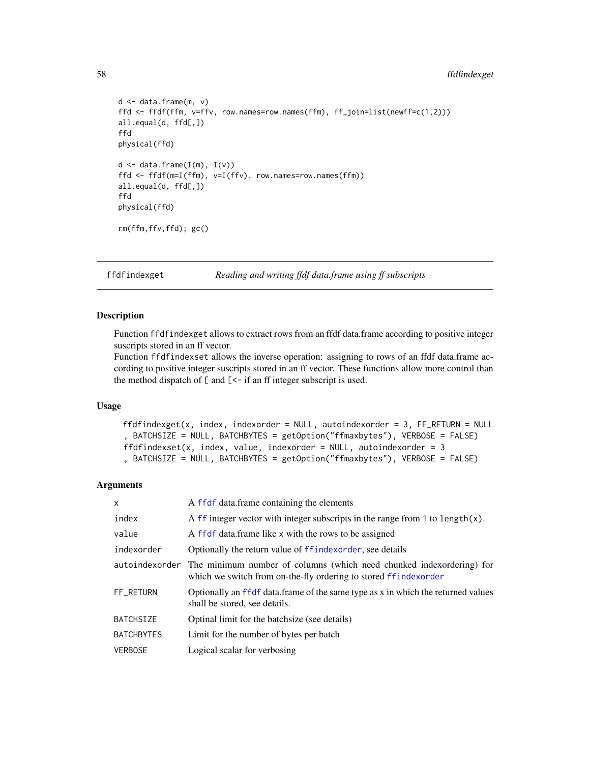```
d <- data.frame(m, v)
ffd <- ffdf(ffm, v=ffv, row.names=row.names(ffm), ff_join=list(newff=c(1,2)))
all.equal(d, ffd[,])
ffd
physical(ffd)

d <- data.frame(I(m), I(v))
ffd <- ffdf(m=I(ffm), v=I(ffv), row.names=row.names(ffm))
all.equal(d, ffd[,])
ffd
physical(ffd)

rm(ffm,ffv,ffd); gc()
```

## ffdfindexget — *Reading and writing ffdf data.frame using ff subscripts*

### Description

Function `ffdfindexget` allows to extract rows from an ffdf data.frame according to positive integer suscripts stored in an ff vector.
Function `ffdfindexset` allows the inverse operation: assigning to rows of an ffdf data.frame according to positive integer suscripts stored in an ff vector. These functions allow more control than the method dispatch of `[` and `[<-` if an ff integer subscript is used.

### Usage

```
ffdfindexget(x, index, indexorder = NULL, autoindexorder = 3, FF_RETURN = NULL
, BATCHSIZE = NULL, BATCHBYTES = getOption("ffmaxbytes"), VERBOSE = FALSE)
ffdfindexset(x, index, value, indexorder = NULL, autoindexorder = 3
, BATCHSIZE = NULL, BATCHBYTES = getOption("ffmaxbytes"), VERBOSE = FALSE)
```

### Arguments

| | |
|---|---|
| `x` | A `ffdf` data.frame containing the elements |
| `index` | A `ff` integer vector with integer subscripts in the range from 1 to `length(x)`. |
| `value` | A `ffdf` data.frame like x with the rows to be assigned |
| `indexorder` | Optionally the return value of `ffindexorder`, see details |
| `autoindexorder` | The minimum number of columns (which need chunked indexordering) for which we switch from on-the-fly ordering to stored `ffindexorder` |
| `FF_RETURN` | Optionally an `ffdf` data.frame of the same type as x in which the returned values shall be stored, see details. |
| `BATCHSIZE` | Optinal limit for the batchsize (see details) |
| `BATCHBYTES` | Limit for the number of bytes per batch |
| `VERBOSE` | Logical scalar for verbosing |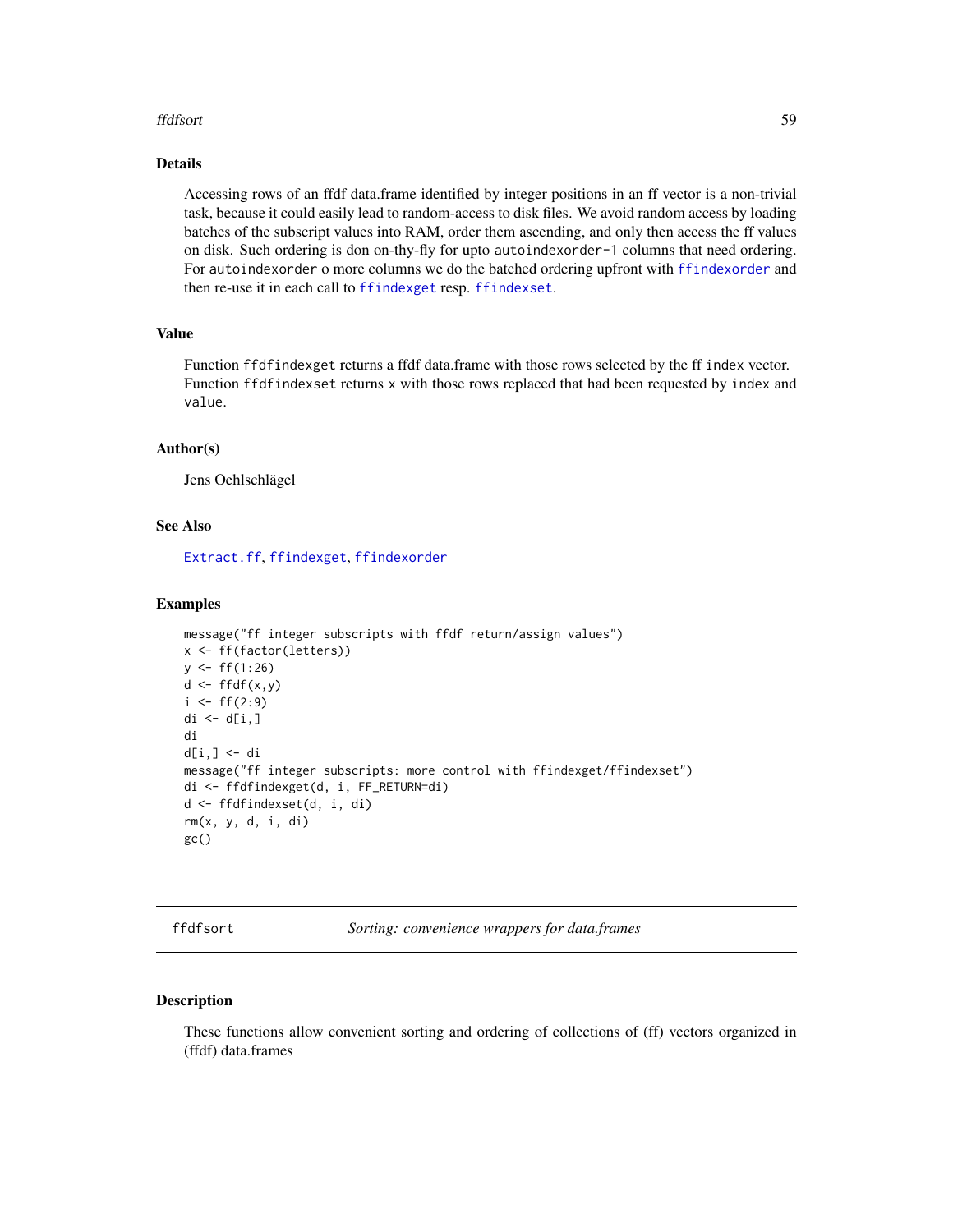## Details

Accessing rows of an ffdf data.frame identified by integer positions in an ff vector is a non-trivial task, because it could easily lead to random-access to disk files. We avoid random access by loading batches of the subscript values into RAM, order them ascending, and only then access the ff values on disk. Such ordering is don on-thy-fly for upto `autoindexorder-1` columns that need ordering. For `autoindexorder` o more columns we do the batched ordering upfront with `ffindexorder` and then re-use it in each call to `ffindexget` resp. `ffindexset`.

## Value

Function `ffdfindexget` returns a ffdf data.frame with those rows selected by the ff `index` vector. Function `ffdfindexset` returns `x` with those rows replaced that had been requested by `index` and `value`.

## Author(s)

Jens Oehlschlägel

## See Also

`Extract.ff`, `ffindexget`, `ffindexorder`

## Examples

```
message("ff integer subscripts with ffdf return/assign values")
x <- ff(factor(letters))
y <- ff(1:26)
d <- ffdf(x,y)
i <- ff(2:9)
di <- d[i,]
di
d[i,] <- di
message("ff integer subscripts: more control with ffindexget/ffindexset")
di <- ffdfindexget(d, i, FF_RETURN=di)
d <- ffdfindexset(d, i, di)
rm(x, y, d, i, di)
gc()
```

---

# ffdfsort *Sorting: convenience wrappers for data.frames*

## Description

These functions allow convenient sorting and ordering of collections of (ff) vectors organized in (ffdf) data.frames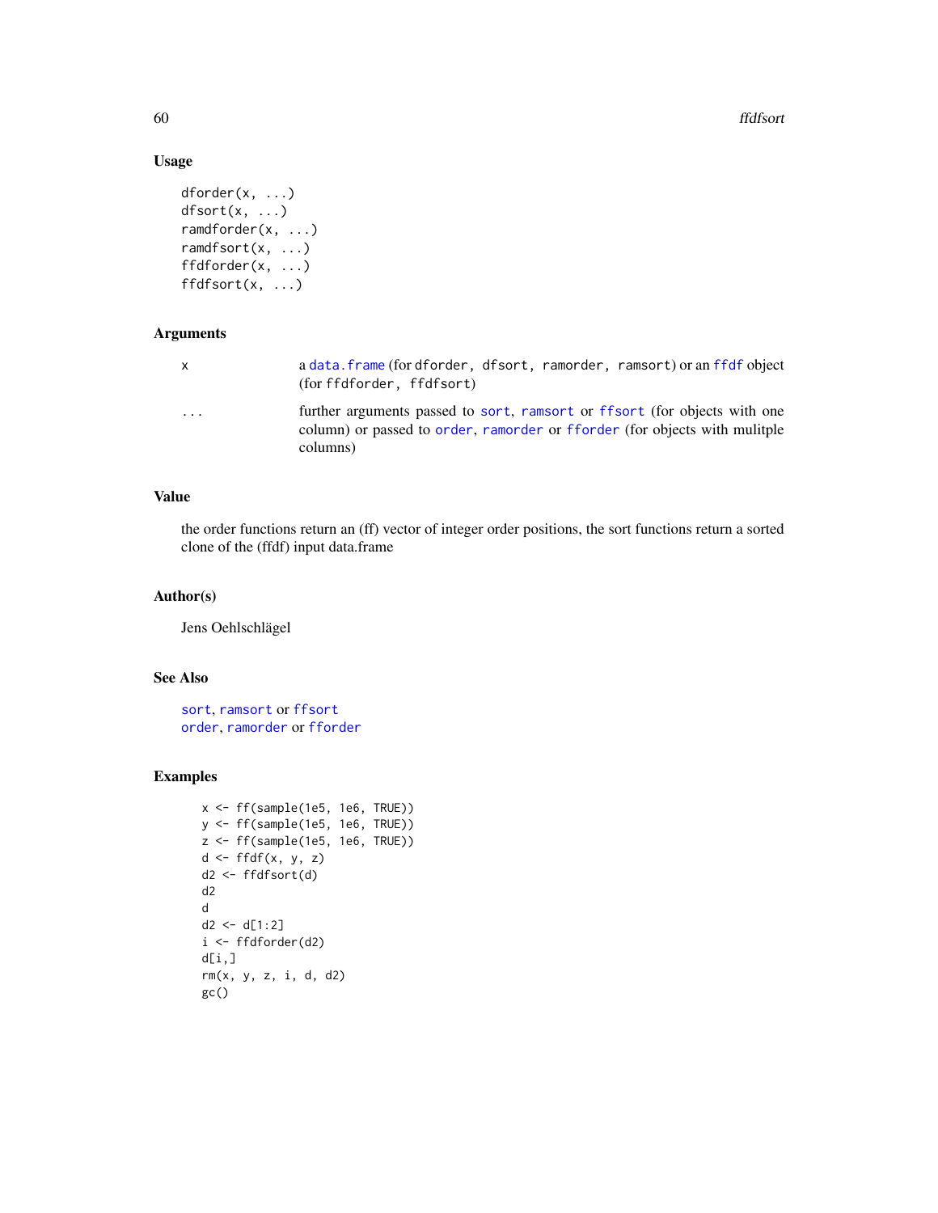## Usage

```
dforder(x, ...)
dfsort(x, ...)
ramdforder(x, ...)
ramdfsort(x, ...)
ffdforder(x, ...)
ffdfsort(x, ...)
```

## Arguments

| | |
|---|---|
| x | a `data.frame` (for `dforder, dfsort, ramorder, ramsort`) or an `ffdf` object (for `ffdforder, ffdfsort`) |
| ... | further arguments passed to `sort`, `ramsort` or `ffsort` (for objects with one column) or passed to `order`, `ramorder` or `fforder` (for objects with mulitple columns) |

## Value

the order functions return an (ff) vector of integer order positions, the sort functions return a sorted clone of the (ffdf) input data.frame

## Author(s)

Jens Oehlschlägel

## See Also

`sort`, `ramsort` or `ffsort`
`order`, `ramorder` or `fforder`

## Examples

```
x <- ff(sample(1e5, 1e6, TRUE))
y <- ff(sample(1e5, 1e6, TRUE))
z <- ff(sample(1e5, 1e6, TRUE))
d <- ffdf(x, y, z)
d2 <- ffdfsort(d)
d2
d
d2 <- d[1:2]
i <- ffdforder(d2)
d[i,]
rm(x, y, z, i, d, d2)
gc()
```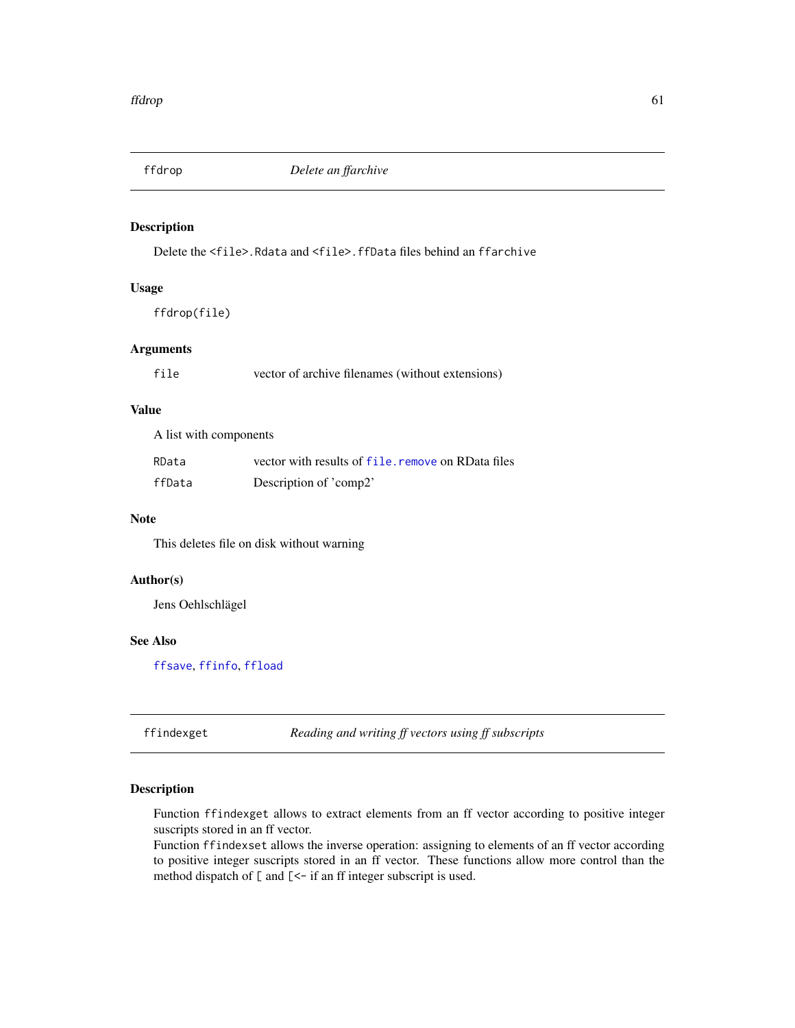## ffdrop *Delete an ffarchive*

### Description

Delete the `<file>.Rdata` and `<file>.ffData` files behind an `ffarchive`

### Usage

```
ffdrop(file)
```

### Arguments

| | |
|---|---|
| `file` | vector of archive filenames (without extensions) |

### Value

A list with components

| | |
|---|---|
| `RData` | vector with results of `file.remove` on RData files |
| `ffData` | Description of 'comp2' |

### Note

This deletes file on disk without warning

### Author(s)

Jens Oehlschlägel

### See Also

`ffsave`, `ffinfo`, `ffload`

## ffindexget *Reading and writing ff vectors using ff subscripts*

### Description

Function `ffindexget` allows to extract elements from an ff vector according to positive integer suscripts stored in an ff vector.
Function `ffindexset` allows the inverse operation: assigning to elements of an ff vector according to positive integer suscripts stored in an ff vector. These functions allow more control than the method dispatch of `[` and `[<-` if an ff integer subscript is used.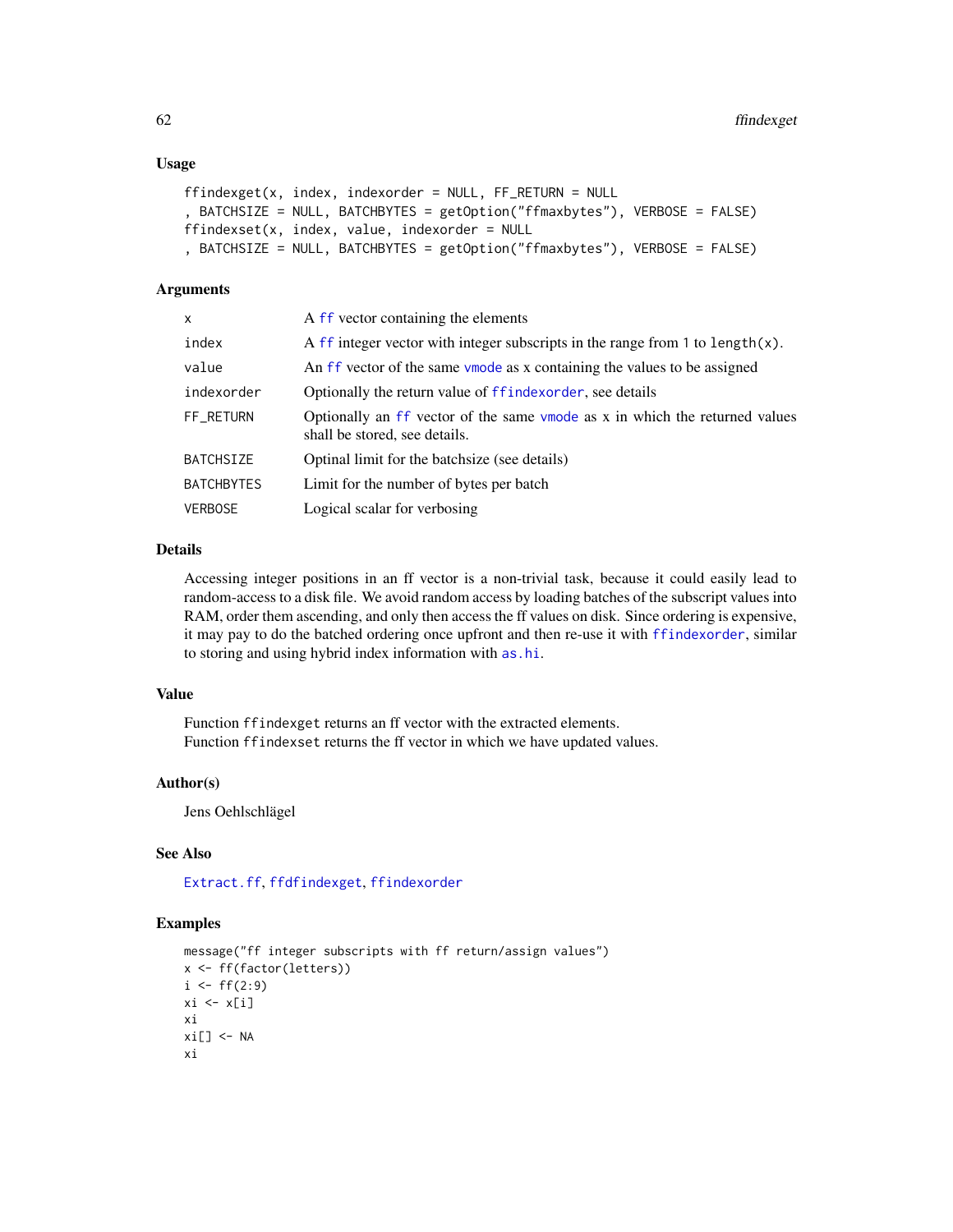## Usage

```
ffindexget(x, index, indexorder = NULL, FF_RETURN = NULL
, BATCHSIZE = NULL, BATCHBYTES = getOption("ffmaxbytes"), VERBOSE = FALSE)
ffindexset(x, index, value, indexorder = NULL
, BATCHSIZE = NULL, BATCHBYTES = getOption("ffmaxbytes"), VERBOSE = FALSE)
```

## Arguments

| | |
|---|---|
| `x` | A `ff` vector containing the elements |
| `index` | A `ff` integer vector with integer subscripts in the range from 1 to `length(x)`. |
| `value` | An `ff` vector of the same `vmode` as x containing the values to be assigned |
| `indexorder` | Optionally the return value of `ffindexorder`, see details |
| `FF_RETURN` | Optionally an `ff` vector of the same `vmode` as x in which the returned values shall be stored, see details. |
| `BATCHSIZE` | Optinal limit for the batchsize (see details) |
| `BATCHBYTES` | Limit for the number of bytes per batch |
| `VERBOSE` | Logical scalar for verbosing |

## Details

Accessing integer positions in an ff vector is a non-trivial task, because it could easily lead to random-access to a disk file. We avoid random access by loading batches of the subscript values into RAM, order them ascending, and only then access the ff values on disk. Since ordering is expensive, it may pay to do the batched ordering once upfront and then re-use it with `ffindexorder`, similar to storing and using hybrid index information with `as.hi`.

## Value

Function `ffindexget` returns an ff vector with the extracted elements.
Function `ffindexset` returns the ff vector in which we have updated values.

## Author(s)

Jens Oehlschlägel

## See Also

`Extract.ff`, `ffdfindexget`, `ffindexorder`

## Examples

```
message("ff integer subscripts with ff return/assign values")
x <- ff(factor(letters))
i <- ff(2:9)
xi <- x[i]
xi
xi[] <- NA
xi
```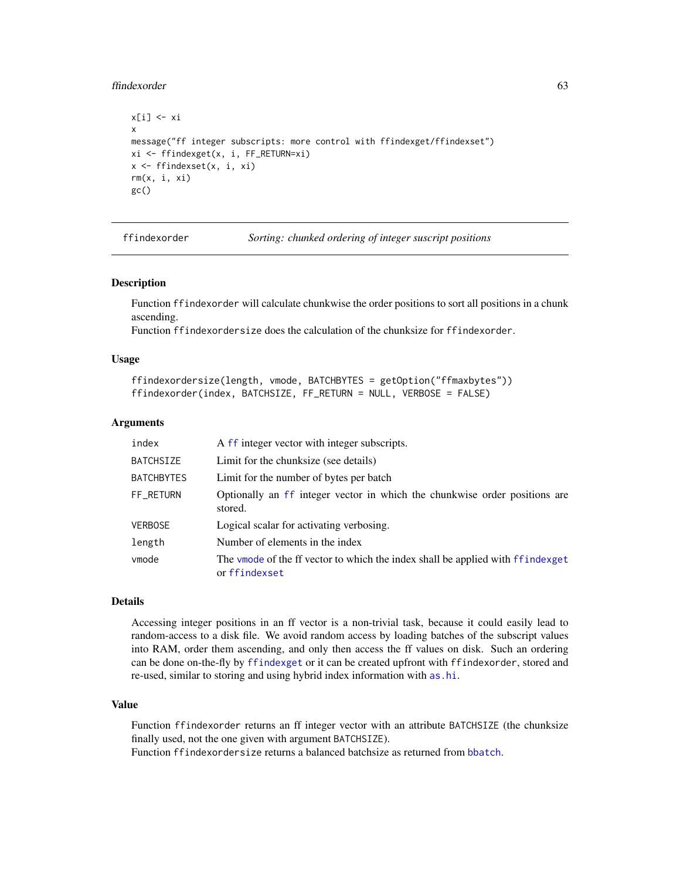```
x[i] <- xi
x
message("ff integer subscripts: more control with ffindexget/ffindexset")
xi <- ffindexget(x, i, FF_RETURN=xi)
x <- ffindexset(x, i, xi)
rm(x, i, xi)
gc()
```

---

## ffindexorder — *Sorting: chunked ordering of integer suscript positions*

### Description

Function `ffindexorder` will calculate chunkwise the order positions to sort all positions in a chunk ascending.
Function `ffindexordersize` does the calculation of the chunksize for `ffindexorder`.

### Usage

```
ffindexordersize(length, vmode, BATCHBYTES = getOption("ffmaxbytes"))
ffindexorder(index, BATCHSIZE, FF_RETURN = NULL, VERBOSE = FALSE)
```

### Arguments

| | |
|---|---|
| `index` | A `ff` integer vector with integer subscripts. |
| `BATCHSIZE` | Limit for the chunksize (see details) |
| `BATCHBYTES` | Limit for the number of bytes per batch |
| `FF_RETURN` | Optionally an `ff` integer vector in which the chunkwise order positions are stored. |
| `VERBOSE` | Logical scalar for activating verbosing. |
| `length` | Number of elements in the index |
| `vmode` | The `vmode` of the ff vector to which the index shall be applied with `ffindexget` or `ffindexset` |

### Details

Accessing integer positions in an ff vector is a non-trivial task, because it could easily lead to random-access to a disk file. We avoid random access by loading batches of the subscript values into RAM, order them ascending, and only then access the ff values on disk. Such an ordering can be done on-the-fly by `ffindexget` or it can be created upfront with `ffindexorder`, stored and re-used, similar to storing and using hybrid index information with `as.hi`.

### Value

Function `ffindexorder` returns an ff integer vector with an attribute `BATCHSIZE` (the chunksize finally used, not the one given with argument `BATCHSIZE`).
Function `ffindexordersize` returns a balanced batchsize as returned from `bbatch`.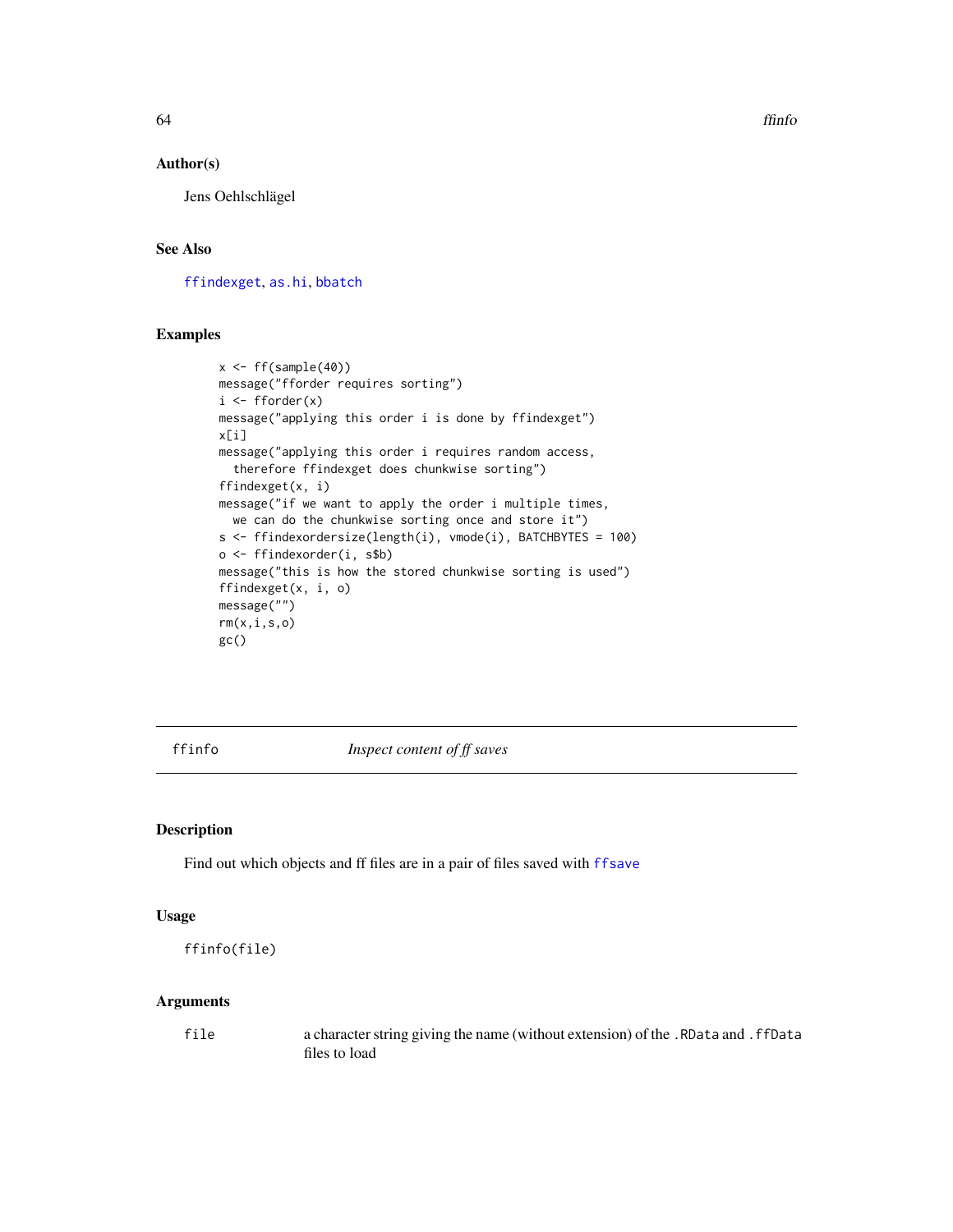## Author(s)

Jens Oehlschlägel

## See Also

ffindexget, as.hi, bbatch

## Examples

```
x <- ff(sample(40))
message("fforder requires sorting")
i <- fforder(x)
message("applying this order i is done by ffindexget")
x[i]
message("applying this order i requires random access,
  therefore ffindexget does chunkwise sorting")
ffindexget(x, i)
message("if we want to apply the order i multiple times,
  we can do the chunkwise sorting once and store it")
s <- ffindexordersize(length(i), vmode(i), BATCHBYTES = 100)
o <- ffindexorder(i, s$b)
message("this is how the stored chunkwise sorting is used")
ffindexget(x, i, o)
message("")
rm(x,i,s,o)
gc()
```

---

# ffinfo — *Inspect content of ff saves*

## Description

Find out which objects and ff files are in a pair of files saved with ffsave

## Usage

```
ffinfo(file)
```

## Arguments

| | |
|---|---|
| `file` | a character string giving the name (without extension) of the `.RData` and `.ffData` files to load |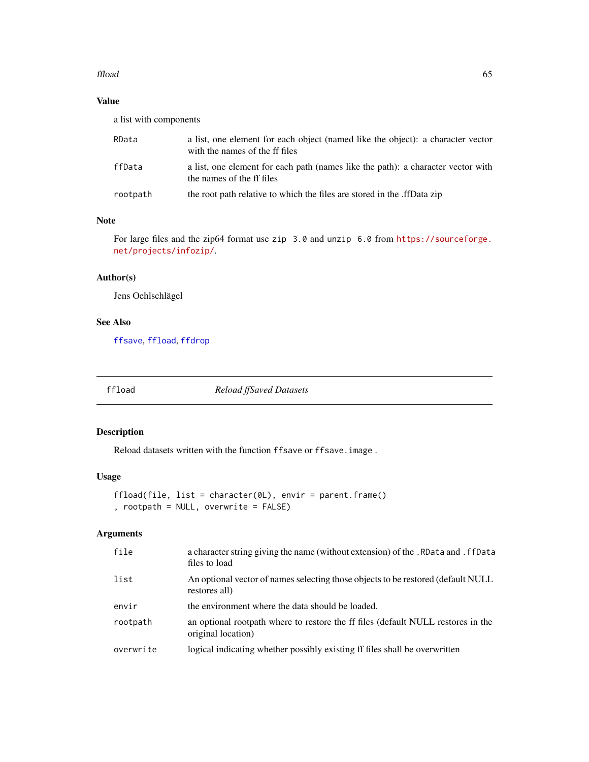## Value

a list with components

| | |
|---|---|
| RData | a list, one element for each object (named like the object): a character vector with the names of the ff files |
| ffData | a list, one element for each path (names like the path): a character vector with the names of the ff files |
| rootpath | the root path relative to which the files are stored in the .ffData zip |

## Note

For large files and the zip64 format use `zip 3.0` and `unzip 6.0` from https://sourceforge.net/projects/infozip/.

## Author(s)

Jens Oehlschlägel

## See Also

`ffsave`, `ffload`, `ffdrop`

---

# ffload — *Reload ffSaved Datasets*

## Description

Reload datasets written with the function `ffsave` or `ffsave.image` .

## Usage

```
ffload(file, list = character(0L), envir = parent.frame()
, rootpath = NULL, overwrite = FALSE)
```

## Arguments

| | |
|---|---|
| file | a character string giving the name (without extension) of the `.RData` and `.ffData` files to load |
| list | An optional vector of names selecting those objects to be restored (default NULL restores all) |
| envir | the environment where the data should be loaded. |
| rootpath | an optional rootpath where to restore the ff files (default NULL restores in the original location) |
| overwrite | logical indicating whether possibly existing ff files shall be overwritten |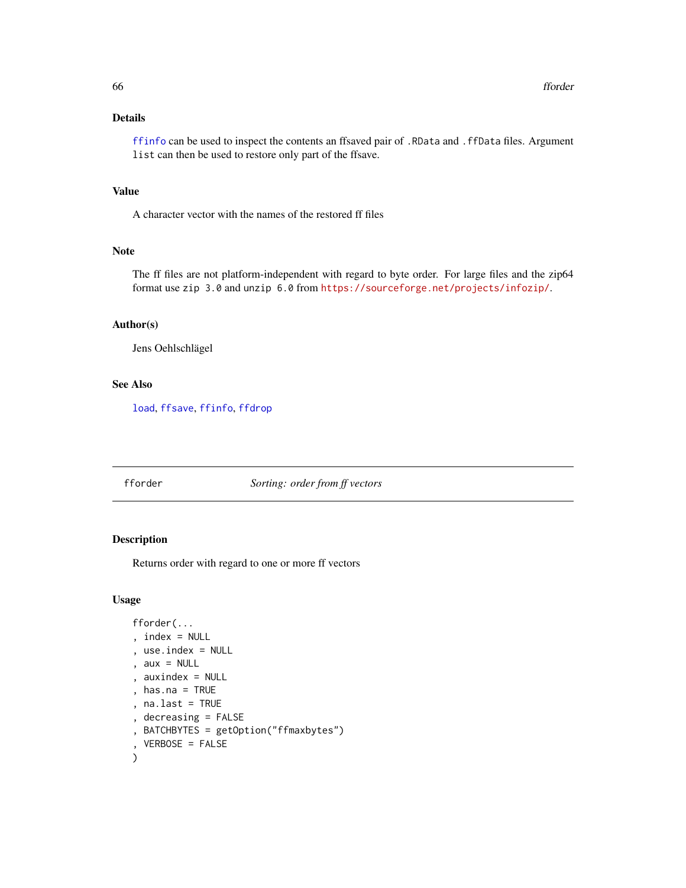### Details

`ffinfo` can be used to inspect the contents an ffsaved pair of `.RData` and `.ffData` files. Argument `list` can then be used to restore only part of the ffsave.

### Value

A character vector with the names of the restored ff files

### Note

The ff files are not platform-independent with regard to byte order. For large files and the zip64 format use `zip 3.0` and `unzip 6.0` from https://sourceforge.net/projects/infozip/.

### Author(s)

Jens Oehlschlägel

### See Also

`load`, `ffsave`, `ffinfo`, `ffdrop`

---

## fforder — *Sorting: order from ff vectors*

### Description

Returns order with regard to one or more ff vectors

### Usage

```
fforder(...
, index = NULL
, use.index = NULL
, aux = NULL
, auxindex = NULL
, has.na = TRUE
, na.last = TRUE
, decreasing = FALSE
, BATCHBYTES = getOption("ffmaxbytes")
, VERBOSE = FALSE
)
```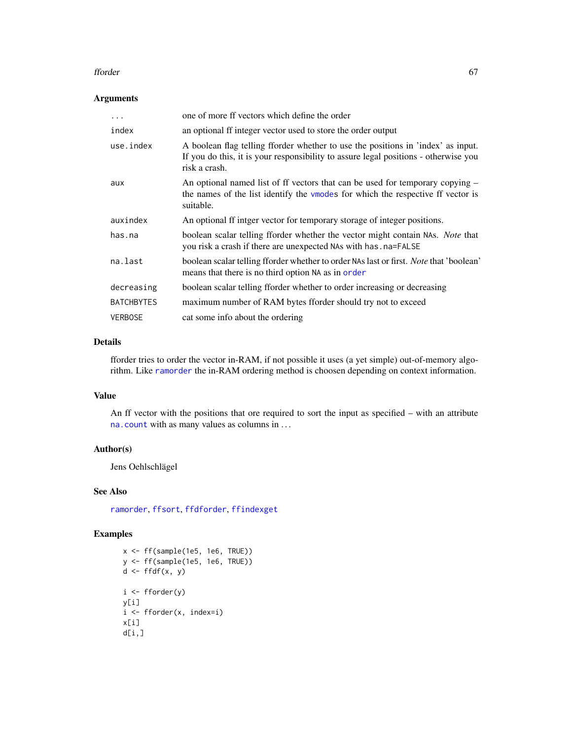### Arguments

| | |
|---|---|
| `...` | one of more ff vectors which define the order |
| `index` | an optional ff integer vector used to store the order output |
| `use.index` | A boolean flag telling fforder whether to use the positions in 'index' as input. If you do this, it is your responsibility to assure legal positions - otherwise you risk a crash. |
| `aux` | An optional named list of ff vectors that can be used for temporary copying – the names of the list identify the `vmode`s for which the respective ff vector is suitable. |
| `auxindex` | An optional ff intger vector for temporary storage of integer positions. |
| `has.na` | boolean scalar telling fforder whether the vector might contain `NA`s. *Note* that you risk a crash if there are unexpected `NA`s with `has.na=FALSE` |
| `na.last` | boolean scalar telling fforder whether to order `NA`s last or first. *Note* that 'boolean' means that there is no third option `NA` as in `order` |
| `decreasing` | boolean scalar telling fforder whether to order increasing or decreasing |
| `BATCHBYTES` | maximum number of RAM bytes fforder should try not to exceed |
| `VERBOSE` | cat some info about the ordering |

### Details

fforder tries to order the vector in-RAM, if not possible it uses (a yet simple) out-of-memory algorithm. Like `ramorder` the in-RAM ordering method is choosen depending on context information.

### Value

An ff vector with the positions that ore required to sort the input as specified – with an attribute `na.count` with as many values as columns in ...

### Author(s)

Jens Oehlschlägel

### See Also

`ramorder`, `ffsort`, `ffdforder`, `ffindexget`

### Examples

```
x <- ff(sample(1e5, 1e6, TRUE))
y <- ff(sample(1e5, 1e6, TRUE))
d <- ffdf(x, y)

i <- fforder(y)
y[i]
i <- fforder(x, index=i)
x[i]
d[i,]
```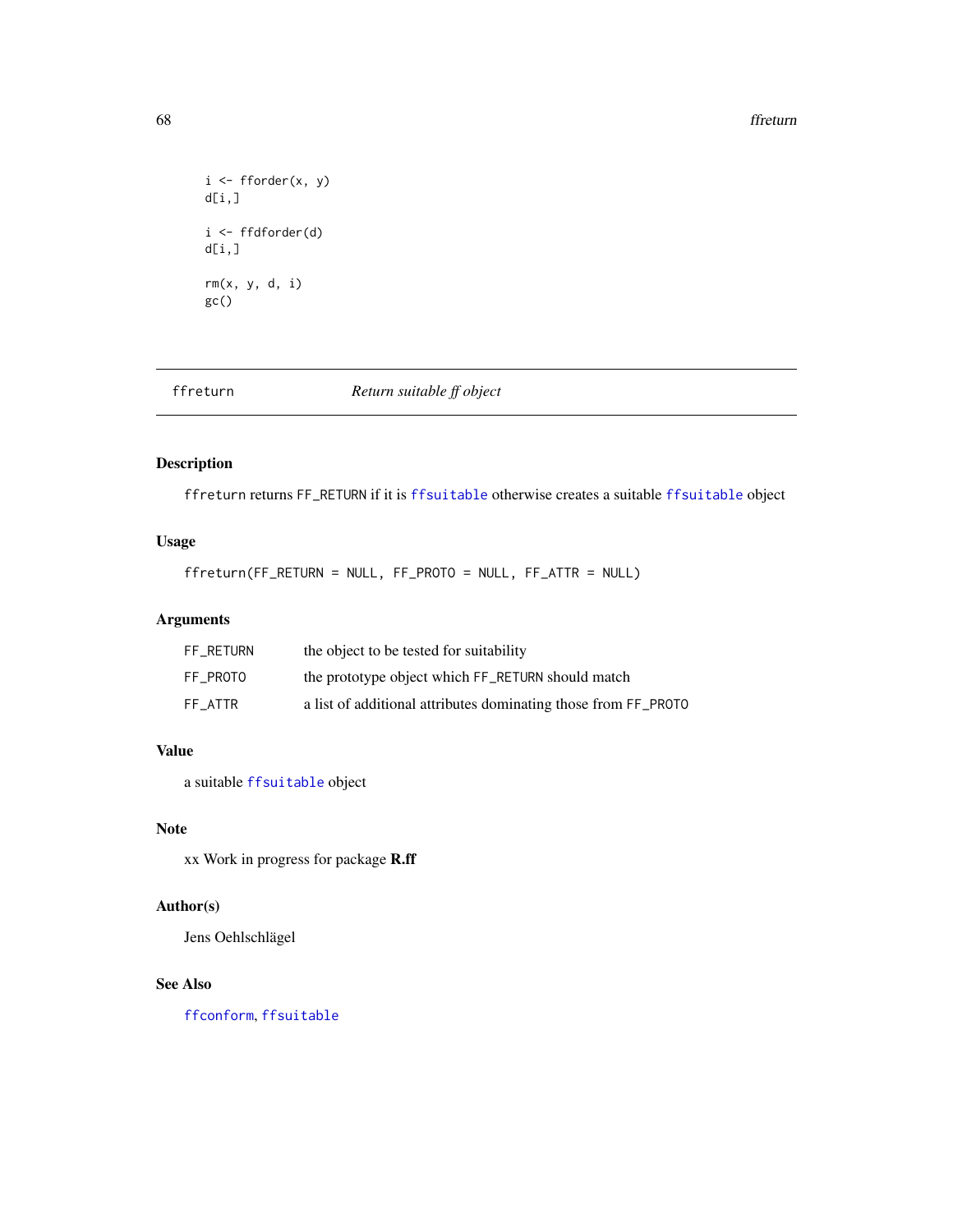```
i <- fforder(x, y)
d[i,]

i <- ffdforder(d)
d[i,]

rm(x, y, d, i)
gc()
```

---

## ffreturn — *Return suitable ff object*

### Description

ffreturn returns FF_RETURN if it is ffsuitable otherwise creates a suitable ffsuitable object

### Usage

```
ffreturn(FF_RETURN = NULL, FF_PROTO = NULL, FF_ATTR = NULL)
```

### Arguments

| | |
|---|---|
| FF_RETURN | the object to be tested for suitability |
| FF_PROTO | the prototype object which FF_RETURN should match |
| FF_ATTR | a list of additional attributes dominating those from FF_PROTO |

### Value

a suitable ffsuitable object

### Note

xx Work in progress for package **R.ff**

### Author(s)

Jens Oehlschlägel

### See Also

ffconform, ffsuitable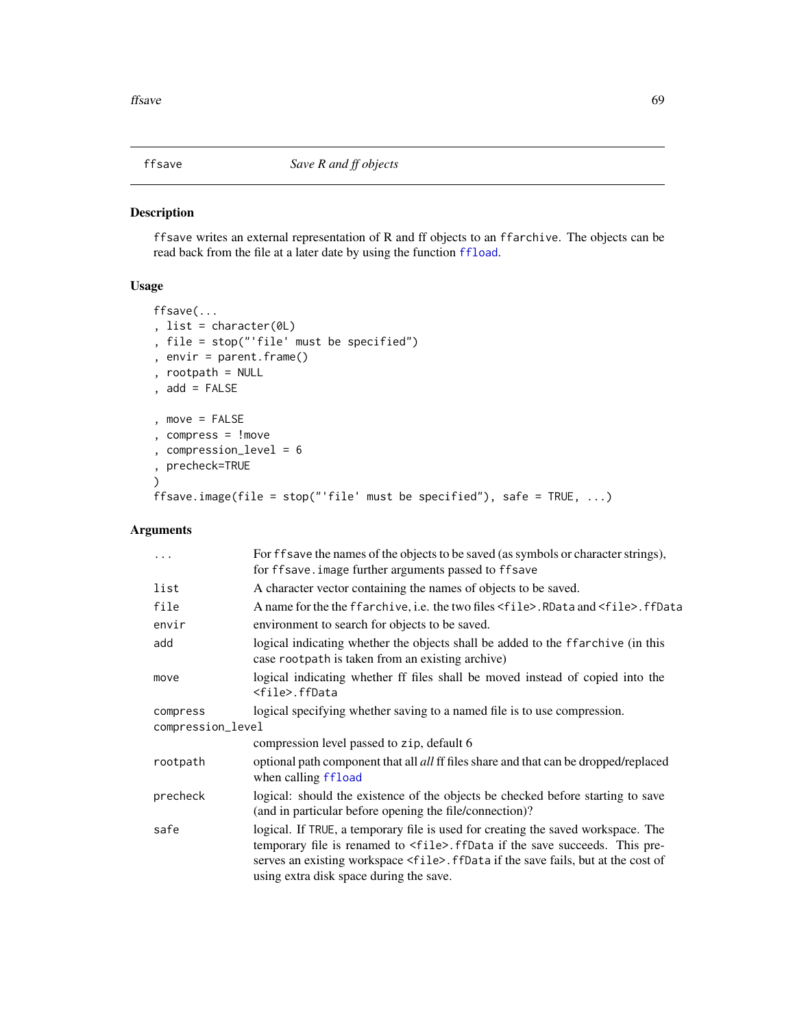# ffsave — *Save R and ff objects*

## Description

ffsave writes an external representation of R and ff objects to an ffarchive. The objects can be read back from the file at a later date by using the function ffload.

## Usage

```
ffsave(...
, list = character(0L)
, file = stop("'file' must be specified")
, envir = parent.frame()
, rootpath = NULL
, add = FALSE

, move = FALSE
, compress = !move
, compression_level = 6
, precheck=TRUE
)
ffsave.image(file = stop("'file' must be specified"), safe = TRUE, ...)
```

## Arguments

| | |
|---|---|
| `...` | For ffsave the names of the objects to be saved (as symbols or character strings), for ffsave.image further arguments passed to ffsave |
| `list` | A character vector containing the names of objects to be saved. |
| `file` | A name for the the ffarchive, i.e. the two files `<file>.RData` and `<file>.ffData` |
| `envir` | environment to search for objects to be saved. |
| `add` | logical indicating whether the objects shall be added to the ffarchive (in this case rootpath is taken from an existing archive) |
| `move` | logical indicating whether ff files shall be moved instead of copied into the `<file>.ffData` |
| `compress` | logical specifying whether saving to a named file is to use compression. |
| `compression_level` | compression level passed to zip, default 6 |
| `rootpath` | optional path component that all *all* ff files share and that can be dropped/replaced when calling ffload |
| `precheck` | logical: should the existence of the objects be checked before starting to save (and in particular before opening the file/connection)? |
| `safe` | logical. If TRUE, a temporary file is used for creating the saved workspace. The temporary file is renamed to `<file>.ffData` if the save succeeds. This preserves an existing workspace `<file>.ffData` if the save fails, but at the cost of using extra disk space during the save. |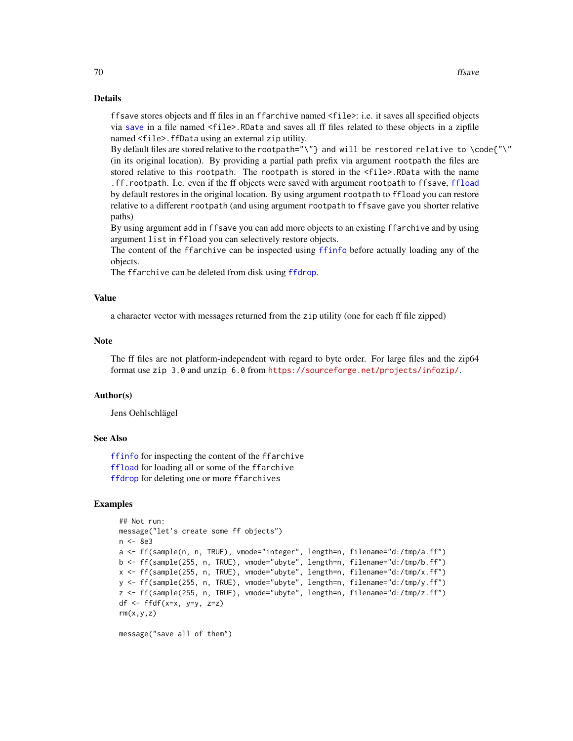## Details

`ffsave` stores objects and ff files in an `ffarchive` named `<file>`: i.e. it saves all specified objects via `save` in a file named `<file>.RData` and saves all ff files related to these objects in a zipfile named `<file>.ffData` using an external `zip` utility.

By default files are stored relative to the `rootpath="\"} and will be restored relative to \code{"\"` (in its original location). By providing a partial path prefix via argument `rootpath` the files are stored relative to this `rootpath`. The `rootpath` is stored in the `<file>.RData` with the name `.ff.rootpath`. I.e. even if the ff objects were saved with argument `rootpath` to `ffsave`, `ffload` by default restores in the original location. By using argument `rootpath` to `ffload` you can restore relative to a different `rootpath` (and using argument `rootpath` to `ffsave` gave you shorter relative paths)

By using argument `add` in `ffsave` you can add more objects to an existing `ffarchive` and by using argument `list` in `ffload` you can selectively restore objects.

The content of the `ffarchive` can be inspected using `ffinfo` before actually loading any of the objects.

The `ffarchive` can be deleted from disk using `ffdrop`.

## Value

a character vector with messages returned from the `zip` utility (one for each ff file zipped)

## Note

The ff files are not platform-independent with regard to byte order. For large files and the zip64 format use `zip 3.0` and `unzip 6.0` from https://sourceforge.net/projects/infozip/.

## Author(s)

Jens Oehlschlägel

## See Also

`ffinfo` for inspecting the content of the `ffarchive`
`ffload` for loading all or some of the `ffarchive`
`ffdrop` for deleting one or more `ffarchives`

## Examples

```
## Not run:
message("let's create some ff objects")
n <- 8e3
a <- ff(sample(n, n, TRUE), vmode="integer", length=n, filename="d:/tmp/a.ff")
b <- ff(sample(255, n, TRUE), vmode="ubyte", length=n, filename="d:/tmp/b.ff")
x <- ff(sample(255, n, TRUE), vmode="ubyte", length=n, filename="d:/tmp/x.ff")
y <- ff(sample(255, n, TRUE), vmode="ubyte", length=n, filename="d:/tmp/y.ff")
z <- ff(sample(255, n, TRUE), vmode="ubyte", length=n, filename="d:/tmp/z.ff")
df <- ffdf(x=x, y=y, z=z)
rm(x,y,z)

message("save all of them")
```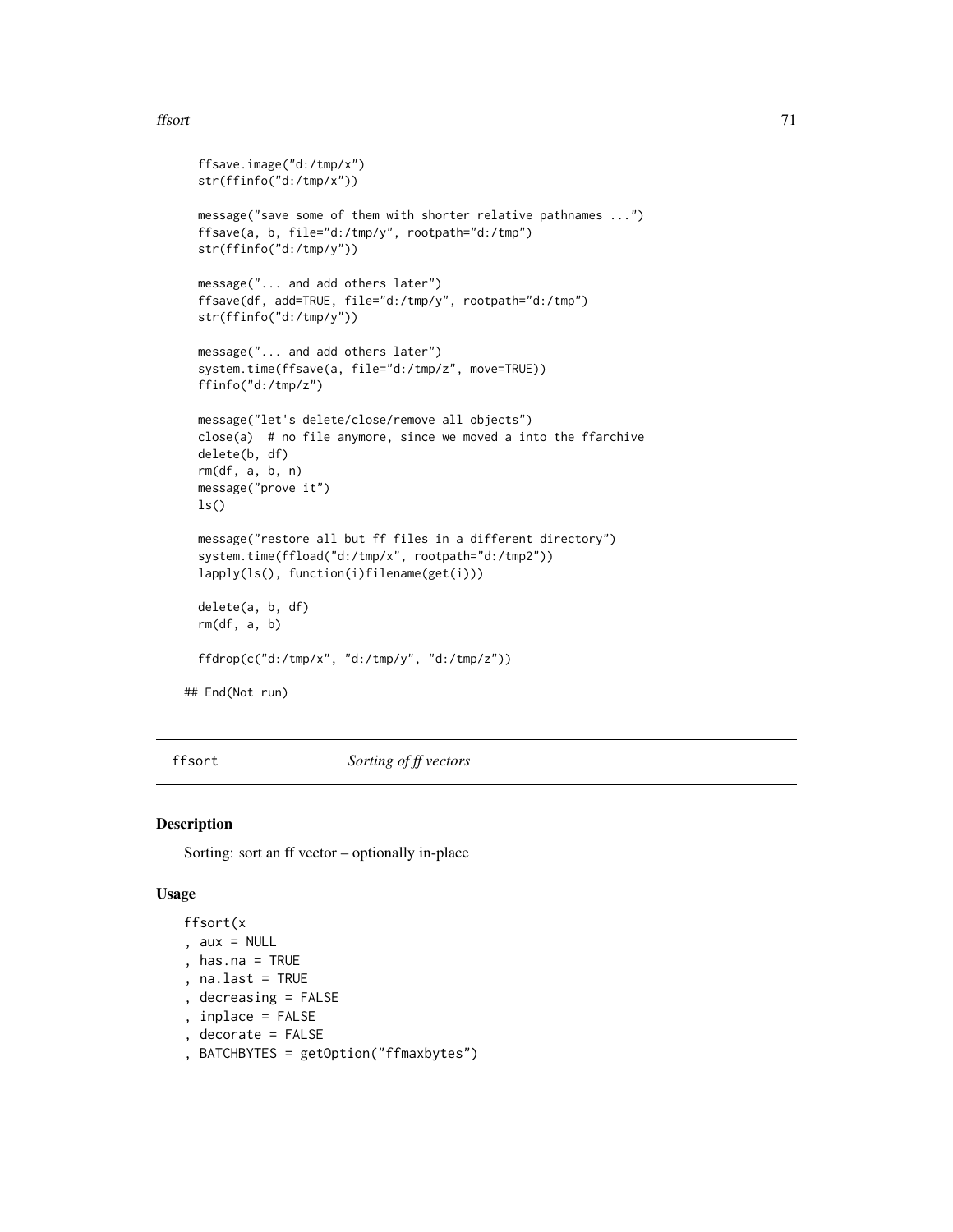```
  ffsave.image("d:/tmp/x")
  str(ffinfo("d:/tmp/x"))

  message("save some of them with shorter relative pathnames ...")
  ffsave(a, b, file="d:/tmp/y", rootpath="d:/tmp")
  str(ffinfo("d:/tmp/y"))

  message("... and add others later")
  ffsave(df, add=TRUE, file="d:/tmp/y", rootpath="d:/tmp")
  str(ffinfo("d:/tmp/y"))

  message("... and add others later")
  system.time(ffsave(a, file="d:/tmp/z", move=TRUE))
  ffinfo("d:/tmp/z")

  message("let's delete/close/remove all objects")
  close(a)  # no file anymore, since we moved a into the ffarchive
  delete(b, df)
  rm(df, a, b, n)
  message("prove it")
  ls()

  message("restore all but ff files in a different directory")
  system.time(ffload("d:/tmp/x", rootpath="d:/tmp2"))
  lapply(ls(), function(i)filename(get(i)))

  delete(a, b, df)
  rm(df, a, b)

  ffdrop(c("d:/tmp/x", "d:/tmp/y", "d:/tmp/z"))

## End(Not run)
```

---

## ffsort *Sorting of ff vectors*

---

### Description

Sorting: sort an ff vector – optionally in-place

### Usage

```
ffsort(x
, aux = NULL
, has.na = TRUE
, na.last = TRUE
, decreasing = FALSE
, inplace = FALSE
, decorate = FALSE
, BATCHBYTES = getOption("ffmaxbytes")
```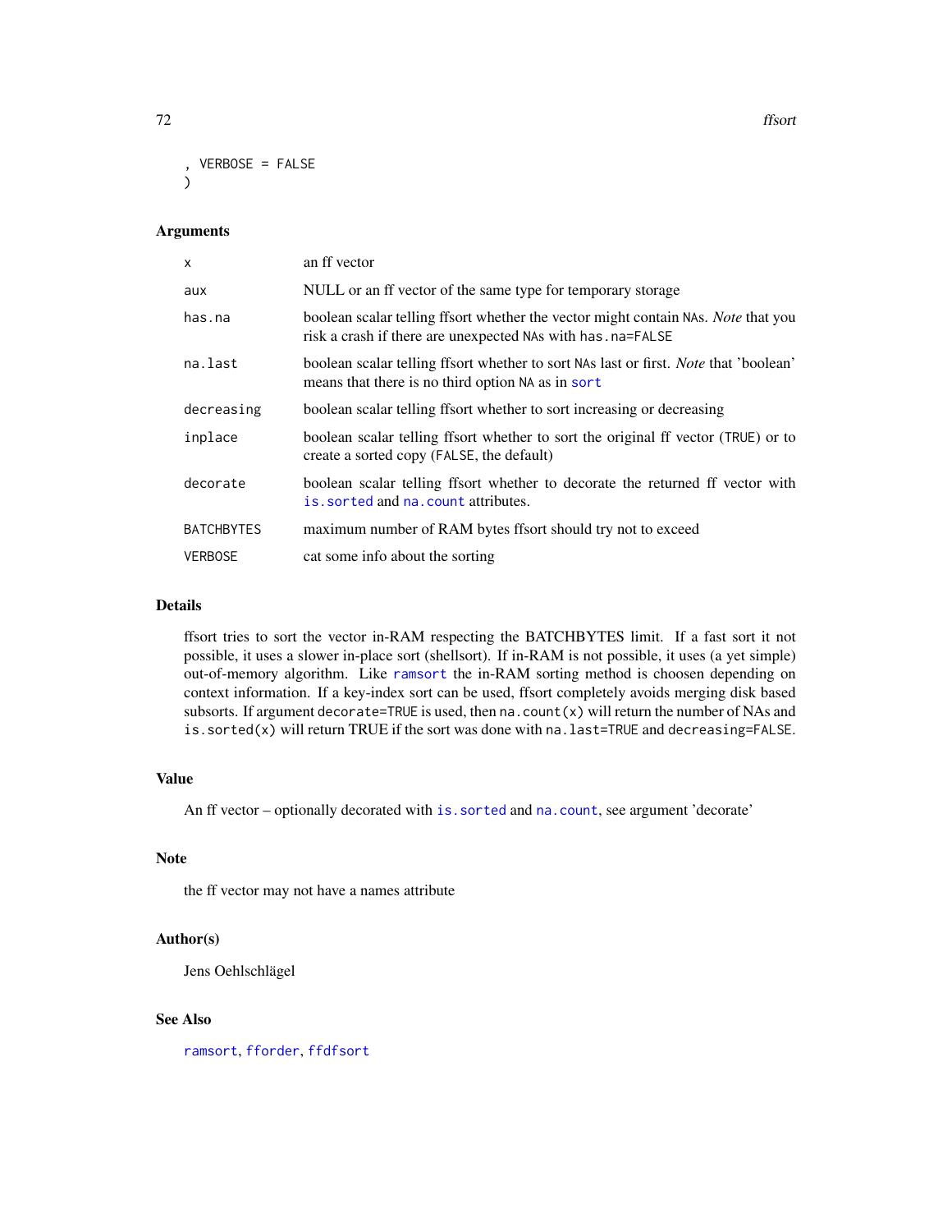```
, VERBOSE = FALSE
)
```

## Arguments

| | |
|---|---|
| `x` | an ff vector |
| `aux` | NULL or an ff vector of the same type for temporary storage |
| `has.na` | boolean scalar telling ffsort whether the vector might contain `NA`s. *Note* that you risk a crash if there are unexpected `NA`s with `has.na=FALSE` |
| `na.last` | boolean scalar telling ffsort whether to sort `NA`s last or first. *Note* that 'boolean' means that there is no third option `NA` as in `sort` |
| `decreasing` | boolean scalar telling ffsort whether to sort increasing or decreasing |
| `inplace` | boolean scalar telling ffsort whether to sort the original ff vector (`TRUE`) or to create a sorted copy (`FALSE`, the default) |
| `decorate` | boolean scalar telling ffsort whether to decorate the returned ff vector with `is.sorted` and `na.count` attributes. |
| `BATCHBYTES` | maximum number of RAM bytes ffsort should try not to exceed |
| `VERBOSE` | cat some info about the sorting |

## Details

ffsort tries to sort the vector in-RAM respecting the BATCHBYTES limit. If a fast sort it not possible, it uses a slower in-place sort (shellsort). If in-RAM is not possible, it uses (a yet simple) out-of-memory algorithm. Like `ramsort` the in-RAM sorting method is choosen depending on context information. If a key-index sort can be used, ffsort completely avoids merging disk based subsorts. If argument `decorate=TRUE` is used, then `na.count(x)` will return the number of NAs and `is.sorted(x)` will return TRUE if the sort was done with `na.last=TRUE` and `decreasing=FALSE`.

## Value

An ff vector – optionally decorated with `is.sorted` and `na.count`, see argument 'decorate'

## Note

the ff vector may not have a names attribute

## Author(s)

Jens Oehlschlägel

## See Also

`ramsort`, `fforder`, `ffdfsort`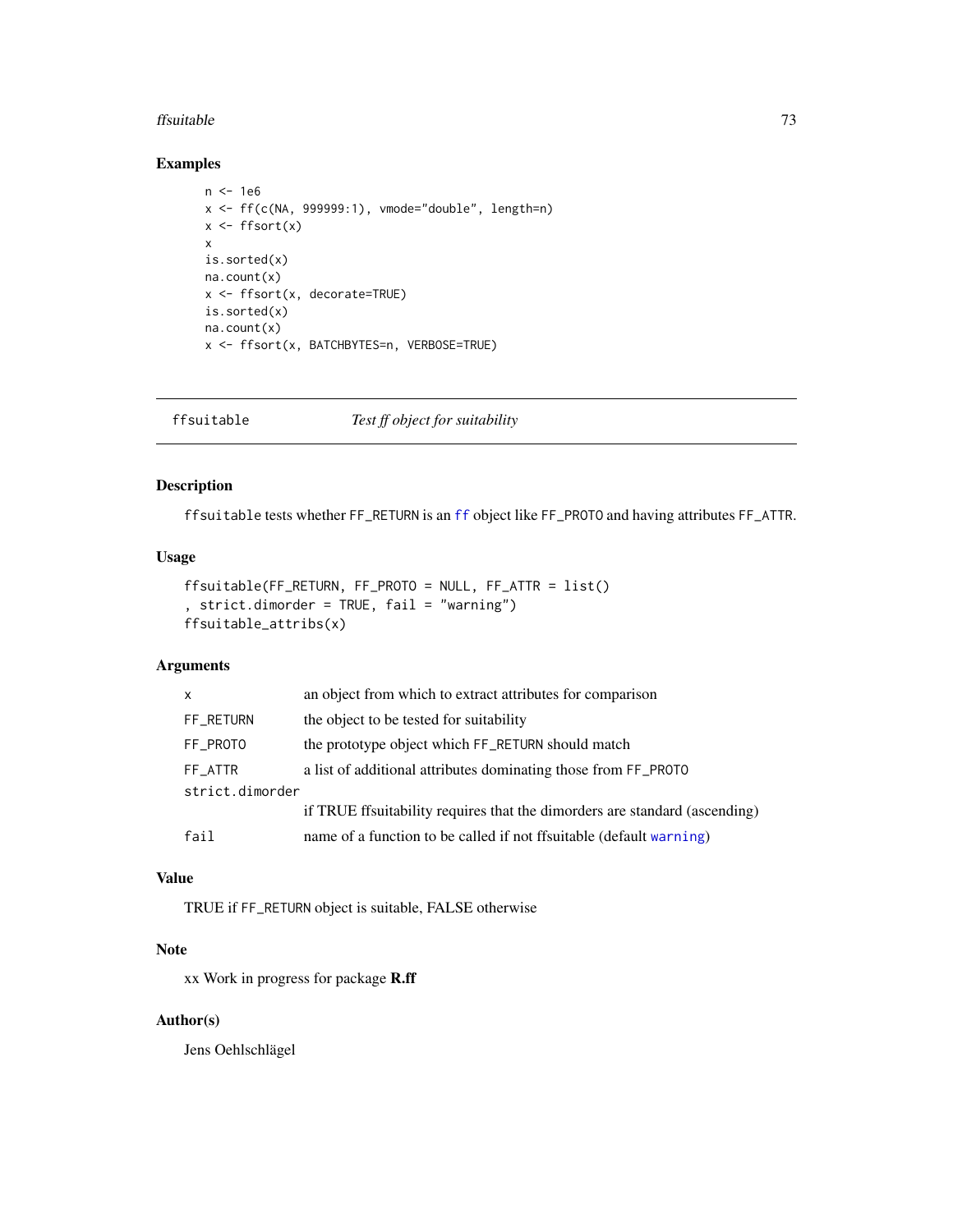## Examples

```
n <- 1e6
x <- ff(c(NA, 999999:1), vmode="double", length=n)
x <- ffsort(x)
x
is.sorted(x)
na.count(x)
x <- ffsort(x, decorate=TRUE)
is.sorted(x)
na.count(x)
x <- ffsort(x, BATCHBYTES=n, VERBOSE=TRUE)
```

---

# ffsuitable    *Test ff object for suitability*

---

## Description

`ffsuitable` tests whether `FF_RETURN` is an `ff` object like `FF_PROTO` and having attributes `FF_ATTR`.

## Usage

```
ffsuitable(FF_RETURN, FF_PROTO = NULL, FF_ATTR = list()
, strict.dimorder = TRUE, fail = "warning")
ffsuitable_attribs(x)
```

## Arguments

| | |
|---|---|
| `x` | an object from which to extract attributes for comparison |
| `FF_RETURN` | the object to be tested for suitability |
| `FF_PROTO` | the prototype object which `FF_RETURN` should match |
| `FF_ATTR` | a list of additional attributes dominating those from `FF_PROTO` |
| `strict.dimorder` | if TRUE ffsuitability requires that the dimorders are standard (ascending) |
| `fail` | name of a function to be called if not ffsuitable (default `warning`) |

## Value

TRUE if `FF_RETURN` object is suitable, FALSE otherwise

## Note

xx Work in progress for package **R.ff**

## Author(s)

Jens Oehlschlägel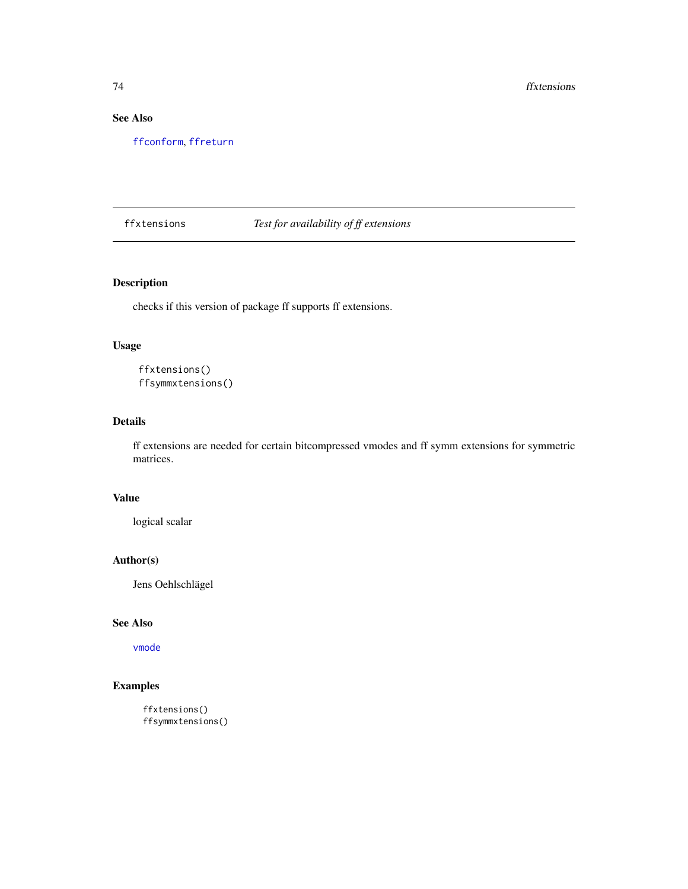## See Also

ffconform, ffreturn

---

## ffxtensions — *Test for availability of ff extensions*

### Description

checks if this version of package ff supports ff extensions.

### Usage

```
ffxtensions()
ffsymmxtensions()
```

### Details

ff extensions are needed for certain bitcompressed vmodes and ff symm extensions for symmetric matrices.

### Value

logical scalar

### Author(s)

Jens Oehlschlägel

### See Also

vmode

### Examples

```
ffxtensions()
ffsymmxtensions()
```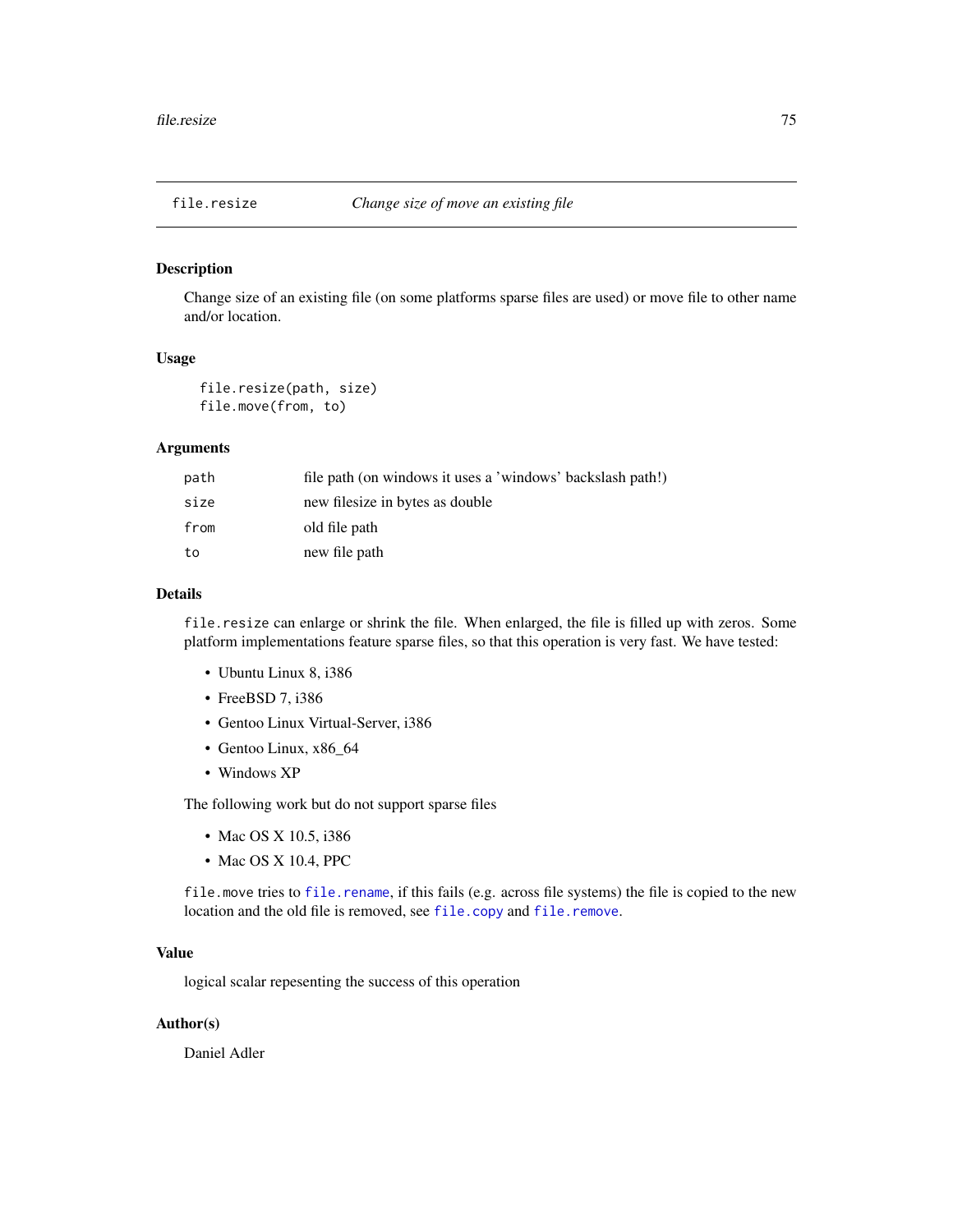## file.resize *Change size of move an existing file*

### Description

Change size of an existing file (on some platforms sparse files are used) or move file to other name and/or location.

### Usage

```
file.resize(path, size)
file.move(from, to)
```

### Arguments

| | |
|---|---|
| `path` | file path (on windows it uses a 'windows' backslash path!) |
| `size` | new filesize in bytes as double |
| `from` | old file path |
| `to` | new file path |

### Details

`file.resize` can enlarge or shrink the file. When enlarged, the file is filled up with zeros. Some platform implementations feature sparse files, so that this operation is very fast. We have tested:

- Ubuntu Linux 8, i386
- FreeBSD 7, i386
- Gentoo Linux Virtual-Server, i386
- Gentoo Linux, x86_64
- Windows XP

The following work but do not support sparse files

- Mac OS X 10.5, i386
- Mac OS X 10.4, PPC

`file.move` tries to `file.rename`, if this fails (e.g. across file systems) the file is copied to the new location and the old file is removed, see `file.copy` and `file.remove`.

### Value

logical scalar repesenting the success of this operation

### Author(s)

Daniel Adler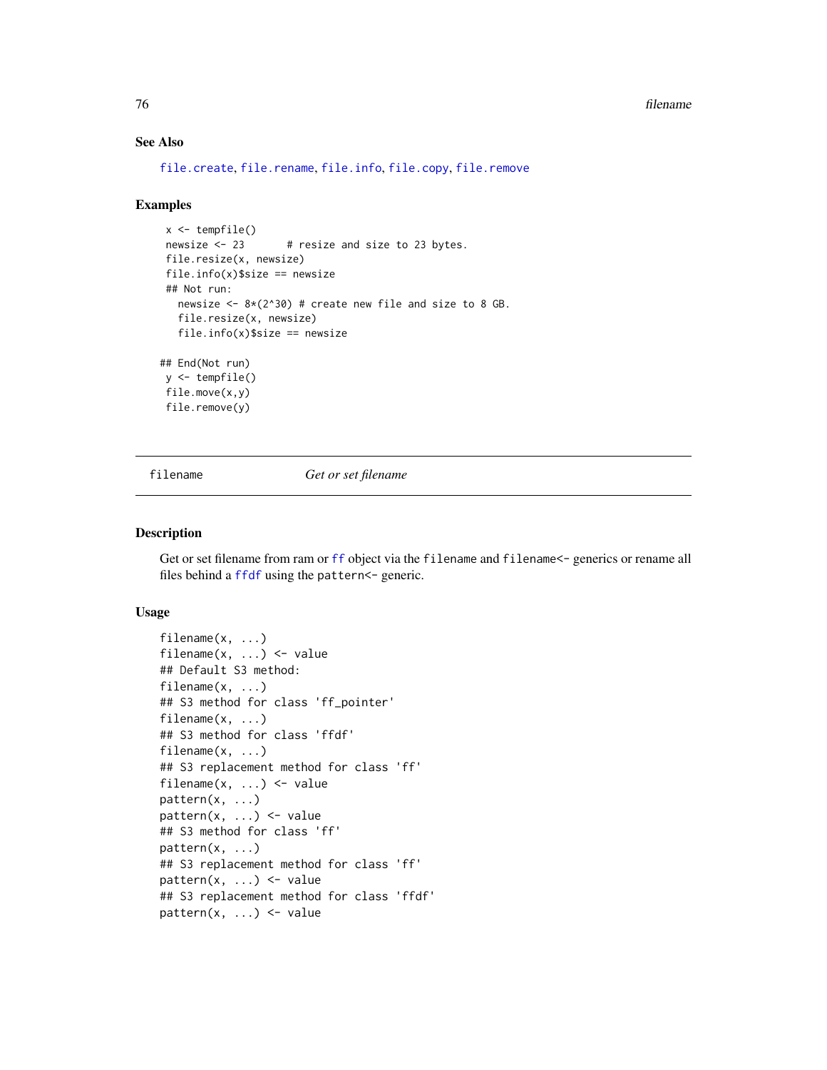### See Also

file.create, file.rename, file.info, file.copy, file.remove

### Examples

```
 x <- tempfile()
 newsize <- 23       # resize and size to 23 bytes.
 file.resize(x, newsize)
 file.info(x)$size == newsize
 ## Not run:
   newsize <- 8*(2^30) # create new file and size to 8 GB.
   file.resize(x, newsize)
   file.info(x)$size == newsize

## End(Not run)
 y <- tempfile()
 file.move(x,y)
 file.remove(y)
```

---

## filename — *Get or set filename*

### Description

Get or set filename from ram or ff object via the filename and filename<- generics or rename all files behind a ffdf using the pattern<- generic.

### Usage

```
filename(x, ...)
filename(x, ...) <- value
## Default S3 method:
filename(x, ...)
## S3 method for class 'ff_pointer'
filename(x, ...)
## S3 method for class 'ffdf'
filename(x, ...)
## S3 replacement method for class 'ff'
filename(x, ...) <- value
pattern(x, ...)
pattern(x, ...) <- value
## S3 method for class 'ff'
pattern(x, ...)
## S3 replacement method for class 'ff'
pattern(x, ...) <- value
## S3 replacement method for class 'ffdf'
pattern(x, ...) <- value
```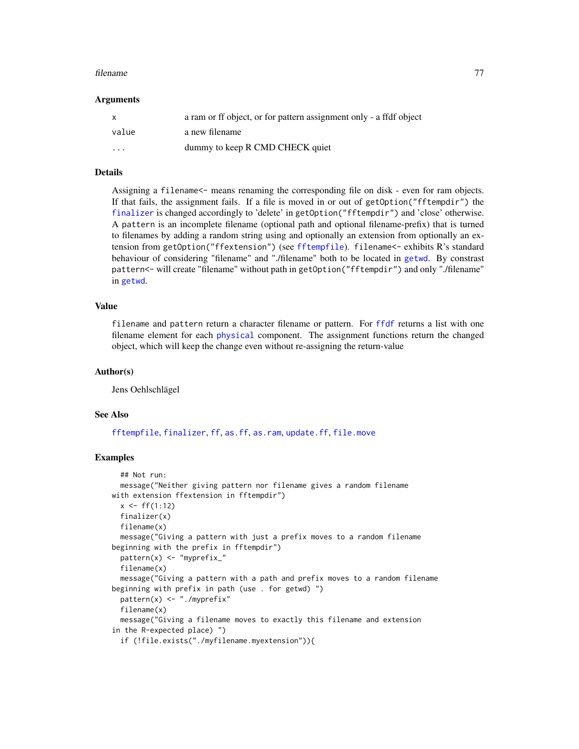### Arguments

| | |
|---|---|
| `x` | a ram or ff object, or for pattern assignment only - a ffdf object |
| `value` | a new filename |
| `...` | dummy to keep R CMD CHECK quiet |

### Details

Assigning a `filename<-` means renaming the corresponding file on disk - even for ram objects. If that fails, the assignment fails. If a file is moved in or out of `getOption("fftempdir")` the `finalizer` is changed accordingly to 'delete' in `getOption("fftempdir")` and 'close' otherwise. A `pattern` is an incomplete filename (optional path and optional filename-prefix) that is turned to filenames by adding a random string using and optionally an extension from optionally an extension from `getOption("ffextension")` (see `fftempfile`). `filename<-` exhibits R's standard behaviour of considering "filename" and "./filename" both to be located in `getwd`. By constrast `pattern<-` will create "filename" without path in `getOption("fftempdir")` and only "./filename" in `getwd`.

### Value

`filename` and `pattern` return a character filename or pattern. For `ffdf` returns a list with one filename element for each `physical` component. The assignment functions return the changed object, which will keep the change even without re-assigning the return-value

### Author(s)

Jens Oehlschlägel

### See Also

`fftempfile`, `finalizer`, `ff`, `as.ff`, `as.ram`, `update.ff`, `file.move`

### Examples

```
  ## Not run:
  message("Neither giving pattern nor filename gives a random filename
with extension ffextension in fftempdir")
  x <- ff(1:12)
  finalizer(x)
  filename(x)
  message("Giving a pattern with just a prefix moves to a random filename
beginning with the prefix in fftempdir")
  pattern(x) <- "myprefix_"
  filename(x)
  message("Giving a pattern with a path and prefix moves to a random filename
beginning with prefix in path (use . for getwd) ")
  pattern(x) <- "./myprefix"
  filename(x)
  message("Giving a filename moves to exactly this filename and extension
in the R-expected place) ")
  if (!file.exists("./myfilename.myextension")){
```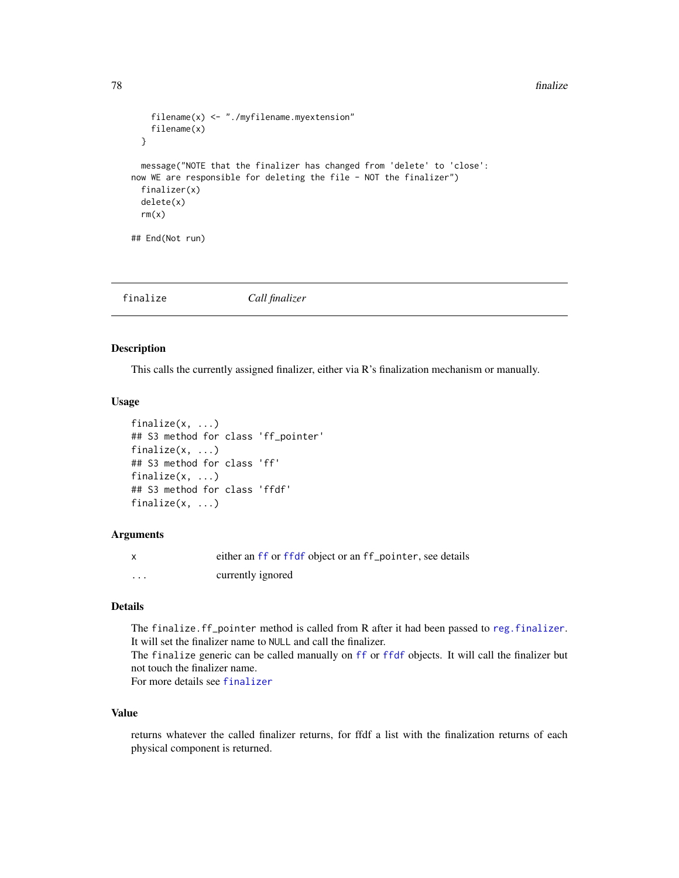```
    filename(x) <- "./myfilename.myextension"
    filename(x)
  }

  message("NOTE that the finalizer has changed from 'delete' to 'close':
now WE are responsible for deleting the file - NOT the finalizer")
  finalizer(x)
  delete(x)
  rm(x)

## End(Not run)
```

---

## finalize *Call finalizer*

---

### Description

This calls the currently assigned finalizer, either via R's finalization mechanism or manually.

### Usage

```
finalize(x, ...)
## S3 method for class 'ff_pointer'
finalize(x, ...)
## S3 method for class 'ff'
finalize(x, ...)
## S3 method for class 'ffdf'
finalize(x, ...)
```

### Arguments

| | |
|---|---|
| x | either an ff or ffdf object or an ff_pointer, see details |
| ... | currently ignored |

### Details

The `finalize.ff_pointer` method is called from R after it had been passed to `reg.finalizer`. It will set the finalizer name to `NULL` and call the finalizer.
The `finalize` generic can be called manually on `ff` or `ffdf` objects. It will call the finalizer but not touch the finalizer name.
For more details see `finalizer`

### Value

returns whatever the called finalizer returns, for ffdf a list with the finalization returns of each physical component is returned.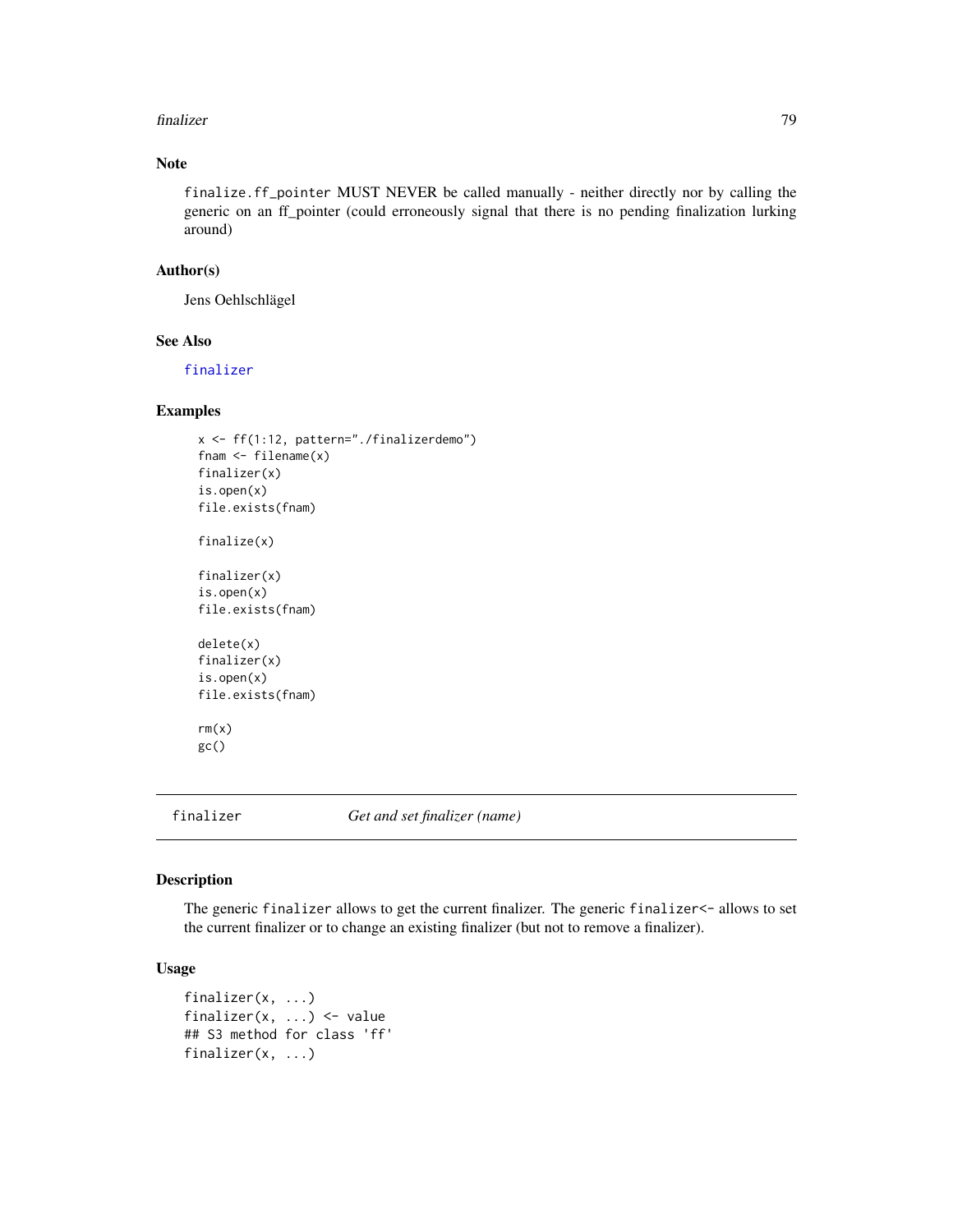## Note

finalize.ff_pointer MUST NEVER be called manually - neither directly nor by calling the generic on an ff_pointer (could erroneously signal that there is no pending finalization lurking around)

## Author(s)

Jens Oehlschlägel

## See Also

finalizer

## Examples

```
x <- ff(1:12, pattern="./finalizerdemo")
fnam <- filename(x)
finalizer(x)
is.open(x)
file.exists(fnam)

finalize(x)

finalizer(x)
is.open(x)
file.exists(fnam)

delete(x)
finalizer(x)
is.open(x)
file.exists(fnam)

rm(x)
gc()
```

---

# finalizer *Get and set finalizer (name)*

## Description

The generic `finalizer` allows to get the current finalizer. The generic `finalizer<-` allows to set the current finalizer or to change an existing finalizer (but not to remove a finalizer).

## Usage

```
finalizer(x, ...)
finalizer(x, ...) <- value
## S3 method for class 'ff'
finalizer(x, ...)
```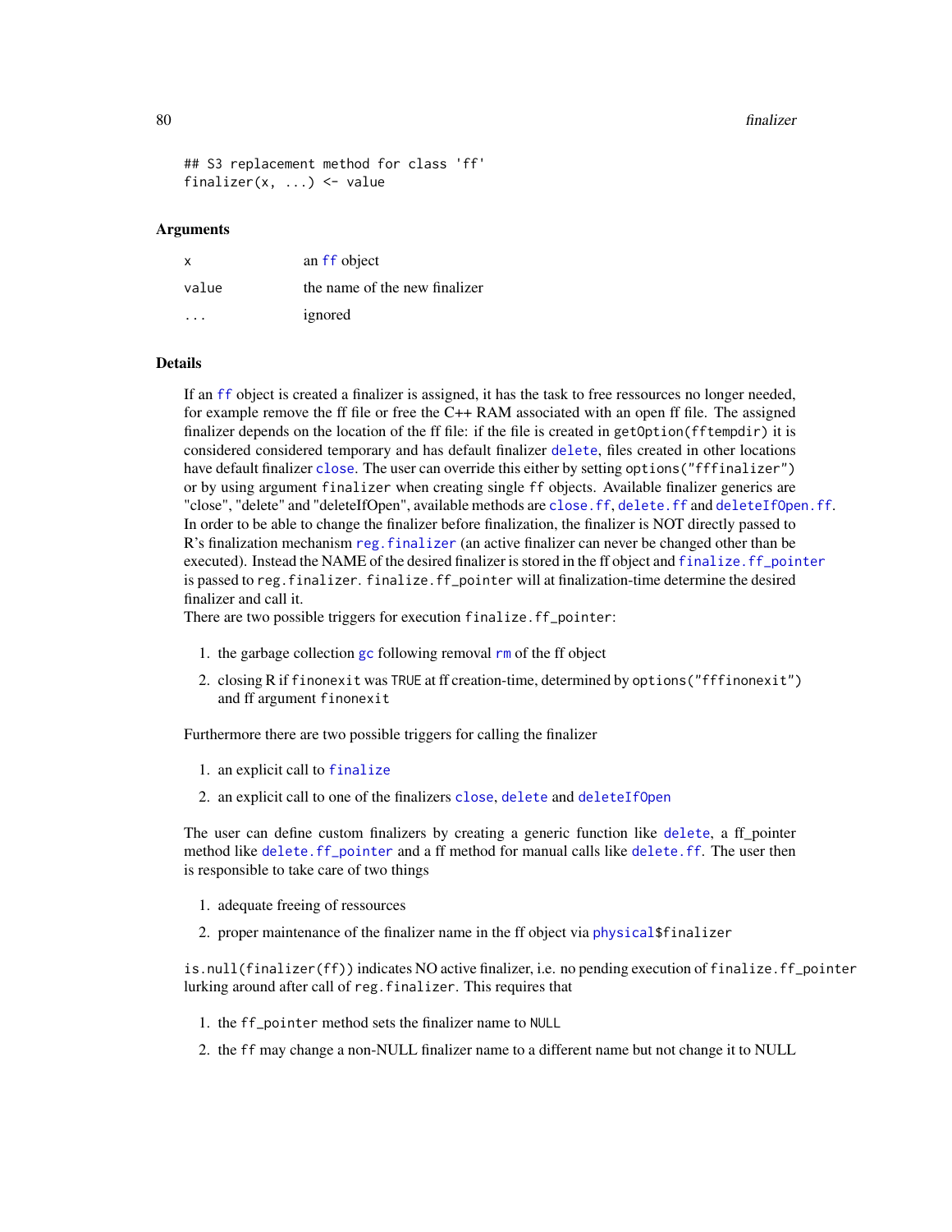```
## S3 replacement method for class 'ff'
finalizer(x, ...) <- value
```

### Arguments

| | |
|---|---|
| x | an ff object |
| value | the name of the new finalizer |
| ... | ignored |

### Details

If an ff object is created a finalizer is assigned, it has the task to free ressources no longer needed, for example remove the ff file or free the C++ RAM associated with an open ff file. The assigned finalizer depends on the location of the ff file: if the file is created in `getOption(fftempdir)` it is considered considered temporary and has default finalizer delete, files created in other locations have default finalizer close. The user can override this either by setting `options("fffinalizer")` or by using argument `finalizer` when creating single `ff` objects. Available finalizer generics are "close", "delete" and "deleteIfOpen", available methods are close.ff, delete.ff and deleteIfOpen.ff. In order to be able to change the finalizer before finalization, the finalizer is NOT directly passed to R's finalization mechanism reg.finalizer (an active finalizer can never be changed other than be executed). Instead the NAME of the desired finalizer is stored in the ff object and finalize.ff_pointer is passed to `reg.finalizer`. `finalize.ff_pointer` will at finalization-time determine the desired finalizer and call it.
There are two possible triggers for execution `finalize.ff_pointer`:

1. the garbage collection gc following removal rm of the ff object
2. closing R if `finonexit` was `TRUE` at ff creation-time, determined by `options("fffinonexit")` and ff argument `finonexit`

Furthermore there are two possible triggers for calling the finalizer

1. an explicit call to finalize
2. an explicit call to one of the finalizers close, delete and deleteIfOpen

The user can define custom finalizers by creating a generic function like delete, a ff_pointer method like delete.ff_pointer and a ff method for manual calls like delete.ff. The user then is responsible to take care of two things

1. adequate freeing of ressources
2. proper maintenance of the finalizer name in the ff object via physical`$finalizer`

`is.null(finalizer(ff))` indicates NO active finalizer, i.e. no pending execution of `finalize.ff_pointer` lurking around after call of `reg.finalizer`. This requires that

1. the `ff_pointer` method sets the finalizer name to `NULL`
2. the `ff` may change a non-NULL finalizer name to a different name but not change it to NULL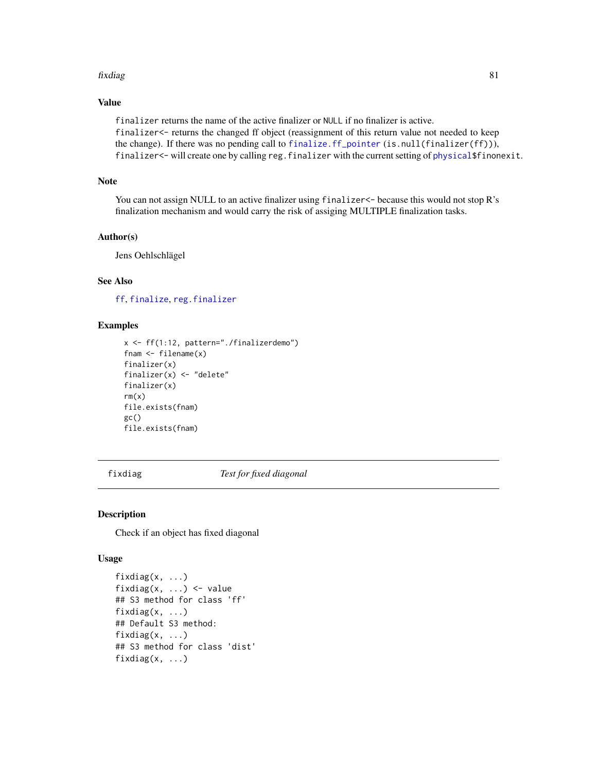### Value

`finalizer` returns the name of the active finalizer or `NULL` if no finalizer is active.
`finalizer<-` returns the changed ff object (reassignment of this return value not needed to keep the change). If there was no pending call to `finalize.ff_pointer` (`is.null(finalizer(ff))`), `finalizer<-` will create one by calling `reg.finalizer` with the current setting of `physical$finonexit`.

### Note

You can not assign NULL to an active finalizer using `finalizer<-` because this would not stop R's finalization mechanism and would carry the risk of assiging MULTIPLE finalization tasks.

### Author(s)

Jens Oehlschlägel

### See Also

`ff`, `finalize`, `reg.finalizer`

### Examples

```
x <- ff(1:12, pattern="./finalizerdemo")
fnam <- filename(x)
finalizer(x)
finalizer(x) <- "delete"
finalizer(x)
rm(x)
file.exists(fnam)
gc()
file.exists(fnam)
```

---

## fixdiag — *Test for fixed diagonal*

### Description

Check if an object has fixed diagonal

### Usage

```
fixdiag(x, ...)
fixdiag(x, ...) <- value
## S3 method for class 'ff'
fixdiag(x, ...)
## Default S3 method:
fixdiag(x, ...)
## S3 method for class 'dist'
fixdiag(x, ...)
```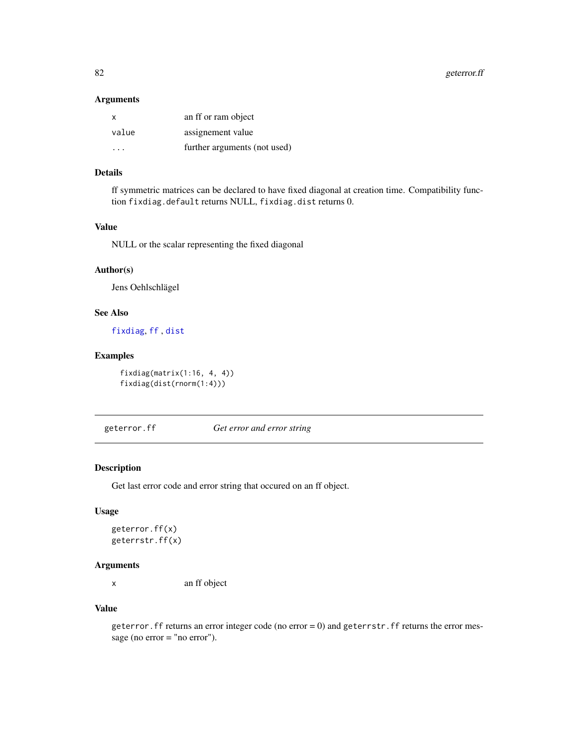### Arguments

| | |
|---|---|
| x | an ff or ram object |
| value | assignement value |
| ... | further arguments (not used) |

### Details

ff symmetric matrices can be declared to have fixed diagonal at creation time. Compatibility function `fixdiag.default` returns NULL, `fixdiag.dist` returns 0.

### Value

NULL or the scalar representing the fixed diagonal

### Author(s)

Jens Oehlschlägel

### See Also

`fixdiag`, `ff` , `dist`

### Examples

```
fixdiag(matrix(1:16, 4, 4))
fixdiag(dist(rnorm(1:4)))
```

---

## geterror.ff — *Get error and error string*

---

### Description

Get last error code and error string that occured on an ff object.

### Usage

```
geterror.ff(x)
geterrstr.ff(x)
```

### Arguments

| | |
|---|---|
| x | an ff object |

### Value

`geterror.ff` returns an error integer code (no error = 0) and `geterrstr.ff` returns the error message (no error = "no error").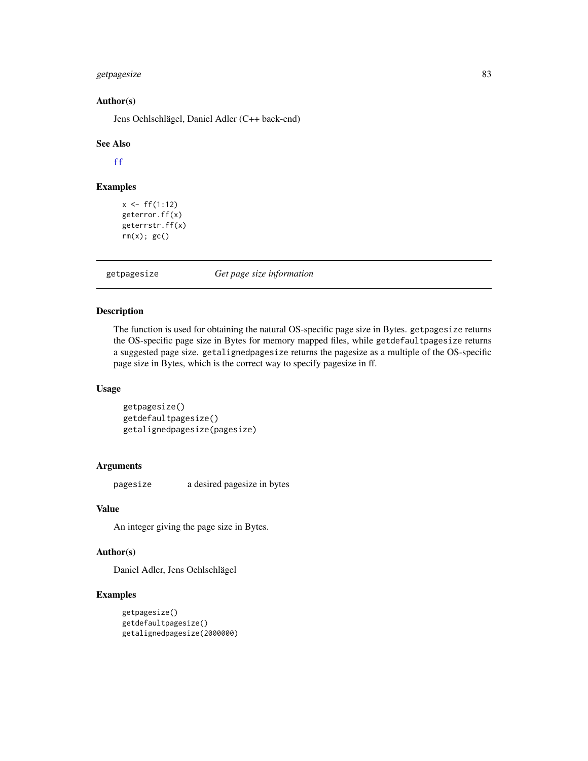### Author(s)

Jens Oehlschlägel, Daniel Adler (C++ back-end)

### See Also

ff

### Examples

```
x <- ff(1:12)
geterror.ff(x)
geterrstr.ff(x)
rm(x); gc()
```

---

## getpagesize &nbsp;&nbsp;&nbsp;&nbsp; *Get page size information*

---

### Description

The function is used for obtaining the natural OS-specific page size in Bytes. `getpagesize` returns the OS-specific page size in Bytes for memory mapped files, while `getdefaultpagesize` returns a suggested page size. `getalignedpagesize` returns the pagesize as a multiple of the OS-specific page size in Bytes, which is the correct way to specify pagesize in ff.

### Usage

```
getpagesize()
getdefaultpagesize()
getalignedpagesize(pagesize)
```

### Arguments

| | |
|---|---|
| `pagesize` | a desired pagesize in bytes |

### Value

An integer giving the page size in Bytes.

### Author(s)

Daniel Adler, Jens Oehlschlägel

### Examples

```
getpagesize()
getdefaultpagesize()
getalignedpagesize(2000000)
```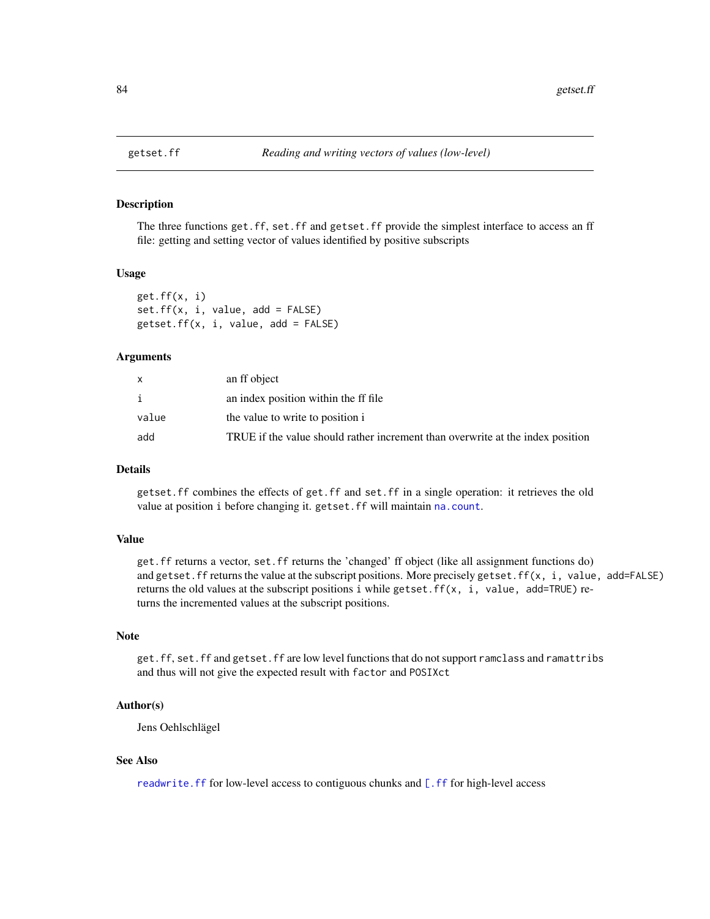## getset.ff — *Reading and writing vectors of values (low-level)*

### Description

The three functions `get.ff`, `set.ff` and `getset.ff` provide the simplest interface to access an ff file: getting and setting vector of values identified by positive subscripts

### Usage

```
get.ff(x, i)
set.ff(x, i, value, add = FALSE)
getset.ff(x, i, value, add = FALSE)
```

### Arguments

| | |
|---|---|
| `x` | an ff object |
| `i` | an index position within the ff file |
| `value` | the value to write to position i |
| `add` | TRUE if the value should rather increment than overwrite at the index position |

### Details

`getset.ff` combines the effects of `get.ff` and `set.ff` in a single operation: it retrieves the old value at position `i` before changing it. `getset.ff` will maintain `na.count`.

### Value

`get.ff` returns a vector, `set.ff` returns the 'changed' ff object (like all assignment functions do) and `getset.ff` returns the value at the subscript positions. More precisely `getset.ff(x, i, value, add=FALSE)` returns the old values at the subscript positions `i` while `getset.ff(x, i, value, add=TRUE)` returns the incremented values at the subscript positions.

### Note

`get.ff`, `set.ff` and `getset.ff` are low level functions that do not support `ramclass` and `ramattribs` and thus will not give the expected result with `factor` and `POSIXct`

### Author(s)

Jens Oehlschlägel

### See Also

`readwrite.ff` for low-level access to contiguous chunks and `[.ff` for high-level access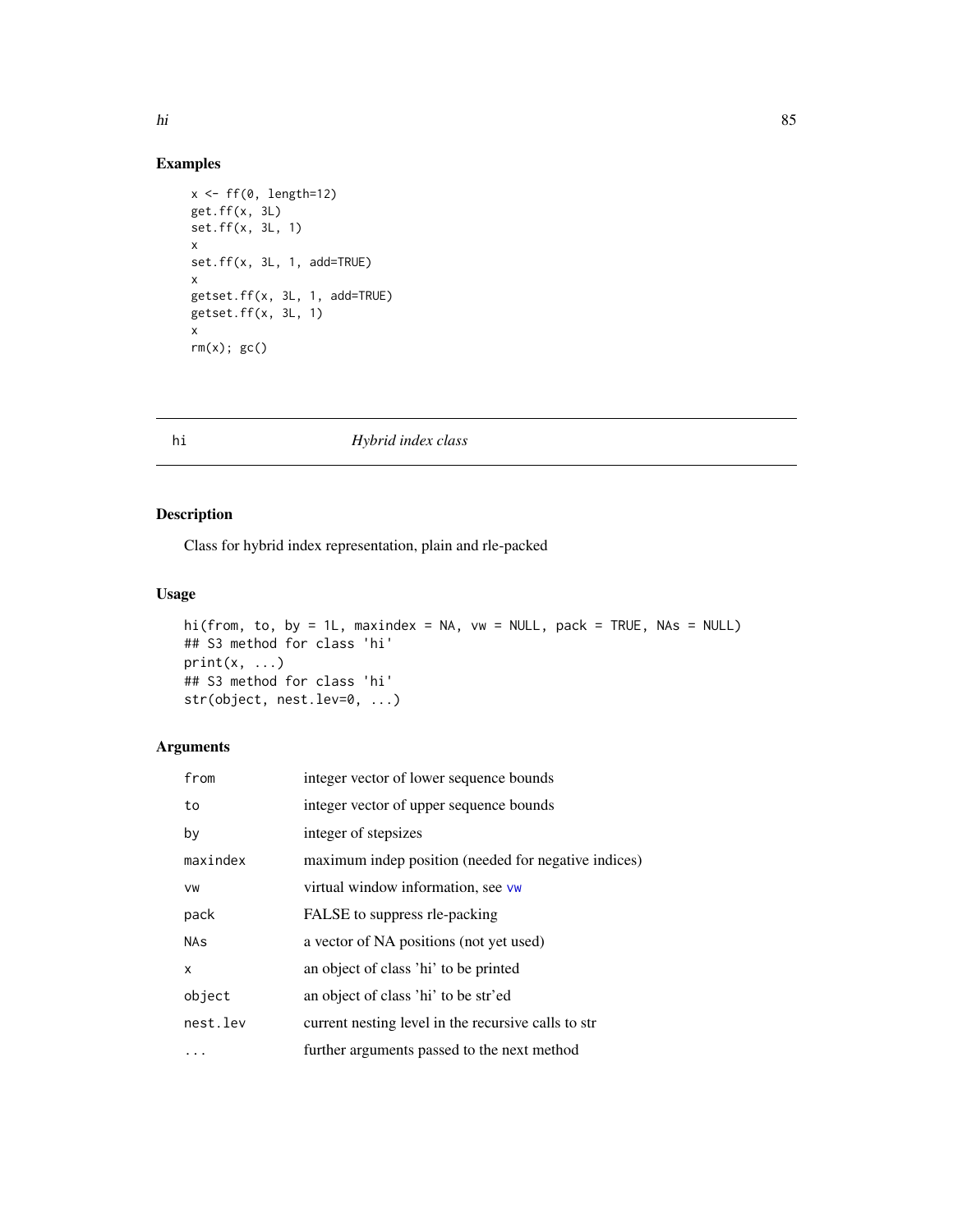## Examples

```
x <- ff(0, length=12)
get.ff(x, 3L)
set.ff(x, 3L, 1)
x
set.ff(x, 3L, 1, add=TRUE)
x
getset.ff(x, 3L, 1, add=TRUE)
getset.ff(x, 3L, 1)
x
rm(x); gc()
```

---

# hi *Hybrid index class*

---

## Description

Class for hybrid index representation, plain and rle-packed

## Usage

```
hi(from, to, by = 1L, maxindex = NA, vw = NULL, pack = TRUE, NAs = NULL)
## S3 method for class 'hi'
print(x, ...)
## S3 method for class 'hi'
str(object, nest.lev=0, ...)
```

## Arguments

| | |
|---|---|
| `from` | integer vector of lower sequence bounds |
| `to` | integer vector of upper sequence bounds |
| `by` | integer of stepsizes |
| `maxindex` | maximum indep position (needed for negative indices) |
| `vw` | virtual window information, see `vw` |
| `pack` | FALSE to suppress rle-packing |
| `NAs` | a vector of NA positions (not yet used) |
| `x` | an object of class 'hi' to be printed |
| `object` | an object of class 'hi' to be str'ed |
| `nest.lev` | current nesting level in the recursive calls to str |
| `...` | further arguments passed to the next method |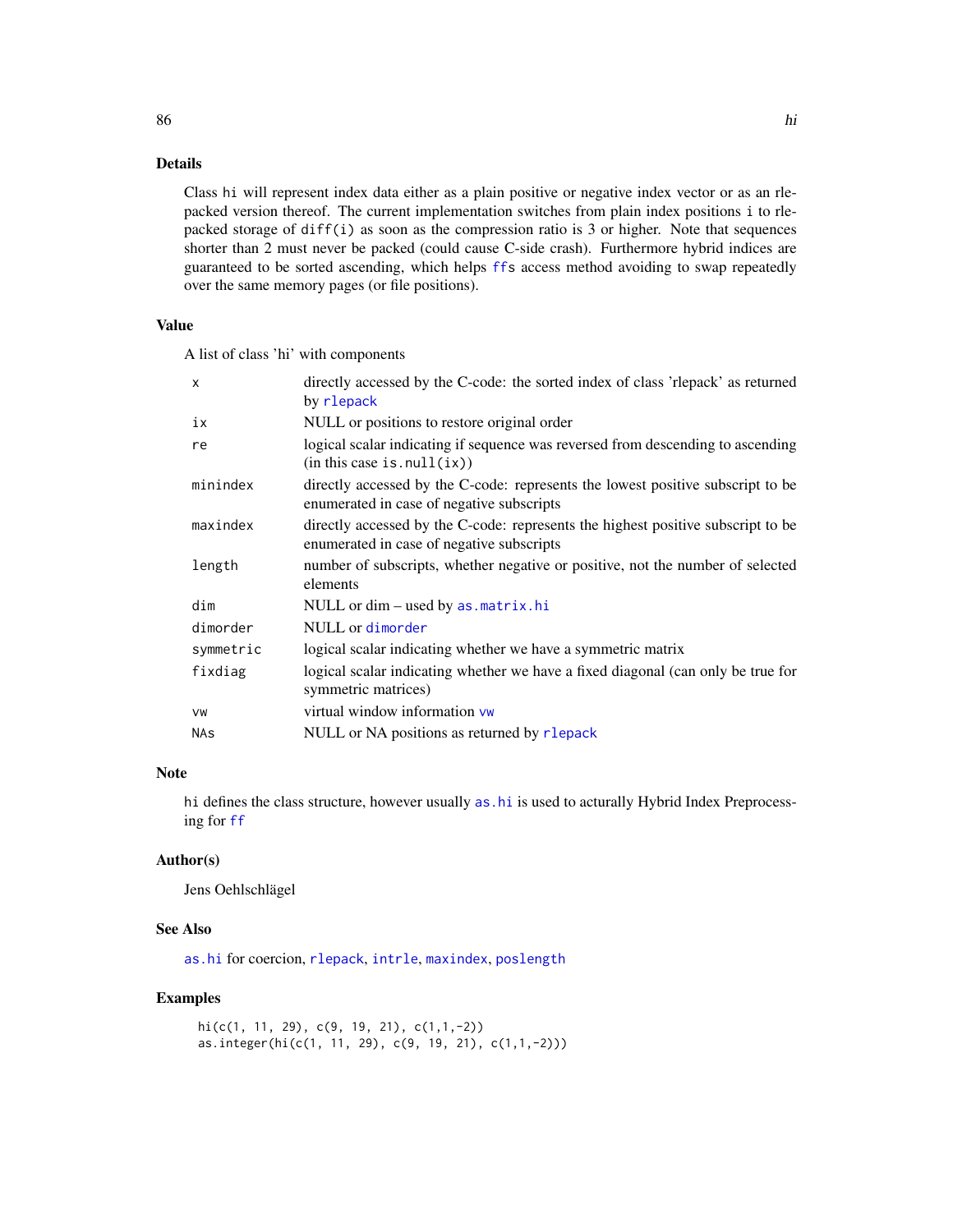## Details

Class hi will represent index data either as a plain positive or negative index vector or as an rle-packed version thereof. The current implementation switches from plain index positions i to rle-packed storage of diff(i) as soon as the compression ratio is 3 or higher. Note that sequences shorter than 2 must never be packed (could cause C-side crash). Furthermore hybrid indices are guaranteed to be sorted ascending, which helps ffs access method avoiding to swap repeatedly over the same memory pages (or file positions).

## Value

A list of class 'hi' with components

| | |
|---|---|
| x | directly accessed by the C-code: the sorted index of class 'rlepack' as returned by rlepack |
| ix | NULL or positions to restore original order |
| re | logical scalar indicating if sequence was reversed from descending to ascending (in this case is.null(ix)) |
| minindex | directly accessed by the C-code: represents the lowest positive subscript to be enumerated in case of negative subscripts |
| maxindex | directly accessed by the C-code: represents the highest positive subscript to be enumerated in case of negative subscripts |
| length | number of subscripts, whether negative or positive, not the number of selected elements |
| dim | NULL or dim – used by as.matrix.hi |
| dimorder | NULL or dimorder |
| symmetric | logical scalar indicating whether we have a symmetric matrix |
| fixdiag | logical scalar indicating whether we have a fixed diagonal (can only be true for symmetric matrices) |
| vw | virtual window information vw |
| NAs | NULL or NA positions as returned by rlepack |

## Note

hi defines the class structure, however usually as.hi is used to acturally Hybrid Index Preprocessing for ff

## Author(s)

Jens Oehlschlägel

## See Also

as.hi for coercion, rlepack, intrle, maxindex, poslength

## Examples

```
hi(c(1, 11, 29), c(9, 19, 21), c(1,1,-2))
as.integer(hi(c(1, 11, 29), c(9, 19, 21), c(1,1,-2)))
```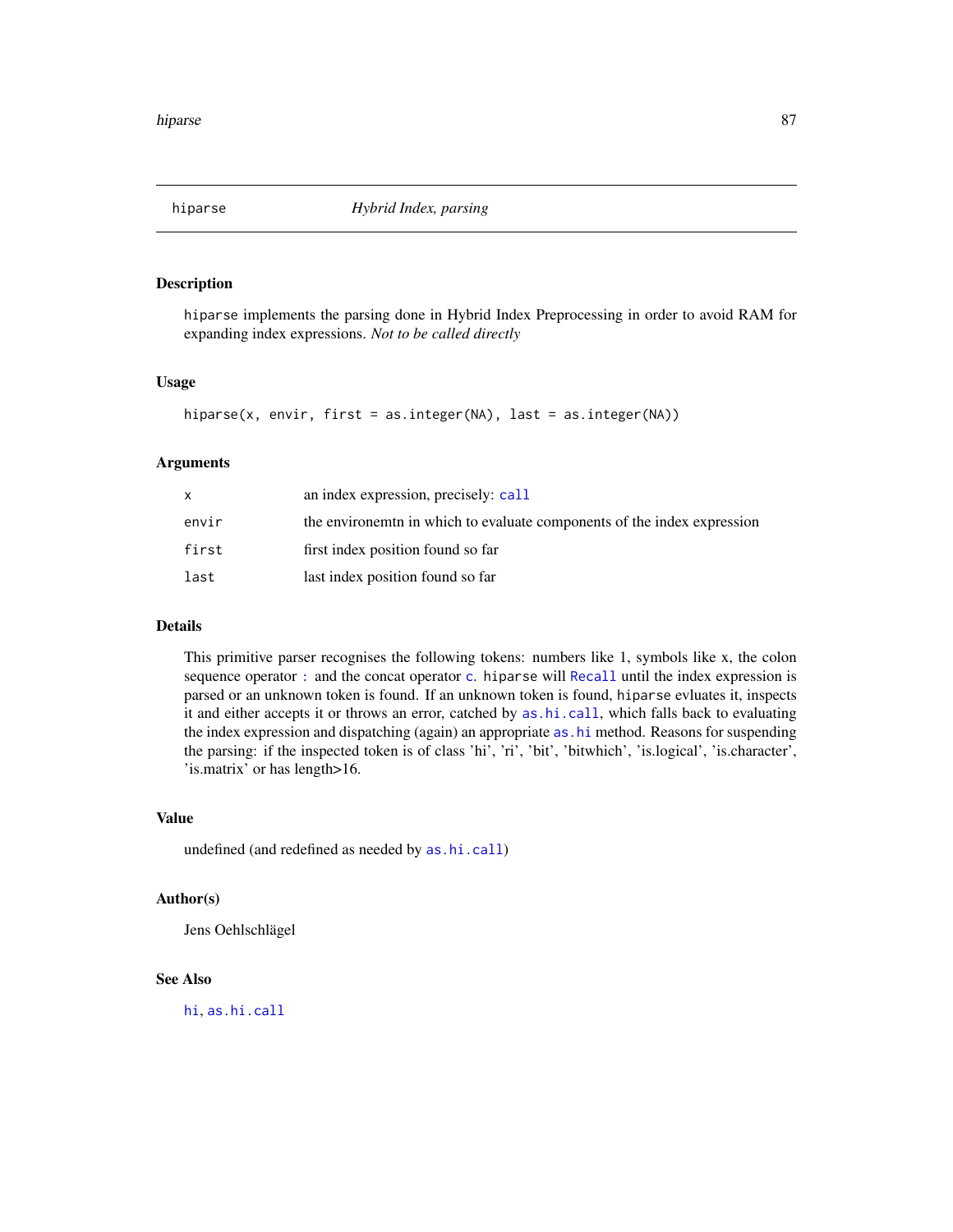## hiparse *Hybrid Index, parsing*

### Description

hiparse implements the parsing done in Hybrid Index Preprocessing in order to avoid RAM for expanding index expressions. *Not to be called directly*

### Usage

```
hiparse(x, envir, first = as.integer(NA), last = as.integer(NA))
```

### Arguments

| | |
|---|---|
| x | an index expression, precisely: call |
| envir | the environemtn in which to evaluate components of the index expression |
| first | first index position found so far |
| last | last index position found so far |

### Details

This primitive parser recognises the following tokens: numbers like 1, symbols like x, the colon sequence operator : and the concat operator c. hiparse will Recall until the index expression is parsed or an unknown token is found. If an unknown token is found, hiparse evluates it, inspects it and either accepts it or throws an error, catched by as.hi.call, which falls back to evaluating the index expression and dispatching (again) an appropriate as.hi method. Reasons for suspending the parsing: if the inspected token is of class 'hi', 'ri', 'bit', 'bitwhich', 'is.logical', 'is.character', 'is.matrix' or has length>16.

### Value

undefined (and redefined as needed by as.hi.call)

### Author(s)

Jens Oehlschlägel

### See Also

hi, as.hi.call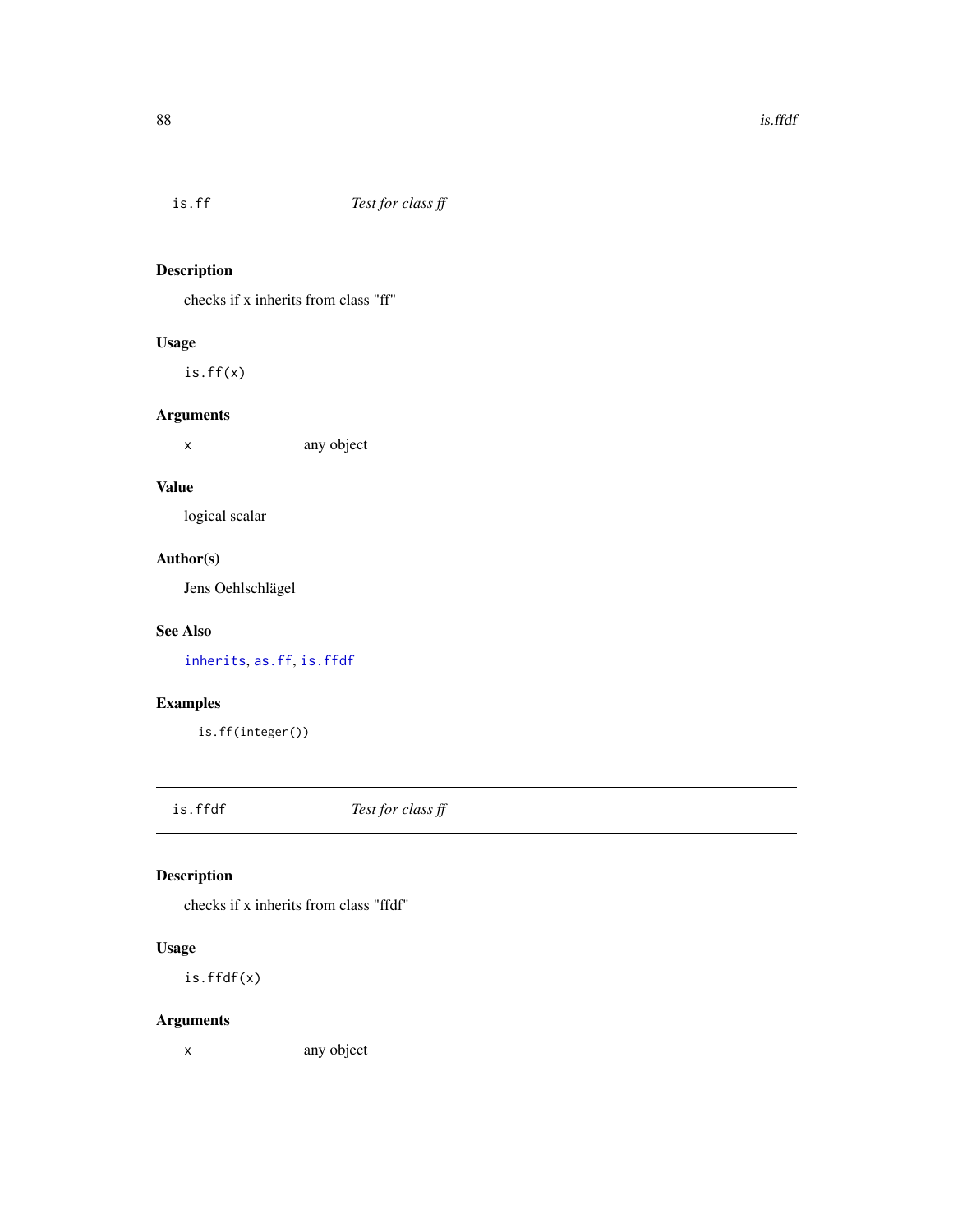## is.ff — *Test for class ff*

### Description

checks if x inherits from class "ff"

### Usage

```
is.ff(x)
```

### Arguments

| | |
|---|---|
| x | any object |

### Value

logical scalar

### Author(s)

Jens Oehlschlägel

### See Also

inherits, as.ff, is.ffdf

### Examples

```
is.ff(integer())
```

## is.ffdf — *Test for class ff*

### Description

checks if x inherits from class "ffdf"

### Usage

```
is.ffdf(x)
```

### Arguments

| | |
|---|---|
| x | any object |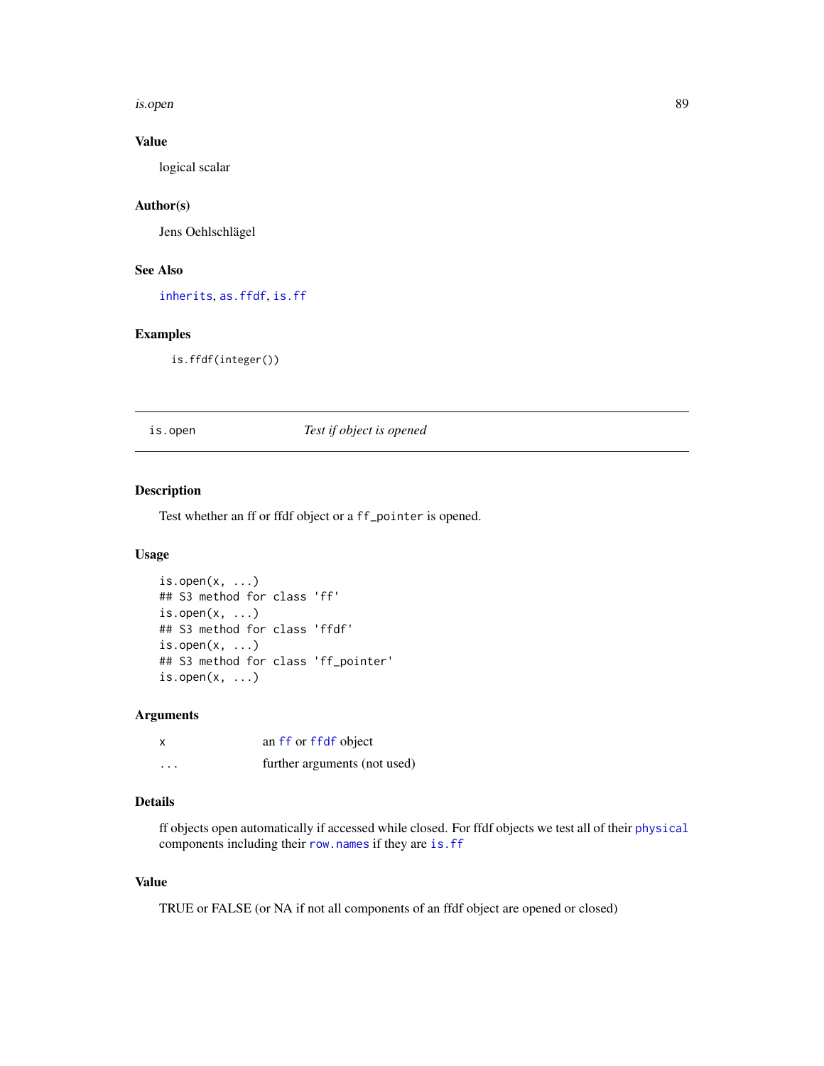## Value

logical scalar

## Author(s)

Jens Oehlschlägel

## See Also

inherits, as.ffdf, is.ff

## Examples

```
is.ffdf(integer())
```

---

# is.open — *Test if object is opened*

## Description

Test whether an ff or ffdf object or a `ff_pointer` is opened.

## Usage

```
is.open(x, ...)
## S3 method for class 'ff'
is.open(x, ...)
## S3 method for class 'ffdf'
is.open(x, ...)
## S3 method for class 'ff_pointer'
is.open(x, ...)
```

## Arguments

| | |
|---|---|
| x | an ff or ffdf object |
| ... | further arguments (not used) |

## Details

ff objects open automatically if accessed while closed. For ffdf objects we test all of their physical components including their row.names if they are is.ff

## Value

TRUE or FALSE (or NA if not all components of an ffdf object are opened or closed)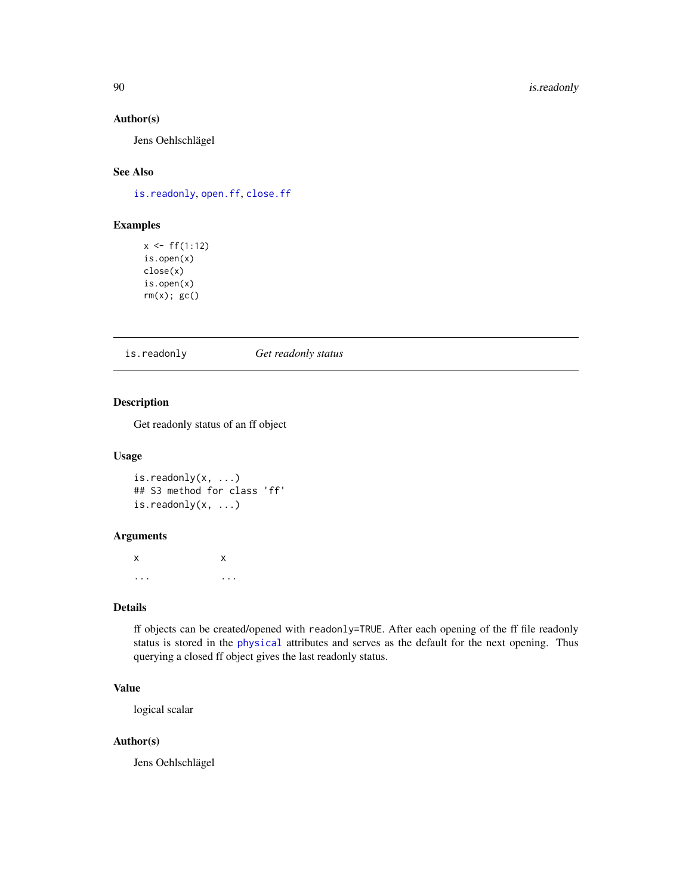## Author(s)

Jens Oehlschlägel

## See Also

is.readonly, open.ff, close.ff

## Examples

```
x <- ff(1:12)
is.open(x)
close(x)
is.open(x)
rm(x); gc()
```

---

# is.readonly *Get readonly status*

---

## Description

Get readonly status of an ff object

## Usage

```
is.readonly(x, ...)
## S3 method for class 'ff'
is.readonly(x, ...)
```

## Arguments

| | |
|---|---|
| x | x |
| ... | ... |

## Details

ff objects can be created/opened with `readonly=TRUE`. After each opening of the ff file readonly status is stored in the physical attributes and serves as the default for the next opening. Thus querying a closed ff object gives the last readonly status.

## Value

logical scalar

## Author(s)

Jens Oehlschlägel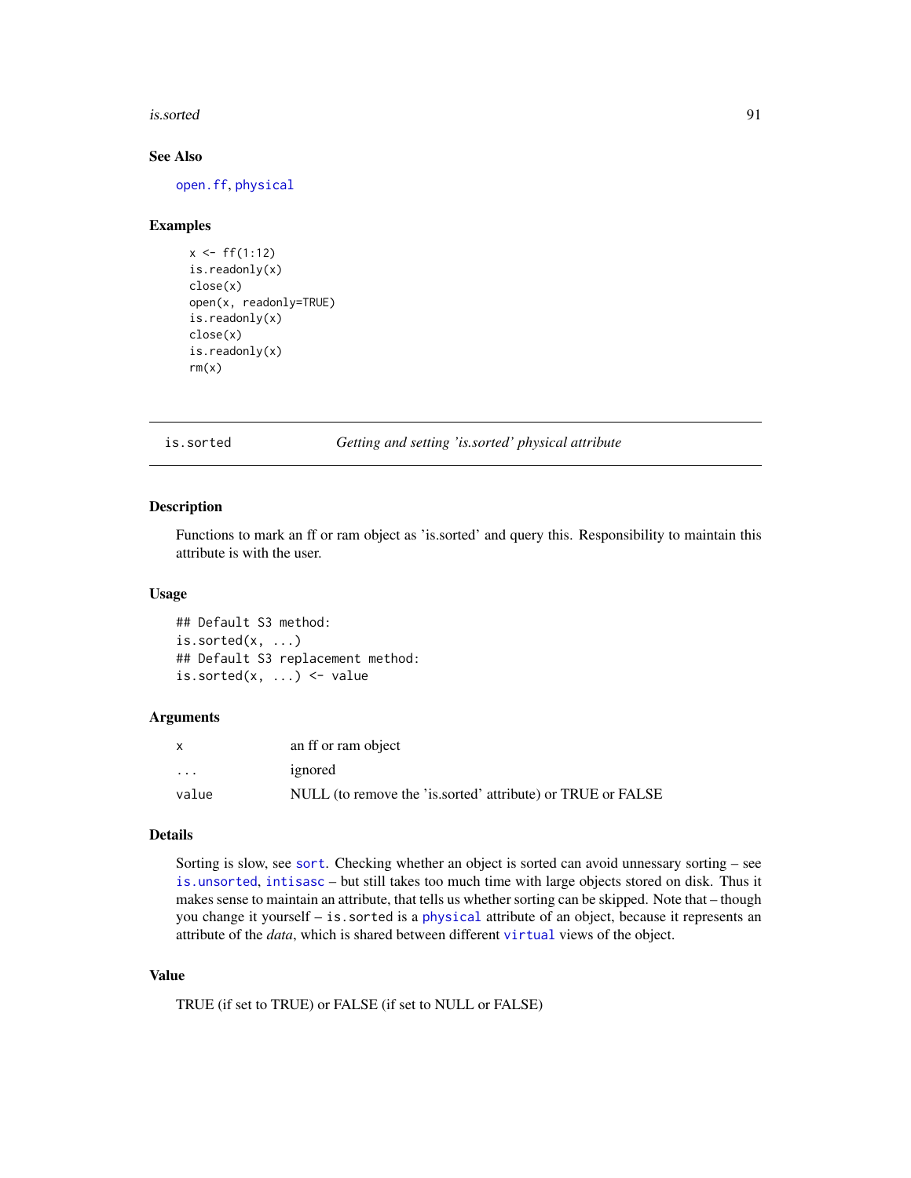## See Also

open.ff, physical

## Examples

```
x <- ff(1:12)
is.readonly(x)
close(x)
open(x, readonly=TRUE)
is.readonly(x)
close(x)
is.readonly(x)
rm(x)
```

---

# is.sorted — *Getting and setting 'is.sorted' physical attribute*

## Description

Functions to mark an ff or ram object as 'is.sorted' and query this. Responsibility to maintain this attribute is with the user.

## Usage

```
## Default S3 method:
is.sorted(x, ...)
## Default S3 replacement method:
is.sorted(x, ...) <- value
```

## Arguments

| | |
|---|---|
| x | an ff or ram object |
| ... | ignored |
| value | NULL (to remove the 'is.sorted' attribute) or TRUE or FALSE |

## Details

Sorting is slow, see `sort`. Checking whether an object is sorted can avoid unnessary sorting – see `is.unsorted`, `intisasc` – but still takes too much time with large objects stored on disk. Thus it makes sense to maintain an attribute, that tells us whether sorting can be skipped. Note that – though you change it yourself – `is.sorted` is a `physical` attribute of an object, because it represents an attribute of the *data*, which is shared between different `virtual` views of the object.

## Value

TRUE (if set to TRUE) or FALSE (if set to NULL or FALSE)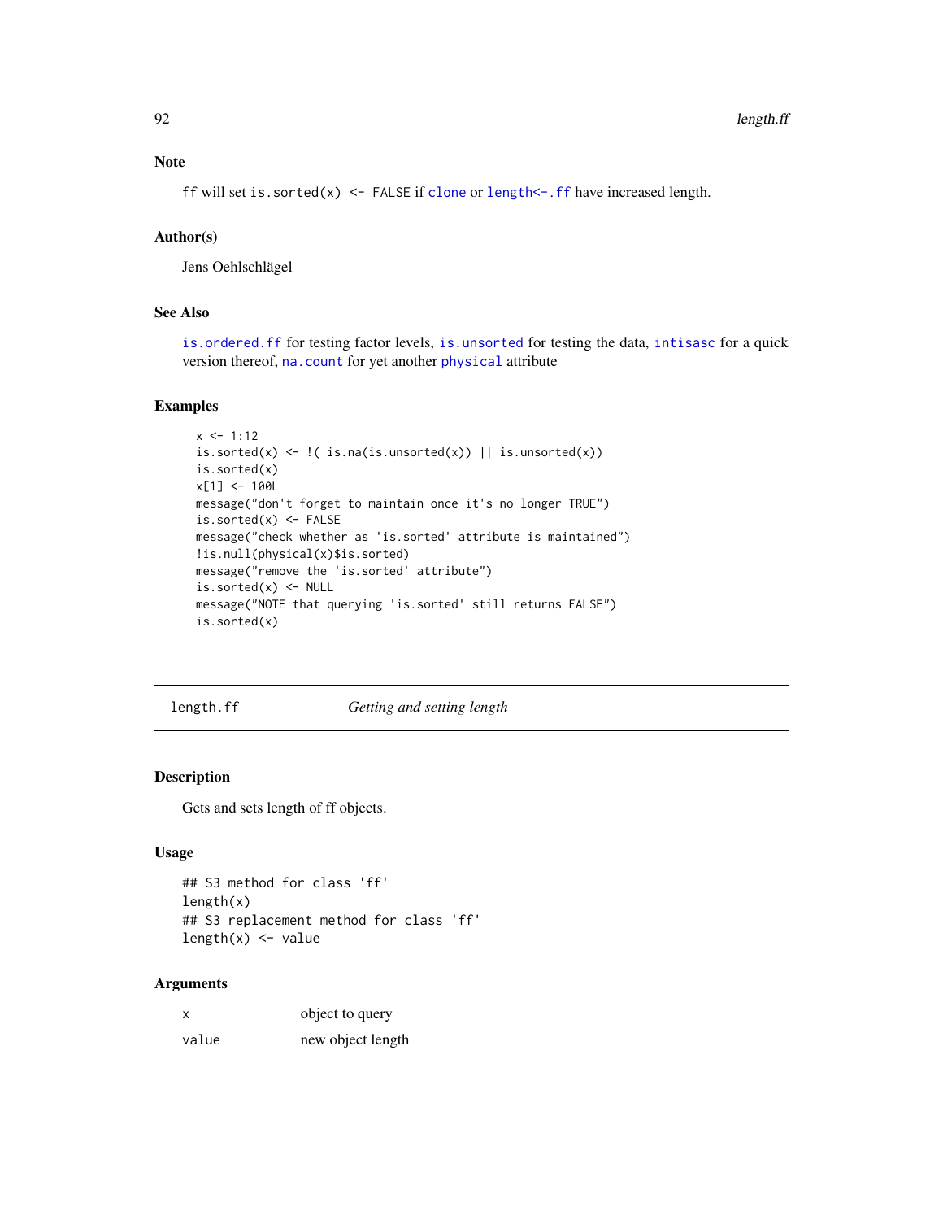### Note

`ff` will set `is.sorted(x) <- FALSE` if `clone` or `length<-.ff` have increased length.

### Author(s)

Jens Oehlschlägel

### See Also

`is.ordered.ff` for testing factor levels, `is.unsorted` for testing the data, `intisasc` for a quick version thereof, `na.count` for yet another `physical` attribute

### Examples

```
x <- 1:12
is.sorted(x) <- !( is.na(is.unsorted(x)) || is.unsorted(x))
is.sorted(x)
x[1] <- 100L
message("don't forget to maintain once it's no longer TRUE")
is.sorted(x) <- FALSE
message("check whether as 'is.sorted' attribute is maintained")
!is.null(physical(x)$is.sorted)
message("remove the 'is.sorted' attribute")
is.sorted(x) <- NULL
message("NOTE that querying 'is.sorted' still returns FALSE")
is.sorted(x)
```

---

## length.ff    *Getting and setting length*

### Description

Gets and sets length of ff objects.

### Usage

```
## S3 method for class 'ff'
length(x)
## S3 replacement method for class 'ff'
length(x) <- value
```

### Arguments

| | |
|---|---|
| `x` | object to query |
| `value` | new object length |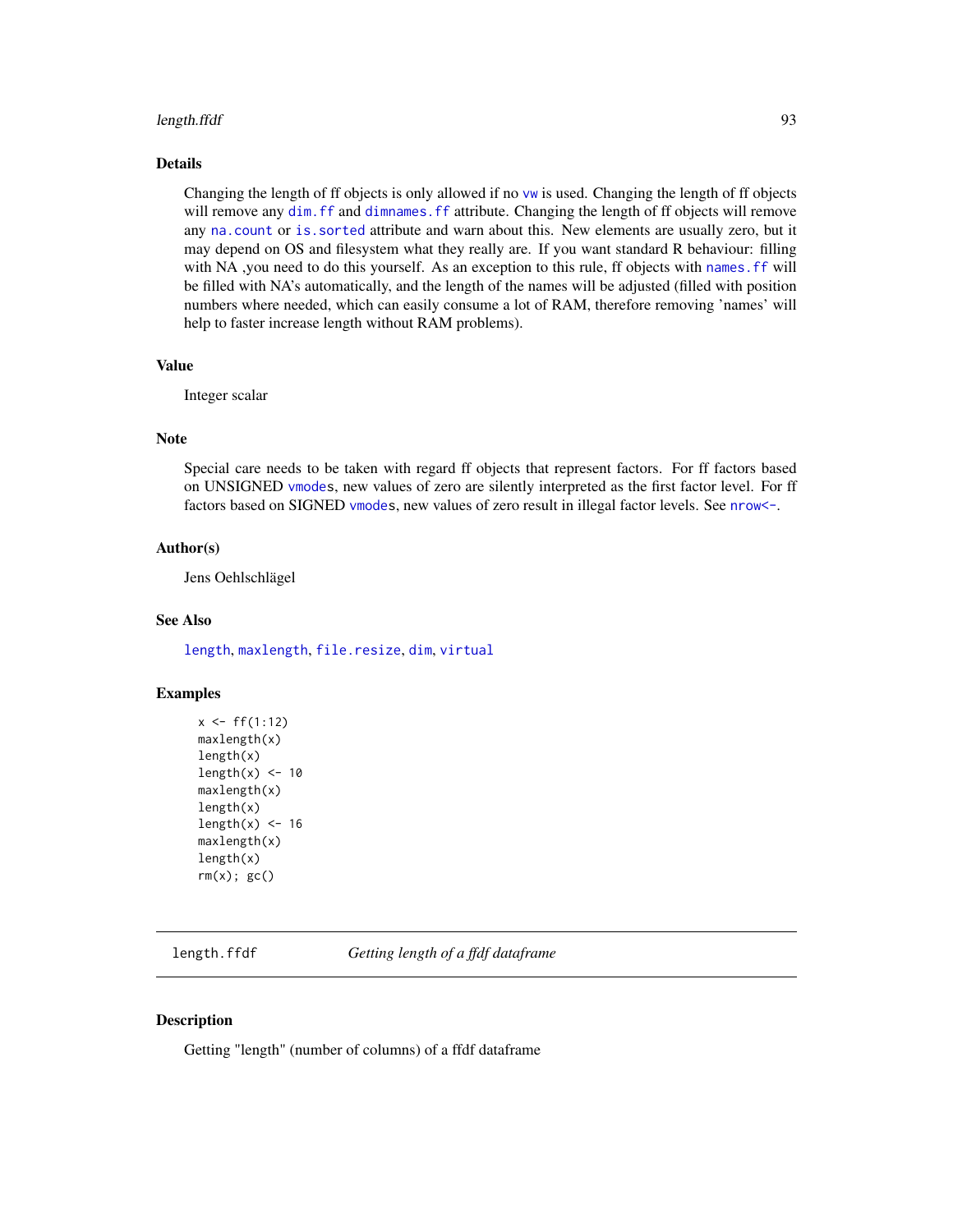## Details

Changing the length of ff objects is only allowed if no `vw` is used. Changing the length of ff objects will remove any `dim.ff` and `dimnames.ff` attribute. Changing the length of ff objects will remove any `na.count` or `is.sorted` attribute and warn about this. New elements are usually zero, but it may depend on OS and filesystem what they really are. If you want standard R behaviour: filling with NA ,you need to do this yourself. As an exception to this rule, ff objects with `names.ff` will be filled with NA's automatically, and the length of the names will be adjusted (filled with position numbers where needed, which can easily consume a lot of RAM, therefore removing 'names' will help to faster increase length without RAM problems).

## Value

Integer scalar

## Note

Special care needs to be taken with regard ff objects that represent factors. For ff factors based on UNSIGNED `vmode`s, new values of zero are silently interpreted as the first factor level. For ff factors based on SIGNED `vmode`s, new values of zero result in illegal factor levels. See `nrow<-`.

## Author(s)

Jens Oehlschlägel

## See Also

`length`, `maxlength`, `file.resize`, `dim`, `virtual`

## Examples

```
x <- ff(1:12)
maxlength(x)
length(x)
length(x) <- 10
maxlength(x)
length(x)
length(x) <- 16
maxlength(x)
length(x)
rm(x); gc()
```

---

`length.ffdf` &nbsp;&nbsp;&nbsp;&nbsp; *Getting length of a ffdf dataframe*

---

## Description

Getting "length" (number of columns) of a ffdf dataframe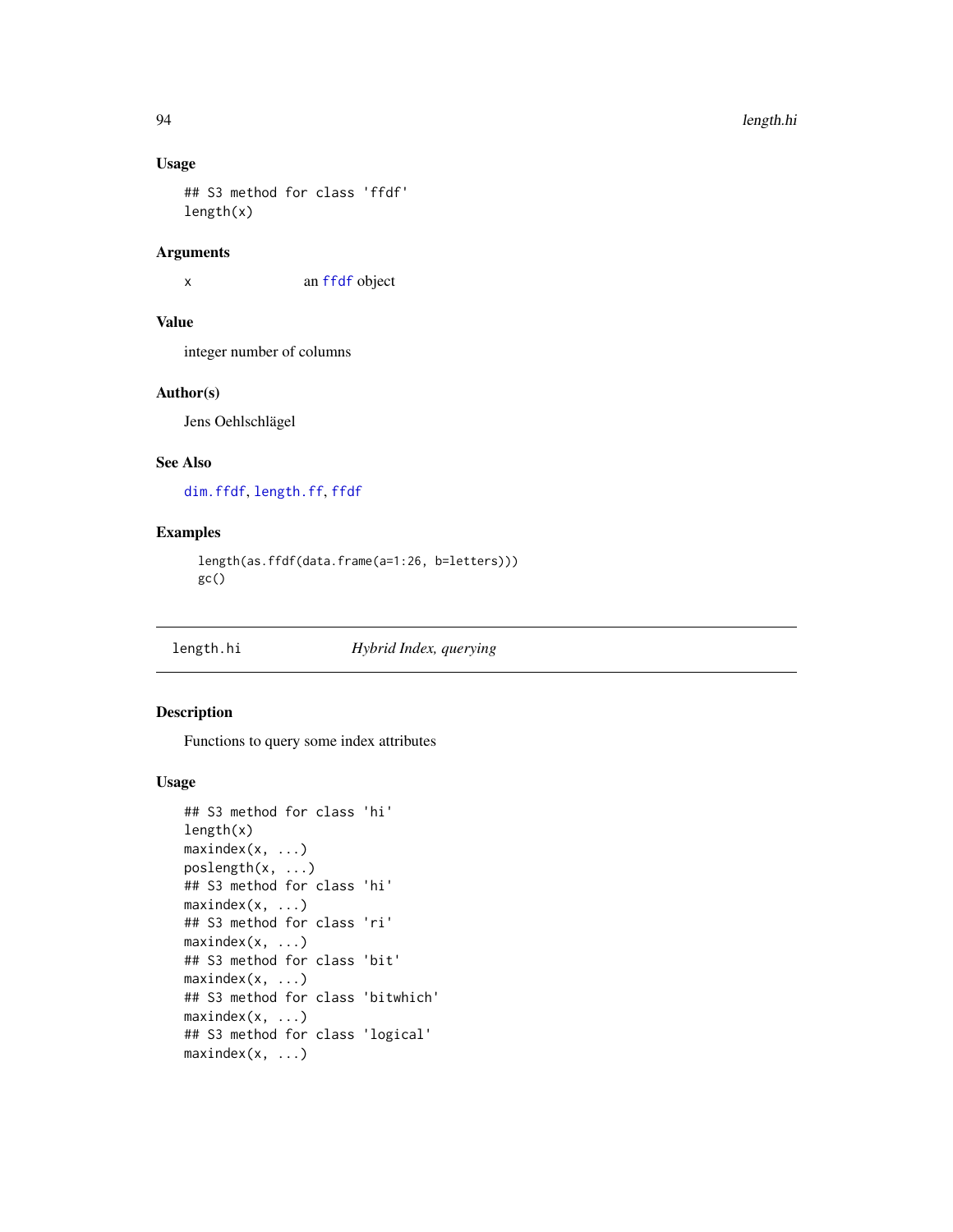### Usage

```
## S3 method for class 'ffdf'
length(x)
```

### Arguments

x    an ffdf object

### Value

integer number of columns

### Author(s)

Jens Oehlschlägel

### See Also

dim.ffdf, length.ff, ffdf

### Examples

```
length(as.ffdf(data.frame(a=1:26, b=letters)))
gc()
```

---

## length.hi    *Hybrid Index, querying*

---

### Description

Functions to query some index attributes

### Usage

```
## S3 method for class 'hi'
length(x)
maxindex(x, ...)
poslength(x, ...)
## S3 method for class 'hi'
maxindex(x, ...)
## S3 method for class 'ri'
maxindex(x, ...)
## S3 method for class 'bit'
maxindex(x, ...)
## S3 method for class 'bitwhich'
maxindex(x, ...)
## S3 method for class 'logical'
maxindex(x, ...)
```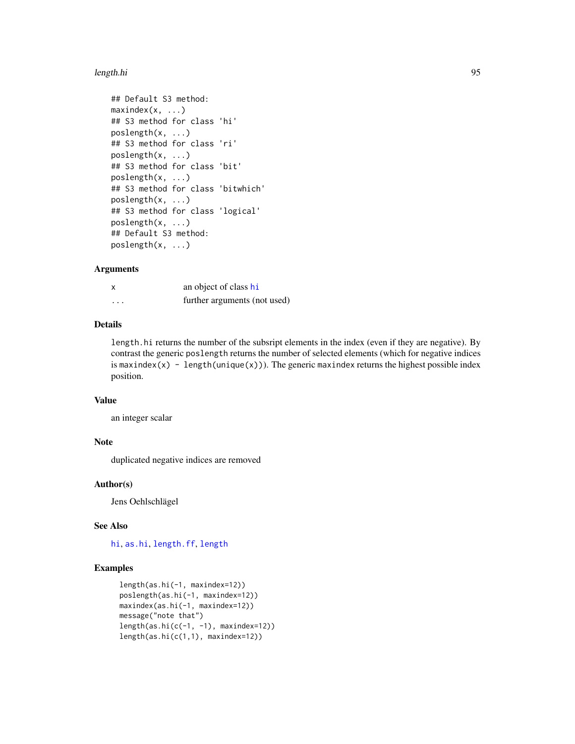```
## Default S3 method:
maxindex(x, ...)
## S3 method for class 'hi'
poslength(x, ...)
## S3 method for class 'ri'
poslength(x, ...)
## S3 method for class 'bit'
poslength(x, ...)
## S3 method for class 'bitwhich'
poslength(x, ...)
## S3 method for class 'logical'
poslength(x, ...)
## Default S3 method:
poslength(x, ...)
```

### Arguments

| | |
|---|---|
| x | an object of class hi |
| ... | further arguments (not used) |

### Details

`length.hi` returns the number of the subsript elements in the index (even if they are negative). By contrast the generic `poslength` returns the number of selected elements (which for negative indices is `maxindex(x) - length(unique(x))`). The generic `maxindex` returns the highest possible index position.

### Value

an integer scalar

### Note

duplicated negative indices are removed

### Author(s)

Jens Oehlschlägel

### See Also

hi, as.hi, length.ff, length

### Examples

```
length(as.hi(-1, maxindex=12))
poslength(as.hi(-1, maxindex=12))
maxindex(as.hi(-1, maxindex=12))
message("note that")
length(as.hi(c(-1, -1), maxindex=12))
length(as.hi(c(1,1), maxindex=12))
```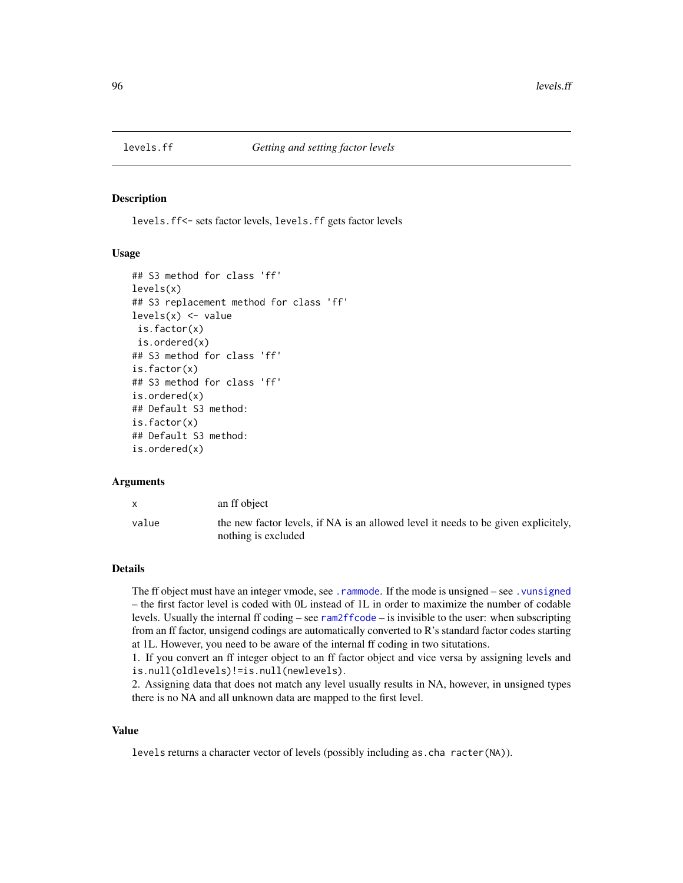# levels.ff — *Getting and setting factor levels*

## Description

`levels.ff<-` sets factor levels, `levels.ff` gets factor levels

## Usage

```
## S3 method for class 'ff'
levels(x)
## S3 replacement method for class 'ff'
levels(x) <- value
 is.factor(x)
 is.ordered(x)
## S3 method for class 'ff'
is.factor(x)
## S3 method for class 'ff'
is.ordered(x)
## Default S3 method:
is.factor(x)
## Default S3 method:
is.ordered(x)
```

## Arguments

| | |
|---|---|
| `x` | an ff object |
| `value` | the new factor levels, if NA is an allowed level it needs to be given explicitely, nothing is excluded |

## Details

The ff object must have an integer vmode, see `.rammode`. If the mode is unsigned – see `.vunsigned` – the first factor level is coded with 0L instead of 1L in order to maximize the number of codable levels. Usually the internal ff coding – see `ram2ffcode` – is invisible to the user: when subscripting from an ff factor, unsigend codings are automatically converted to R's standard factor codes starting at 1L. However, you need to be aware of the internal ff coding in two situtations.
1. If you convert an ff integer object to an ff factor object and vice versa by assigning levels and `is.null(oldlevels)!=is.null(newlevels)`.
2. Assigning data that does not match any level usually results in NA, however, in unsigned types there is no NA and all unknown data are mapped to the first level.

## Value

`levels` returns a character vector of levels (possibly including `as.cha racter(NA)`).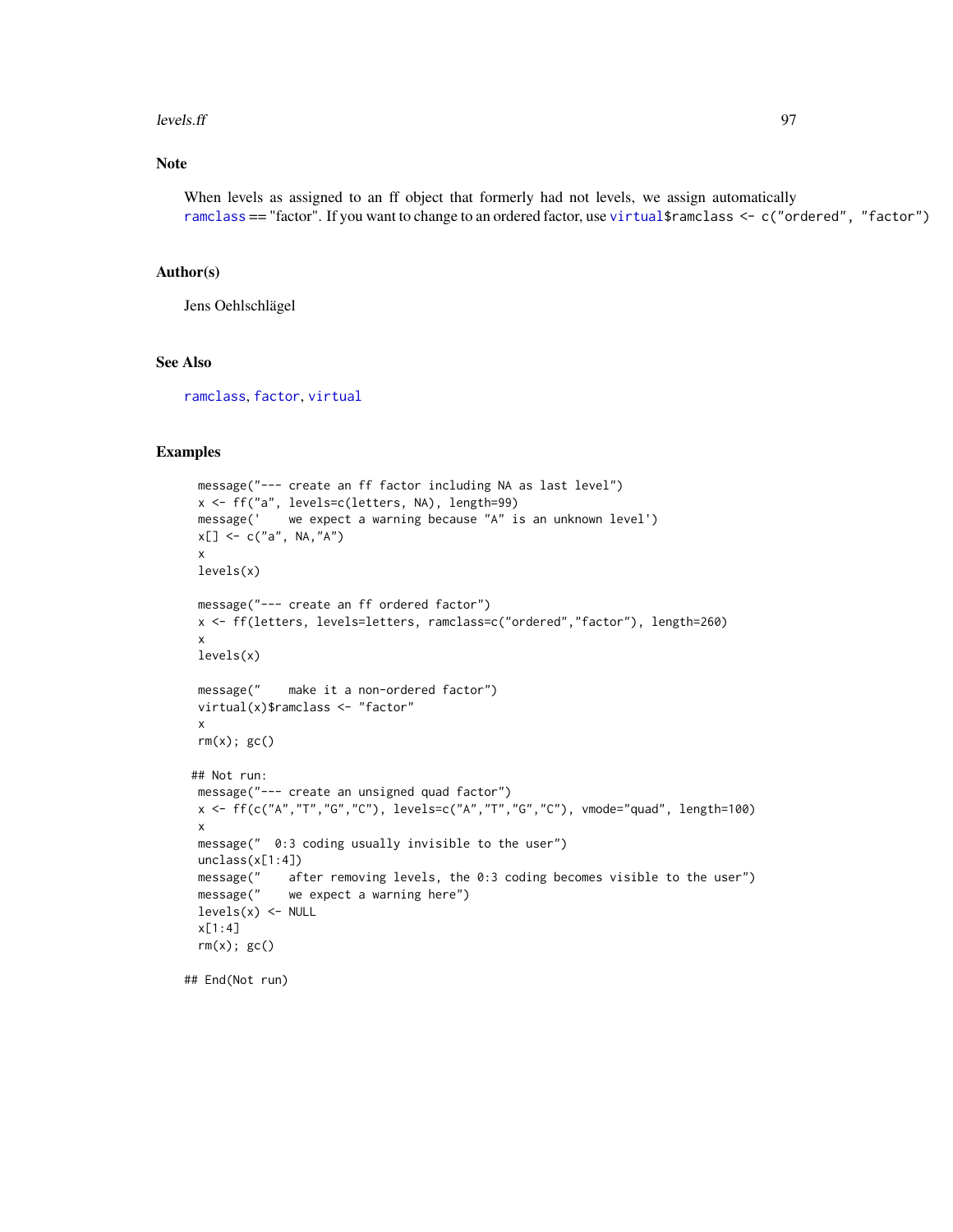## Note

When levels as assigned to an ff object that formerly had not levels, we assign automatically `ramclass` == "factor". If you want to change to an ordered factor, use `virtual$ramclass <- c("ordered", "factor")`

## Author(s)

Jens Oehlschlägel

## See Also

`ramclass`, `factor`, `virtual`

## Examples

```
  message("--- create an ff factor including NA as last level")
  x <- ff("a", levels=c(letters, NA), length=99)
  message('    we expect a warning because "A" is an unknown level')
  x[] <- c("a", NA,"A")
  x
  levels(x)

  message("--- create an ff ordered factor")
  x <- ff(letters, levels=letters, ramclass=c("ordered","factor"), length=260)
  x
  levels(x)

  message("    make it a non-ordered factor")
  virtual(x)$ramclass <- "factor"
  x
  rm(x); gc()

 ## Not run:
  message("--- create an unsigned quad factor")
  x <- ff(c("A","T","G","C"), levels=c("A","T","G","C"), vmode="quad", length=100)
  x
  message("  0:3 coding usually invisible to the user")
  unclass(x[1:4])
  message("    after removing levels, the 0:3 coding becomes visible to the user")
  message("    we expect a warning here")
  levels(x) <- NULL
  x[1:4]
  rm(x); gc()

## End(Not run)
```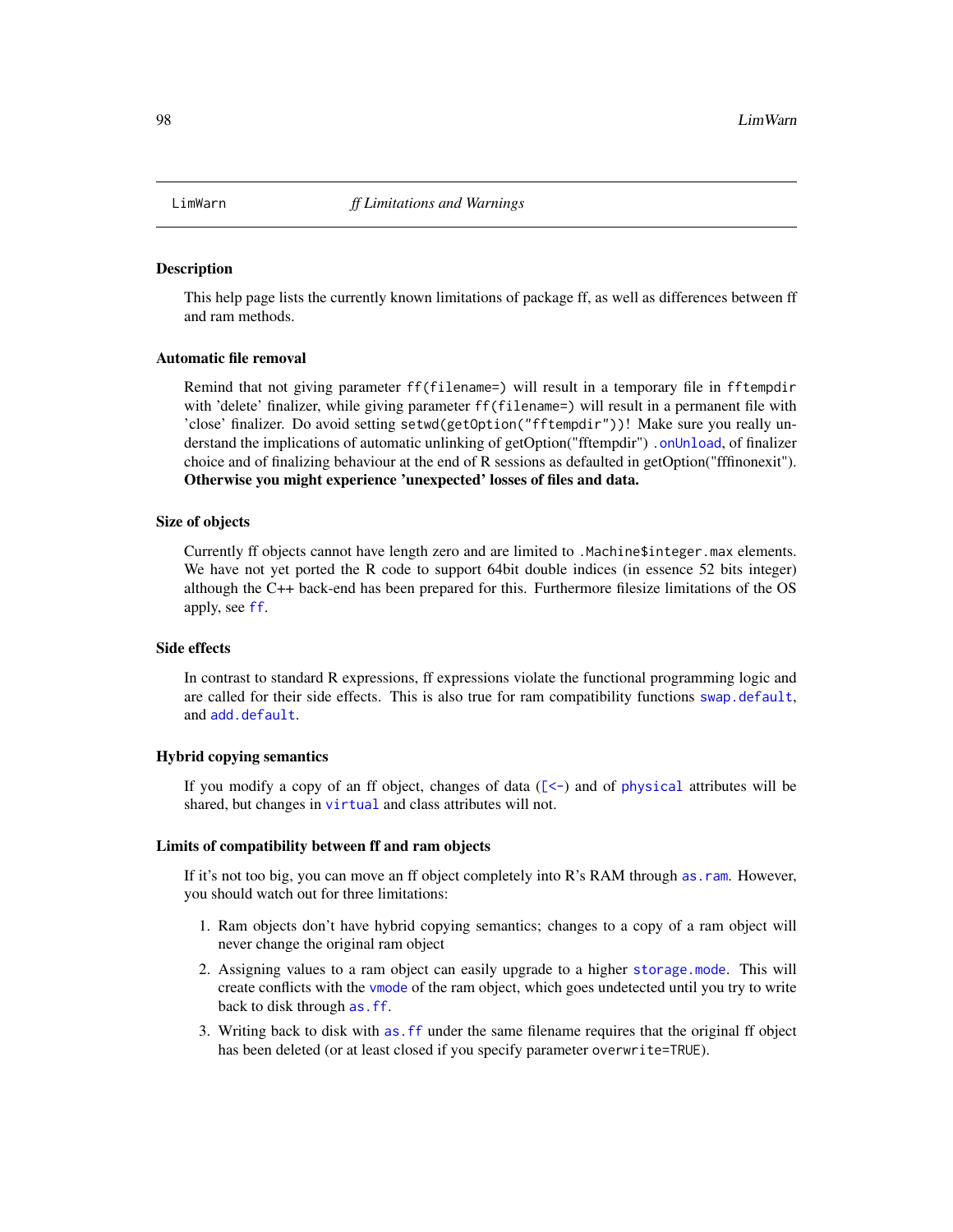LimWarn *ff Limitations and Warnings*

## Description

This help page lists the currently known limitations of package ff, as well as differences between ff and ram methods.

## Automatic file removal

Remind that not giving parameter `ff(filename=)` will result in a temporary file in `fftempdir` with 'delete' finalizer, while giving parameter `ff(filename=)` will result in a permanent file with 'close' finalizer. Do avoid setting `setwd(getOption("fftempdir"))`! Make sure you really understand the implications of automatic unlinking of getOption("fftempdir") `.onUnload`, of finalizer choice and of finalizing behaviour at the end of R sessions as defaulted in getOption("fffinonexit"). **Otherwise you might experience 'unexpected' losses of files and data.**

## Size of objects

Currently ff objects cannot have length zero and are limited to `.Machine$integer.max` elements. We have not yet ported the R code to support 64bit double indices (in essence 52 bits integer) although the C++ back-end has been prepared for this. Furthermore filesize limitations of the OS apply, see `ff`.

## Side effects

In contrast to standard R expressions, ff expressions violate the functional programming logic and are called for their side effects. This is also true for ram compatibility functions `swap.default`, and `add.default`.

## Hybrid copying semantics

If you modify a copy of an ff object, changes of data (`[<-`) and of `physical` attributes will be shared, but changes in `virtual` and class attributes will not.

## Limits of compatibility between ff and ram objects

If it's not too big, you can move an ff object completely into R's RAM through `as.ram`. However, you should watch out for three limitations:

1. Ram objects don't have hybrid copying semantics; changes to a copy of a ram object will never change the original ram object
2. Assigning values to a ram object can easily upgrade to a higher `storage.mode`. This will create conflicts with the `vmode` of the ram object, which goes undetected until you try to write back to disk through `as.ff`.
3. Writing back to disk with `as.ff` under the same filename requires that the original ff object has been deleted (or at least closed if you specify parameter `overwrite=TRUE`).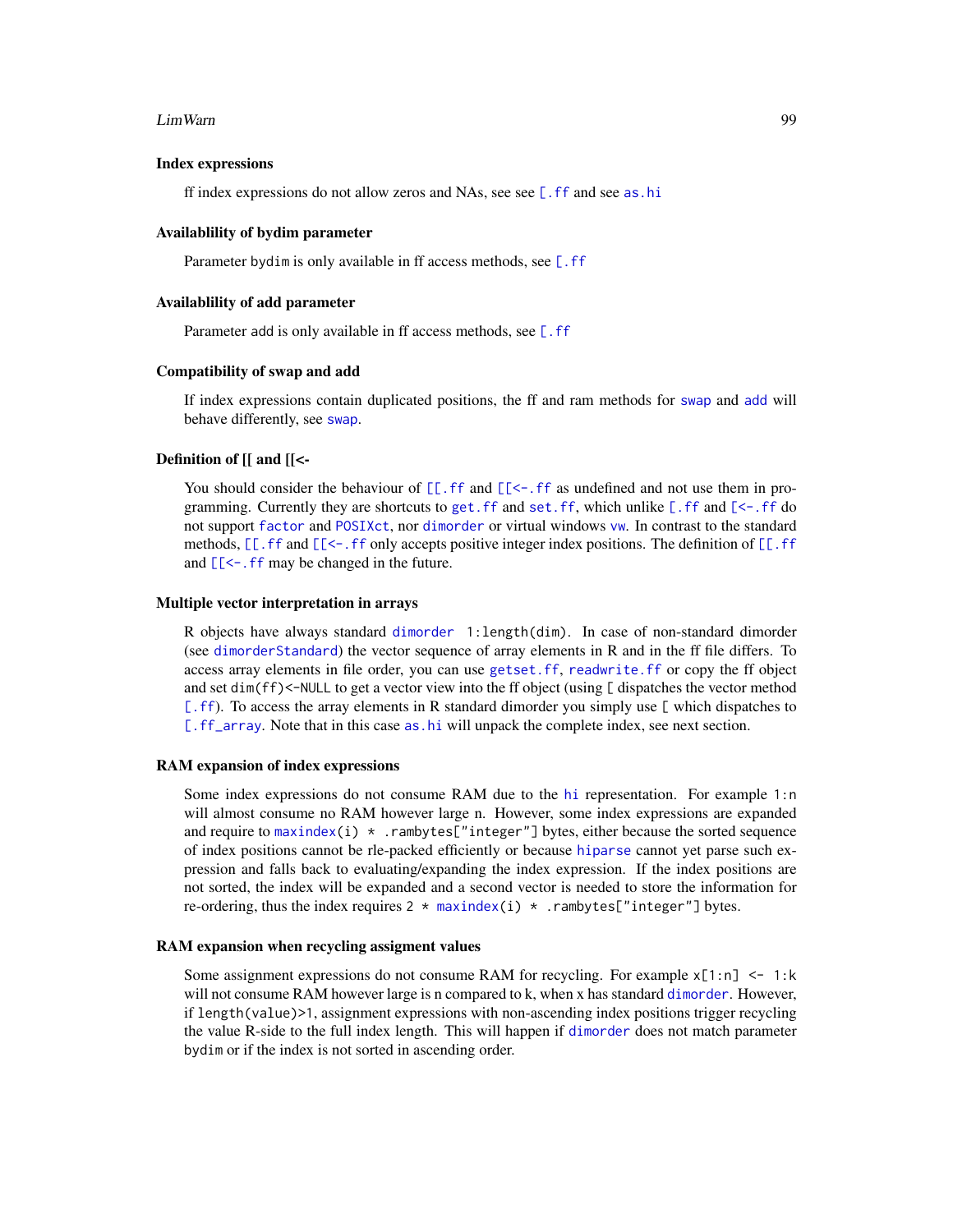### Index expressions

ff index expressions do not allow zeros and NAs, see see `[.ff` and see `as.hi`

### Availablility of bydim parameter

Parameter `bydim` is only available in ff access methods, see `[.ff`

### Availablility of add parameter

Parameter `add` is only available in ff access methods, see `[.ff`

### Compatibility of swap and add

If index expressions contain duplicated positions, the ff and ram methods for `swap` and `add` will behave differently, see `swap`.

### Definition of [[ and [[<-

You should consider the behaviour of `[[.ff` and `[[<-.ff` as undefined and not use them in programming. Currently they are shortcuts to `get.ff` and `set.ff`, which unlike `[.ff` and `[<-.ff` do not support `factor` and `POSIXct`, nor `dimorder` or virtual windows `vw`. In contrast to the standard methods, `[[.ff` and `[[<-.ff` only accepts positive integer index positions. The definition of `[[.ff` and `[[<-.ff` may be changed in the future.

### Multiple vector interpretation in arrays

R objects have always standard `dimorder` `1:length(dim)`. In case of non-standard dimorder (see `dimorderStandard`) the vector sequence of array elements in R and in the ff file differs. To access array elements in file order, you can use `getset.ff`, `readwrite.ff` or copy the ff object and set `dim(ff)<-NULL` to get a vector view into the ff object (using `[` dispatches the vector method `[.ff`). To access the array elements in R standard dimorder you simply use `[` which dispatches to `[.ff_array`. Note that in this case `as.hi` will unpack the complete index, see next section.

### RAM expansion of index expressions

Some index expressions do not consume RAM due to the `hi` representation. For example `1:n` will almost consume no RAM however large n. However, some index expressions are expanded and require to `maxindex(i) * .rambytes["integer"]` bytes, either because the sorted sequence of index positions cannot be rle-packed efficiently or because `hiparse` cannot yet parse such expression and falls back to evaluating/expanding the index expression. If the index positions are not sorted, the index will be expanded and a second vector is needed to store the information for re-ordering, thus the index requires `2 * maxindex(i) * .rambytes["integer"]` bytes.

### RAM expansion when recycling assigment values

Some assignment expressions do not consume RAM for recycling. For example `x[1:n] <- 1:k` will not consume RAM however large is n compared to k, when x has standard `dimorder`. However, if `length(value)>1`, assignment expressions with non-ascending index positions trigger recycling the value R-side to the full index length. This will happen if `dimorder` does not match parameter `bydim` or if the index is not sorted in ascending order.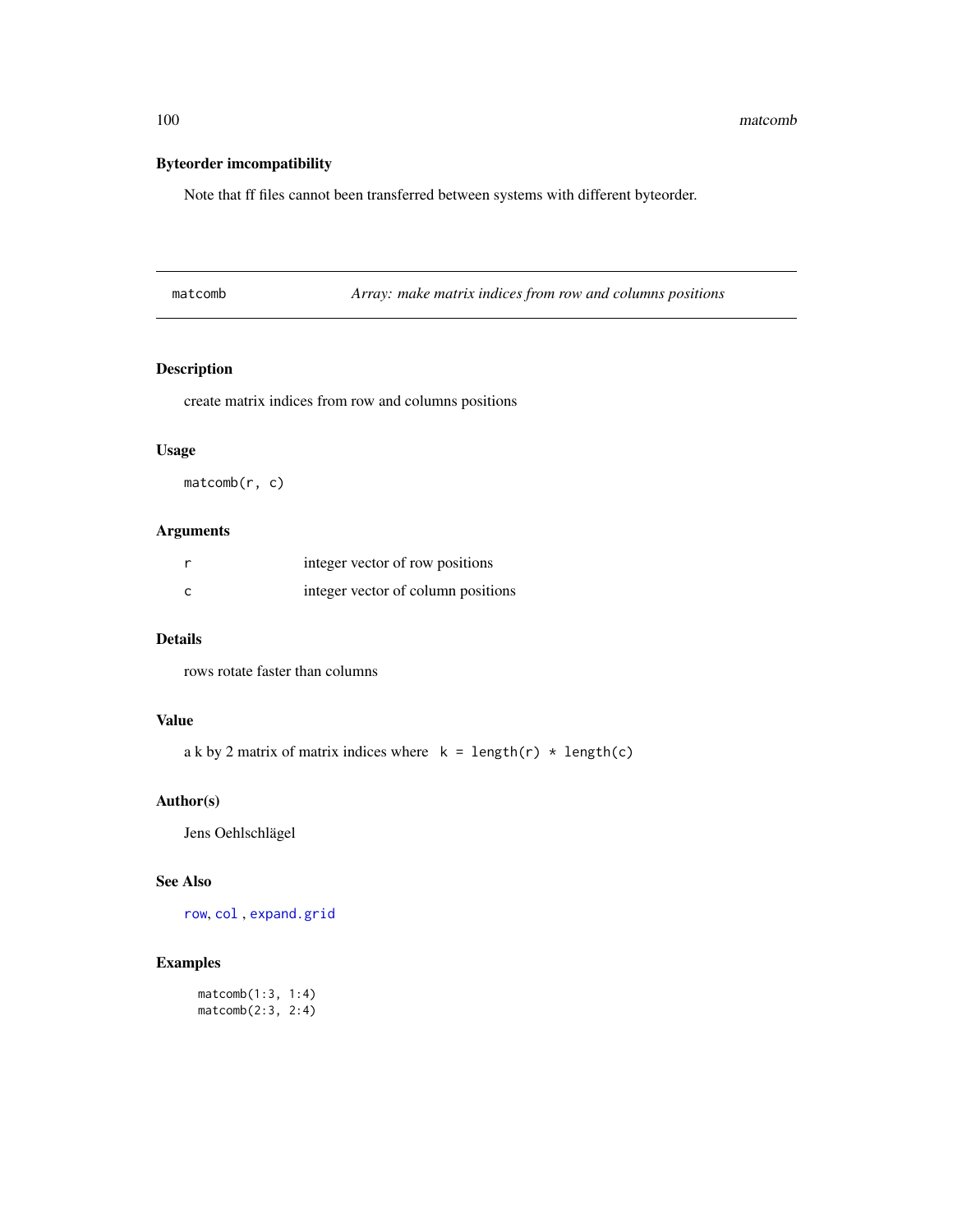### Byteorder imcompatibility

Note that ff files cannot been transferred between systems with different byteorder.

---

## matcomb — *Array: make matrix indices from row and columns positions*

### Description

create matrix indices from row and columns positions

### Usage

```
matcomb(r, c)
```

### Arguments

| | |
|---|---|
| r | integer vector of row positions |
| c | integer vector of column positions |

### Details

rows rotate faster than columns

### Value

a k by 2 matrix of matrix indices where `k = length(r) * length(c)`

### Author(s)

Jens Oehlschlägel

### See Also

`row`, `col` , `expand.grid`

### Examples

```
matcomb(1:3, 1:4)
matcomb(2:3, 2:4)
```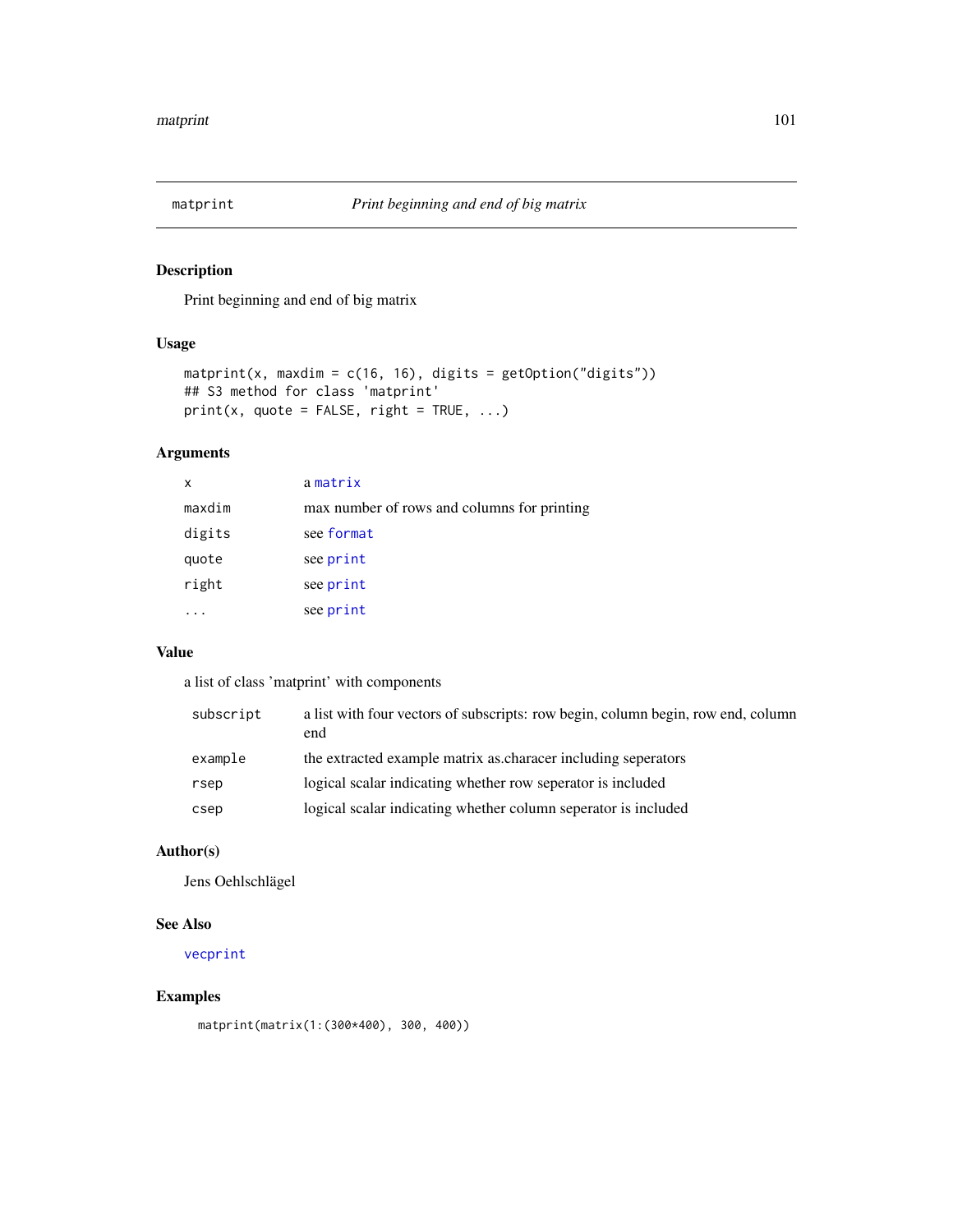## matprint — *Print beginning and end of big matrix*

### Description

Print beginning and end of big matrix

### Usage

```
matprint(x, maxdim = c(16, 16), digits = getOption("digits"))
## S3 method for class 'matprint'
print(x, quote = FALSE, right = TRUE, ...)
```

### Arguments

| | |
|---|---|
| x | a `matrix` |
| maxdim | max number of rows and columns for printing |
| digits | see `format` |
| quote | see `print` |
| right | see `print` |
| ... | see `print` |

### Value

a list of class 'matprint' with components

| | |
|---|---|
| subscript | a list with four vectors of subscripts: row begin, column begin, row end, column end |
| example | the extracted example matrix as.characer including seperators |
| rsep | logical scalar indicating whether row seperator is included |
| csep | logical scalar indicating whether column seperator is included |

### Author(s)

Jens Oehlschlägel

### See Also

`vecprint`

### Examples

```
matprint(matrix(1:(300*400), 300, 400))
```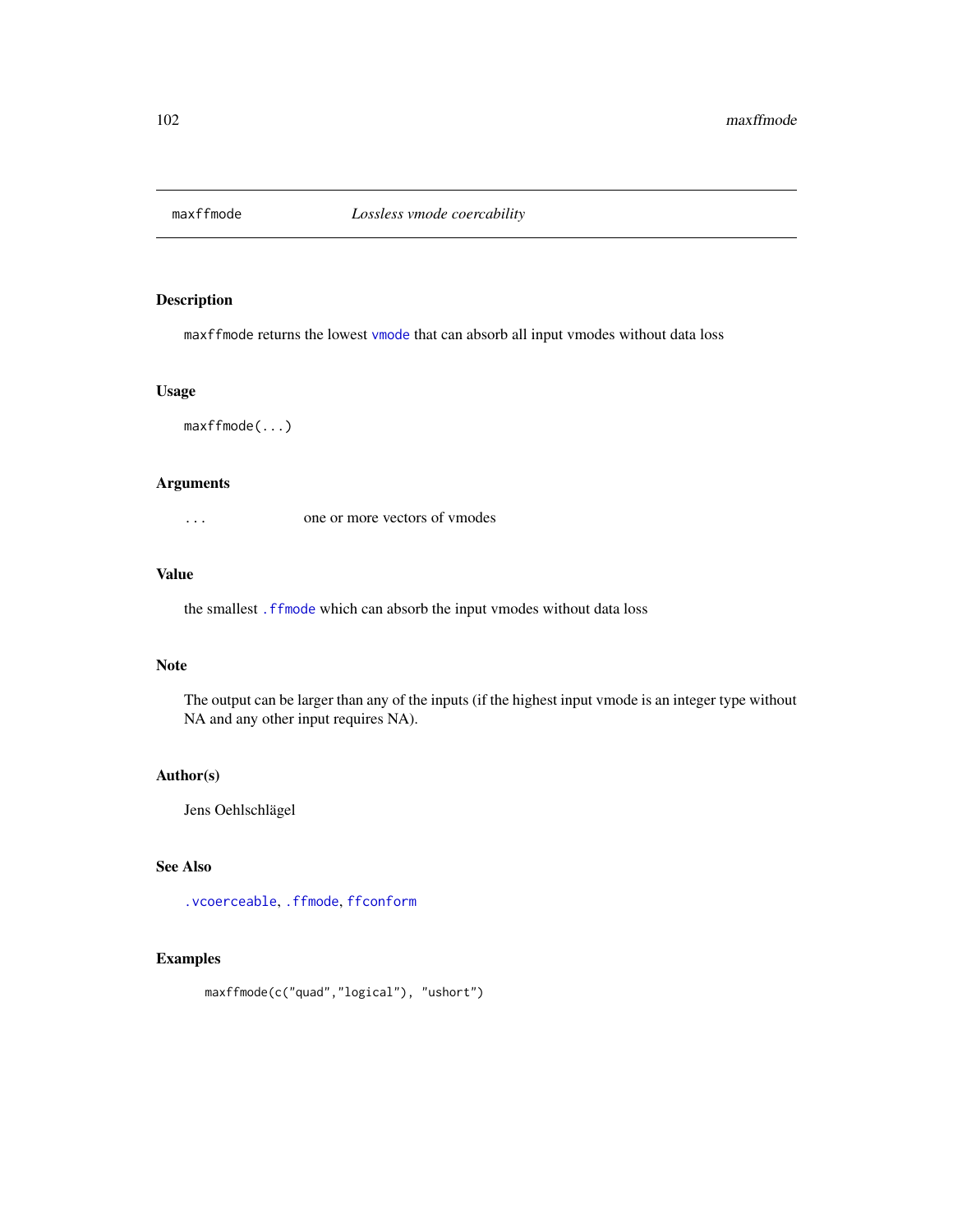## maxffmode *Lossless vmode coercability*

### Description

maxffmode returns the lowest vmode that can absorb all input vmodes without data loss

### Usage

```
maxffmode(...)
```

### Arguments

| | |
|---|---|
| ... | one or more vectors of vmodes |

### Value

the smallest .ffmode which can absorb the input vmodes without data loss

### Note

The output can be larger than any of the inputs (if the highest input vmode is an integer type without NA and any other input requires NA).

### Author(s)

Jens Oehlschlägel

### See Also

.vcoerceable, .ffmode, ffconform

### Examples

```
maxffmode(c("quad","logical"), "ushort")
```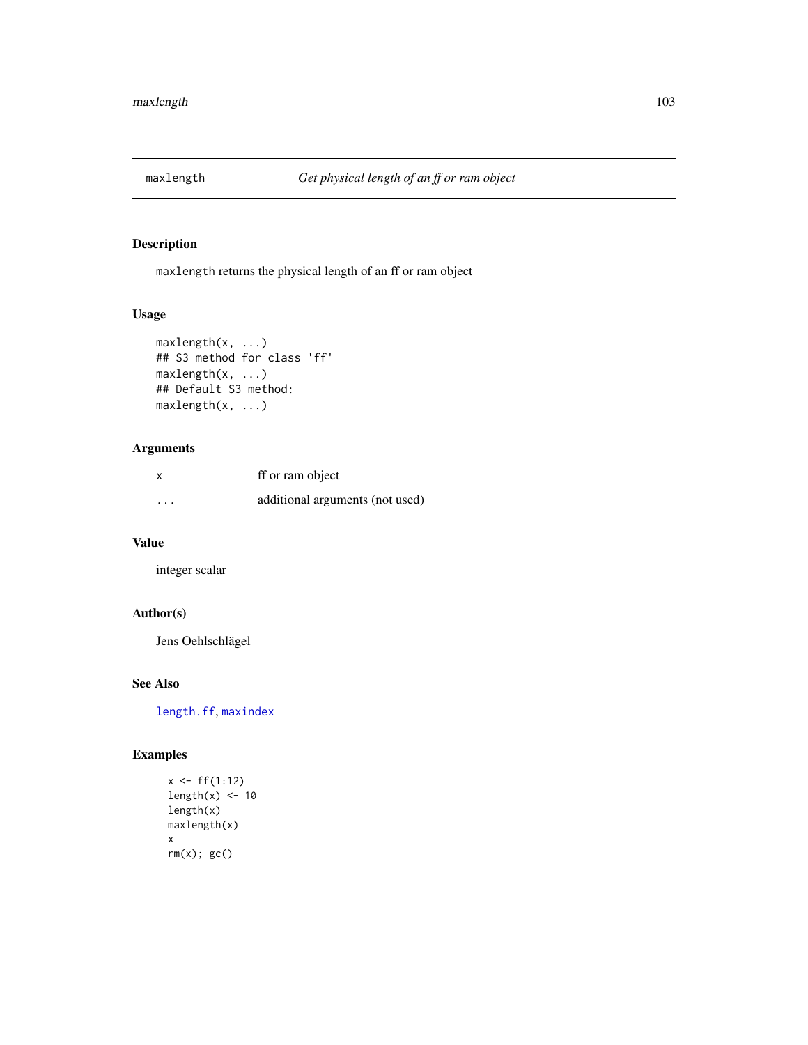# maxlength — *Get physical length of an ff or ram object*

## Description

`maxlength` returns the physical length of an ff or ram object

## Usage

```
maxlength(x, ...)
## S3 method for class 'ff'
maxlength(x, ...)
## Default S3 method:
maxlength(x, ...)
```

## Arguments

| | |
|---|---|
| `x` | ff or ram object |
| `...` | additional arguments (not used) |

## Value

integer scalar

## Author(s)

Jens Oehlschlägel

## See Also

`length.ff`, `maxindex`

## Examples

```
x <- ff(1:12)
length(x) <- 10
length(x)
maxlength(x)
x
rm(x); gc()
```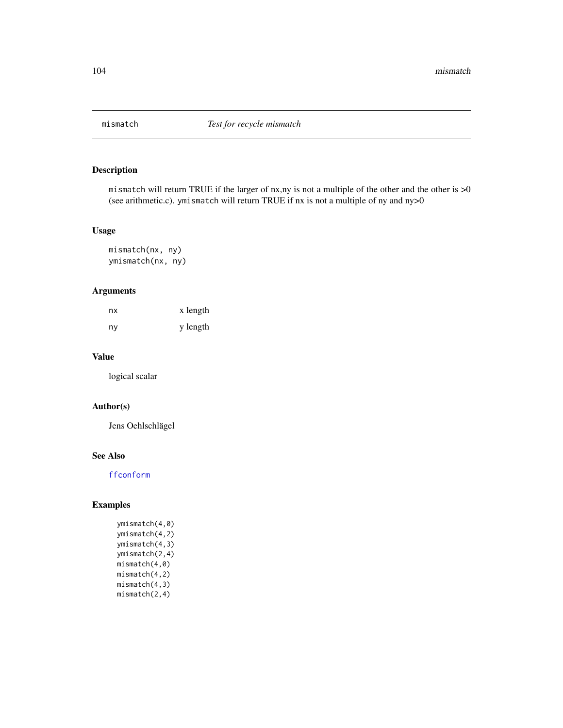# mismatch — *Test for recycle mismatch*

## Description

`mismatch` will return TRUE if the larger of nx,ny is not a multiple of the other and the other is >0 (see arithmetic.c). `ymismatch` will return TRUE if nx is not a multiple of ny and ny>0

## Usage

```
mismatch(nx, ny)
ymismatch(nx, ny)
```

## Arguments

| | |
|---|---|
| `nx` | x length |
| `ny` | y length |

## Value

logical scalar

## Author(s)

Jens Oehlschlägel

## See Also

`ffconform`

## Examples

```
ymismatch(4,0)
ymismatch(4,2)
ymismatch(4,3)
ymismatch(2,4)
mismatch(4,0)
mismatch(4,2)
mismatch(4,3)
mismatch(2,4)
```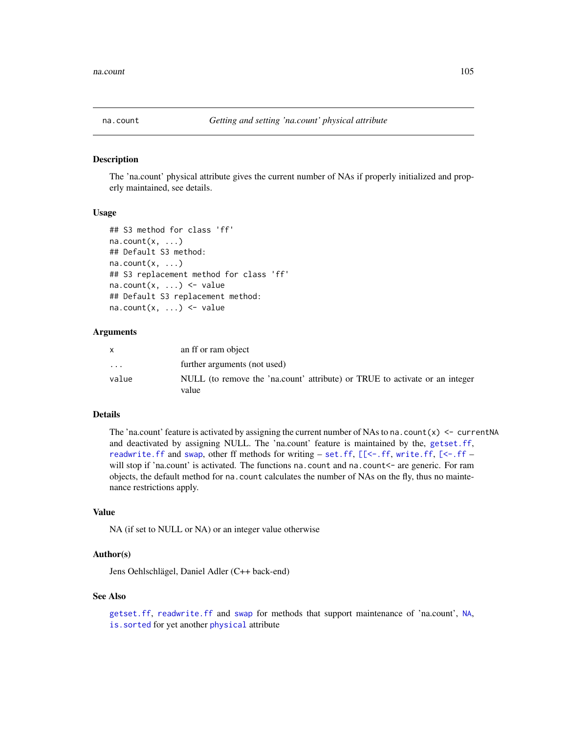# na.count — *Getting and setting 'na.count' physical attribute*

## Description

The 'na.count' physical attribute gives the current number of NAs if properly initialized and properly maintained, see details.

## Usage

```
## S3 method for class 'ff'
na.count(x, ...)
## Default S3 method:
na.count(x, ...)
## S3 replacement method for class 'ff'
na.count(x, ...) <- value
## Default S3 replacement method:
na.count(x, ...) <- value
```

## Arguments

| | |
|---|---|
| `x` | an ff or ram object |
| `...` | further arguments (not used) |
| `value` | NULL (to remove the 'na.count' attribute) or TRUE to activate or an integer value |

## Details

The 'na.count' feature is activated by assigning the current number of NAs to `na.count(x) <- currentNA` and deactivated by assigning NULL. The 'na.count' feature is maintained by the, `getset.ff`, `readwrite.ff` and `swap`, other ff methods for writing – `set.ff`, `[[<-.ff`, `write.ff`, `[<-.ff` – will stop if 'na.count' is activated. The functions `na.count` and `na.count<-` are generic. For ram objects, the default method for `na.count` calculates the number of NAs on the fly, thus no maintenance restrictions apply.

## Value

NA (if set to NULL or NA) or an integer value otherwise

## Author(s)

Jens Oehlschlägel, Daniel Adler (C++ back-end)

## See Also

`getset.ff`, `readwrite.ff` and `swap` for methods that support maintenance of 'na.count', `NA`, `is.sorted` for yet another `physical` attribute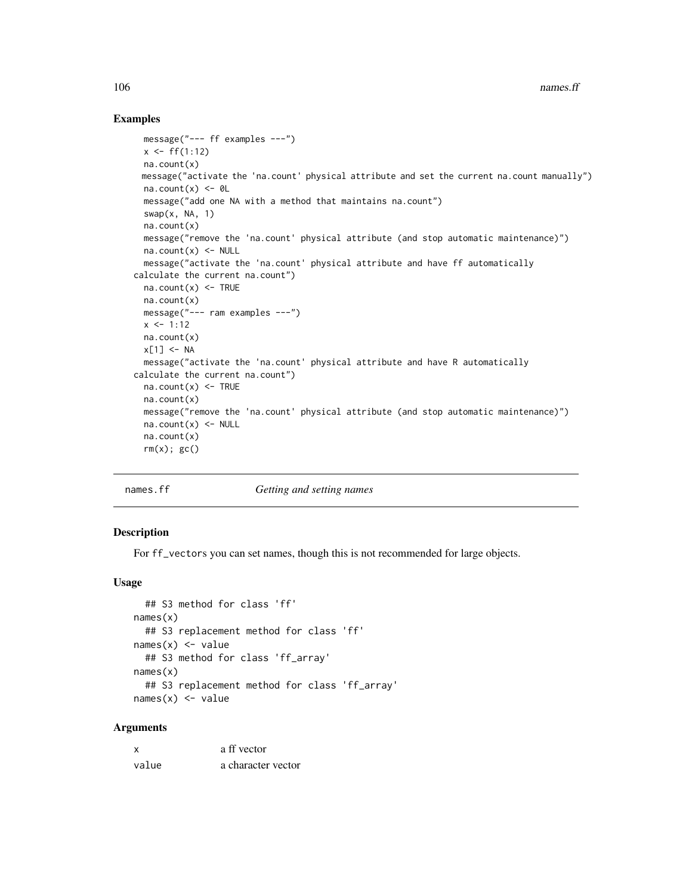## Examples

```
  message("--- ff examples ---")
  x <- ff(1:12)
  na.count(x)
 message("activate the 'na.count' physical attribute and set the current na.count manually")
  na.count(x) <- 0L
  message("add one NA with a method that maintains na.count")
  swap(x, NA, 1)
  na.count(x)
  message("remove the 'na.count' physical attribute (and stop automatic maintenance)")
  na.count(x) <- NULL
  message("activate the 'na.count' physical attribute and have ff automatically
calculate the current na.count")
  na.count(x) <- TRUE
  na.count(x)
  message("--- ram examples ---")
  x <- 1:12
  na.count(x)
  x[1] <- NA
  message("activate the 'na.count' physical attribute and have R automatically
calculate the current na.count")
  na.count(x) <- TRUE
  na.count(x)
  message("remove the 'na.count' physical attribute (and stop automatic maintenance)")
  na.count(x) <- NULL
  na.count(x)
  rm(x); gc()
```

---

names.ff    *Getting and setting names*

---

## Description

For ff_vectors you can set names, though this is not recommended for large objects.

## Usage

```
  ## S3 method for class 'ff'
names(x)
  ## S3 replacement method for class 'ff'
names(x) <- value
  ## S3 method for class 'ff_array'
names(x)
  ## S3 replacement method for class 'ff_array'
names(x) <- value
```

## Arguments

| | |
|---|---|
| x | a ff vector |
| value | a character vector |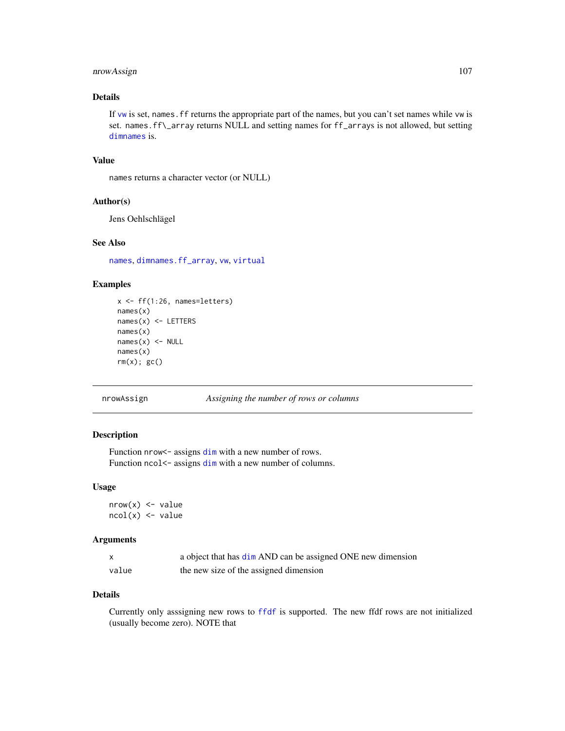## Details

If vw is set, names.ff returns the appropriate part of the names, but you can't set names while vw is set. names.ff\_array returns NULL and setting names for ff_arrays is not allowed, but setting dimnames is.

## Value

names returns a character vector (or NULL)

## Author(s)

Jens Oehlschlägel

## See Also

names, dimnames.ff_array, vw, virtual

## Examples

```
x <- ff(1:26, names=letters)
names(x)
names(x) <- LETTERS
names(x)
names(x) <- NULL
names(x)
rm(x); gc()
```

---

# nrowAssign — *Assigning the number of rows or columns*

## Description

Function nrow<- assigns dim with a new number of rows.
Function ncol<- assigns dim with a new number of columns.

## Usage

```
nrow(x) <- value
ncol(x) <- value
```

## Arguments

| | |
|---|---|
| x | a object that has dim AND can be assigned ONE new dimension |
| value | the new size of the assigned dimension |

## Details

Currently only asssigning new rows to ffdf is supported. The new ffdf rows are not initialized (usually become zero). NOTE that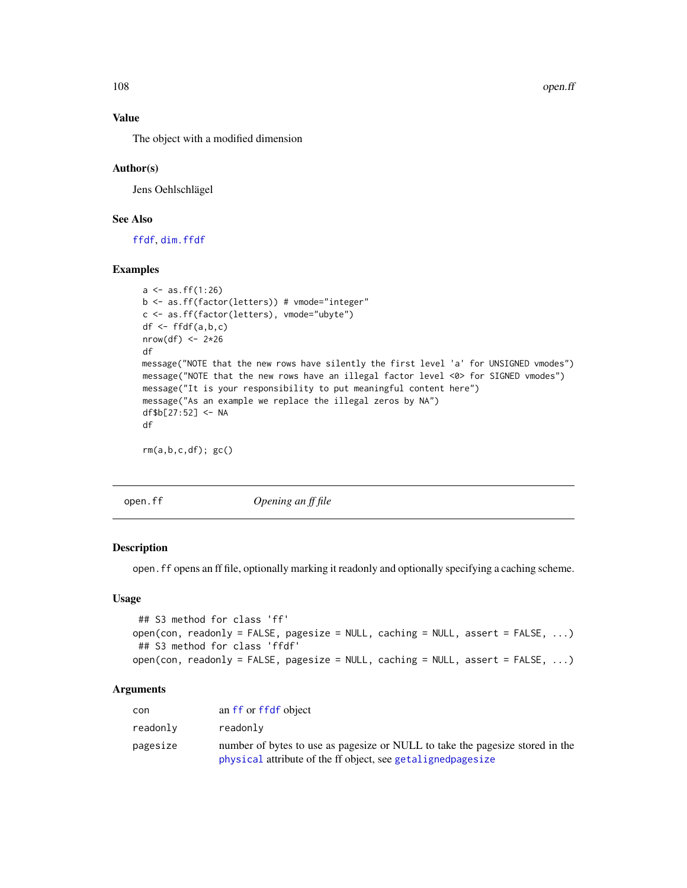### Value

The object with a modified dimension

### Author(s)

Jens Oehlschlägel

### See Also

ffdf, dim.ffdf

### Examples

```
a <- as.ff(1:26)
b <- as.ff(factor(letters)) # vmode="integer"
c <- as.ff(factor(letters), vmode="ubyte")
df <- ffdf(a,b,c)
nrow(df) <- 2*26
df
message("NOTE that the new rows have silently the first level 'a' for UNSIGNED vmodes")
message("NOTE that the new rows have an illegal factor level <0> for SIGNED vmodes")
message("It is your responsibility to put meaningful content here")
message("As an example we replace the illegal zeros by NA")
df$b[27:52] <- NA
df

rm(a,b,c,df); gc()
```

---

## open.ff — *Opening an ff file*

### Description

`open.ff` opens an ff file, optionally marking it readonly and optionally specifying a caching scheme.

### Usage

```
## S3 method for class 'ff'
open(con, readonly = FALSE, pagesize = NULL, caching = NULL, assert = FALSE, ...)
## S3 method for class 'ffdf'
open(con, readonly = FALSE, pagesize = NULL, caching = NULL, assert = FALSE, ...)
```

### Arguments

| | |
|---|---|
| `con` | an `ff` or `ffdf` object |
| `readonly` | `readonly` |
| `pagesize` | number of bytes to use as pagesize or NULL to take the pagesize stored in the `physical` attribute of the ff object, see `getalignedpagesize` |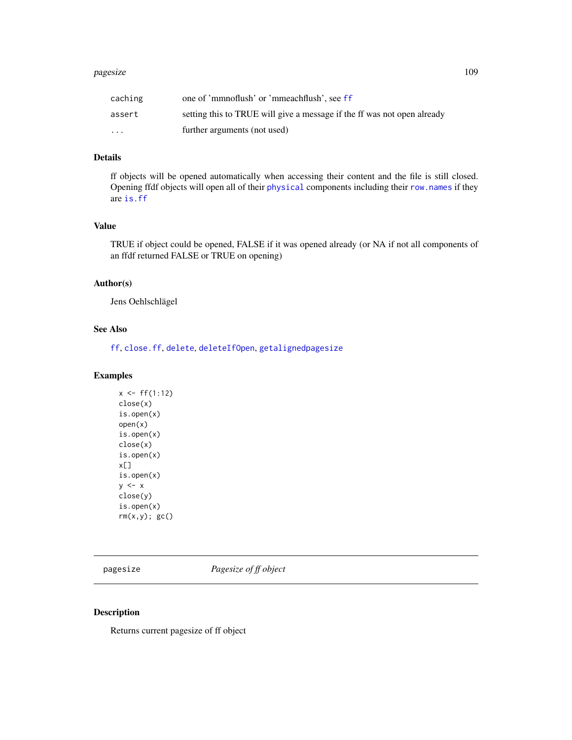| | |
|---|---|
| caching | one of 'mmnoflush' or 'mmeachflush', see ff |
| assert | setting this to TRUE will give a message if the ff was not open already |
| ... | further arguments (not used) |

## Details

ff objects will be opened automatically when accessing their content and the file is still closed. Opening ffdf objects will open all of their physical components including their row.names if they are is.ff

## Value

TRUE if object could be opened, FALSE if it was opened already (or NA if not all components of an ffdf returned FALSE or TRUE on opening)

## Author(s)

Jens Oehlschlägel

## See Also

ff, close.ff, delete, deleteIfOpen, getalignedpagesize

## Examples

```
x <- ff(1:12)
close(x)
is.open(x)
open(x)
is.open(x)
close(x)
is.open(x)
x[]
is.open(x)
y <- x
close(y)
is.open(x)
rm(x,y); gc()
```

---

# pagesize *Pagesize of ff object*

## Description

Returns current pagesize of ff object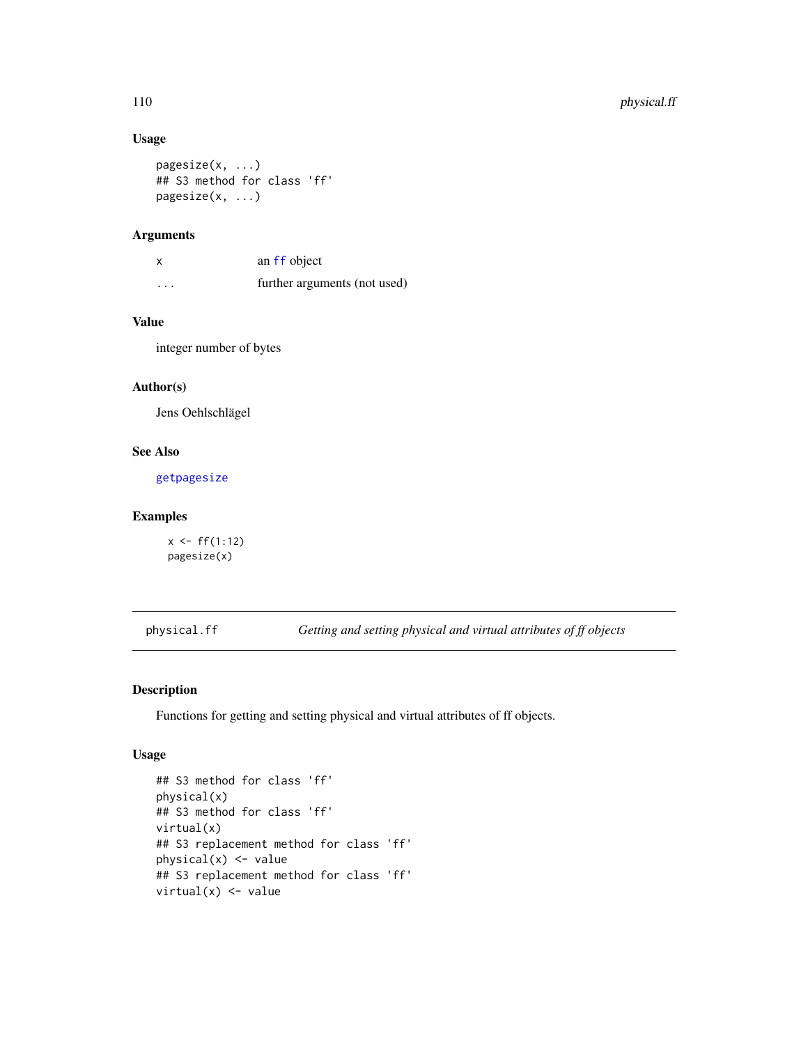### Usage

```
pagesize(x, ...)
## S3 method for class 'ff'
pagesize(x, ...)
```

### Arguments

| | |
|---|---|
| x | an ff object |
| ... | further arguments (not used) |

### Value

integer number of bytes

### Author(s)

Jens Oehlschlägel

### See Also

getpagesize

### Examples

```
x <- ff(1:12)
pagesize(x)
```

---

## physical.ff &nbsp;&nbsp;&nbsp; *Getting and setting physical and virtual attributes of ff objects*

---

### Description

Functions for getting and setting physical and virtual attributes of ff objects.

### Usage

```
## S3 method for class 'ff'
physical(x)
## S3 method for class 'ff'
virtual(x)
## S3 replacement method for class 'ff'
physical(x) <- value
## S3 replacement method for class 'ff'
virtual(x) <- value
```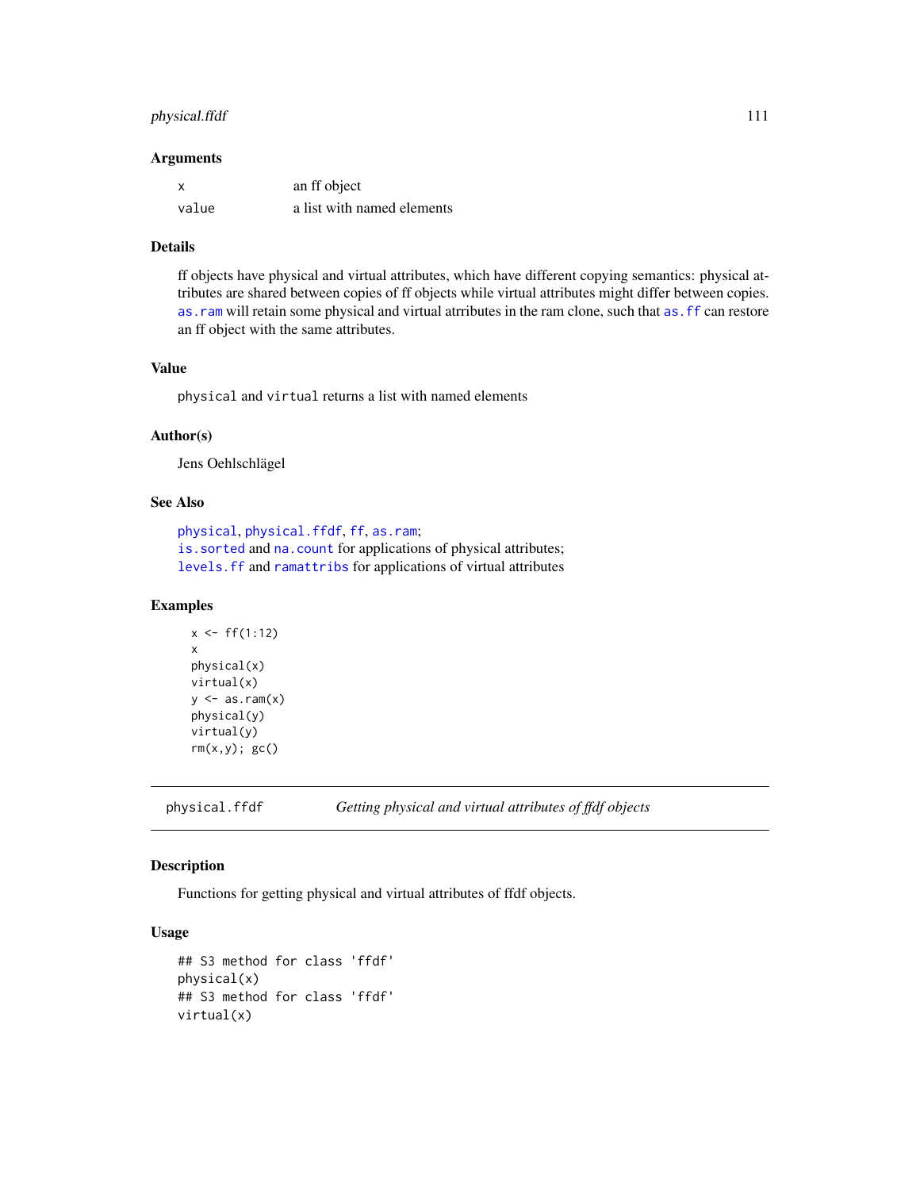### Arguments

| | |
|---|---|
| x | an ff object |
| value | a list with named elements |

### Details

ff objects have physical and virtual attributes, which have different copying semantics: physical attributes are shared between copies of ff objects while virtual attributes might differ between copies. `as.ram` will retain some physical and virtual atrributes in the ram clone, such that `as.ff` can restore an ff object with the same attributes.

### Value

`physical` and `virtual` returns a list with named elements

### Author(s)

Jens Oehlschlägel

### See Also

`physical`, `physical.ffdf`, `ff`, `as.ram`;
`is.sorted` and `na.count` for applications of physical attributes;
`levels.ff` and `ramattribs` for applications of virtual attributes

### Examples

```
x <- ff(1:12)
x
physical(x)
virtual(x)
y <- as.ram(x)
physical(y)
virtual(y)
rm(x,y); gc()
```

---

## physical.ffdf — *Getting physical and virtual attributes of ffdf objects*

### Description

Functions for getting physical and virtual attributes of ffdf objects.

### Usage

```
## S3 method for class 'ffdf'
physical(x)
## S3 method for class 'ffdf'
virtual(x)
```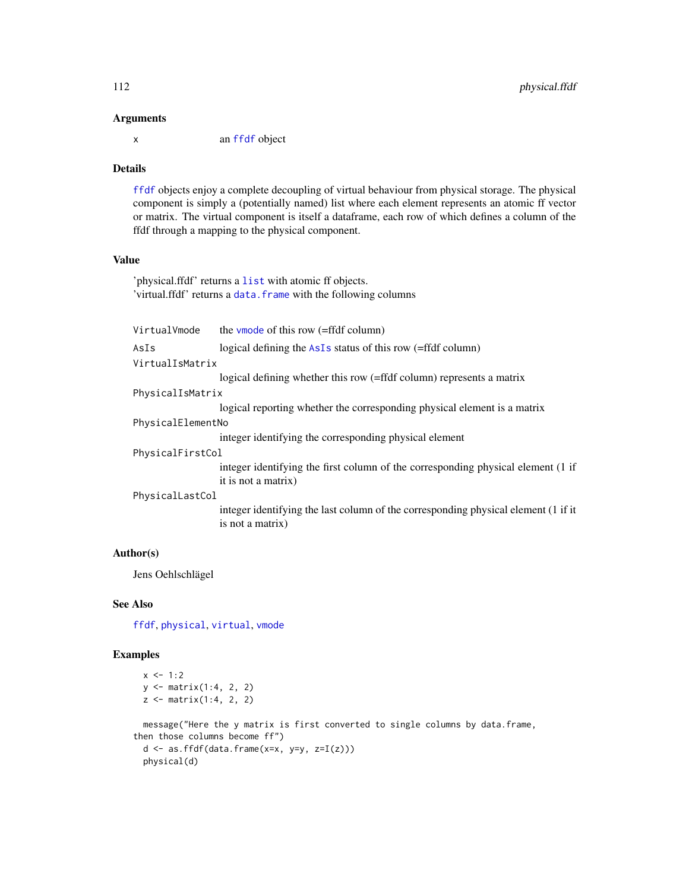### Arguments

x — an ffdf object

### Details

ffdf objects enjoy a complete decoupling of virtual behaviour from physical storage. The physical component is simply a (potentially named) list where each element represents an atomic ff vector or matrix. The virtual component is itself a dataframe, each row of which defines a column of the ffdf through a mapping to the physical component.

### Value

'physical.ffdf' returns a list with atomic ff objects.
'virtual.ffdf' returns a data.frame with the following columns

| | |
|---|---|
| VirtualVmode | the vmode of this row (=ffdf column) |
| AsIs | logical defining the AsIs status of this row (=ffdf column) |
| VirtualIsMatrix | logical defining whether this row (=ffdf column) represents a matrix |
| PhysicalIsMatrix | logical reporting whether the corresponding physical element is a matrix |
| PhysicalElementNo | integer identifying the corresponding physical element |
| PhysicalFirstCol | integer identifying the first column of the corresponding physical element (1 if it is not a matrix) |
| PhysicalLastCol | integer identifying the last column of the corresponding physical element (1 if it is not a matrix) |

### Author(s)

Jens Oehlschlägel

### See Also

ffdf, physical, virtual, vmode

### Examples

```
  x <- 1:2
  y <- matrix(1:4, 2, 2)
  z <- matrix(1:4, 2, 2)

  message("Here the y matrix is first converted to single columns by data.frame,
then those columns become ff")
  d <- as.ffdf(data.frame(x=x, y=y, z=I(z)))
  physical(d)
```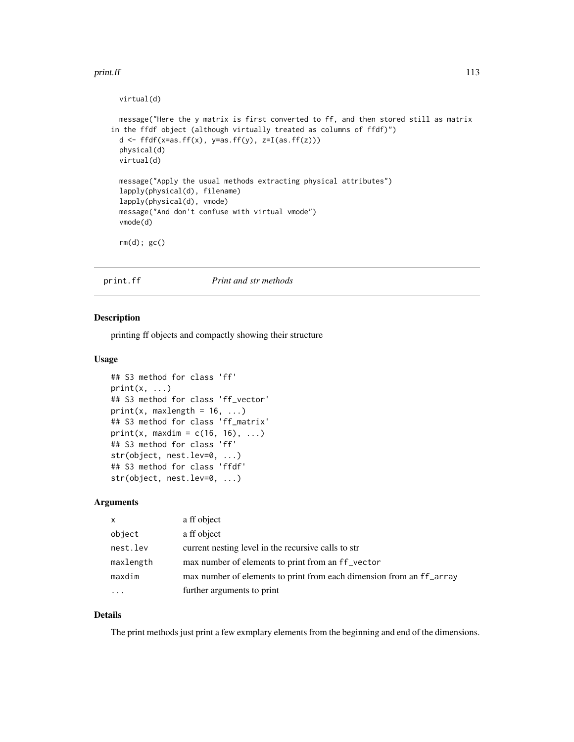```
  virtual(d)

  message("Here the y matrix is first converted to ff, and then stored still as matrix
in the ffdf object (although virtually treated as columns of ffdf)")
  d <- ffdf(x=as.ff(x), y=as.ff(y), z=I(as.ff(z)))
  physical(d)
  virtual(d)

  message("Apply the usual methods extracting physical attributes")
  lapply(physical(d), filename)
  lapply(physical(d), vmode)
  message("And don't confuse with virtual vmode")
  vmode(d)

  rm(d); gc()
```

---

## print.ff *Print and str methods*

### Description

printing ff objects and compactly showing their structure

### Usage

```
## S3 method for class 'ff'
print(x, ...)
## S3 method for class 'ff_vector'
print(x, maxlength = 16, ...)
## S3 method for class 'ff_matrix'
print(x, maxdim = c(16, 16), ...)
## S3 method for class 'ff'
str(object, nest.lev=0, ...)
## S3 method for class 'ffdf'
str(object, nest.lev=0, ...)
```

### Arguments

| | |
|---|---|
| `x` | a ff object |
| `object` | a ff object |
| `nest.lev` | current nesting level in the recursive calls to str |
| `maxlength` | max number of elements to print from an `ff_vector` |
| `maxdim` | max number of elements to print from each dimension from an `ff_array` |
| `...` | further arguments to print |

### Details

The print methods just print a few exmplary elements from the beginning and end of the dimensions.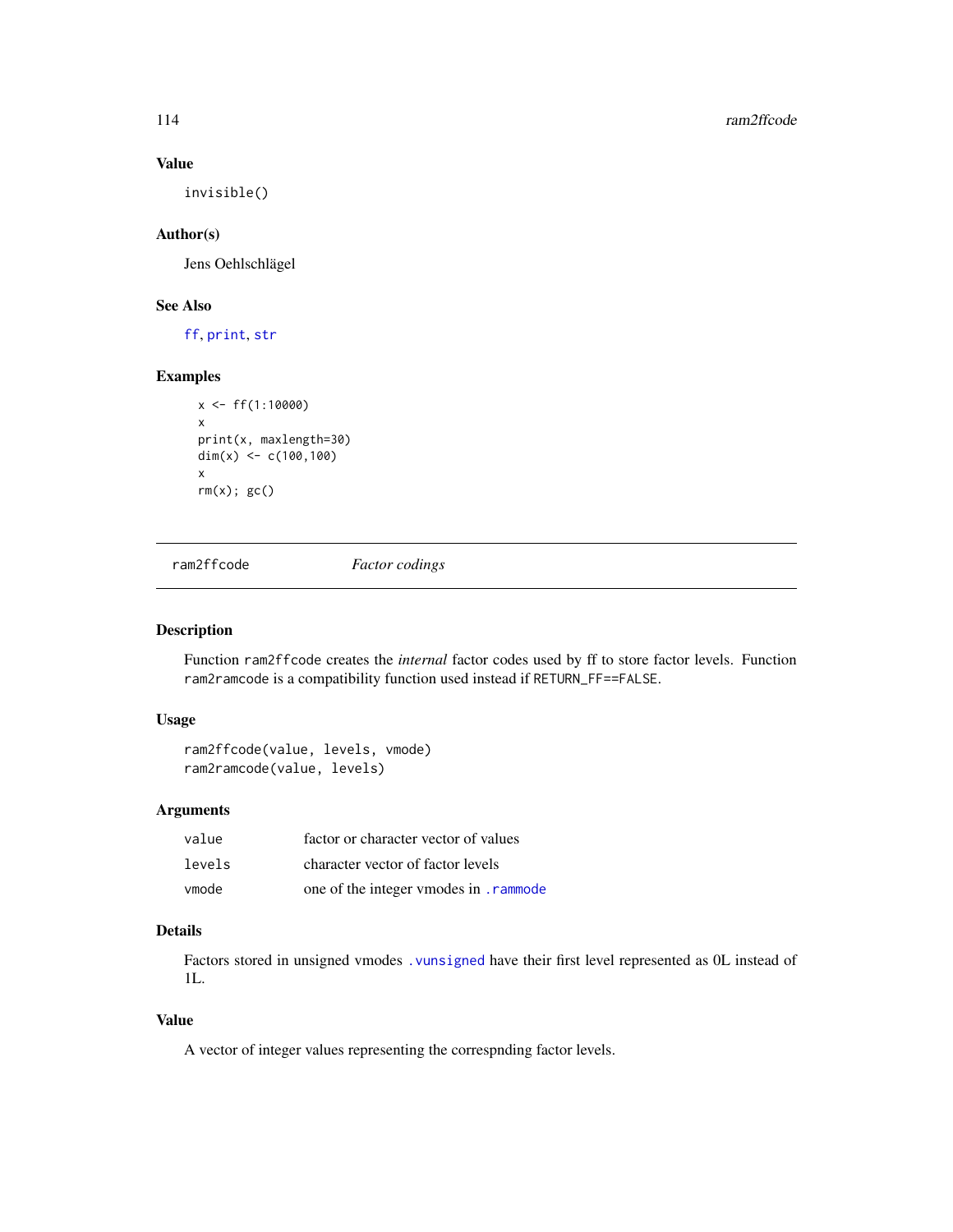### Value

invisible()

### Author(s)

Jens Oehlschlägel

### See Also

ff, print, str

### Examples

```
x <- ff(1:10000)
x
print(x, maxlength=30)
dim(x) <- c(100,100)
x
rm(x); gc()
```

---

## ram2ffcode — *Factor codings*

---

### Description

Function ram2ffcode creates the *internal* factor codes used by ff to store factor levels. Function ram2ramcode is a compatibility function used instead if RETURN_FF==FALSE.

### Usage

```
ram2ffcode(value, levels, vmode)
ram2ramcode(value, levels)
```

### Arguments

| | |
|---|---|
| value | factor or character vector of values |
| levels | character vector of factor levels |
| vmode | one of the integer vmodes in .rammode |

### Details

Factors stored in unsigned vmodes .vunsigned have their first level represented as 0L instead of 1L.

### Value

A vector of integer values representing the correspnding factor levels.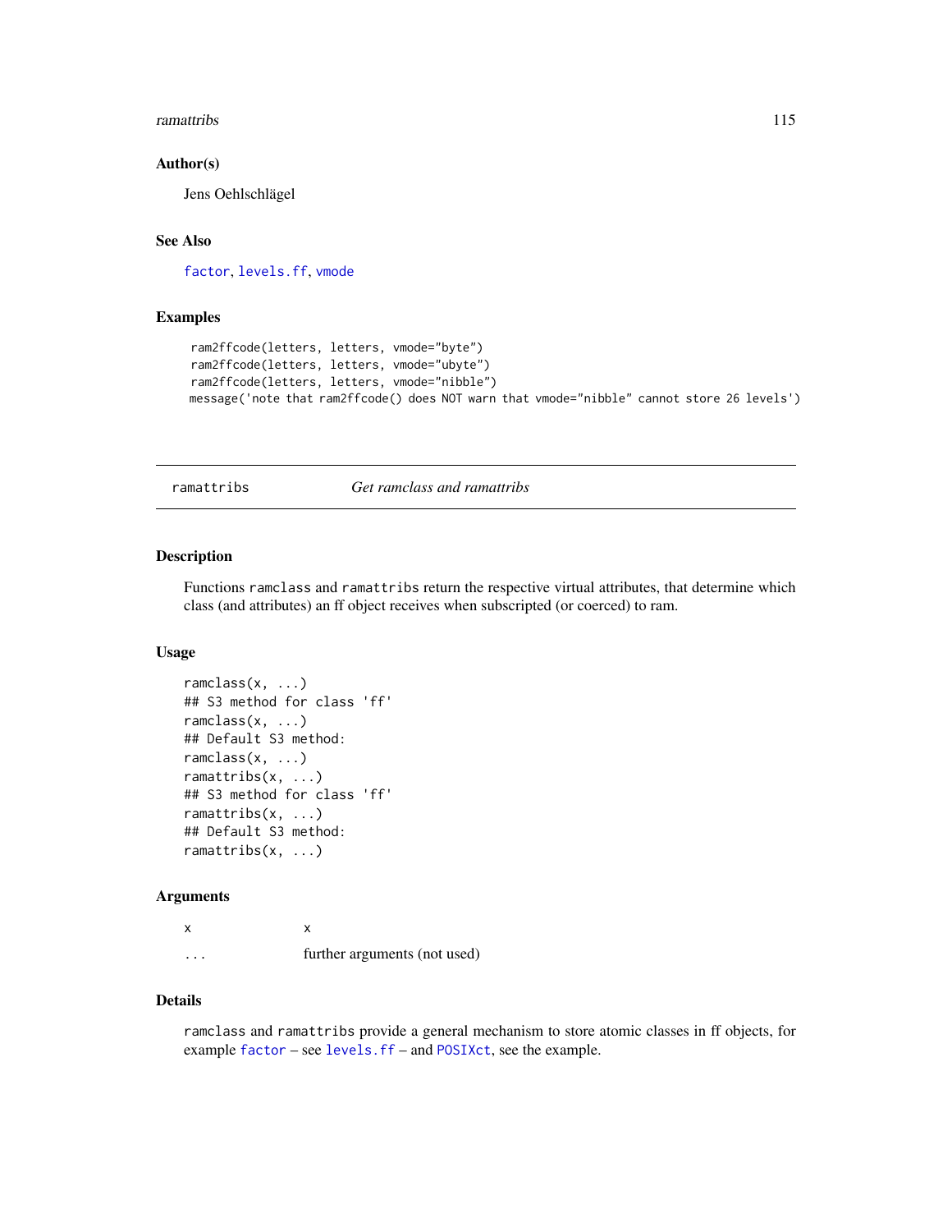### Author(s)

Jens Oehlschlägel

### See Also

factor, levels.ff, vmode

### Examples

```
ram2ffcode(letters, letters, vmode="byte")
ram2ffcode(letters, letters, vmode="ubyte")
ram2ffcode(letters, letters, vmode="nibble")
message('note that ram2ffcode() does NOT warn that vmode="nibble" cannot store 26 levels')
```

---

## ramattribs — *Get ramclass and ramattribs*

---

### Description

Functions `ramclass` and `ramattribs` return the respective virtual attributes, that determine which class (and attributes) an ff object receives when subscripted (or coerced) to ram.

### Usage

```
ramclass(x, ...)
## S3 method for class 'ff'
ramclass(x, ...)
## Default S3 method:
ramclass(x, ...)
ramattribs(x, ...)
## S3 method for class 'ff'
ramattribs(x, ...)
## Default S3 method:
ramattribs(x, ...)
```

### Arguments

| | |
|---|---|
| `x` | x |
| `...` | further arguments (not used) |

### Details

`ramclass` and `ramattribs` provide a general mechanism to store atomic classes in ff objects, for example `factor` – see `levels.ff` – and `POSIXct`, see the example.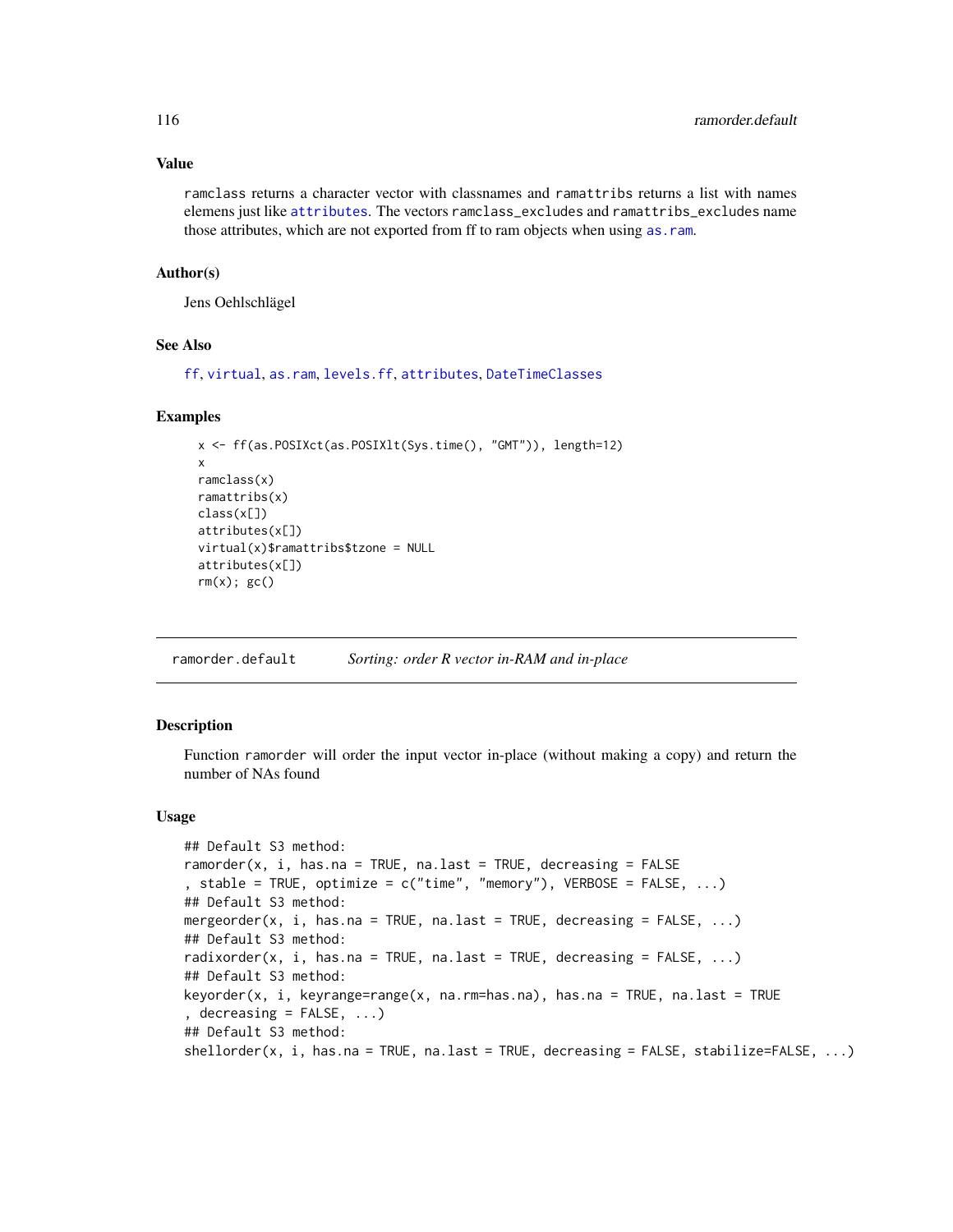## Value

ramclass returns a character vector with classnames and ramattribs returns a list with names elemens just like attributes. The vectors ramclass_excludes and ramattribs_excludes name those attributes, which are not exported from ff to ram objects when using as.ram.

## Author(s)

Jens Oehlschlägel

## See Also

ff, virtual, as.ram, levels.ff, attributes, DateTimeClasses

## Examples

```
x <- ff(as.POSIXct(as.POSIXlt(Sys.time(), "GMT")), length=12)
x
ramclass(x)
ramattribs(x)
class(x[])
attributes(x[])
virtual(x)$ramattribs$tzone = NULL
attributes(x[])
rm(x); gc()
```

---

# ramorder.default — *Sorting: order R vector in-RAM and in-place*

## Description

Function ramorder will order the input vector in-place (without making a copy) and return the number of NAs found

## Usage

```
## Default S3 method:
ramorder(x, i, has.na = TRUE, na.last = TRUE, decreasing = FALSE
, stable = TRUE, optimize = c("time", "memory"), VERBOSE = FALSE, ...)
## Default S3 method:
mergeorder(x, i, has.na = TRUE, na.last = TRUE, decreasing = FALSE, ...)
## Default S3 method:
radixorder(x, i, has.na = TRUE, na.last = TRUE, decreasing = FALSE, ...)
## Default S3 method:
keyorder(x, i, keyrange=range(x, na.rm=has.na), has.na = TRUE, na.last = TRUE
, decreasing = FALSE, ...)
## Default S3 method:
shellorder(x, i, has.na = TRUE, na.last = TRUE, decreasing = FALSE, stabilize=FALSE, ...)
```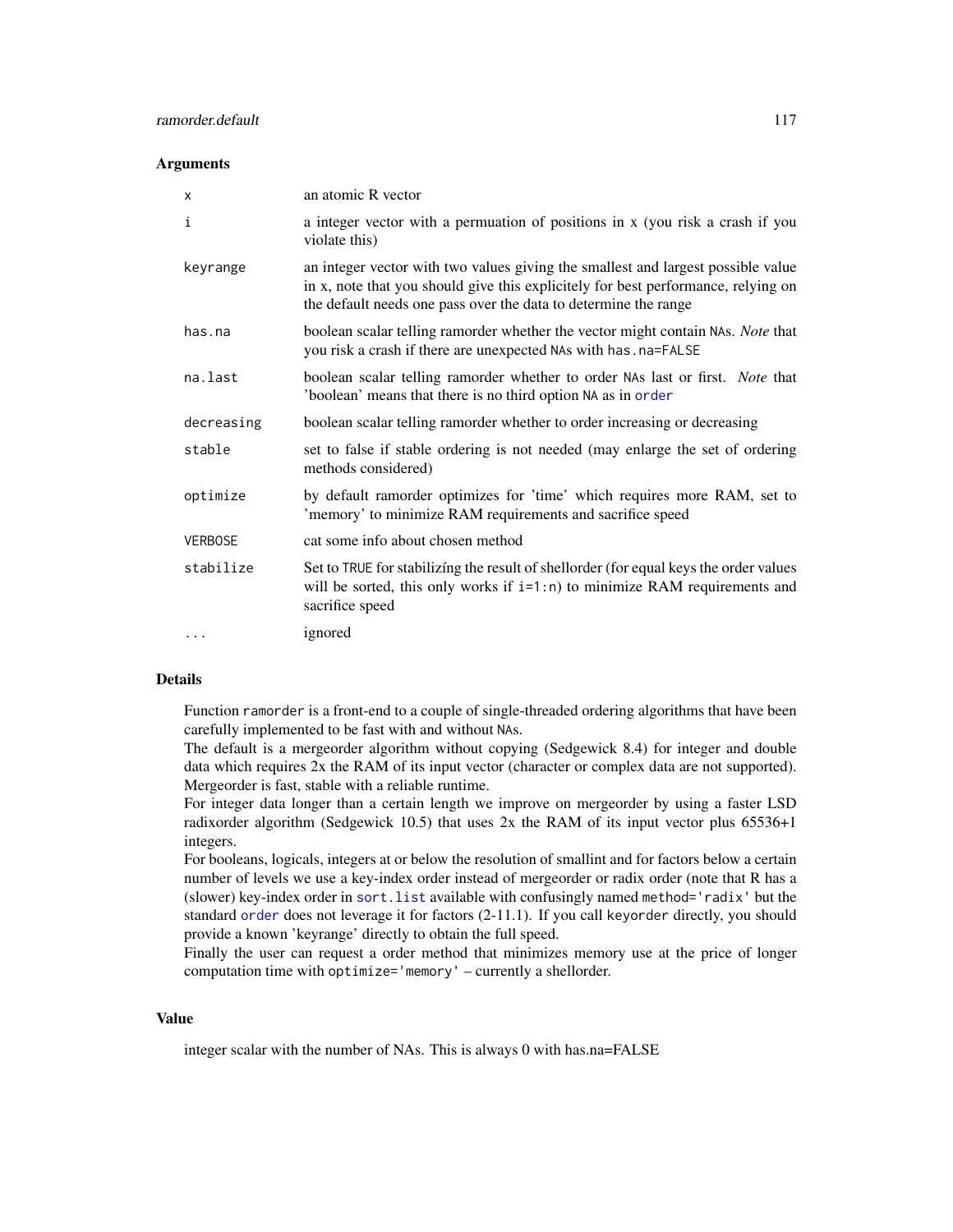### Arguments

| | |
|---|---|
| `x` | an atomic R vector |
| `i` | a integer vector with a permuation of positions in x (you risk a crash if you violate this) |
| `keyrange` | an integer vector with two values giving the smallest and largest possible value in x, note that you should give this explicitely for best performance, relying on the default needs one pass over the data to determine the range |
| `has.na` | boolean scalar telling ramorder whether the vector might contain `NA`s. *Note* that you risk a crash if there are unexpected `NA`s with `has.na=FALSE` |
| `na.last` | boolean scalar telling ramorder whether to order `NA`s last or first. *Note* that 'boolean' means that there is no third option `NA` as in `order` |
| `decreasing` | boolean scalar telling ramorder whether to order increasing or decreasing |
| `stable` | set to false if stable ordering is not needed (may enlarge the set of ordering methods considered) |
| `optimize` | by default ramorder optimizes for 'time' which requires more RAM, set to 'memory' to minimize RAM requirements and sacrifice speed |
| `VERBOSE` | cat some info about chosen method |
| `stabilize` | Set to `TRUE` for stabilizíng the result of shellorder (for equal keys the order values will be sorted, this only works if `i=1:n`) to minimize RAM requirements and sacrifice speed |
| `...` | ignored |

### Details

Function `ramorder` is a front-end to a couple of single-threaded ordering algorithms that have been carefully implemented to be fast with and without `NA`s.
The default is a mergeorder algorithm without copying (Sedgewick 8.4) for integer and double data which requires 2x the RAM of its input vector (character or complex data are not supported). Mergeorder is fast, stable with a reliable runtime.
For integer data longer than a certain length we improve on mergeorder by using a faster LSD radixorder algorithm (Sedgewick 10.5) that uses 2x the RAM of its input vector plus 65536+1 integers.
For booleans, logicals, integers at or below the resolution of smallint and for factors below a certain number of levels we use a key-index order instead of mergeorder or radix order (note that R has a (slower) key-index order in `sort.list` available with confusingly named `method='radix'` but the standard `order` does not leverage it for factors (2-11.1). If you call `keyorder` directly, you should provide a known 'keyrange' directly to obtain the full speed.
Finally the user can request a order method that minimizes memory use at the price of longer computation time with `optimize='memory'` – currently a shellorder.

### Value

integer scalar with the number of NAs. This is always 0 with has.na=FALSE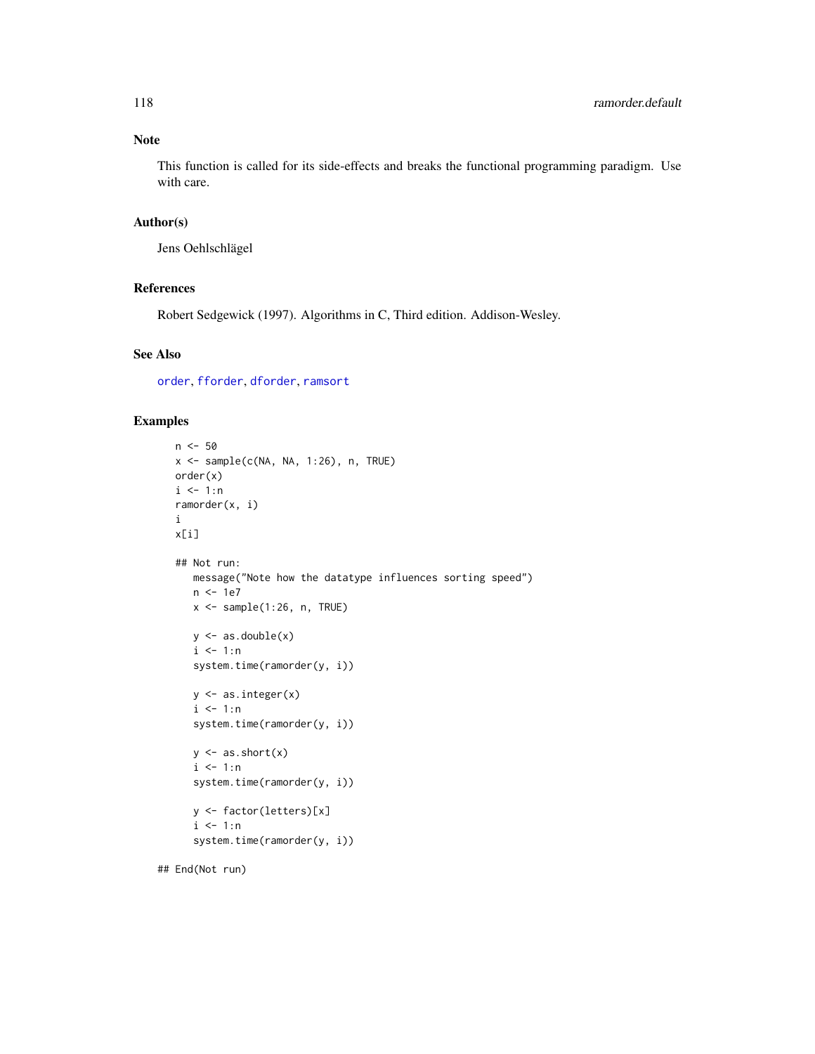## Note

This function is called for its side-effects and breaks the functional programming paradigm. Use with care.

## Author(s)

Jens Oehlschlägel

## References

Robert Sedgewick (1997). Algorithms in C, Third edition. Addison-Wesley.

## See Also

order, fforder, dforder, ramsort

## Examples

```
n <- 50
x <- sample(c(NA, NA, 1:26), n, TRUE)
order(x)
i <- 1:n
ramorder(x, i)
i
x[i]

## Not run:
   message("Note how the datatype influences sorting speed")
   n <- 1e7
   x <- sample(1:26, n, TRUE)

   y <- as.double(x)
   i <- 1:n
   system.time(ramorder(y, i))

   y <- as.integer(x)
   i <- 1:n
   system.time(ramorder(y, i))

   y <- as.short(x)
   i <- 1:n
   system.time(ramorder(y, i))

   y <- factor(letters)[x]
   i <- 1:n
   system.time(ramorder(y, i))

## End(Not run)
```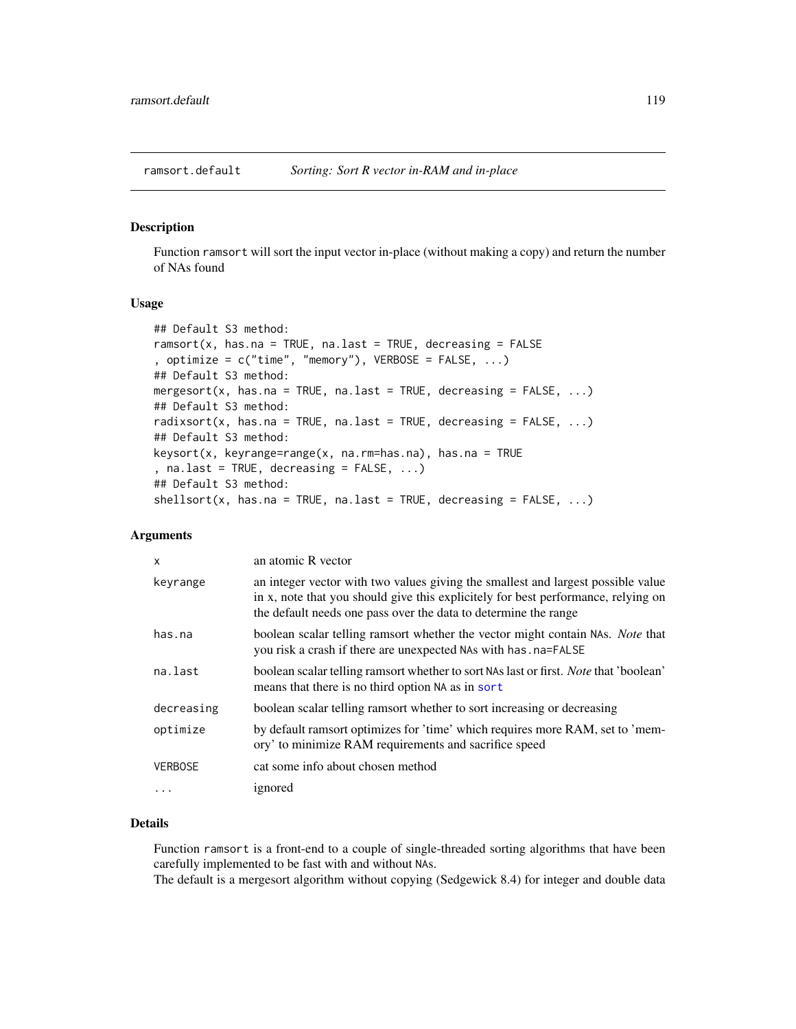## ramsort.default *Sorting: Sort R vector in-RAM and in-place*

### Description

Function ramsort will sort the input vector in-place (without making a copy) and return the number of NAs found

### Usage

```
## Default S3 method:
ramsort(x, has.na = TRUE, na.last = TRUE, decreasing = FALSE
, optimize = c("time", "memory"), VERBOSE = FALSE, ...)
## Default S3 method:
mergesort(x, has.na = TRUE, na.last = TRUE, decreasing = FALSE, ...)
## Default S3 method:
radixsort(x, has.na = TRUE, na.last = TRUE, decreasing = FALSE, ...)
## Default S3 method:
keysort(x, keyrange=range(x, na.rm=has.na), has.na = TRUE
, na.last = TRUE, decreasing = FALSE, ...)
## Default S3 method:
shellsort(x, has.na = TRUE, na.last = TRUE, decreasing = FALSE, ...)
```

### Arguments

| | |
|---|---|
| x | an atomic R vector |
| keyrange | an integer vector with two values giving the smallest and largest possible value in x, note that you should give this explicitely for best performance, relying on the default needs one pass over the data to determine the range |
| has.na | boolean scalar telling ramsort whether the vector might contain NAs. *Note* that you risk a crash if there are unexpected NAs with has.na=FALSE |
| na.last | boolean scalar telling ramsort whether to sort NAs last or first. *Note* that 'boolean' means that there is no third option NA as in sort |
| decreasing | boolean scalar telling ramsort whether to sort increasing or decreasing |
| optimize | by default ramsort optimizes for 'time' which requires more RAM, set to 'memory' to minimize RAM requirements and sacrifice speed |
| VERBOSE | cat some info about chosen method |
| ... | ignored |

### Details

Function ramsort is a front-end to a couple of single-threaded sorting algorithms that have been carefully implemented to be fast with and without NAs.
The default is a mergesort algorithm without copying (Sedgewick 8.4) for integer and double data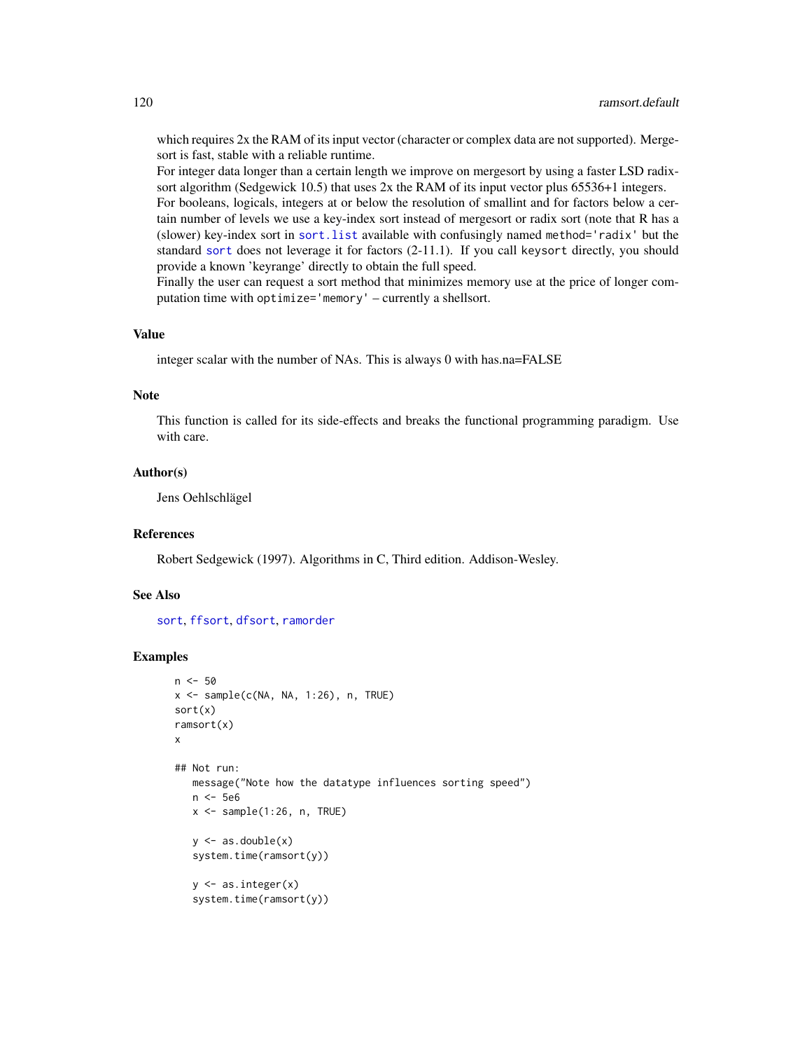which requires 2x the RAM of its input vector (character or complex data are not supported). Mergesort is fast, stable with a reliable runtime.

For integer data longer than a certain length we improve on mergesort by using a faster LSD radixsort algorithm (Sedgewick 10.5) that uses 2x the RAM of its input vector plus 65536+1 integers.

For booleans, logicals, integers at or below the resolution of smallint and for factors below a certain number of levels we use a key-index sort instead of mergesort or radix sort (note that R has a (slower) key-index sort in `sort.list` available with confusingly named `method='radix'` but the standard `sort` does not leverage it for factors (2-11.1). If you call `keysort` directly, you should provide a known 'keyrange' directly to obtain the full speed.

Finally the user can request a sort method that minimizes memory use at the price of longer computation time with `optimize='memory'` – currently a shellsort.

## Value

integer scalar with the number of NAs. This is always 0 with has.na=FALSE

## Note

This function is called for its side-effects and breaks the functional programming paradigm. Use with care.

## Author(s)

Jens Oehlschlägel

## References

Robert Sedgewick (1997). Algorithms in C, Third edition. Addison-Wesley.

## See Also

`sort`, `ffsort`, `dfsort`, `ramorder`

## Examples

```
n <- 50
x <- sample(c(NA, NA, 1:26), n, TRUE)
sort(x)
ramsort(x)
x

## Not run:
   message("Note how the datatype influences sorting speed")
   n <- 5e6
   x <- sample(1:26, n, TRUE)

   y <- as.double(x)
   system.time(ramsort(y))

   y <- as.integer(x)
   system.time(ramsort(y))
```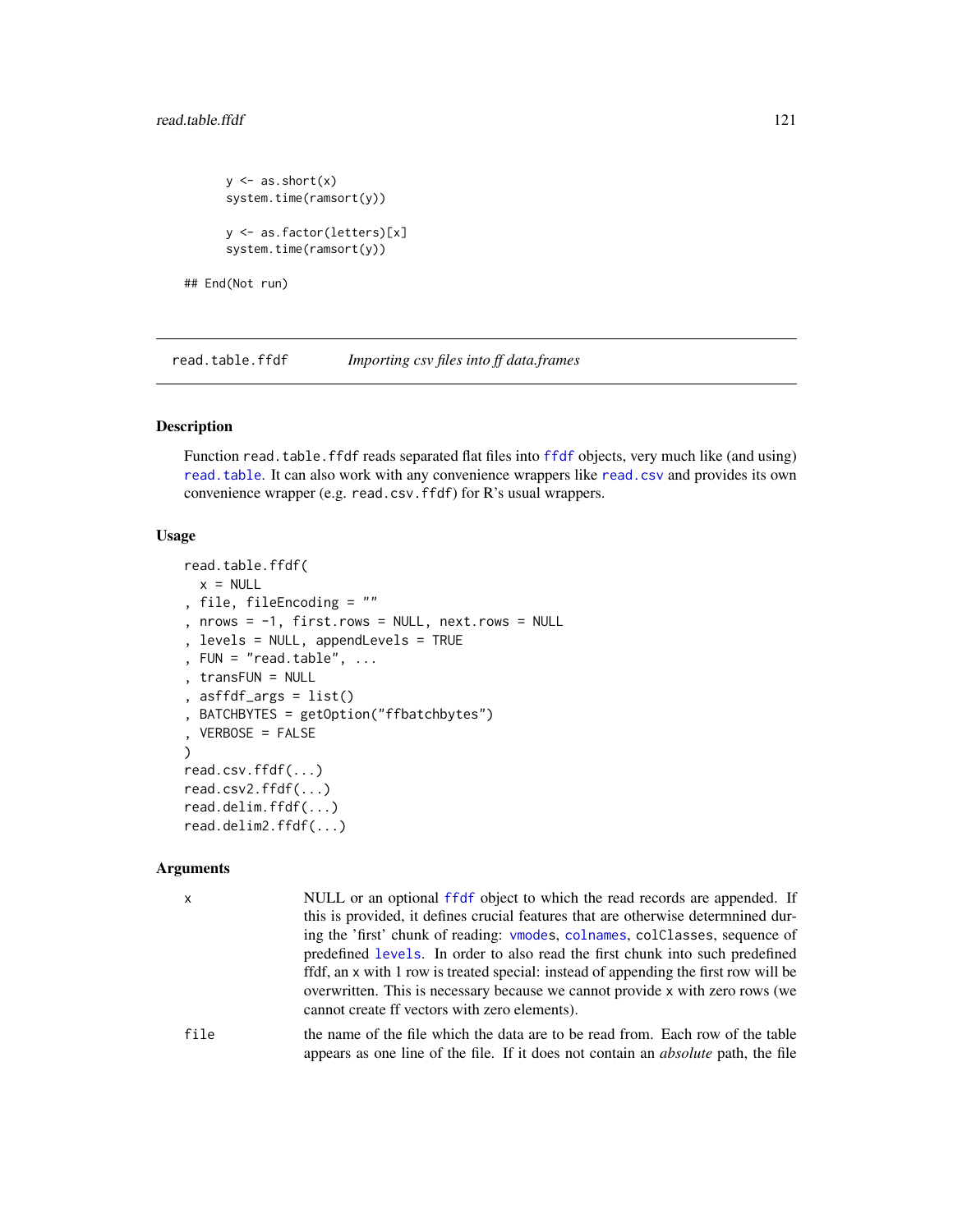```
    y <- as.short(x)
    system.time(ramsort(y))

    y <- as.factor(letters)[x]
    system.time(ramsort(y))

## End(Not run)
```

---

read.table.ffdf    *Importing csv files into ff data.frames*

---

### Description

Function read.table.ffdf reads separated flat files into ffdf objects, very much like (and using) read.table. It can also work with any convenience wrappers like read.csv and provides its own convenience wrapper (e.g. read.csv.ffdf) for R's usual wrappers.

### Usage

```
read.table.ffdf(
  x = NULL
, file, fileEncoding = ""
, nrows = -1, first.rows = NULL, next.rows = NULL
, levels = NULL, appendLevels = TRUE
, FUN = "read.table", ...
, transFUN = NULL
, asffdf_args = list()
, BATCHBYTES = getOption("ffbatchbytes")
, VERBOSE = FALSE
)
read.csv.ffdf(...)
read.csv2.ffdf(...)
read.delim.ffdf(...)
read.delim2.ffdf(...)
```

### Arguments

| | |
|---|---|
| x | NULL or an optional ffdf object to which the read records are appended. If this is provided, it defines crucial features that are otherwise determnined during the 'first' chunk of reading: vmodes, colnames, colClasses, sequence of predefined levels. In order to also read the first chunk into such predefined ffdf, an x with 1 row is treated special: instead of appending the first row will be overwritten. This is necessary because we cannot provide x with zero rows (we cannot create ff vectors with zero elements). |
| file | the name of the file which the data are to be read from. Each row of the table appears as one line of the file. If it does not contain an *absolute* path, the file |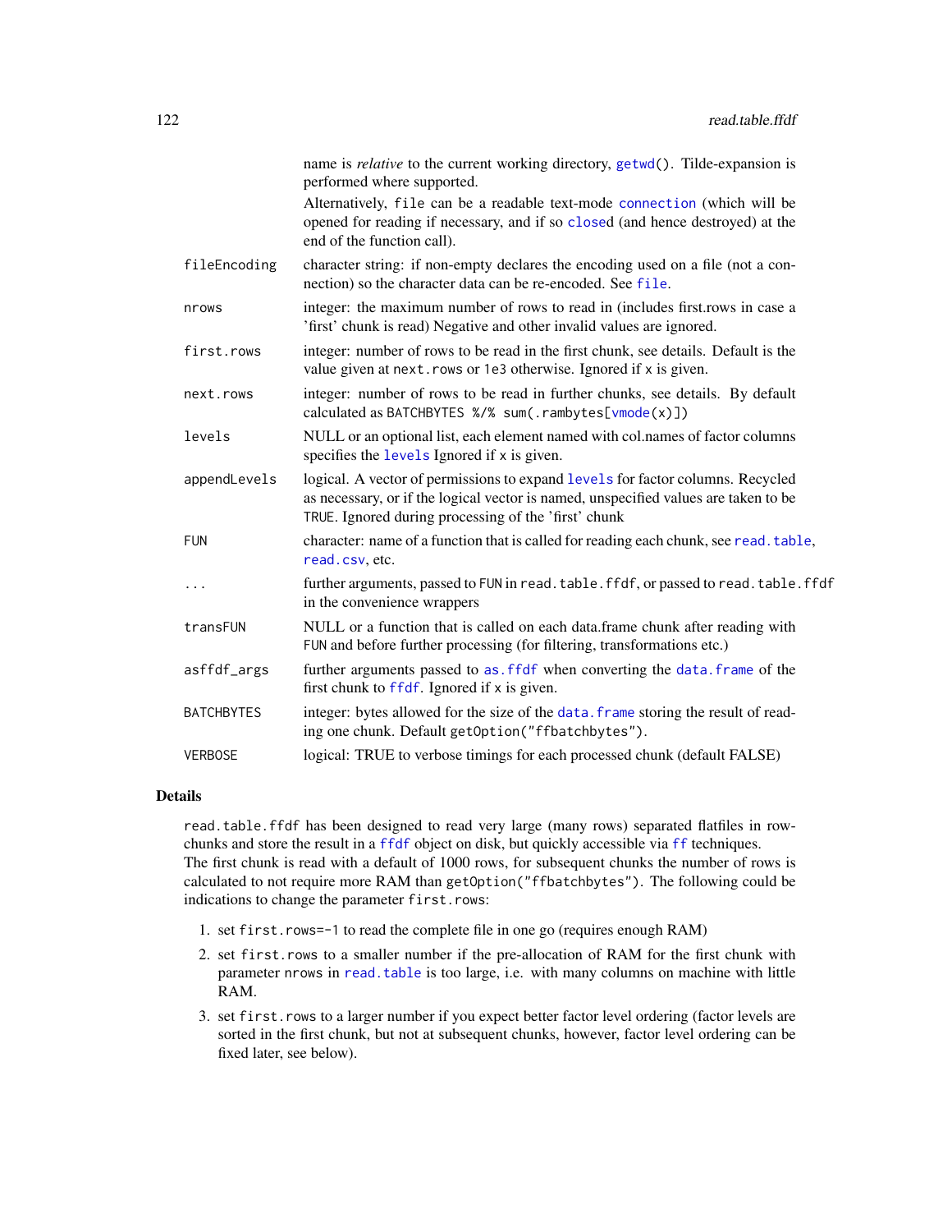| | |
|---|---|
| | name is *relative* to the current working directory, `getwd()`. Tilde-expansion is performed where supported. |
| | Alternatively, `file` can be a readable text-mode `connection` (which will be opened for reading if necessary, and if so `close`d (and hence destroyed) at the end of the function call). |
| `fileEncoding` | character string: if non-empty declares the encoding used on a file (not a connection) so the character data can be re-encoded. See `file`. |
| `nrows` | integer: the maximum number of rows to read in (includes first.rows in case a 'first' chunk is read) Negative and other invalid values are ignored. |
| `first.rows` | integer: number of rows to be read in the first chunk, see details. Default is the value given at `next.rows` or `1e3` otherwise. Ignored if `x` is given. |
| `next.rows` | integer: number of rows to be read in further chunks, see details. By default calculated as `BATCHBYTES %/% sum(.rambytes[vmode(x)])` |
| `levels` | NULL or an optional list, each element named with col.names of factor columns specifies the `levels` Ignored if `x` is given. |
| `appendLevels` | logical. A vector of permissions to expand `levels` for factor columns. Recycled as necessary, or if the logical vector is named, unspecified values are taken to be `TRUE`. Ignored during processing of the 'first' chunk |
| `FUN` | character: name of a function that is called for reading each chunk, see `read.table`, `read.csv`, etc. |
| `...` | further arguments, passed to `FUN` in `read.table.ffdf`, or passed to `read.table.ffdf` in the convenience wrappers |
| `transFUN` | NULL or a function that is called on each data.frame chunk after reading with `FUN` and before further processing (for filtering, transformations etc.) |
| `asffdf_args` | further arguments passed to `as.ffdf` when converting the `data.frame` of the first chunk to `ffdf`. Ignored if `x` is given. |
| `BATCHBYTES` | integer: bytes allowed for the size of the `data.frame` storing the result of reading one chunk. Default `getOption("ffbatchbytes")`. |
| `VERBOSE` | logical: TRUE to verbose timings for each processed chunk (default FALSE) |

## Details

`read.table.ffdf` has been designed to read very large (many rows) separated flatfiles in row-chunks and store the result in a `ffdf` object on disk, but quickly accessible via `ff` techniques.
The first chunk is read with a default of 1000 rows, for subsequent chunks the number of rows is calculated to not require more RAM than `getOption("ffbatchbytes")`. The following could be indications to change the parameter `first.rows`:

1. set `first.rows=-1` to read the complete file in one go (requires enough RAM)
2. set `first.rows` to a smaller number if the pre-allocation of RAM for the first chunk with parameter `nrows` in `read.table` is too large, i.e. with many columns on machine with little RAM.
3. set `first.rows` to a larger number if you expect better factor level ordering (factor levels are sorted in the first chunk, but not at subsequent chunks, however, factor level ordering can be fixed later, see below).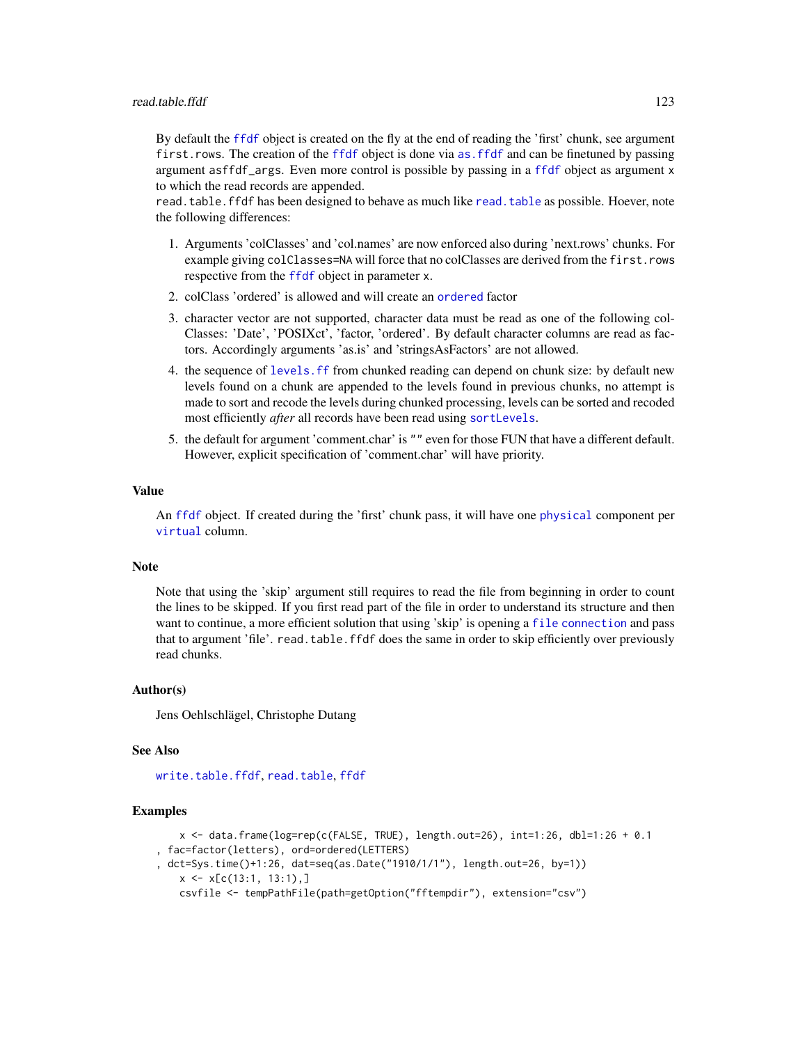By default the ffdf object is created on the fly at the end of reading the 'first' chunk, see argument first.rows. The creation of the ffdf object is done via as.ffdf and can be finetuned by passing argument asffdf_args. Even more control is possible by passing in a ffdf object as argument x to which the read records are appended.

read.table.ffdf has been designed to behave as much like read.table as possible. Hoever, note the following differences:

1. Arguments 'colClasses' and 'col.names' are now enforced also during 'next.rows' chunks. For example giving colClasses=NA will force that no colClasses are derived from the first.rows respective from the ffdf object in parameter x.
2. colClass 'ordered' is allowed and will create an ordered factor
3. character vector are not supported, character data must be read as one of the following colClasses: 'Date', 'POSIXct', 'factor, 'ordered'. By default character columns are read as factors. Accordingly arguments 'as.is' and 'stringsAsFactors' are not allowed.
4. the sequence of levels.ff from chunked reading can depend on chunk size: by default new levels found on a chunk are appended to the levels found in previous chunks, no attempt is made to sort and recode the levels during chunked processing, levels can be sorted and recoded most efficiently *after* all records have been read using sortLevels.
5. the default for argument 'comment.char' is "" even for those FUN that have a different default. However, explicit specification of 'comment.char' will have priority.

## Value

An ffdf object. If created during the 'first' chunk pass, it will have one physical component per virtual column.

## Note

Note that using the 'skip' argument still requires to read the file from beginning in order to count the lines to be skipped. If you first read part of the file in order to understand its structure and then want to continue, a more efficient solution that using 'skip' is opening a file connection and pass that to argument 'file'. read.table.ffdf does the same in order to skip efficiently over previously read chunks.

## Author(s)

Jens Oehlschlägel, Christophe Dutang

## See Also

write.table.ffdf, read.table, ffdf

## Examples

```
    x <- data.frame(log=rep(c(FALSE, TRUE), length.out=26), int=1:26, dbl=1:26 + 0.1
, fac=factor(letters), ord=ordered(LETTERS)
, dct=Sys.time()+1:26, dat=seq(as.Date("1910/1/1"), length.out=26, by=1))
    x <- x[c(13:1, 13:1),]
    csvfile <- tempPathFile(path=getOption("fftempdir"), extension="csv")
```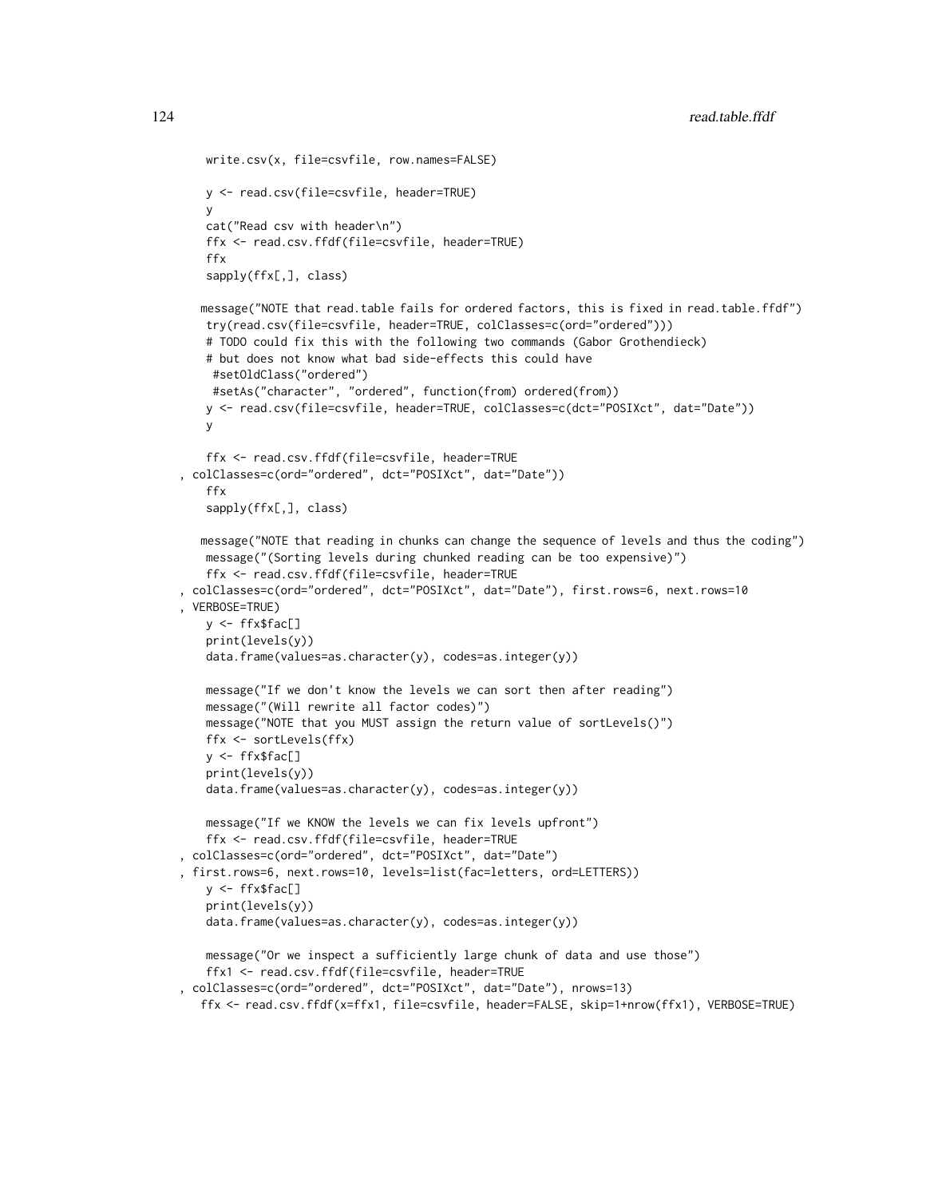```
write.csv(x, file=csvfile, row.names=FALSE)

y <- read.csv(file=csvfile, header=TRUE)
y
cat("Read csv with header\n")
ffx <- read.csv.ffdf(file=csvfile, header=TRUE)
ffx
sapply(ffx[,], class)

message("NOTE that read.table fails for ordered factors, this is fixed in read.table.ffdf")
try(read.csv(file=csvfile, header=TRUE, colClasses=c(ord="ordered")))
# TODO could fix this with the following two commands (Gabor Grothendieck)
# but does not know what bad side-effects this could have
 #setOldClass("ordered")
 #setAs("character", "ordered", function(from) ordered(from))
y <- read.csv(file=csvfile, header=TRUE, colClasses=c(dct="POSIXct", dat="Date"))
y

ffx <- read.csv.ffdf(file=csvfile, header=TRUE
, colClasses=c(ord="ordered", dct="POSIXct", dat="Date"))
ffx
sapply(ffx[,], class)

message("NOTE that reading in chunks can change the sequence of levels and thus the coding")
message("(Sorting levels during chunked reading can be too expensive)")
ffx <- read.csv.ffdf(file=csvfile, header=TRUE
, colClasses=c(ord="ordered", dct="POSIXct", dat="Date"), first.rows=6, next.rows=10
, VERBOSE=TRUE)
y <- ffx$fac[]
print(levels(y))
data.frame(values=as.character(y), codes=as.integer(y))

message("If we don't know the levels we can sort then after reading")
message("(Will rewrite all factor codes)")
message("NOTE that you MUST assign the return value of sortLevels()")
ffx <- sortLevels(ffx)
y <- ffx$fac[]
print(levels(y))
data.frame(values=as.character(y), codes=as.integer(y))

message("If we KNOW the levels we can fix levels upfront")
ffx <- read.csv.ffdf(file=csvfile, header=TRUE
, colClasses=c(ord="ordered", dct="POSIXct", dat="Date")
, first.rows=6, next.rows=10, levels=list(fac=letters, ord=LETTERS))
y <- ffx$fac[]
print(levels(y))
data.frame(values=as.character(y), codes=as.integer(y))

message("Or we inspect a sufficiently large chunk of data and use those")
ffx1 <- read.csv.ffdf(file=csvfile, header=TRUE
, colClasses=c(ord="ordered", dct="POSIXct", dat="Date"), nrows=13)
ffx <- read.csv.ffdf(x=ffx1, file=csvfile, header=FALSE, skip=1+nrow(ffx1), VERBOSE=TRUE)
```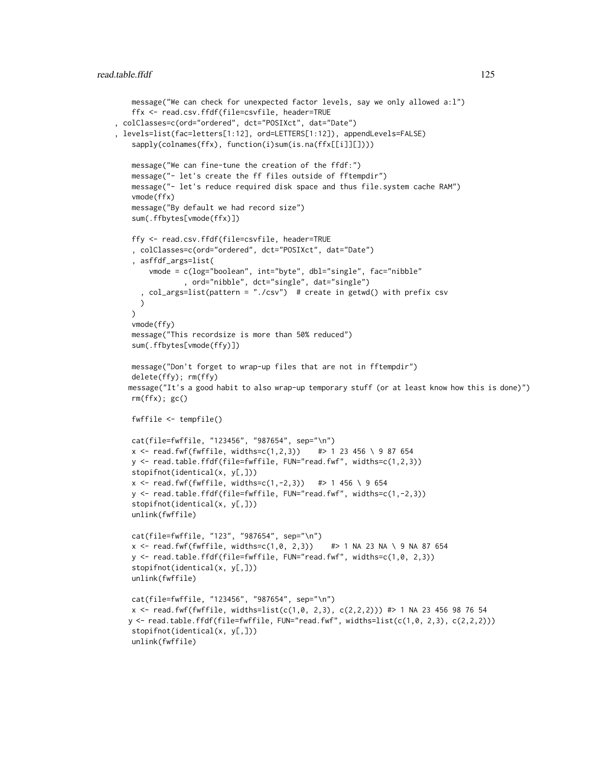```
message("We can check for unexpected factor levels, say we only allowed a:l")
ffx <- read.csv.ffdf(file=csvfile, header=TRUE
, colClasses=c(ord="ordered", dct="POSIXct", dat="Date")
, levels=list(fac=letters[1:12], ord=LETTERS[1:12]), appendLevels=FALSE)
sapply(colnames(ffx), function(i)sum(is.na(ffx[[i]][])))

message("We can fine-tune the creation of the ffdf:")
message("- let's create the ff files outside of fftempdir")
message("- let's reduce required disk space and thus file.system cache RAM")
vmode(ffx)
message("By default we had record size")
sum(.ffbytes[vmode(ffx)])

ffy <- read.csv.ffdf(file=csvfile, header=TRUE
, colClasses=c(ord="ordered", dct="POSIXct", dat="Date")
, asffdf_args=list(
    vmode = c(log="boolean", int="byte", dbl="single", fac="nibble"
            , ord="nibble", dct="single", dat="single")
  , col_args=list(pattern = "./csv")  # create in getwd() with prefix csv
  )
)
vmode(ffy)
message("This recordsize is more than 50% reduced")
sum(.ffbytes[vmode(ffy)])

message("Don't forget to wrap-up files that are not in fftempdir")
delete(ffy); rm(ffy)
message("It's a good habit to also wrap-up temporary stuff (or at least know how this is done)")
rm(ffx); gc()

fwffile <- tempfile()

cat(file=fwffile, "123456", "987654", sep="\n")
x <- read.fwf(fwffile, widths=c(1,2,3))    #> 1 23 456 \ 9 87 654
y <- read.table.ffdf(file=fwffile, FUN="read.fwf", widths=c(1,2,3))
stopifnot(identical(x, y[,]))
x <- read.fwf(fwffile, widths=c(1,-2,3))   #> 1 456 \ 9 654
y <- read.table.ffdf(file=fwffile, FUN="read.fwf", widths=c(1,-2,3))
stopifnot(identical(x, y[,]))
unlink(fwffile)

cat(file=fwffile, "123", "987654", sep="\n")
x <- read.fwf(fwffile, widths=c(1,0, 2,3))    #> 1 NA 23 NA \ 9 NA 87 654
y <- read.table.ffdf(file=fwffile, FUN="read.fwf", widths=c(1,0, 2,3))
stopifnot(identical(x, y[,]))
unlink(fwffile)

cat(file=fwffile, "123456", "987654", sep="\n")
x <- read.fwf(fwffile, widths=list(c(1,0, 2,3), c(2,2,2))) #> 1 NA 23 456 98 76 54
y <- read.table.ffdf(file=fwffile, FUN="read.fwf", widths=list(c(1,0, 2,3), c(2,2,2)))
stopifnot(identical(x, y[,]))
unlink(fwffile)
```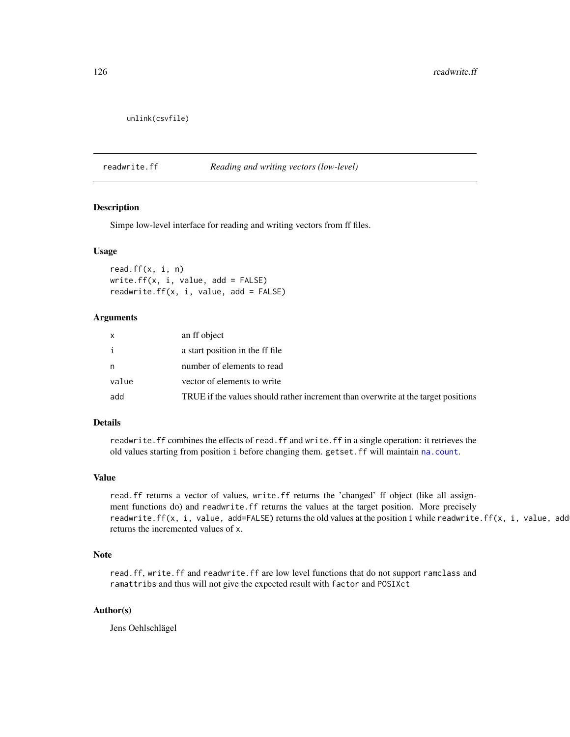```
unlink(csvfile)
```

## readwrite.ff *Reading and writing vectors (low-level)*

### Description

Simpe low-level interface for reading and writing vectors from ff files.

### Usage

```
read.ff(x, i, n)
write.ff(x, i, value, add = FALSE)
readwrite.ff(x, i, value, add = FALSE)
```

### Arguments

| | |
|---|---|
| x | an ff object |
| i | a start position in the ff file |
| n | number of elements to read |
| value | vector of elements to write |
| add | TRUE if the values should rather increment than overwrite at the target positions |

### Details

`readwrite.ff` combines the effects of `read.ff` and `write.ff` in a single operation: it retrieves the old values starting from position `i` before changing them. `getset.ff` will maintain `na.count`.

### Value

`read.ff` returns a vector of values, `write.ff` returns the 'changed' ff object (like all assignment functions do) and `readwrite.ff` returns the values at the target position. More precisely `readwrite.ff(x, i, value, add=FALSE)` returns the old values at the position `i` while `readwrite.ff(x, i, value, add` returns the incremented values of `x`.

### Note

`read.ff`, `write.ff` and `readwrite.ff` are low level functions that do not support `ramclass` and `ramattribs` and thus will not give the expected result with `factor` and `POSIXct`

### Author(s)

Jens Oehlschlägel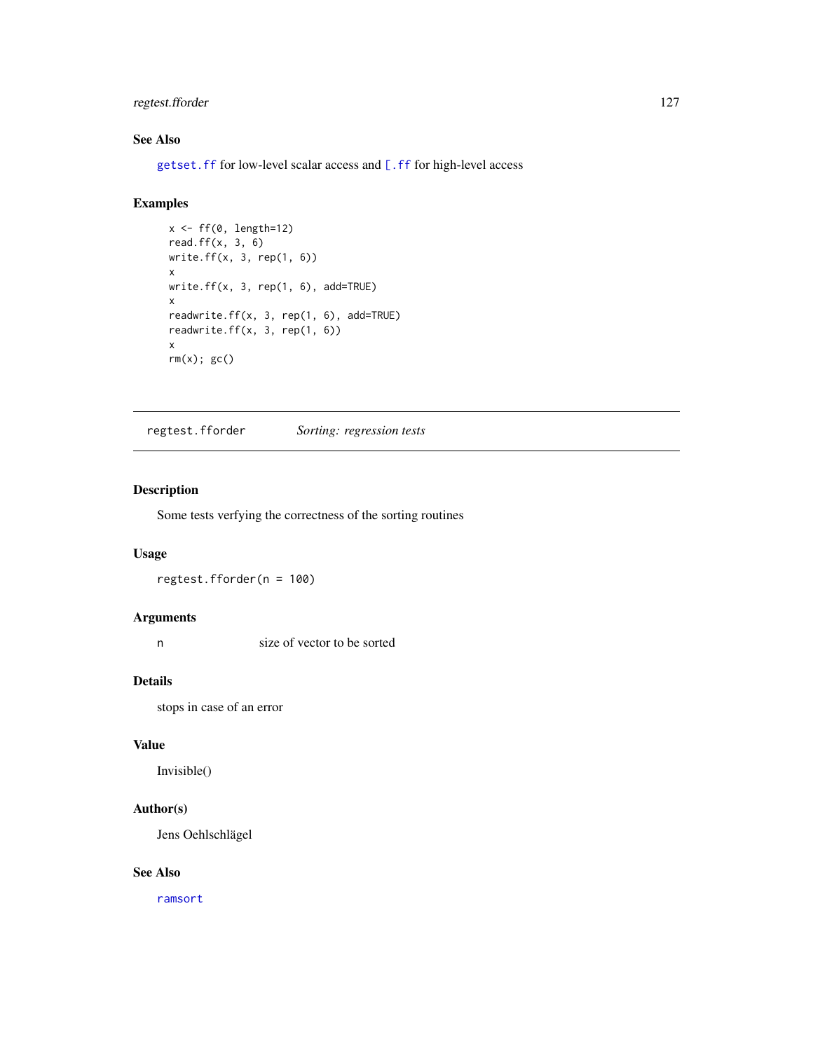## See Also

getset.ff for low-level scalar access and [.ff for high-level access

## Examples

```
x <- ff(0, length=12)
read.ff(x, 3, 6)
write.ff(x, 3, rep(1, 6))
x
write.ff(x, 3, rep(1, 6), add=TRUE)
x
readwrite.ff(x, 3, rep(1, 6), add=TRUE)
readwrite.ff(x, 3, rep(1, 6))
x
rm(x); gc()
```

---

# regtest.fforder *Sorting: regression tests*

---

## Description

Some tests verfying the correctness of the sorting routines

## Usage

```
regtest.fforder(n = 100)
```

## Arguments

| | |
|---|---|
| n | size of vector to be sorted |

## Details

stops in case of an error

## Value

Invisible()

## Author(s)

Jens Oehlschlägel

## See Also

ramsort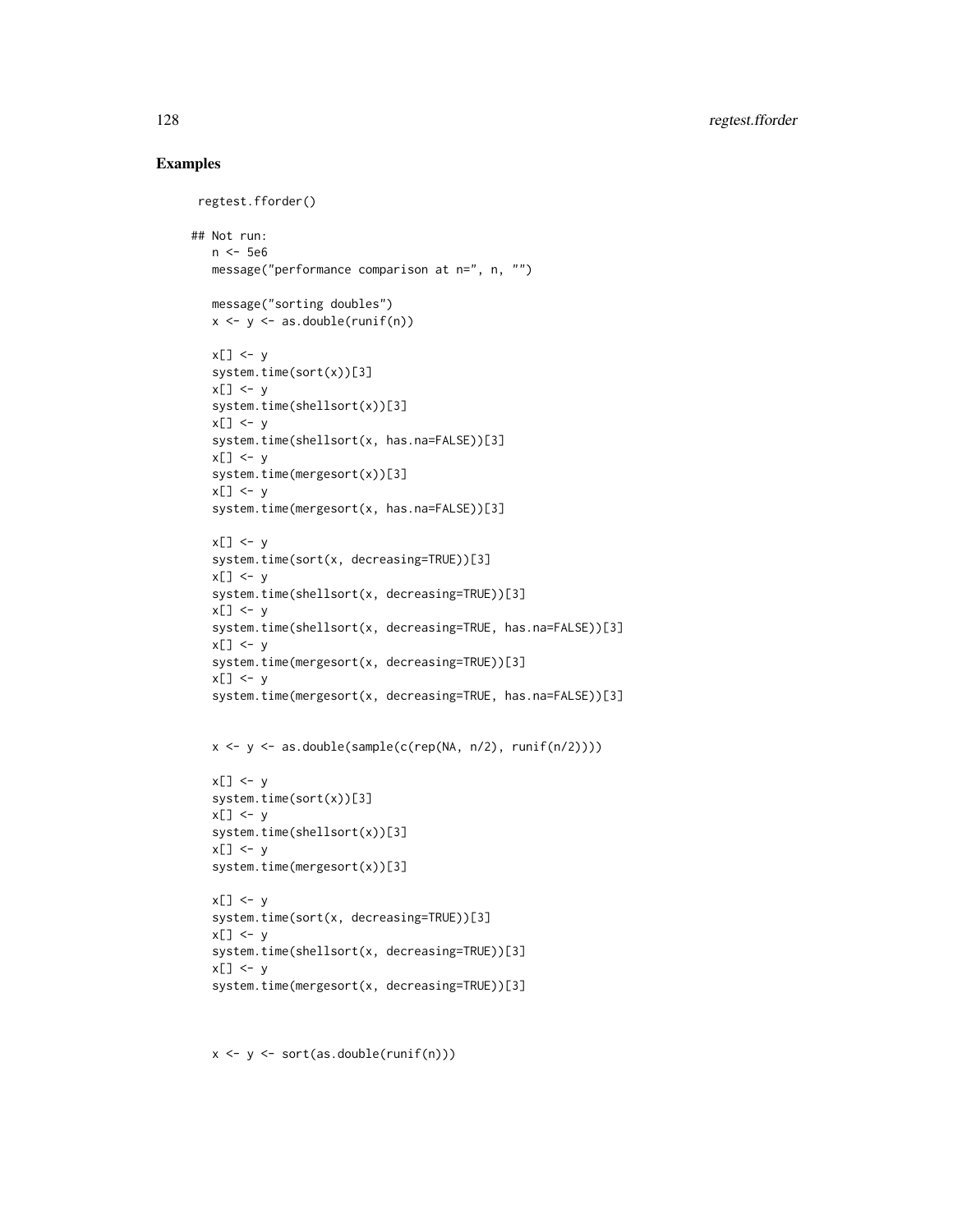## Examples

```
 regtest.fforder()

## Not run:
   n <- 5e6
   message("performance comparison at n=", n, "")

   message("sorting doubles")
   x <- y <- as.double(runif(n))

   x[] <- y
   system.time(sort(x))[3]
   x[] <- y
   system.time(shellsort(x))[3]
   x[] <- y
   system.time(shellsort(x, has.na=FALSE))[3]
   x[] <- y
   system.time(mergesort(x))[3]
   x[] <- y
   system.time(mergesort(x, has.na=FALSE))[3]

   x[] <- y
   system.time(sort(x, decreasing=TRUE))[3]
   x[] <- y
   system.time(shellsort(x, decreasing=TRUE))[3]
   x[] <- y
   system.time(shellsort(x, decreasing=TRUE, has.na=FALSE))[3]
   x[] <- y
   system.time(mergesort(x, decreasing=TRUE))[3]
   x[] <- y
   system.time(mergesort(x, decreasing=TRUE, has.na=FALSE))[3]


   x <- y <- as.double(sample(c(rep(NA, n/2), runif(n/2))))

   x[] <- y
   system.time(sort(x))[3]
   x[] <- y
   system.time(shellsort(x))[3]
   x[] <- y
   system.time(mergesort(x))[3]

   x[] <- y
   system.time(sort(x, decreasing=TRUE))[3]
   x[] <- y
   system.time(shellsort(x, decreasing=TRUE))[3]
   x[] <- y
   system.time(mergesort(x, decreasing=TRUE))[3]



   x <- y <- sort(as.double(runif(n)))
```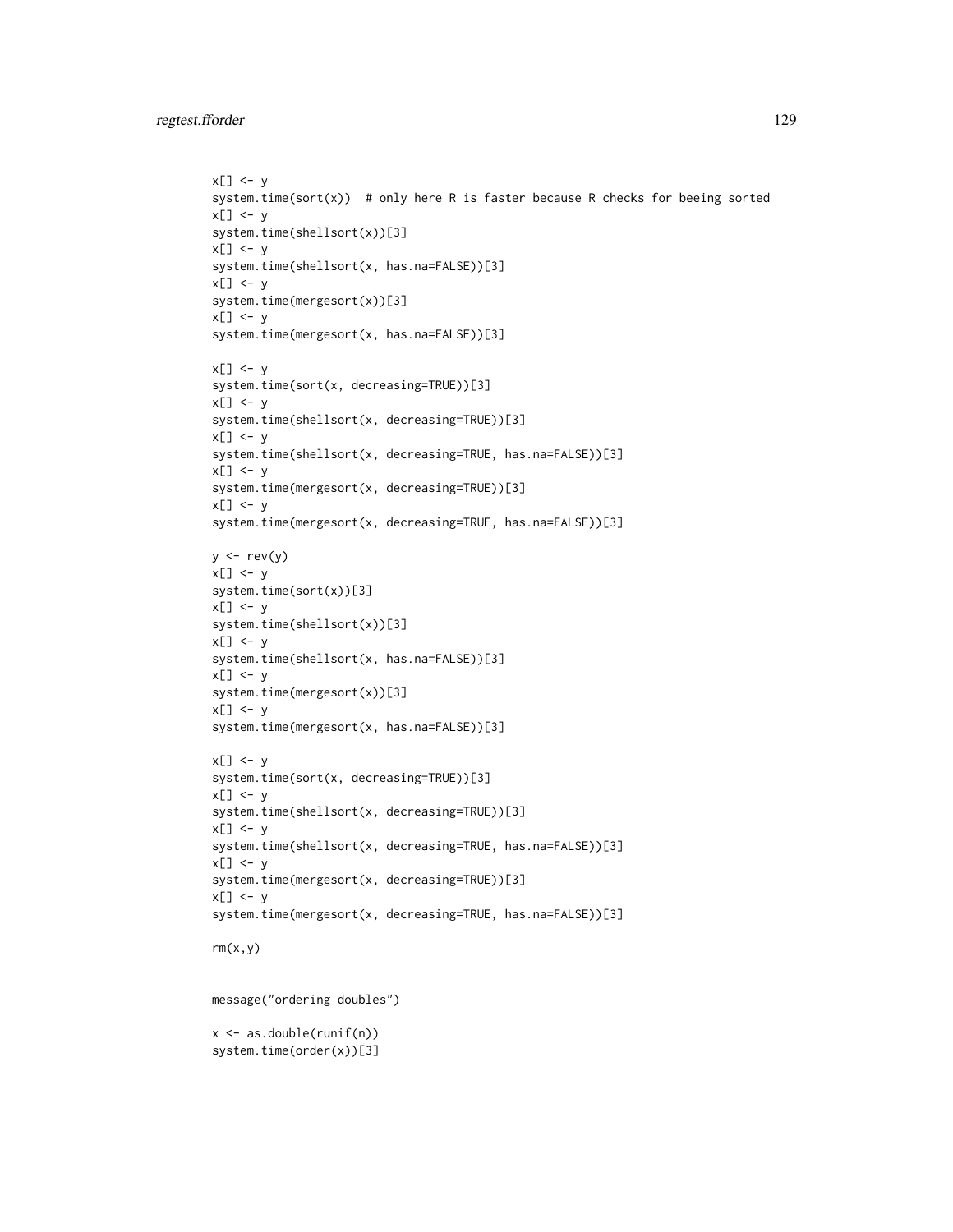```
x[] <- y
system.time(sort(x))  # only here R is faster because R checks for beeing sorted
x[] <- y
system.time(shellsort(x))[3]
x[] <- y
system.time(shellsort(x, has.na=FALSE))[3]
x[] <- y
system.time(mergesort(x))[3]
x[] <- y
system.time(mergesort(x, has.na=FALSE))[3]

x[] <- y
system.time(sort(x, decreasing=TRUE))[3]
x[] <- y
system.time(shellsort(x, decreasing=TRUE))[3]
x[] <- y
system.time(shellsort(x, decreasing=TRUE, has.na=FALSE))[3]
x[] <- y
system.time(mergesort(x, decreasing=TRUE))[3]
x[] <- y
system.time(mergesort(x, decreasing=TRUE, has.na=FALSE))[3]

y <- rev(y)
x[] <- y
system.time(sort(x))[3]
x[] <- y
system.time(shellsort(x))[3]
x[] <- y
system.time(shellsort(x, has.na=FALSE))[3]
x[] <- y
system.time(mergesort(x))[3]
x[] <- y
system.time(mergesort(x, has.na=FALSE))[3]

x[] <- y
system.time(sort(x, decreasing=TRUE))[3]
x[] <- y
system.time(shellsort(x, decreasing=TRUE))[3]
x[] <- y
system.time(shellsort(x, decreasing=TRUE, has.na=FALSE))[3]
x[] <- y
system.time(mergesort(x, decreasing=TRUE))[3]
x[] <- y
system.time(mergesort(x, decreasing=TRUE, has.na=FALSE))[3]

rm(x,y)


message("ordering doubles")

x <- as.double(runif(n))
system.time(order(x))[3]
```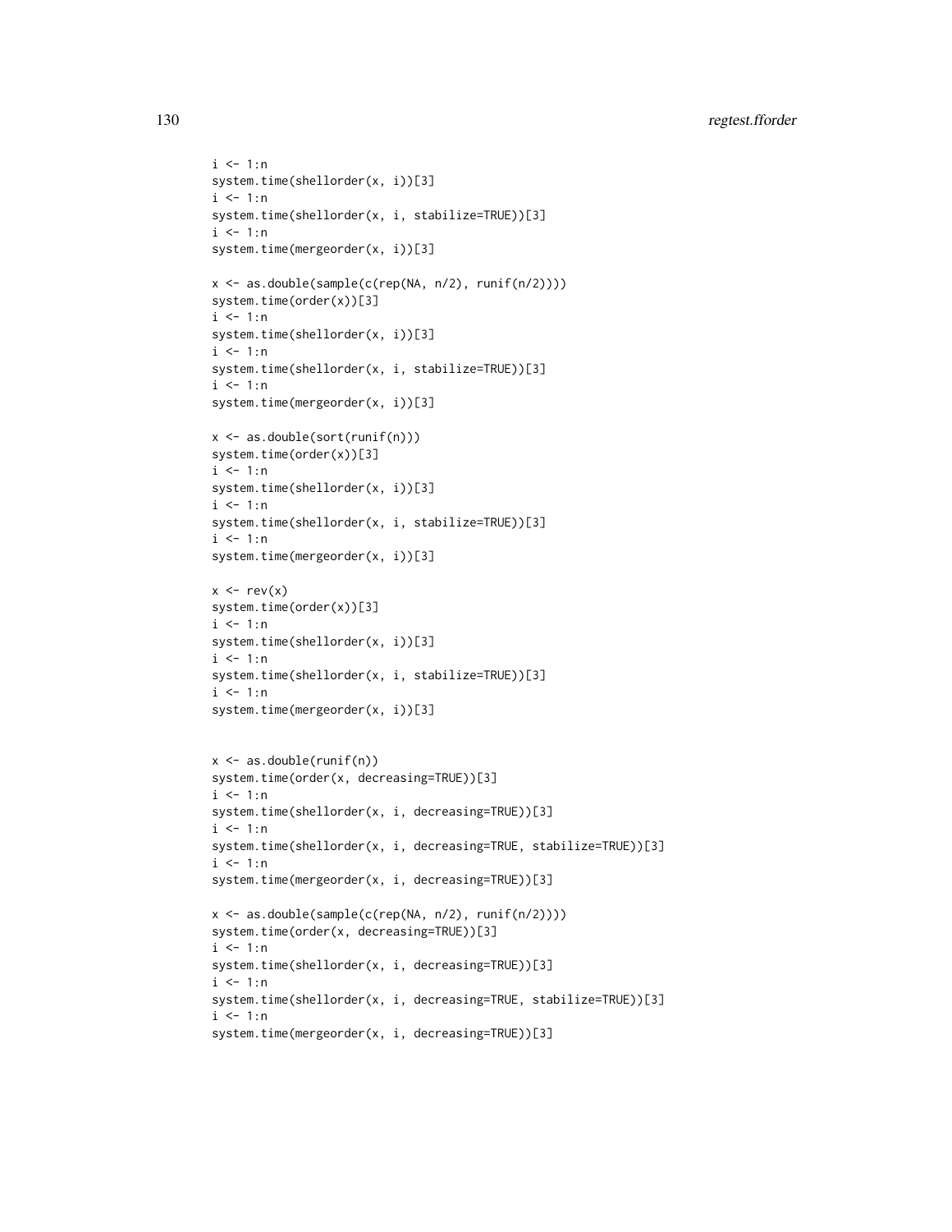```
i <- 1:n
system.time(shellorder(x, i))[3]
i <- 1:n
system.time(shellorder(x, i, stabilize=TRUE))[3]
i <- 1:n
system.time(mergeorder(x, i))[3]

x <- as.double(sample(c(rep(NA, n/2), runif(n/2))))
system.time(order(x))[3]
i <- 1:n
system.time(shellorder(x, i))[3]
i <- 1:n
system.time(shellorder(x, i, stabilize=TRUE))[3]
i <- 1:n
system.time(mergeorder(x, i))[3]

x <- as.double(sort(runif(n)))
system.time(order(x))[3]
i <- 1:n
system.time(shellorder(x, i))[3]
i <- 1:n
system.time(shellorder(x, i, stabilize=TRUE))[3]
i <- 1:n
system.time(mergeorder(x, i))[3]

x <- rev(x)
system.time(order(x))[3]
i <- 1:n
system.time(shellorder(x, i))[3]
i <- 1:n
system.time(shellorder(x, i, stabilize=TRUE))[3]
i <- 1:n
system.time(mergeorder(x, i))[3]


x <- as.double(runif(n))
system.time(order(x, decreasing=TRUE))[3]
i <- 1:n
system.time(shellorder(x, i, decreasing=TRUE))[3]
i <- 1:n
system.time(shellorder(x, i, decreasing=TRUE, stabilize=TRUE))[3]
i <- 1:n
system.time(mergeorder(x, i, decreasing=TRUE))[3]

x <- as.double(sample(c(rep(NA, n/2), runif(n/2))))
system.time(order(x, decreasing=TRUE))[3]
i <- 1:n
system.time(shellorder(x, i, decreasing=TRUE))[3]
i <- 1:n
system.time(shellorder(x, i, decreasing=TRUE, stabilize=TRUE))[3]
i <- 1:n
system.time(mergeorder(x, i, decreasing=TRUE))[3]
```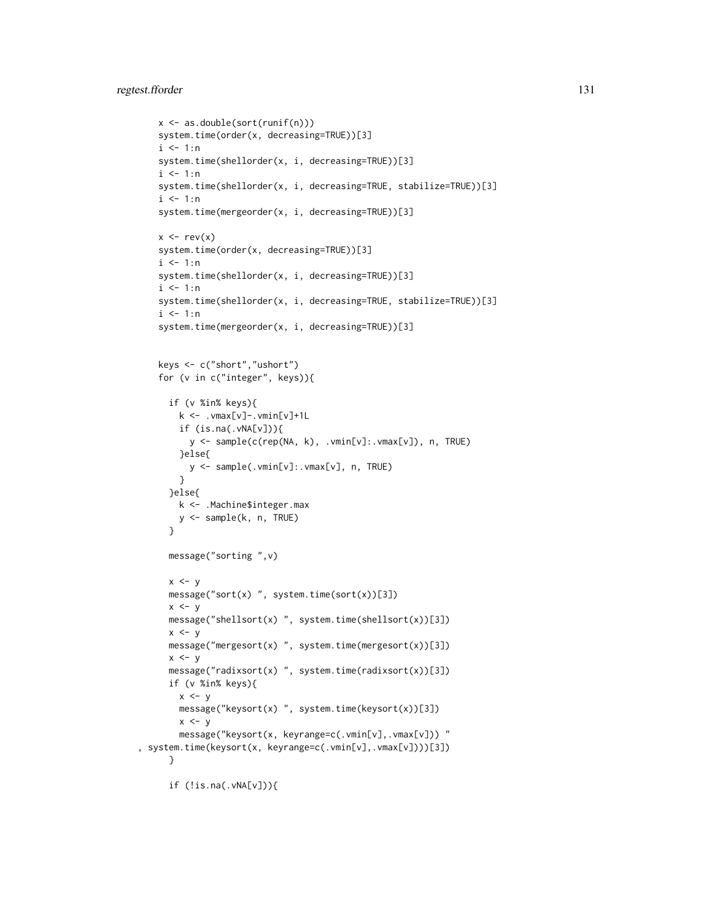```
x <- as.double(sort(runif(n)))
system.time(order(x, decreasing=TRUE))[3]
i <- 1:n
system.time(shellorder(x, i, decreasing=TRUE))[3]
i <- 1:n
system.time(shellorder(x, i, decreasing=TRUE, stabilize=TRUE))[3]
i <- 1:n
system.time(mergeorder(x, i, decreasing=TRUE))[3]

x <- rev(x)
system.time(order(x, decreasing=TRUE))[3]
i <- 1:n
system.time(shellorder(x, i, decreasing=TRUE))[3]
i <- 1:n
system.time(shellorder(x, i, decreasing=TRUE, stabilize=TRUE))[3]
i <- 1:n
system.time(mergeorder(x, i, decreasing=TRUE))[3]


keys <- c("short","ushort")
for (v in c("integer", keys)){

  if (v %in% keys){
    k <- .vmax[v]-.vmin[v]+1L
    if (is.na(.vNA[v])){
      y <- sample(c(rep(NA, k), .vmin[v]:.vmax[v]), n, TRUE)
    }else{
      y <- sample(.vmin[v]:.vmax[v], n, TRUE)
    }
  }else{
    k <- .Machine$integer.max
    y <- sample(k, n, TRUE)
  }

  message("sorting ",v)

  x <- y
  message("sort(x) ", system.time(sort(x))[3])
  x <- y
  message("shellsort(x) ", system.time(shellsort(x))[3])
  x <- y
  message("mergesort(x) ", system.time(mergesort(x))[3])
  x <- y
  message("radixsort(x) ", system.time(radixsort(x))[3])
  if (v %in% keys){
    x <- y
    message("keysort(x) ", system.time(keysort(x))[3])
    x <- y
    message("keysort(x, keyrange=c(.vmin[v],.vmax[v])) "
, system.time(keysort(x, keyrange=c(.vmin[v],.vmax[v])))[3])
  }

  if (!is.na(.vNA[v])){
```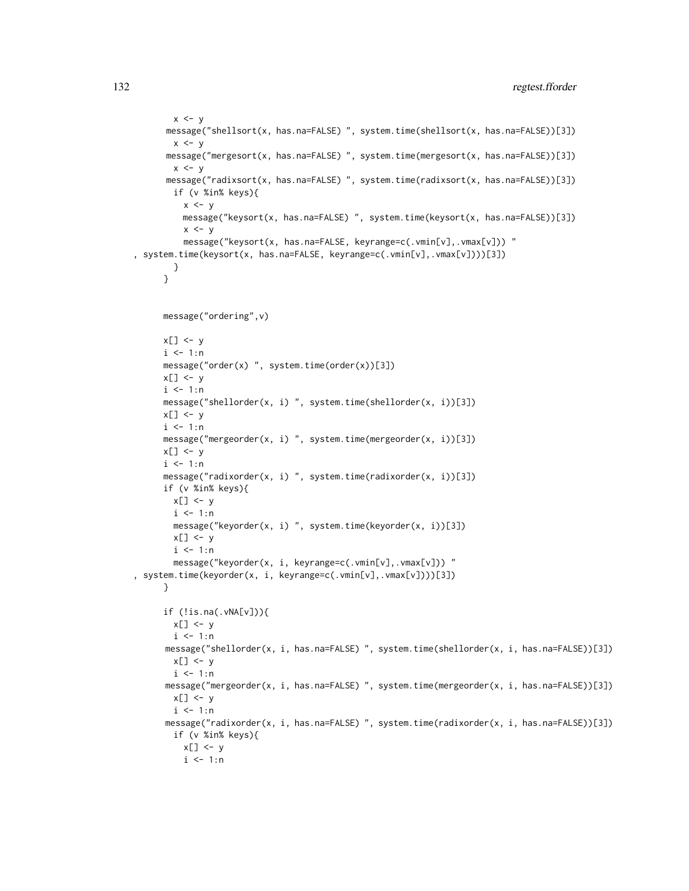```
        x <- y
       message("shellsort(x, has.na=FALSE) ", system.time(shellsort(x, has.na=FALSE))[3])
        x <- y
       message("mergesort(x, has.na=FALSE) ", system.time(mergesort(x, has.na=FALSE))[3])
        x <- y
       message("radixsort(x, has.na=FALSE) ", system.time(radixsort(x, has.na=FALSE))[3])
        if (v %in% keys){
          x <- y
          message("keysort(x, has.na=FALSE) ", system.time(keysort(x, has.na=FALSE))[3])
          x <- y
          message("keysort(x, has.na=FALSE, keyrange=c(.vmin[v],.vmax[v])) "
, system.time(keysort(x, has.na=FALSE, keyrange=c(.vmin[v],.vmax[v])))[3])
        }
      }


      message("ordering",v)

      x[] <- y
      i <- 1:n
      message("order(x) ", system.time(order(x))[3])
      x[] <- y
      i <- 1:n
      message("shellorder(x, i) ", system.time(shellorder(x, i))[3])
      x[] <- y
      i <- 1:n
      message("mergeorder(x, i) ", system.time(mergeorder(x, i))[3])
      x[] <- y
      i <- 1:n
      message("radixorder(x, i) ", system.time(radixorder(x, i))[3])
      if (v %in% keys){
        x[] <- y
        i <- 1:n
        message("keyorder(x, i) ", system.time(keyorder(x, i))[3])
        x[] <- y
        i <- 1:n
        message("keyorder(x, i, keyrange=c(.vmin[v],.vmax[v])) "
, system.time(keyorder(x, i, keyrange=c(.vmin[v],.vmax[v])))[3])
      }

      if (!is.na(.vNA[v])){
        x[] <- y
        i <- 1:n
       message("shellorder(x, i, has.na=FALSE) ", system.time(shellorder(x, i, has.na=FALSE))[3])
        x[] <- y
        i <- 1:n
       message("mergeorder(x, i, has.na=FALSE) ", system.time(mergeorder(x, i, has.na=FALSE))[3])
        x[] <- y
        i <- 1:n
       message("radixorder(x, i, has.na=FALSE) ", system.time(radixorder(x, i, has.na=FALSE))[3])
        if (v %in% keys){
          x[] <- y
          i <- 1:n
```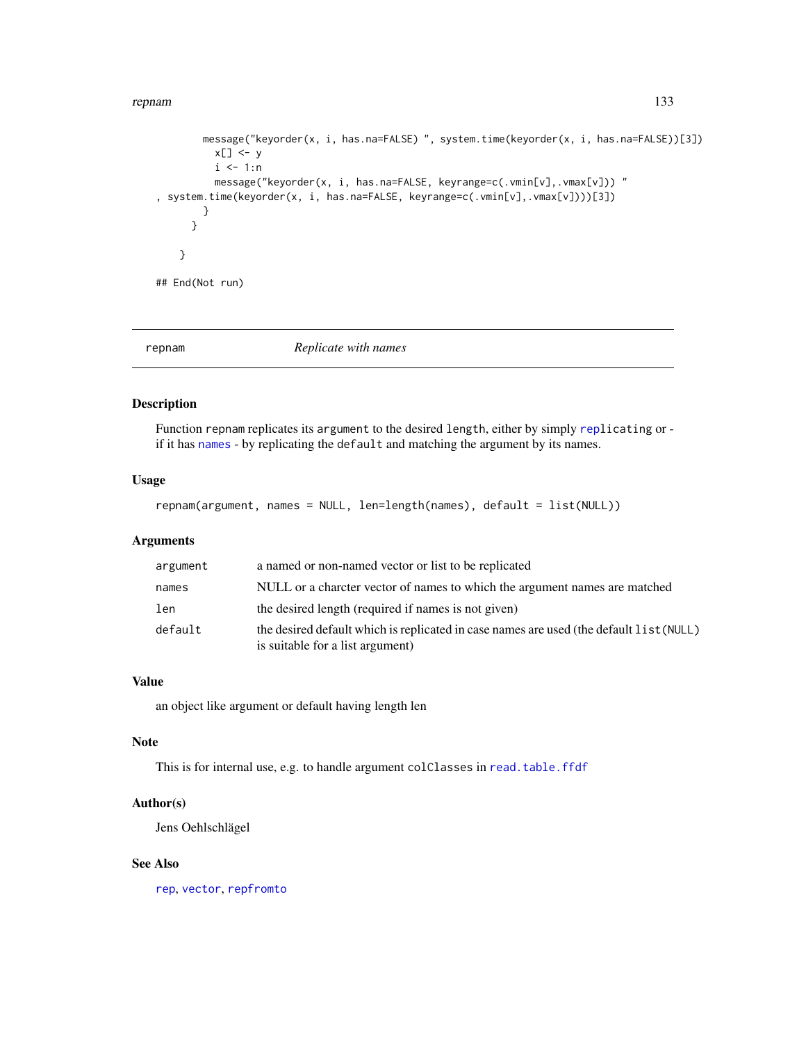```
          message("keyorder(x, i, has.na=FALSE) ", system.time(keyorder(x, i, has.na=FALSE))[3])
            x[] <- y
            i <- 1:n
            message("keyorder(x, i, has.na=FALSE, keyrange=c(.vmin[v],.vmax[v])) "
, system.time(keyorder(x, i, has.na=FALSE, keyrange=c(.vmin[v],.vmax[v])))[3])
          }
        }

      }

## End(Not run)
```

---

## repnam *Replicate with names*

---

### Description

Function `repnam` replicates its `argument` to the desired `length`, either by simply `replicating` or - if it has `names` - by replicating the `default` and matching the argument by its names.

### Usage

```
repnam(argument, names = NULL, len=length(names), default = list(NULL))
```

### Arguments

| | |
|---|---|
| `argument` | a named or non-named vector or list to be replicated |
| `names` | NULL or a charcter vector of names to which the argument names are matched |
| `len` | the desired length (required if names is not given) |
| `default` | the desired default which is replicated in case names are used (the default `list(NULL)` is suitable for a list argument) |

### Value

an object like argument or default having length len

### Note

This is for internal use, e.g. to handle argument `colClasses` in `read.table.ffdf`

### Author(s)

Jens Oehlschlägel

### See Also

`rep`, `vector`, `repfromto`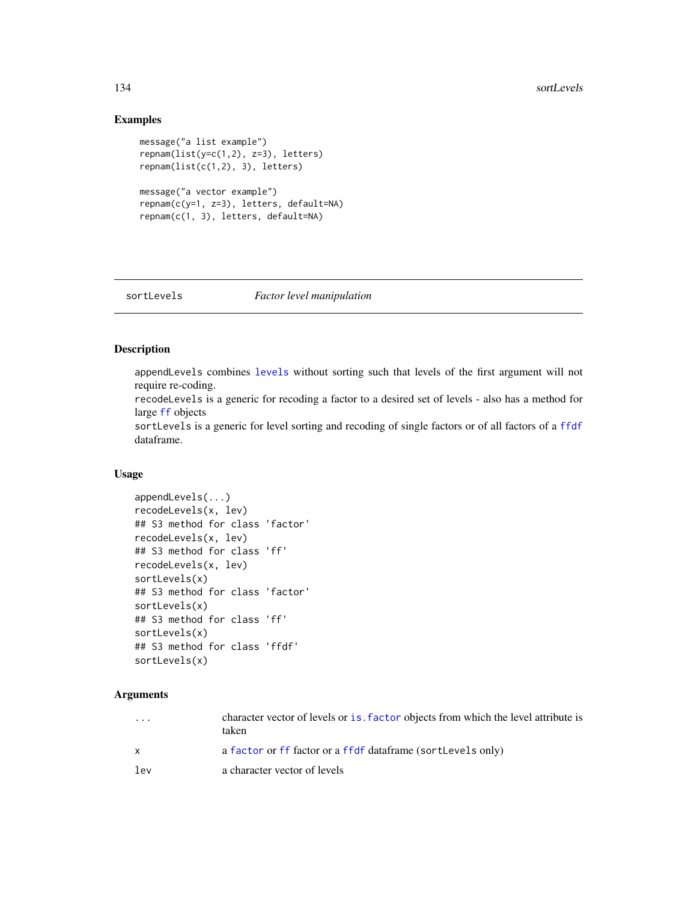## Examples

```
message("a list example")
repnam(list(y=c(1,2), z=3), letters)
repnam(list(c(1,2), 3), letters)

message("a vector example")
repnam(c(y=1, z=3), letters, default=NA)
repnam(c(1, 3), letters, default=NA)
```

---

# sortLevels *Factor level manipulation*

---

## Description

appendLevels combines levels without sorting such that levels of the first argument will not require re-coding.
recodeLevels is a generic for recoding a factor to a desired set of levels - also has a method for large ff objects
sortLevels is a generic for level sorting and recoding of single factors or of all factors of a ffdf dataframe.

## Usage

```
appendLevels(...)
recodeLevels(x, lev)
## S3 method for class 'factor'
recodeLevels(x, lev)
## S3 method for class 'ff'
recodeLevels(x, lev)
sortLevels(x)
## S3 method for class 'factor'
sortLevels(x)
## S3 method for class 'ff'
sortLevels(x)
## S3 method for class 'ffdf'
sortLevels(x)
```

## Arguments

| | |
|---|---|
| ... | character vector of levels or is.factor objects from which the level attribute is taken |
| x | a factor or ff factor or a ffdf dataframe (sortLevels only) |
| lev | a character vector of levels |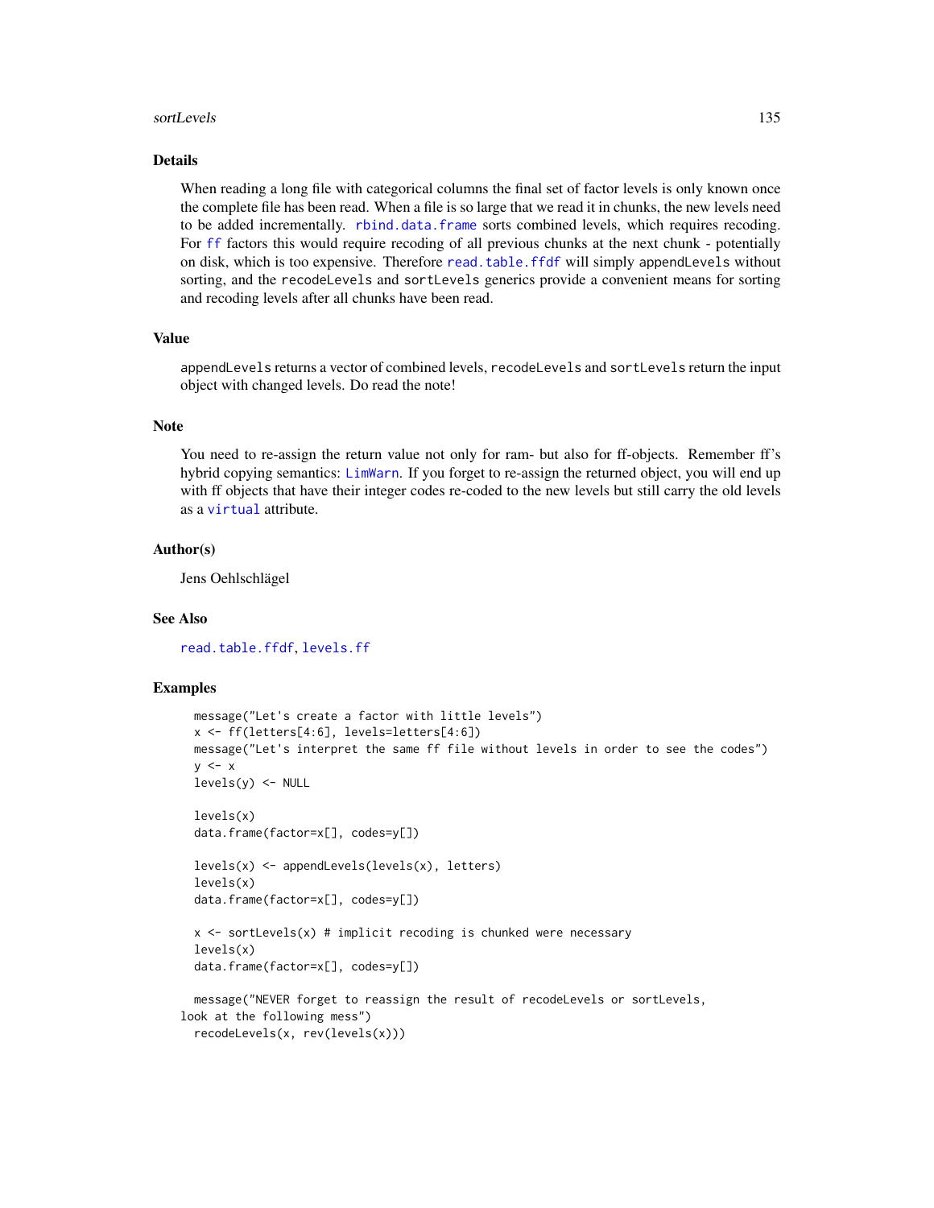## Details

When reading a long file with categorical columns the final set of factor levels is only known once the complete file has been read. When a file is so large that we read it in chunks, the new levels need to be added incrementally. `rbind.data.frame` sorts combined levels, which requires recoding. For `ff` factors this would require recoding of all previous chunks at the next chunk - potentially on disk, which is too expensive. Therefore `read.table.ffdf` will simply `appendLevels` without sorting, and the `recodeLevels` and `sortLevels` generics provide a convenient means for sorting and recoding levels after all chunks have been read.

## Value

`appendLevels` returns a vector of combined levels, `recodeLevels` and `sortLevels` return the input object with changed levels. Do read the note!

## Note

You need to re-assign the return value not only for ram- but also for ff-objects. Remember ff's hybrid copying semantics: `LimWarn`. If you forget to re-assign the returned object, you will end up with ff objects that have their integer codes re-coded to the new levels but still carry the old levels as a `virtual` attribute.

## Author(s)

Jens Oehlschlägel

## See Also

`read.table.ffdf`, `levels.ff`

## Examples

```
  message("Let's create a factor with little levels")
  x <- ff(letters[4:6], levels=letters[4:6])
  message("Let's interpret the same ff file without levels in order to see the codes")
  y <- x
  levels(y) <- NULL

  levels(x)
  data.frame(factor=x[], codes=y[])

  levels(x) <- appendLevels(levels(x), letters)
  levels(x)
  data.frame(factor=x[], codes=y[])

  x <- sortLevels(x) # implicit recoding is chunked were necessary
  levels(x)
  data.frame(factor=x[], codes=y[])

  message("NEVER forget to reassign the result of recodeLevels or sortLevels,
look at the following mess")
  recodeLevels(x, rev(levels(x)))
```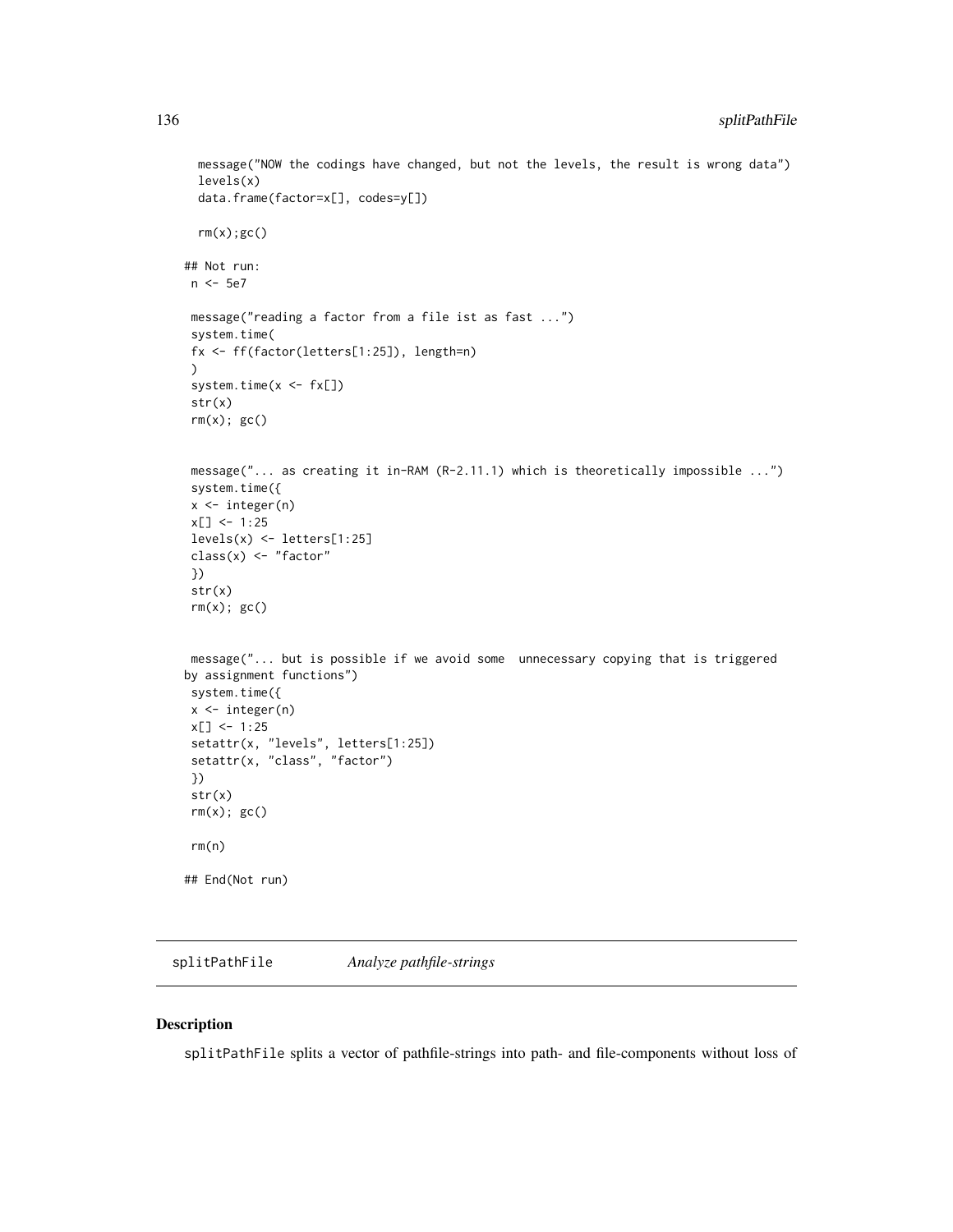```
  message("NOW the codings have changed, but not the levels, the result is wrong data")
  levels(x)
  data.frame(factor=x[], codes=y[])

  rm(x);gc()

## Not run:
 n <- 5e7

 message("reading a factor from a file ist as fast ...")
 system.time(
 fx <- ff(factor(letters[1:25]), length=n)
 )
 system.time(x <- fx[])
 str(x)
 rm(x); gc()


 message("... as creating it in-RAM (R-2.11.1) which is theoretically impossible ...")
 system.time({
 x <- integer(n)
 x[] <- 1:25
 levels(x) <- letters[1:25]
 class(x) <- "factor"
 })
 str(x)
 rm(x); gc()


 message("... but is possible if we avoid some  unnecessary copying that is triggered
by assignment functions")
 system.time({
 x <- integer(n)
 x[] <- 1:25
 setattr(x, "levels", letters[1:25])
 setattr(x, "class", "factor")
 })
 str(x)
 rm(x); gc()

 rm(n)

## End(Not run)
```

---

splitPathFile &nbsp;&nbsp;&nbsp;&nbsp; *Analyze pathfile-strings*

---

## Description

splitPathFile splits a vector of pathfile-strings into path- and file-components without loss of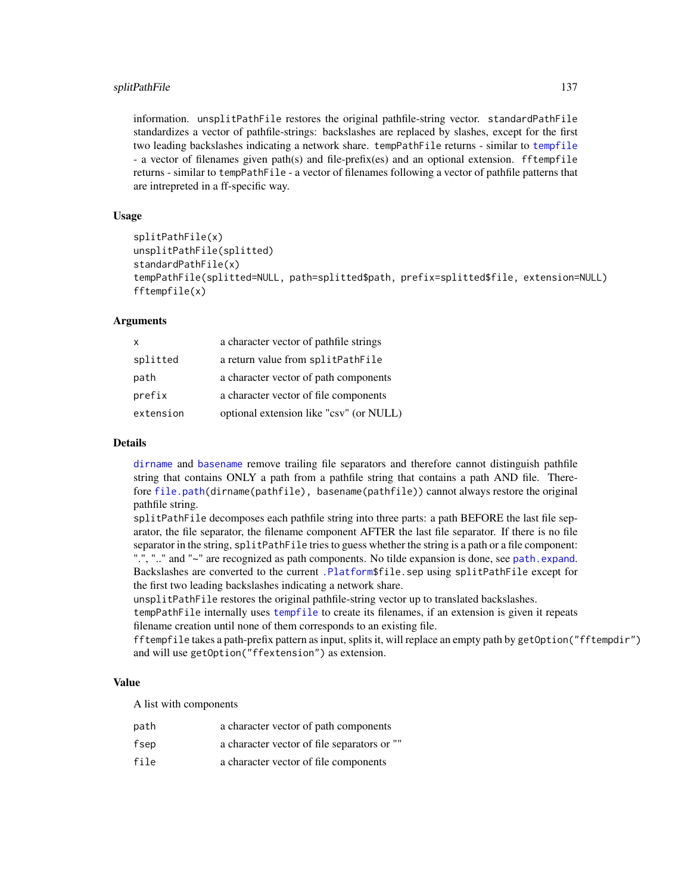information. unsplitPathFile restores the original pathfile-string vector. standardPathFile standardizes a vector of pathfile-strings: backslashes are replaced by slashes, except for the first two leading backslashes indicating a network share. tempPathFile returns - similar to tempfile - a vector of filenames given path(s) and file-prefix(es) and an optional extension. fftempfile returns - similar to tempPathFile - a vector of filenames following a vector of pathfile patterns that are intrepreted in a ff-specific way.

### Usage

```
splitPathFile(x)
unsplitPathFile(splitted)
standardPathFile(x)
tempPathFile(splitted=NULL, path=splitted$path, prefix=splitted$file, extension=NULL)
fftempfile(x)
```

### Arguments

| | |
|---|---|
| x | a character vector of pathfile strings |
| splitted | a return value from splitPathFile |
| path | a character vector of path components |
| prefix | a character vector of file components |
| extension | optional extension like "csv" (or NULL) |

### Details

dirname and basename remove trailing file separators and therefore cannot distinguish pathfile string that contains ONLY a path from a pathfile string that contains a path AND file. Therefore file.path(dirname(pathfile), basename(pathfile)) cannot always restore the original pathfile string.

splitPathFile decomposes each pathfile string into three parts: a path BEFORE the last file separator, the file separator, the filename component AFTER the last file separator. If there is no file separator in the string, splitPathFile tries to guess whether the string is a path or a file component: ".", ".." and "~" are recognized as path components. No tilde expansion is done, see path.expand. Backslashes are converted to the current .Platform$file.sep using splitPathFile except for the first two leading backslashes indicating a network share.

unsplitPathFile restores the original pathfile-string vector up to translated backslashes.

tempPathFile internally uses tempfile to create its filenames, if an extension is given it repeats filename creation until none of them corresponds to an existing file.

fftempfile takes a path-prefix pattern as input, splits it, will replace an empty path by getOption("fftempdir") and will use getOption("ffextension") as extension.

### Value

A list with components

| | |
|---|---|
| path | a character vector of path components |
| fsep | a character vector of file separators or "" |
| file | a character vector of file components |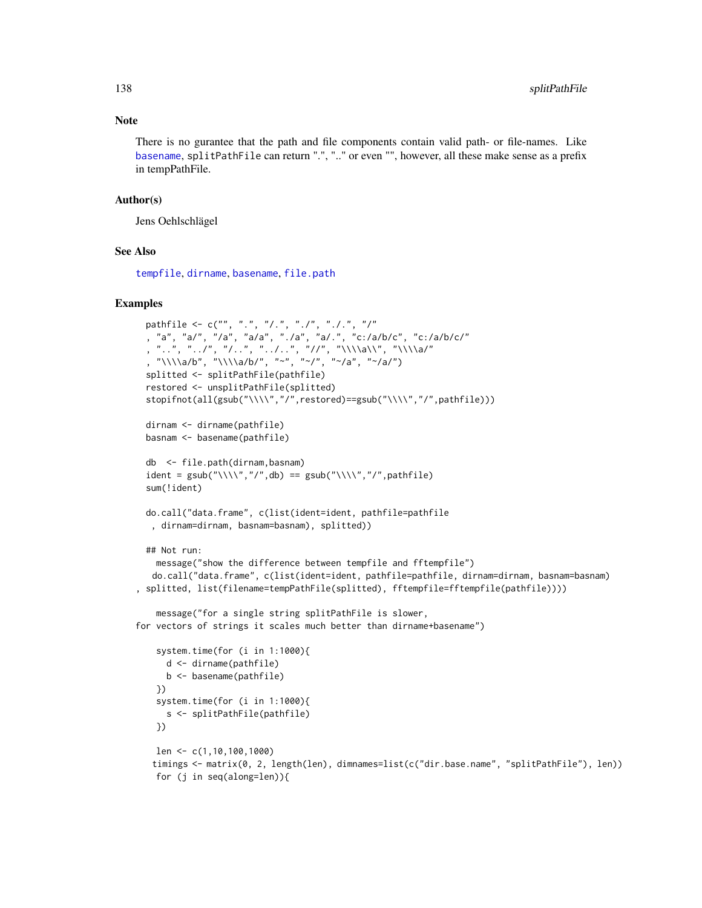### Note

There is no gurantee that the path and file components contain valid path- or file-names. Like basename, splitPathFile can return ".", ".." or even "", however, all these make sense as a prefix in tempPathFile.

### Author(s)

Jens Oehlschlägel

### See Also

tempfile, dirname, basename, file.path

### Examples

```
  pathfile <- c("", ".", "/.", "./", "./.", "/"
  , "a", "a/", "/a", "a/a", "./a", "a/.", "c:/a/b/c", "c:/a/b/c/"
  , "..", "../", "/..", "../..", "//", "\\\\a\\", "\\\\a/"
  , "\\\\a/b", "\\\\a/b/", "~", "~/", "~/a", "~/a/")
  splitted <- splitPathFile(pathfile)
  restored <- unsplitPathFile(splitted)
  stopifnot(all(gsub("\\\\","/",restored)==gsub("\\\\","/",pathfile)))

  dirnam <- dirname(pathfile)
  basnam <- basename(pathfile)

  db  <- file.path(dirnam,basnam)
  ident = gsub("\\\\","/",db) == gsub("\\\\","/",pathfile)
  sum(!ident)

  do.call("data.frame", c(list(ident=ident, pathfile=pathfile
   , dirnam=dirnam, basnam=basnam), splitted))

  ## Not run:
    message("show the difference between tempfile and fftempfile")
   do.call("data.frame", c(list(ident=ident, pathfile=pathfile, dirnam=dirnam, basnam=basnam)
, splitted, list(filename=tempPathFile(splitted), fftempfile=fftempfile(pathfile))))

    message("for a single string splitPathFile is slower,
for vectors of strings it scales much better than dirname+basename")

    system.time(for (i in 1:1000){
      d <- dirname(pathfile)
      b <- basename(pathfile)
    })
    system.time(for (i in 1:1000){
      s <- splitPathFile(pathfile)
    })

    len <- c(1,10,100,1000)
   timings <- matrix(0, 2, length(len), dimnames=list(c("dir.base.name", "splitPathFile"), len))
    for (j in seq(along=len)){
```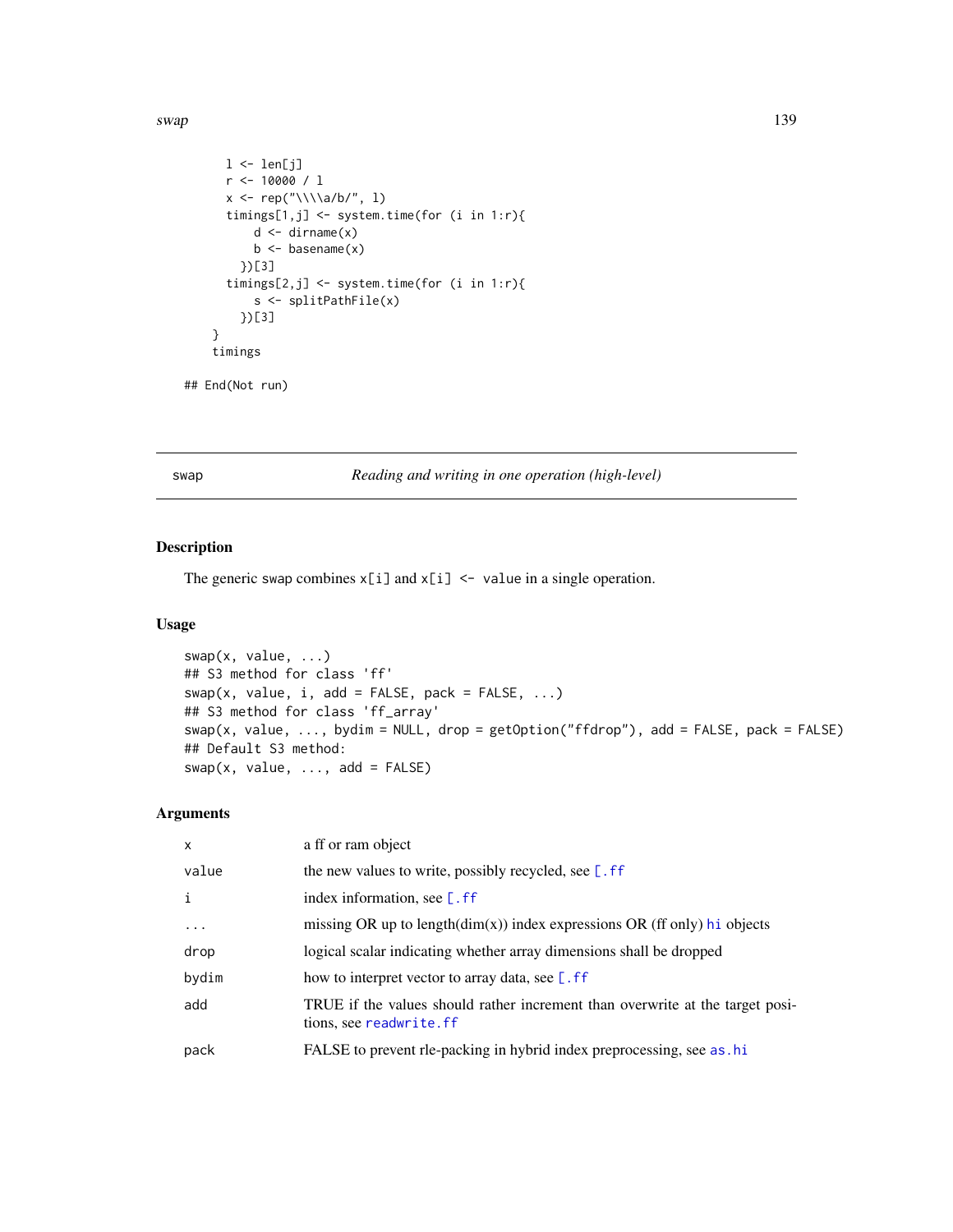```
    l <- len[j]
    r <- 10000 / l
    x <- rep("\\\\a/b/", l)
    timings[1,j] <- system.time(for (i in 1:r){
        d <- dirname(x)
        b <- basename(x)
      })[3]
    timings[2,j] <- system.time(for (i in 1:r){
        s <- splitPathFile(x)
      })[3]
  }
  timings

## End(Not run)
```

---

## swap — *Reading and writing in one operation (high-level)*

### Description

The generic swap combines `x[i]` and `x[i] <- value` in a single operation.

### Usage

```
swap(x, value, ...)
## S3 method for class 'ff'
swap(x, value, i, add = FALSE, pack = FALSE, ...)
## S3 method for class 'ff_array'
swap(x, value, ..., bydim = NULL, drop = getOption("ffdrop"), add = FALSE, pack = FALSE)
## Default S3 method:
swap(x, value, ..., add = FALSE)
```

### Arguments

| | |
|---|---|
| x | a ff or ram object |
| value | the new values to write, possibly recycled, see [.ff |
| i | index information, see [.ff |
| ... | missing OR up to length(dim(x)) index expressions OR (ff only) hi objects |
| drop | logical scalar indicating whether array dimensions shall be dropped |
| bydim | how to interpret vector to array data, see [.ff |
| add | TRUE if the values should rather increment than overwrite at the target positions, see readwrite.ff |
| pack | FALSE to prevent rle-packing in hybrid index preprocessing, see as.hi |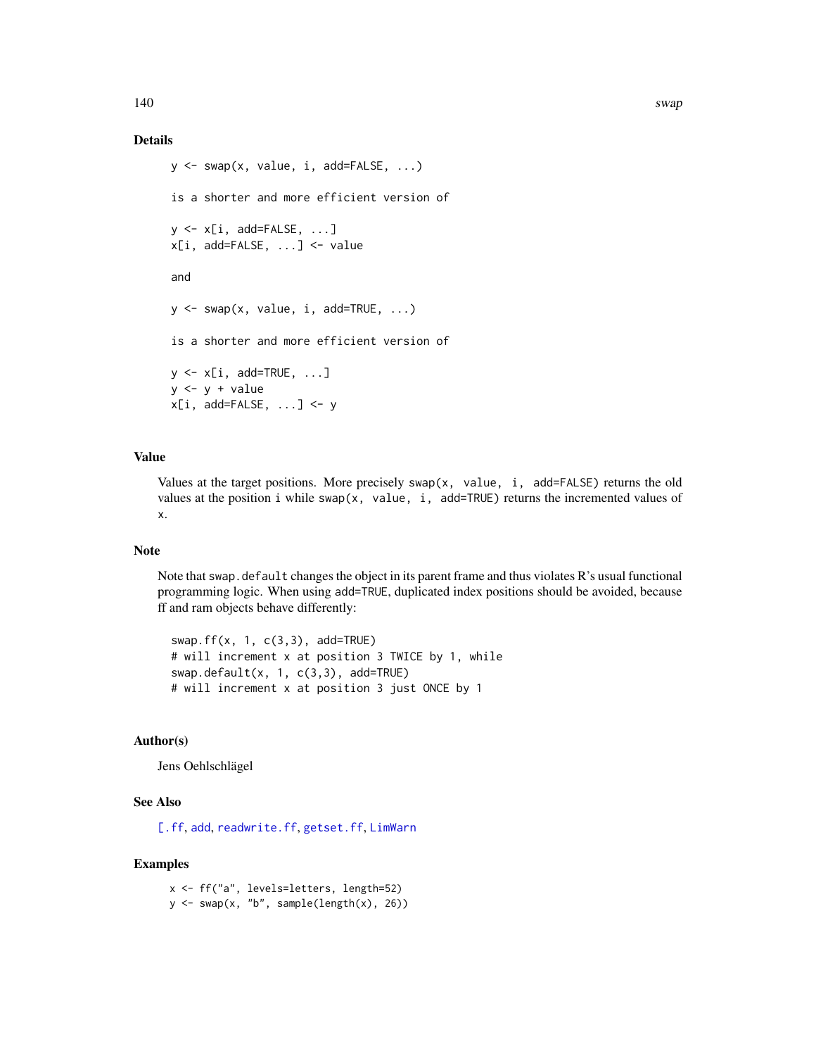## Details

```
y <- swap(x, value, i, add=FALSE, ...)

is a shorter and more efficient version of

y <- x[i, add=FALSE, ...]
x[i, add=FALSE, ...] <- value

and

y <- swap(x, value, i, add=TRUE, ...)

is a shorter and more efficient version of

y <- x[i, add=TRUE, ...]
y <- y + value
x[i, add=FALSE, ...] <- y
```

## Value

Values at the target positions. More precisely `swap(x, value, i, add=FALSE)` returns the old values at the position i while `swap(x, value, i, add=TRUE)` returns the incremented values of `x`.

## Note

Note that `swap.default` changes the object in its parent frame and thus violates R's usual functional programming logic. When using `add=TRUE`, duplicated index positions should be avoided, because ff and ram objects behave differently:

```
swap.ff(x, 1, c(3,3), add=TRUE)
# will increment x at position 3 TWICE by 1, while
swap.default(x, 1, c(3,3), add=TRUE)
# will increment x at position 3 just ONCE by 1
```

## Author(s)

Jens Oehlschlägel

## See Also

[.ff, add, readwrite.ff, getset.ff, LimWarn

## Examples

```
x <- ff("a", levels=letters, length=52)
y <- swap(x, "b", sample(length(x), 26))
```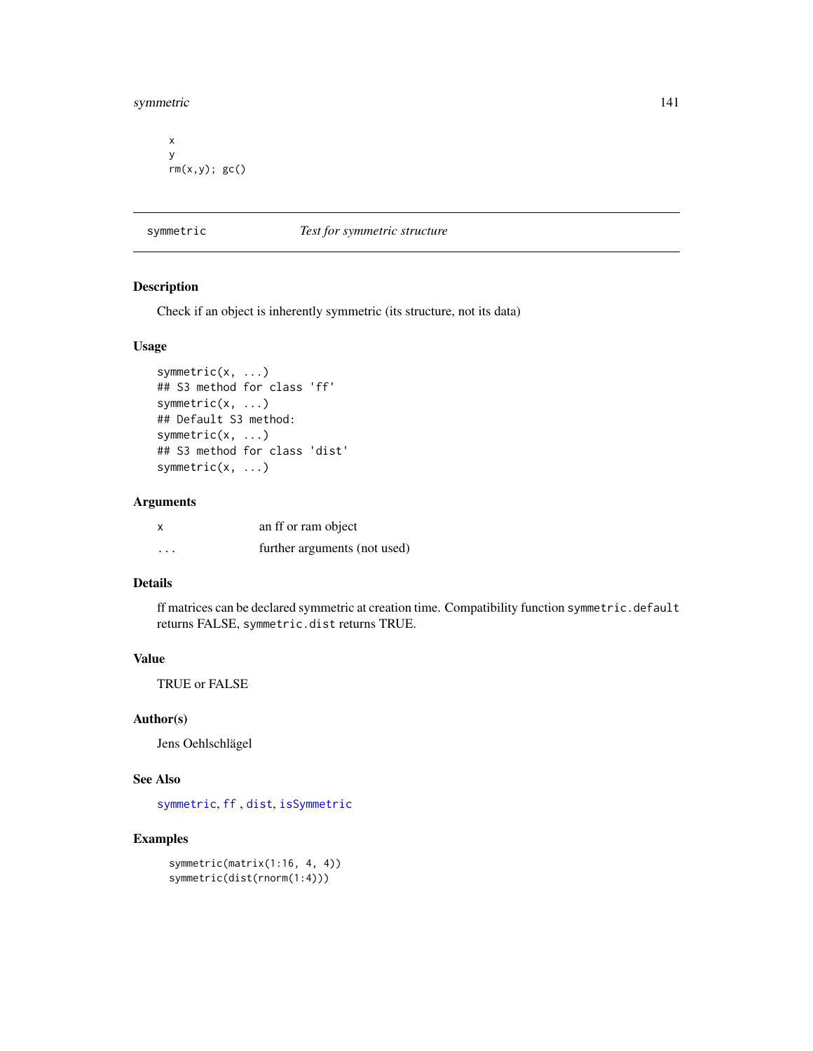```
x
y
rm(x,y); gc()
```

## symmetric — *Test for symmetric structure*

### Description

Check if an object is inherently symmetric (its structure, not its data)

### Usage

```
symmetric(x, ...)
## S3 method for class 'ff'
symmetric(x, ...)
## Default S3 method:
symmetric(x, ...)
## S3 method for class 'dist'
symmetric(x, ...)
```

### Arguments

| | |
|---|---|
| `x` | an ff or ram object |
| `...` | further arguments (not used) |

### Details

ff matrices can be declared symmetric at creation time. Compatibility function `symmetric.default` returns FALSE, `symmetric.dist` returns TRUE.

### Value

TRUE or FALSE

### Author(s)

Jens Oehlschlägel

### See Also

`symmetric`, `ff` , `dist`, `isSymmetric`

### Examples

```
symmetric(matrix(1:16, 4, 4))
symmetric(dist(rnorm(1:4)))
```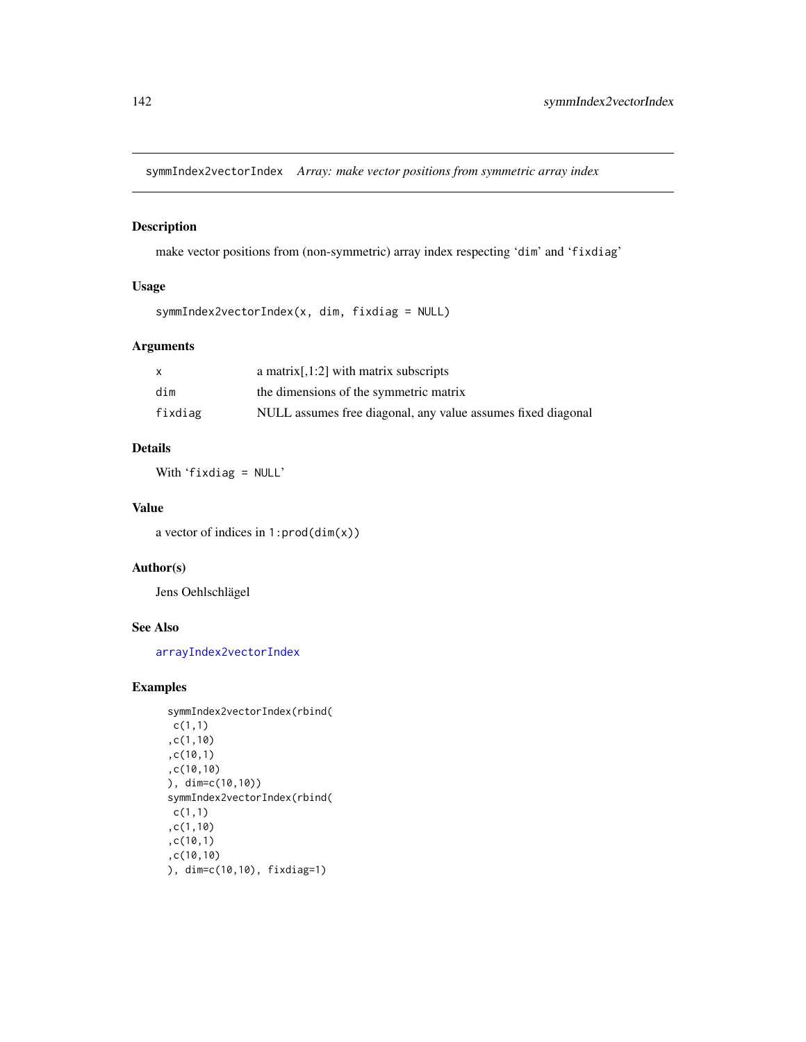symmIndex2vectorIndex    *Array: make vector positions from symmetric array index*

## Description

make vector positions from (non-symmetric) array index respecting 'dim' and 'fixdiag'

## Usage

```
symmIndex2vectorIndex(x, dim, fixdiag = NULL)
```

## Arguments

| | |
|---|---|
| x | a matrix[,1:2] with matrix subscripts |
| dim | the dimensions of the symmetric matrix |
| fixdiag | NULL assumes free diagonal, any value assumes fixed diagonal |

## Details

With 'fixdiag = NULL'

## Value

a vector of indices in `1:prod(dim(x))`

## Author(s)

Jens Oehlschlägel

## See Also

arrayIndex2vectorIndex

## Examples

```
symmIndex2vectorIndex(rbind(
 c(1,1)
,c(1,10)
,c(10,1)
,c(10,10)
), dim=c(10,10))
symmIndex2vectorIndex(rbind(
 c(1,1)
,c(1,10)
,c(10,1)
,c(10,10)
), dim=c(10,10), fixdiag=1)
```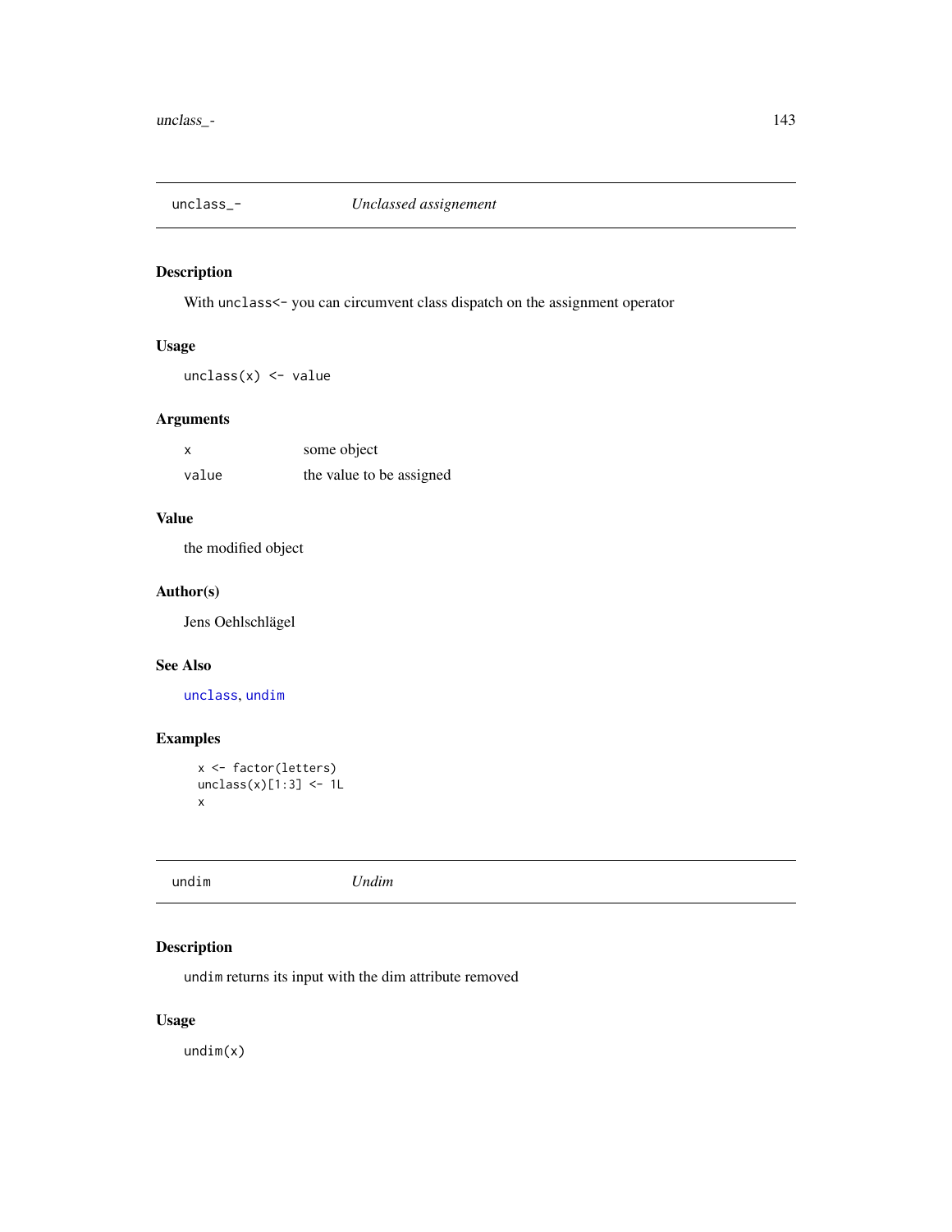## unclass_- *Unclassed assignement*

### Description

With `unclass<-` you can circumvent class dispatch on the assignment operator

### Usage

```
unclass(x) <- value
```

### Arguments

| | |
|---|---|
| `x` | some object |
| `value` | the value to be assigned |

### Value

the modified object

### Author(s)

Jens Oehlschlägel

### See Also

`unclass`, `undim`

### Examples

```
x <- factor(letters)
unclass(x)[1:3] <- 1L
x
```

## undim *Undim*

### Description

`undim` returns its input with the dim attribute removed

### Usage

```
undim(x)
```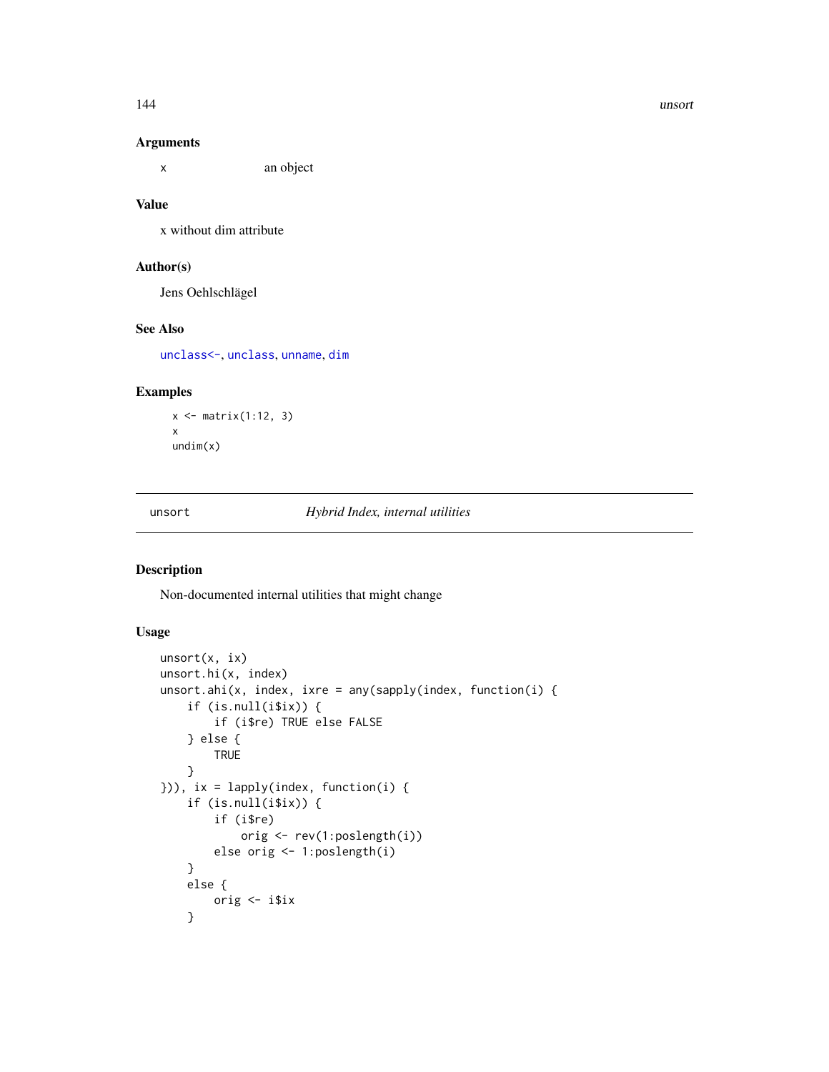### Arguments

x an object

### Value

x without dim attribute

### Author(s)

Jens Oehlschlägel

### See Also

unclass<-, unclass, unname, dim

### Examples

```
x <- matrix(1:12, 3)
x
undim(x)
```

---

## unsort *Hybrid Index, internal utilities*

---

### Description

Non-documented internal utilities that might change

### Usage

```
unsort(x, ix)
unsort.hi(x, index)
unsort.ahi(x, index, ixre = any(sapply(index, function(i) {
    if (is.null(i$ix)) {
        if (i$re) TRUE else FALSE
    } else {
        TRUE
    }
})), ix = lapply(index, function(i) {
    if (is.null(i$ix)) {
        if (i$re)
            orig <- rev(1:poslength(i))
        else orig <- 1:poslength(i)
    }
    else {
        orig <- i$ix
    }
```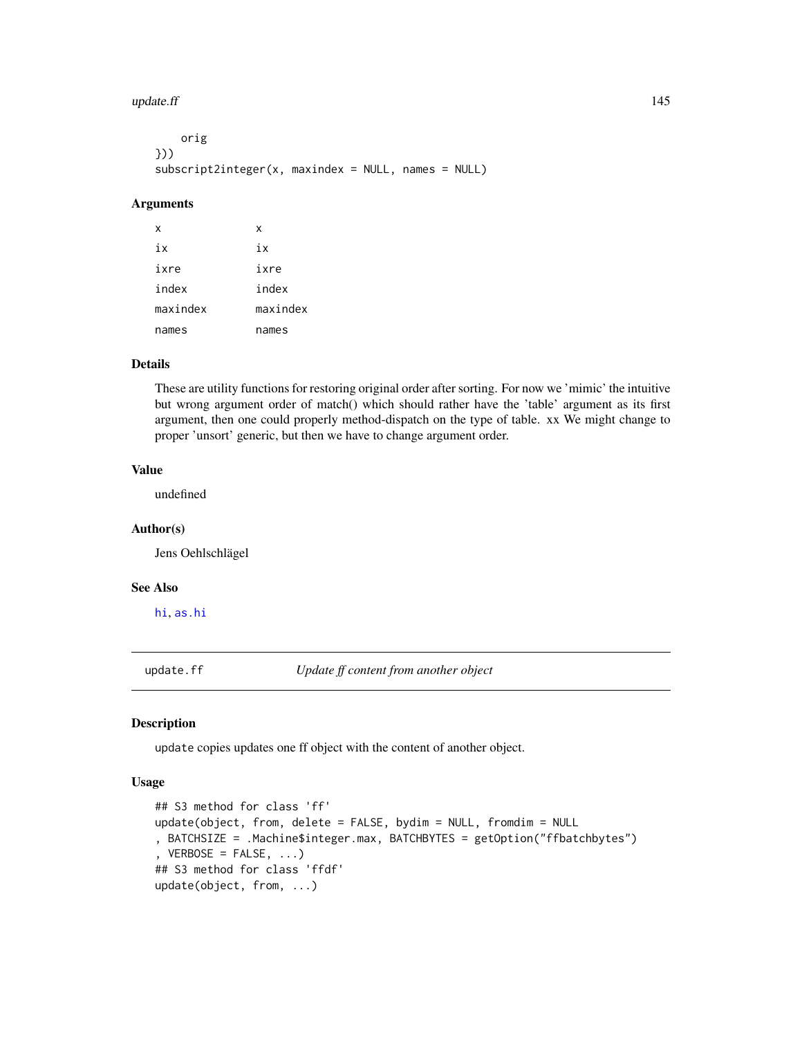```
    orig
}))
subscript2integer(x, maxindex = NULL, names = NULL)
```

### Arguments

| | |
|---|---|
| `x` | `x` |
| `ix` | `ix` |
| `ixre` | `ixre` |
| `index` | `index` |
| `maxindex` | `maxindex` |
| `names` | `names` |

### Details

These are utility functions for restoring original order after sorting. For now we 'mimic' the intuitive but wrong argument order of match() which should rather have the 'table' argument as its first argument, then one could properly method-dispatch on the type of table. xx We might change to proper 'unsort' generic, but then we have to change argument order.

### Value

undefined

### Author(s)

Jens Oehlschlägel

### See Also

`hi`, `as.hi`

---

## update.ff &nbsp;&nbsp;&nbsp;&nbsp; *Update ff content from another object*

### Description

`update` copies updates one ff object with the content of another object.

### Usage

```
## S3 method for class 'ff'
update(object, from, delete = FALSE, bydim = NULL, fromdim = NULL
, BATCHSIZE = .Machine$integer.max, BATCHBYTES = getOption("ffbatchbytes")
, VERBOSE = FALSE, ...)
## S3 method for class 'ffdf'
update(object, from, ...)
```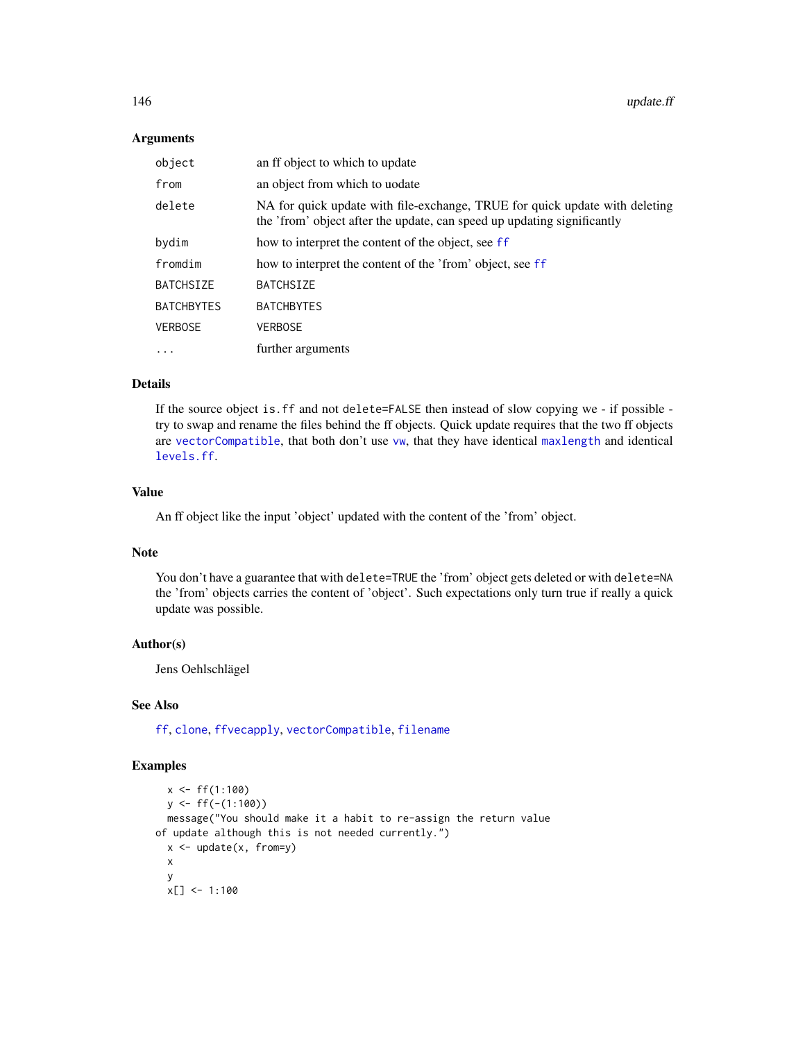### Arguments

| | |
|---|---|
| `object` | an ff object to which to update |
| `from` | an object from which to uodate |
| `delete` | NA for quick update with file-exchange, TRUE for quick update with deleting the 'from' object after the update, can speed up updating significantly |
| `bydim` | how to interpret the content of the object, see `ff` |
| `fromdim` | how to interpret the content of the 'from' object, see `ff` |
| `BATCHSIZE` | `BATCHSIZE` |
| `BATCHBYTES` | `BATCHBYTES` |
| `VERBOSE` | `VERBOSE` |
| `...` | further arguments |

### Details

If the source object `is.ff` and not `delete=FALSE` then instead of slow copying we - if possible - try to swap and rename the files behind the ff objects. Quick update requires that the two ff objects are `vectorCompatible`, that both don't use `vw`, that they have identical `maxlength` and identical `levels.ff`.

### Value

An ff object like the input 'object' updated with the content of the 'from' object.

### Note

You don't have a guarantee that with `delete=TRUE` the 'from' object gets deleted or with `delete=NA` the 'from' objects carries the content of 'object'. Such expectations only turn true if really a quick update was possible.

### Author(s)

Jens Oehlschlägel

### See Also

`ff`, `clone`, `ffvecapply`, `vectorCompatible`, `filename`

### Examples

```
  x <- ff(1:100)
  y <- ff(-(1:100))
  message("You should make it a habit to re-assign the return value
of update although this is not needed currently.")
  x <- update(x, from=y)
  x
  y
  x[] <- 1:100
```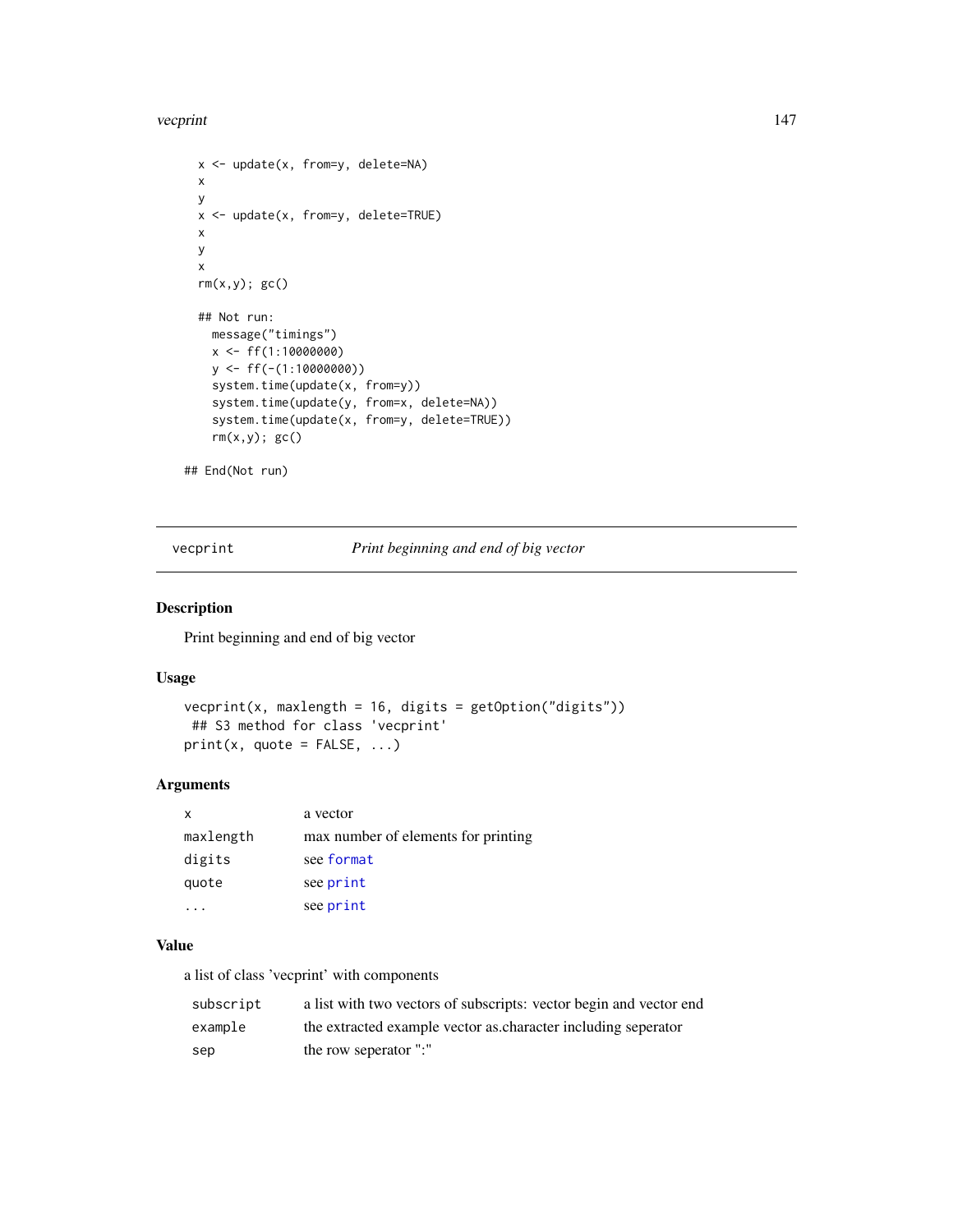```
x <- update(x, from=y, delete=NA)
x
y
x <- update(x, from=y, delete=TRUE)
x
y
x
rm(x,y); gc()

## Not run:
  message("timings")
  x <- ff(1:10000000)
  y <- ff(-(1:10000000))
  system.time(update(x, from=y))
  system.time(update(y, from=x, delete=NA))
  system.time(update(x, from=y, delete=TRUE))
  rm(x,y); gc()

## End(Not run)
```

---

`vecprint` *Print beginning and end of big vector*

---

### Description

Print beginning and end of big vector

### Usage

```
vecprint(x, maxlength = 16, digits = getOption("digits"))
 ## S3 method for class 'vecprint'
print(x, quote = FALSE, ...)
```

### Arguments

| | |
|---|---|
| `x` | a vector |
| `maxlength` | max number of elements for printing |
| `digits` | see `format` |
| `quote` | see `print` |
| `...` | see `print` |

### Value

a list of class 'vecprint' with components

| | |
|---|---|
| `subscript` | a list with two vectors of subscripts: vector begin and vector end |
| `example` | the extracted example vector as.character including seperator |
| `sep` | the row seperator ":" |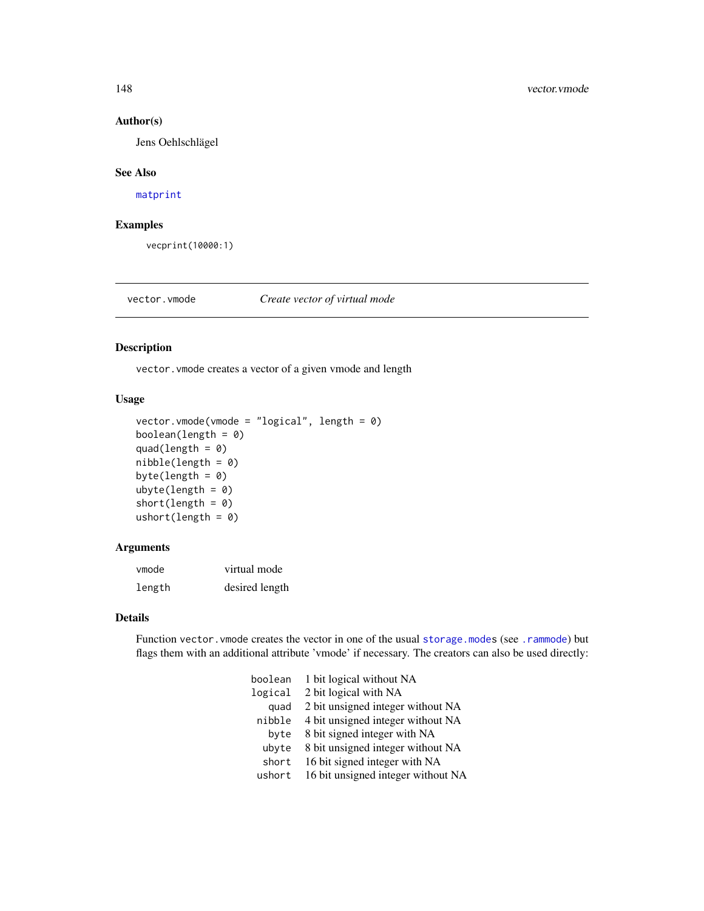### Author(s)

Jens Oehlschlägel

### See Also

matprint

### Examples

```
vecprint(10000:1)
```

---

## vector.vmode — *Create vector of virtual mode*

---

### Description

vector.vmode creates a vector of a given vmode and length

### Usage

```
vector.vmode(vmode = "logical", length = 0)
boolean(length = 0)
quad(length = 0)
nibble(length = 0)
byte(length = 0)
ubyte(length = 0)
short(length = 0)
ushort(length = 0)
```

### Arguments

| | |
|---|---|
| vmode | virtual mode |
| length | desired length |

### Details

Function vector.vmode creates the vector in one of the usual storage.modes (see .rammode) but flags them with an additional attribute 'vmode' if necessary. The creators can also be used directly:

| | |
|---|---|
| boolean | 1 bit logical without NA |
| logical | 2 bit logical with NA |
| quad | 2 bit unsigned integer without NA |
| nibble | 4 bit unsigned integer without NA |
| byte | 8 bit signed integer with NA |
| ubyte | 8 bit unsigned integer without NA |
| short | 16 bit signed integer with NA |
| ushort | 16 bit unsigned integer without NA |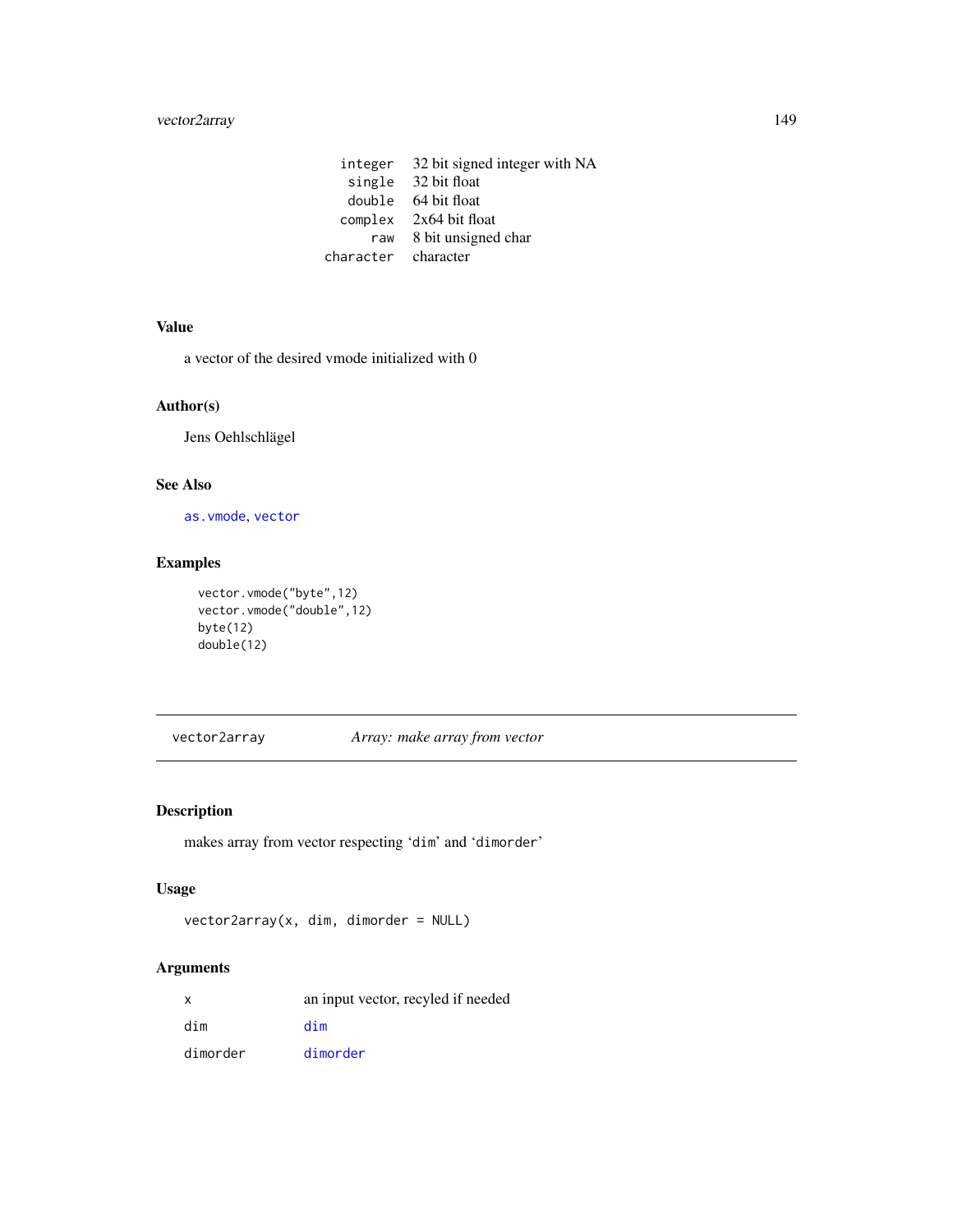| | |
|---|---|
| integer | 32 bit signed integer with NA |
| single | 32 bit float |
| double | 64 bit float |
| complex | 2x64 bit float |
| raw | 8 bit unsigned char |
| character | character |

## Value

a vector of the desired vmode initialized with 0

## Author(s)

Jens Oehlschlägel

## See Also

as.vmode, vector

## Examples

```
vector.vmode("byte",12)
vector.vmode("double",12)
byte(12)
double(12)
```

---

# vector2array *Array: make array from vector*

---

## Description

makes array from vector respecting 'dim' and 'dimorder'

## Usage

```
vector2array(x, dim, dimorder = NULL)
```

## Arguments

| | |
|---|---|
| x | an input vector, recyled if needed |
| dim | dim |
| dimorder | dimorder |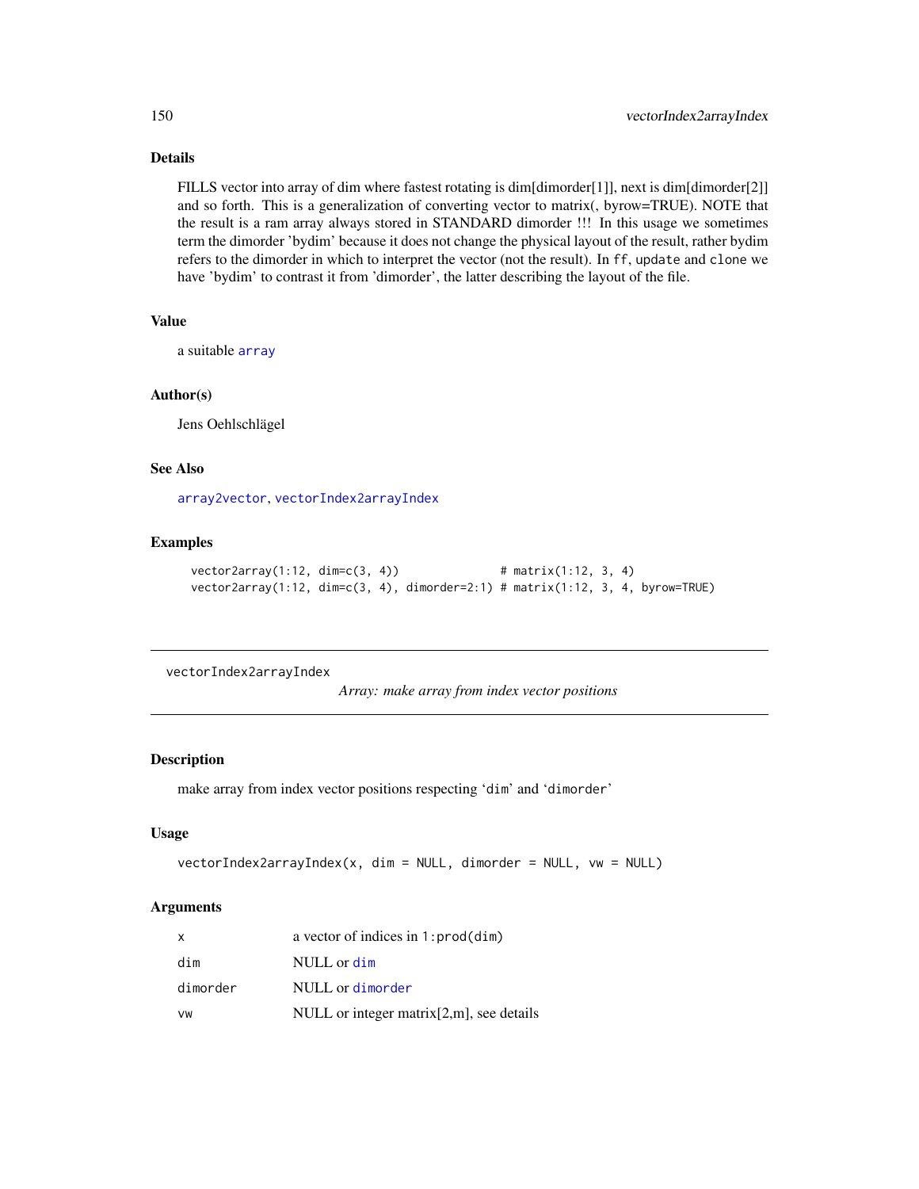### Details

FILLS vector into array of dim where fastest rotating is dim[dimorder[1]], next is dim[dimorder[2]] and so forth. This is a generalization of converting vector to matrix(, byrow=TRUE). NOTE that the result is a ram array always stored in STANDARD dimorder !!! In this usage we sometimes term the dimorder 'bydim' because it does not change the physical layout of the result, rather bydim refers to the dimorder in which to interpret the vector (not the result). In `ff`, `update` and `clone` we have 'bydim' to contrast it from 'dimorder', the latter describing the layout of the file.

### Value

a suitable `array`

### Author(s)

Jens Oehlschlägel

### See Also

`array2vector`, `vectorIndex2arrayIndex`

### Examples

```
vector2array(1:12, dim=c(3, 4))              # matrix(1:12, 3, 4)
vector2array(1:12, dim=c(3, 4), dimorder=2:1) # matrix(1:12, 3, 4, byrow=TRUE)
```

---

## vectorIndex2arrayIndex    *Array: make array from index vector positions*

### Description

make array from index vector positions respecting 'dim' and 'dimorder'

### Usage

```
vectorIndex2arrayIndex(x, dim = NULL, dimorder = NULL, vw = NULL)
```

### Arguments

| | |
|---|---|
| x | a vector of indices in `1:prod(dim)` |
| dim | NULL or `dim` |
| dimorder | NULL or `dimorder` |
| vw | NULL or integer matrix[2,m], see details |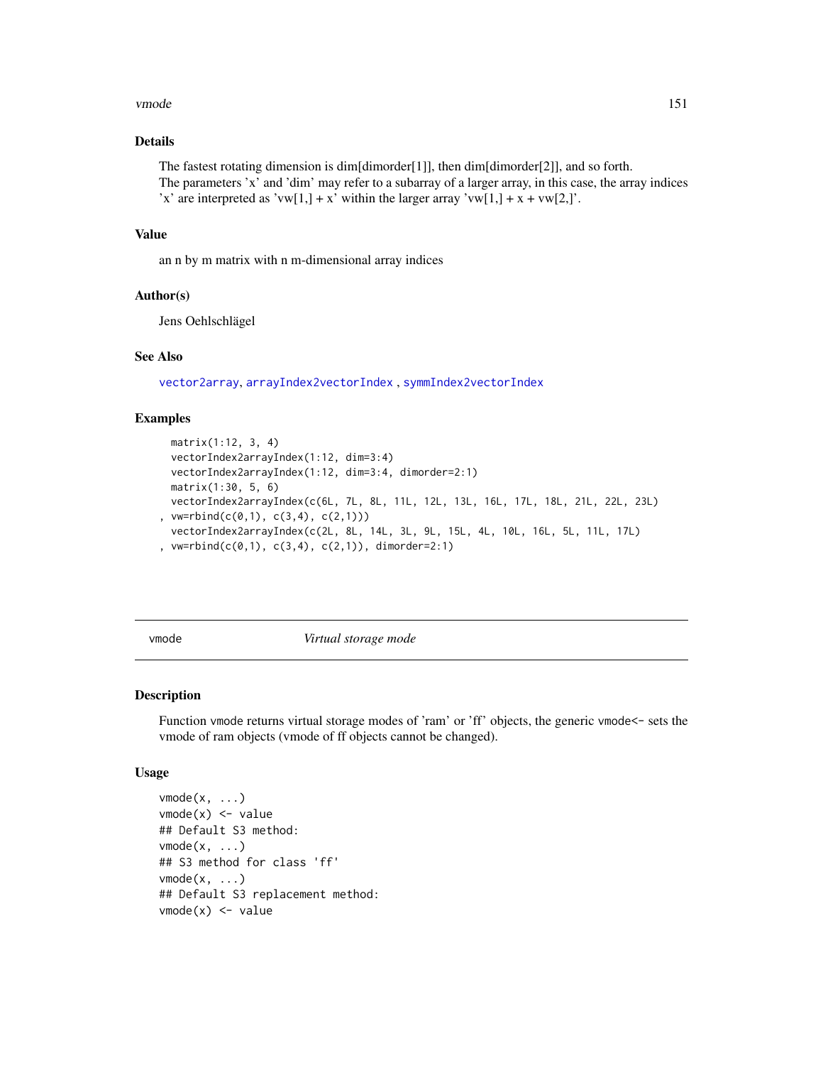## Details

The fastest rotating dimension is dim[dimorder[1]], then dim[dimorder[2]], and so forth.
The parameters 'x' and 'dim' may refer to a subarray of a larger array, in this case, the array indices 'x' are interpreted as 'vw[1,] + x' within the larger array 'vw[1,] + x + vw[2,]'.

## Value

an n by m matrix with n m-dimensional array indices

## Author(s)

Jens Oehlschlägel

## See Also

vector2array, arrayIndex2vectorIndex , symmIndex2vectorIndex

## Examples

```
  matrix(1:12, 3, 4)
  vectorIndex2arrayIndex(1:12, dim=3:4)
  vectorIndex2arrayIndex(1:12, dim=3:4, dimorder=2:1)
  matrix(1:30, 5, 6)
  vectorIndex2arrayIndex(c(6L, 7L, 8L, 11L, 12L, 13L, 16L, 17L, 18L, 21L, 22L, 23L)
, vw=rbind(c(0,1), c(3,4), c(2,1)))
  vectorIndex2arrayIndex(c(2L, 8L, 14L, 3L, 9L, 15L, 4L, 10L, 16L, 5L, 11L, 17L)
, vw=rbind(c(0,1), c(3,4), c(2,1)), dimorder=2:1)
```

---

# vmode — *Virtual storage mode*

## Description

Function vmode returns virtual storage modes of 'ram' or 'ff' objects, the generic vmode<- sets the vmode of ram objects (vmode of ff objects cannot be changed).

## Usage

```
vmode(x, ...)
vmode(x) <- value
## Default S3 method:
vmode(x, ...)
## S3 method for class 'ff'
vmode(x, ...)
## Default S3 replacement method:
vmode(x) <- value
```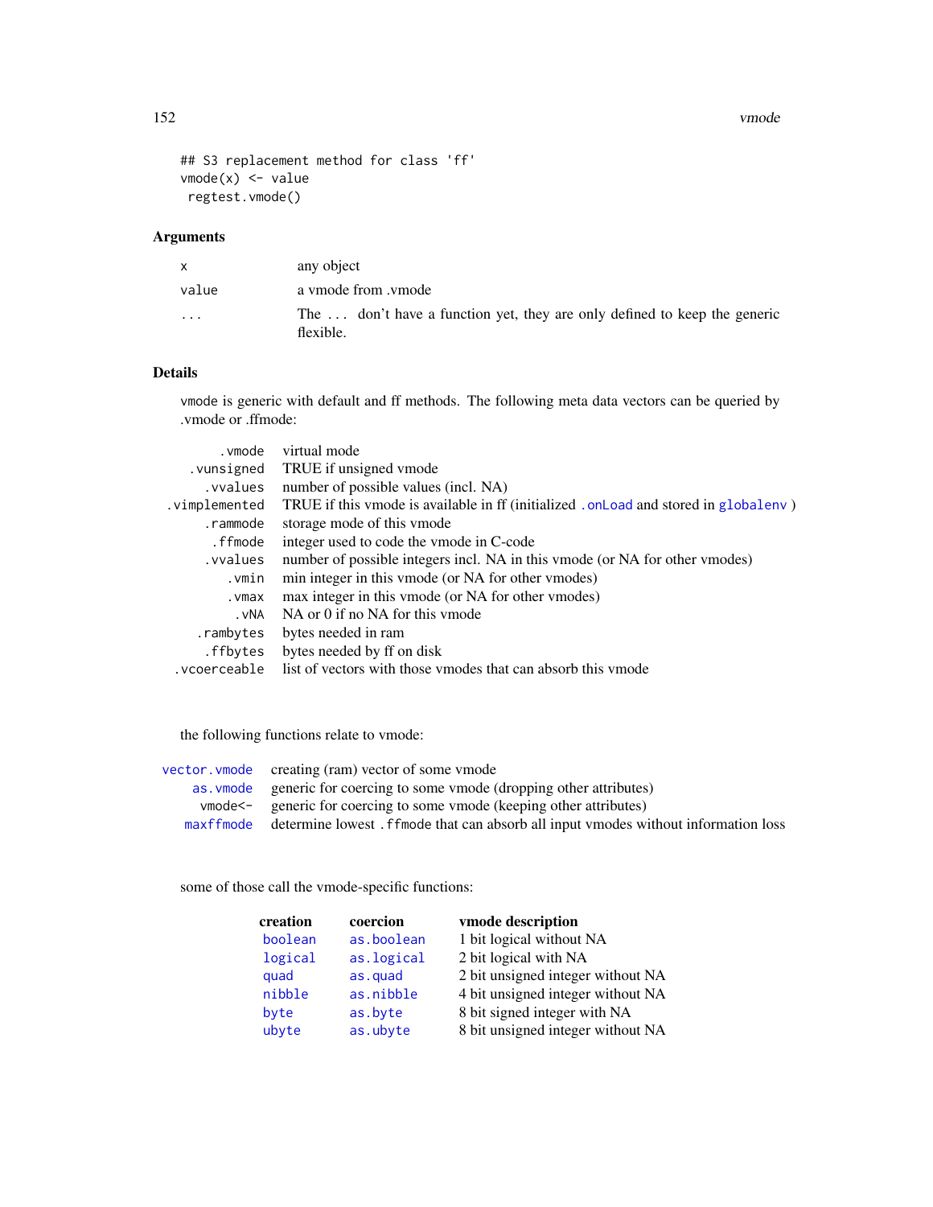```
## S3 replacement method for class 'ff'
vmode(x) <- value
 regtest.vmode()
```

### Arguments

| | |
|---|---|
| x | any object |
| value | a vmode from .vmode |
| ... | The ... don't have a function yet, they are only defined to keep the generic flexible. |

### Details

vmode is generic with default and ff methods. The following meta data vectors can be queried by .vmode or .ffmode:

| | |
|---|---|
| .vmode | virtual mode |
| .vunsigned | TRUE if unsigned vmode |
| .vvalues | number of possible values (incl. NA) |
| .vimplemented | TRUE if this vmode is available in ff (initialized .onLoad and stored in globalenv ) |
| .rammode | storage mode of this vmode |
| .ffmode | integer used to code the vmode in C-code |
| .vvalues | number of possible integers incl. NA in this vmode (or NA for other vmodes) |
| .vmin | min integer in this vmode (or NA for other vmodes) |
| .vmax | max integer in this vmode (or NA for other vmodes) |
| .vNA | NA or 0 if no NA for this vmode |
| .rambytes | bytes needed in ram |
| .ffbytes | bytes needed by ff on disk |
| .vcoerceable | list of vectors with those vmodes that can absorb this vmode |

the following functions relate to vmode:

| | |
|---|---|
| vector.vmode | creating (ram) vector of some vmode |
| as.vmode | generic for coercing to some vmode (dropping other attributes) |
| vmode<- | generic for coercing to some vmode (keeping other attributes) |
| maxffmode | determine lowest .ffmode that can absorb all input vmodes without information loss |

some of those call the vmode-specific functions:

| creation | coercion | vmode description |
|---|---|---|
| boolean | as.boolean | 1 bit logical without NA |
| logical | as.logical | 2 bit logical with NA |
| quad | as.quad | 2 bit unsigned integer without NA |
| nibble | as.nibble | 4 bit unsigned integer without NA |
| byte | as.byte | 8 bit signed integer with NA |
| ubyte | as.ubyte | 8 bit unsigned integer without NA |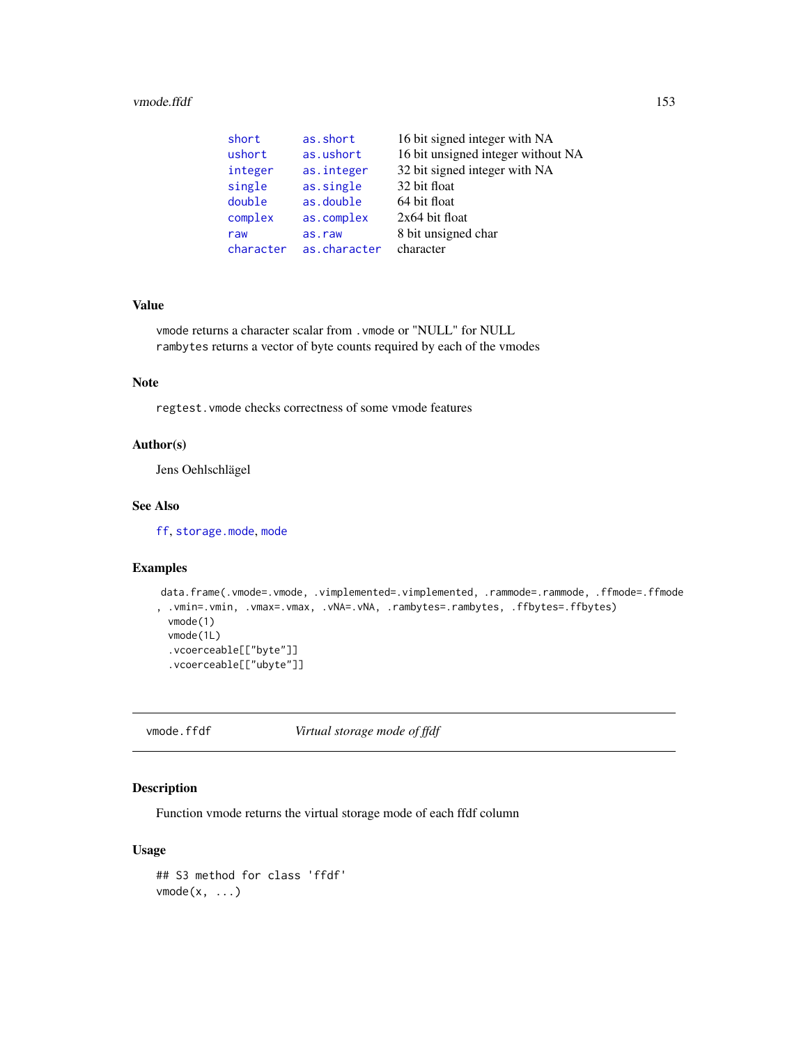| | | |
|---|---|---|
| short | as.short | 16 bit signed integer with NA |
| ushort | as.ushort | 16 bit unsigned integer without NA |
| integer | as.integer | 32 bit signed integer with NA |
| single | as.single | 32 bit float |
| double | as.double | 64 bit float |
| complex | as.complex | 2x64 bit float |
| raw | as.raw | 8 bit unsigned char |
| character | as.character | character |

### Value

vmode returns a character scalar from .vmode or "NULL" for NULL
rambytes returns a vector of byte counts required by each of the vmodes

### Note

regtest.vmode checks correctness of some vmode features

### Author(s)

Jens Oehlschlägel

### See Also

ff, storage.mode, mode

### Examples

```
data.frame(.vmode=.vmode, .vimplemented=.vimplemented, .rammode=.rammode, .ffmode=.ffmode
, .vmin=.vmin, .vmax=.vmax, .vNA=.vNA, .rambytes=.rambytes, .ffbytes=.ffbytes)
  vmode(1)
  vmode(1L)
  .vcoerceable[["byte"]]
  .vcoerceable[["ubyte"]]
```

---

## vmode.ffdf *Virtual storage mode of ffdf*

### Description

Function vmode returns the virtual storage mode of each ffdf column

### Usage

```
## S3 method for class 'ffdf'
vmode(x, ...)
```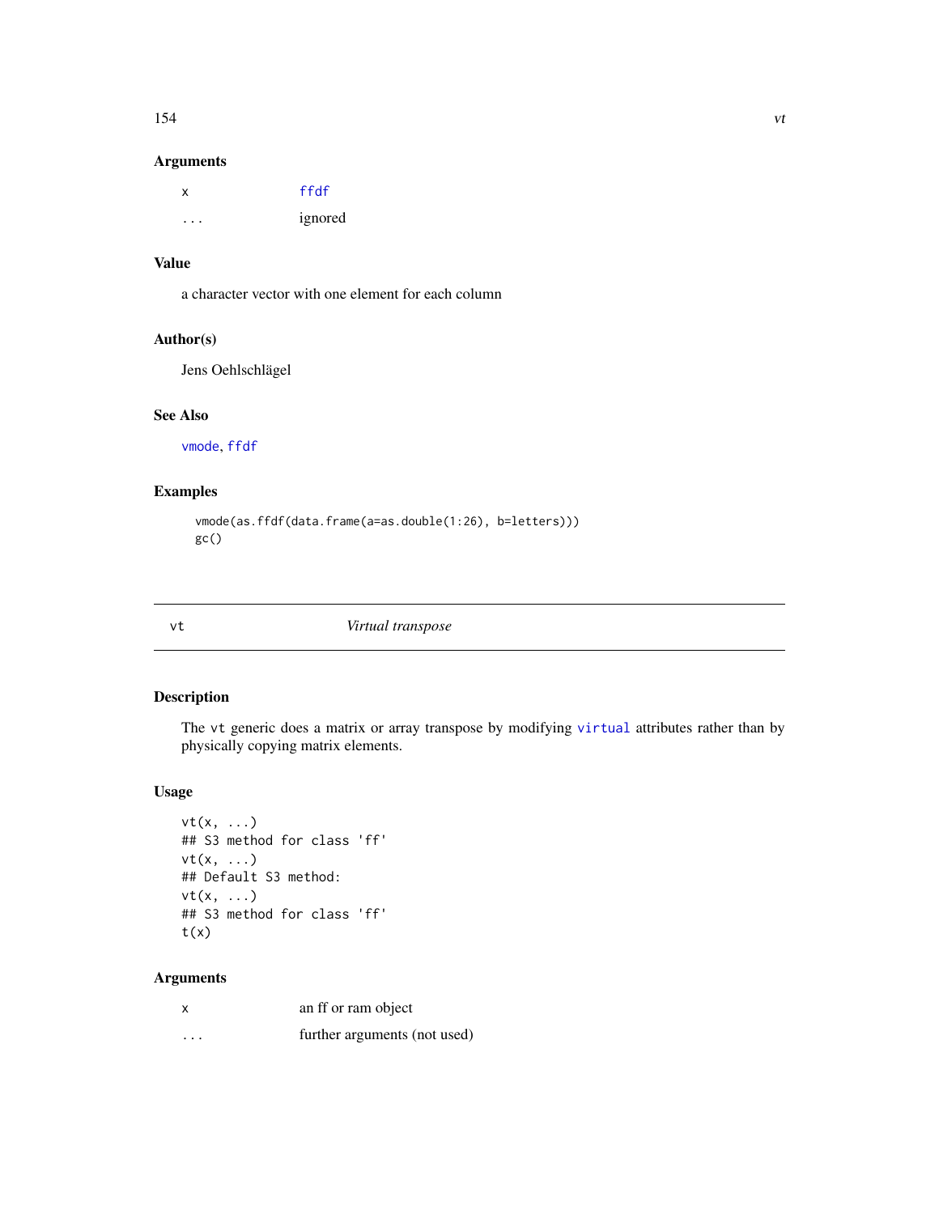## Arguments

| | |
|---|---|
| x | ffdf |
| ... | ignored |

## Value

a character vector with one element for each column

## Author(s)

Jens Oehlschlägel

## See Also

vmode, ffdf

## Examples

```
vmode(as.ffdf(data.frame(a=as.double(1:26), b=letters)))
gc()
```

---

# vt — *Virtual transpose*

## Description

The vt generic does a matrix or array transpose by modifying virtual attributes rather than by physically copying matrix elements.

## Usage

```
vt(x, ...)
## S3 method for class 'ff'
vt(x, ...)
## Default S3 method:
vt(x, ...)
## S3 method for class 'ff'
t(x)
```

## Arguments

| | |
|---|---|
| x | an ff or ram object |
| ... | further arguments (not used) |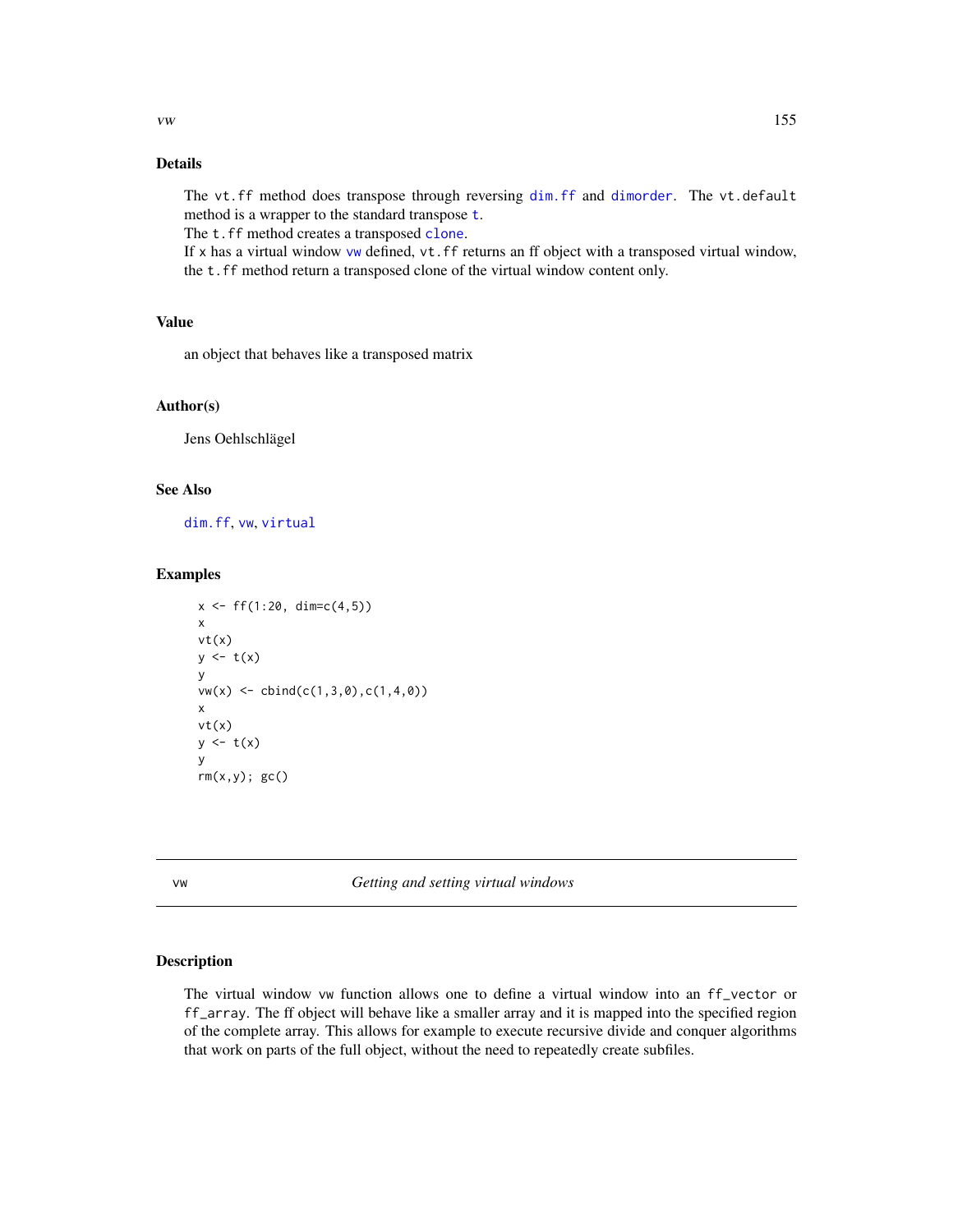### Details

The `vt.ff` method does transpose through reversing `dim.ff` and `dimorder`. The `vt.default` method is a wrapper to the standard transpose `t`.
The `t.ff` method creates a transposed `clone`.
If `x` has a virtual window `vw` defined, `vt.ff` returns an ff object with a transposed virtual window, the `t.ff` method return a transposed clone of the virtual window content only.

### Value

an object that behaves like a transposed matrix

### Author(s)

Jens Oehlschlägel

### See Also

`dim.ff`, `vw`, `virtual`

### Examples

```
x <- ff(1:20, dim=c(4,5))
x
vt(x)
y <- t(x)
y
vw(x) <- cbind(c(1,3,0),c(1,4,0))
x
vt(x)
y <- t(x)
y
rm(x,y); gc()
```

---

## vw — *Getting and setting virtual windows*

### Description

The virtual window `vw` function allows one to define a virtual window into an `ff_vector` or `ff_array`. The ff object will behave like a smaller array and it is mapped into the specified region of the complete array. This allows for example to execute recursive divide and conquer algorithms that work on parts of the full object, without the need to repeatedly create subfiles.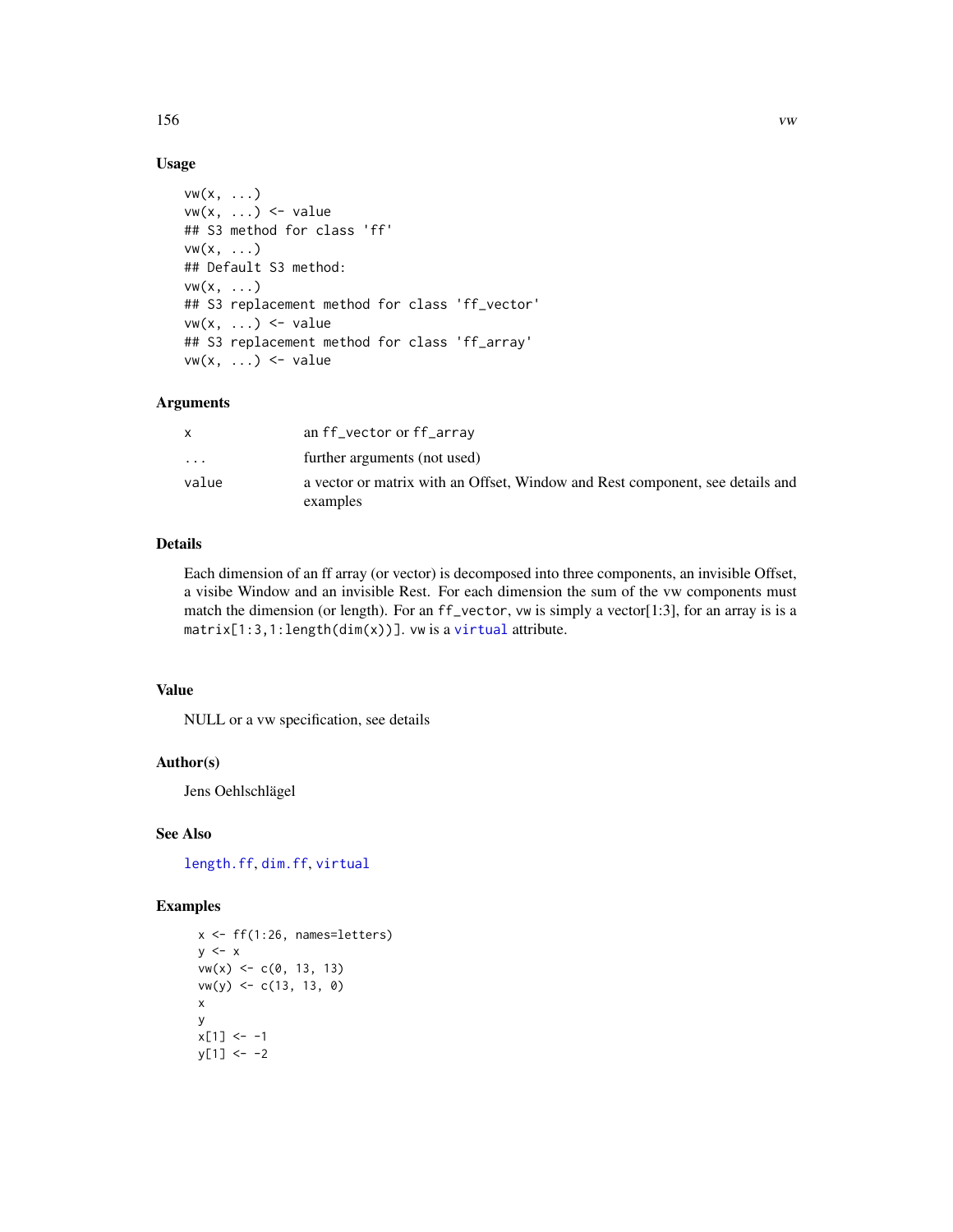## Usage

```
vw(x, ...)
vw(x, ...) <- value
## S3 method for class 'ff'
vw(x, ...)
## Default S3 method:
vw(x, ...)
## S3 replacement method for class 'ff_vector'
vw(x, ...) <- value
## S3 replacement method for class 'ff_array'
vw(x, ...) <- value
```

## Arguments

| | |
|---|---|
| x | an ff_vector or ff_array |
| ... | further arguments (not used) |
| value | a vector or matrix with an Offset, Window and Rest component, see details and examples |

## Details

Each dimension of an ff array (or vector) is decomposed into three components, an invisible Offset, a visibe Window and an invisible Rest. For each dimension the sum of the vw components must match the dimension (or length). For an `ff_vector`, `vw` is simply a vector[1:3], for an array is is a `matrix[1:3,1:length(dim(x))]`. `vw` is a `virtual` attribute.

## Value

NULL or a vw specification, see details

## Author(s)

Jens Oehlschlägel

## See Also

`length.ff`, `dim.ff`, `virtual`

## Examples

```
x <- ff(1:26, names=letters)
y <- x
vw(x) <- c(0, 13, 13)
vw(y) <- c(13, 13, 0)
x
y
x[1] <- -1
y[1] <- -2
```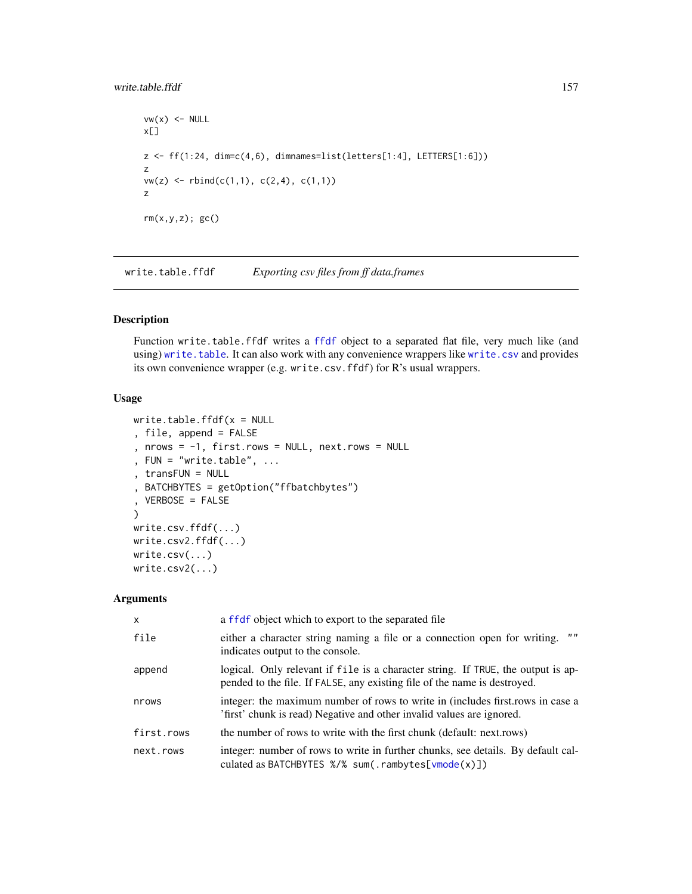```
vw(x) <- NULL
x[]

z <- ff(1:24, dim=c(4,6), dimnames=list(letters[1:4], LETTERS[1:6]))
z
vw(z) <- rbind(c(1,1), c(2,4), c(1,1))
z

rm(x,y,z); gc()
```

---

## write.table.ffdf — *Exporting csv files from ff data.frames*

---

### Description

Function `write.table.ffdf` writes a `ffdf` object to a separated flat file, very much like (and using) `write.table`. It can also work with any convenience wrappers like `write.csv` and provides its own convenience wrapper (e.g. `write.csv.ffdf`) for R's usual wrappers.

### Usage

```
write.table.ffdf(x = NULL
, file, append = FALSE
, nrows = -1, first.rows = NULL, next.rows = NULL
, FUN = "write.table", ...
, transFUN = NULL
, BATCHBYTES = getOption("ffbatchbytes")
, VERBOSE = FALSE
)
write.csv.ffdf(...)
write.csv2.ffdf(...)
write.csv(...)
write.csv2(...)
```

### Arguments

| | |
|---|---|
| `x` | a `ffdf` object which to export to the separated file |
| `file` | either a character string naming a file or a connection open for writing. `""` indicates output to the console. |
| `append` | logical. Only relevant if `file` is a character string. If `TRUE`, the output is appended to the file. If `FALSE`, any existing file of the name is destroyed. |
| `nrows` | integer: the maximum number of rows to write in (includes first.rows in case a 'first' chunk is read) Negative and other invalid values are ignored. |
| `first.rows` | the number of rows to write with the first chunk (default: next.rows) |
| `next.rows` | integer: number of rows to write in further chunks, see details. By default calculated as `BATCHBYTES %/% sum(.rambytes[vmode(x)])` |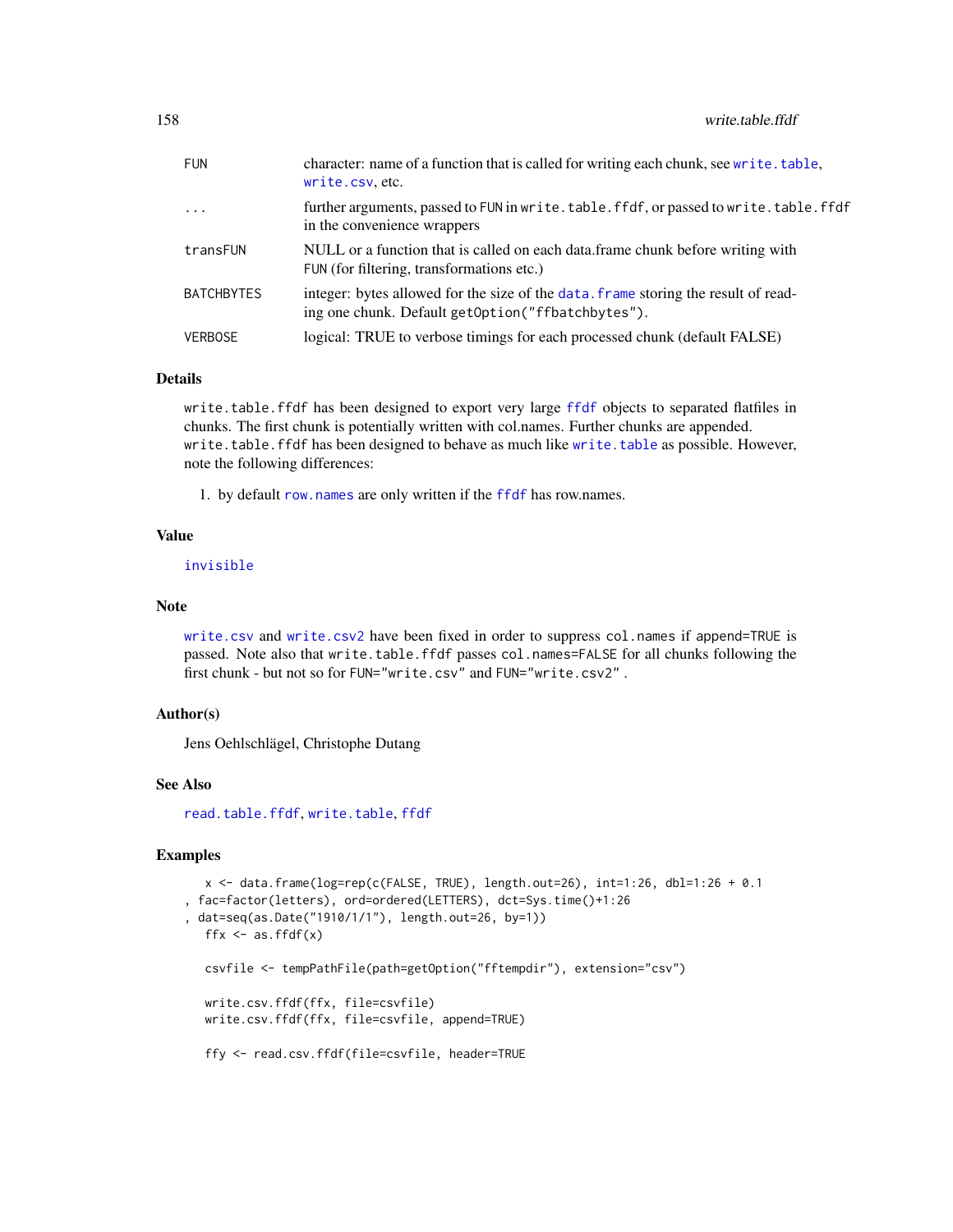| | |
|---|---|
| FUN | character: name of a function that is called for writing each chunk, see write.table, write.csv, etc. |
| ... | further arguments, passed to FUN in write.table.ffdf, or passed to write.table.ffdf in the convenience wrappers |
| transFUN | NULL or a function that is called on each data.frame chunk before writing with FUN (for filtering, transformations etc.) |
| BATCHBYTES | integer: bytes allowed for the size of the data.frame storing the result of reading one chunk. Default getOption("ffbatchbytes"). |
| VERBOSE | logical: TRUE to verbose timings for each processed chunk (default FALSE) |

## Details

write.table.ffdf has been designed to export very large ffdf objects to separated flatfiles in chunks. The first chunk is potentially written with col.names. Further chunks are appended.
write.table.ffdf has been designed to behave as much like write.table as possible. However, note the following differences:

1. by default row.names are only written if the ffdf has row.names.

## Value

invisible

## Note

write.csv and write.csv2 have been fixed in order to suppress col.names if append=TRUE is passed. Note also that write.table.ffdf passes col.names=FALSE for all chunks following the first chunk - but not so for FUN="write.csv" and FUN="write.csv2" .

## Author(s)

Jens Oehlschlägel, Christophe Dutang

## See Also

read.table.ffdf, write.table, ffdf

## Examples

```
   x <- data.frame(log=rep(c(FALSE, TRUE), length.out=26), int=1:26, dbl=1:26 + 0.1
, fac=factor(letters), ord=ordered(LETTERS), dct=Sys.time()+1:26
, dat=seq(as.Date("1910/1/1"), length.out=26, by=1))
   ffx <- as.ffdf(x)

   csvfile <- tempPathFile(path=getOption("fftempdir"), extension="csv")

   write.csv.ffdf(ffx, file=csvfile)
   write.csv.ffdf(ffx, file=csvfile, append=TRUE)

   ffy <- read.csv.ffdf(file=csvfile, header=TRUE
```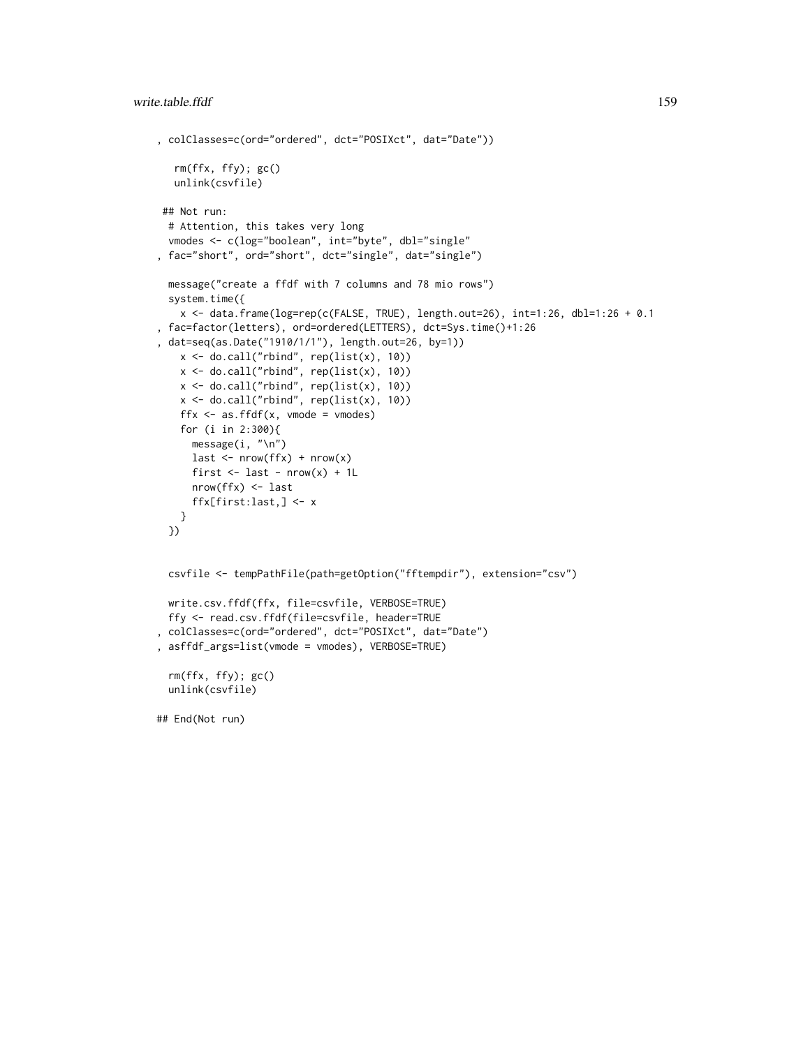```
, colClasses=c(ord="ordered", dct="POSIXct", dat="Date"))

   rm(ffx, ffy); gc()
   unlink(csvfile)

 ## Not run:
  # Attention, this takes very long
  vmodes <- c(log="boolean", int="byte", dbl="single"
, fac="short", ord="short", dct="single", dat="single")

  message("create a ffdf with 7 columns and 78 mio rows")
  system.time({
    x <- data.frame(log=rep(c(FALSE, TRUE), length.out=26), int=1:26, dbl=1:26 + 0.1
, fac=factor(letters), ord=ordered(LETTERS), dct=Sys.time()+1:26
, dat=seq(as.Date("1910/1/1"), length.out=26, by=1))
    x <- do.call("rbind", rep(list(x), 10))
    x <- do.call("rbind", rep(list(x), 10))
    x <- do.call("rbind", rep(list(x), 10))
    x <- do.call("rbind", rep(list(x), 10))
    ffx <- as.ffdf(x, vmode = vmodes)
    for (i in 2:300){
      message(i, "\n")
      last <- nrow(ffx) + nrow(x)
      first <- last - nrow(x) + 1L
      nrow(ffx) <- last
      ffx[first:last,] <- x
    }
  })


  csvfile <- tempPathFile(path=getOption("fftempdir"), extension="csv")

  write.csv.ffdf(ffx, file=csvfile, VERBOSE=TRUE)
  ffy <- read.csv.ffdf(file=csvfile, header=TRUE
, colClasses=c(ord="ordered", dct="POSIXct", dat="Date")
, asffdf_args=list(vmode = vmodes), VERBOSE=TRUE)

  rm(ffx, ffy); gc()
  unlink(csvfile)

## End(Not run)
```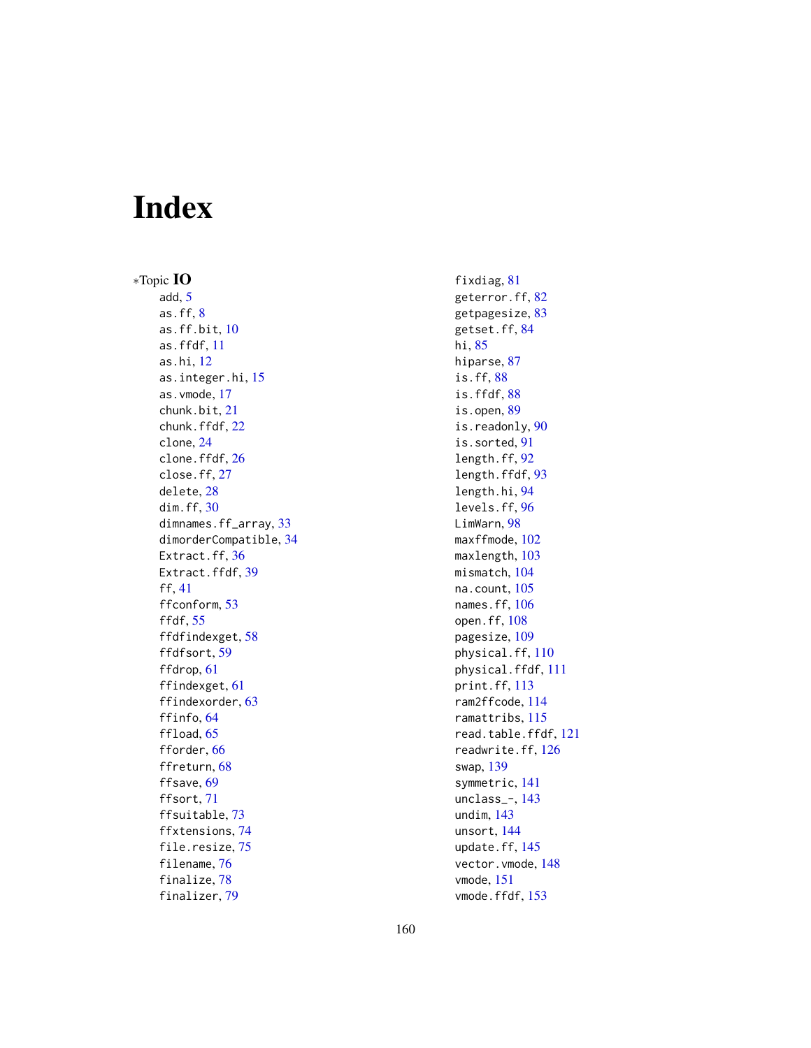# Index

*Topic **IO**

- add, 5
- as.ff, 8
- as.ff.bit, 10
- as.ffdf, 11
- as.hi, 12
- as.integer.hi, 15
- as.vmode, 17
- chunk.bit, 21
- chunk.ffdf, 22
- clone, 24
- clone.ffdf, 26
- close.ff, 27
- delete, 28
- dim.ff, 30
- dimnames.ff_array, 33
- dimorderCompatible, 34
- Extract.ff, 36
- Extract.ffdf, 39
- ff, 41
- ffconform, 53
- ffdf, 55
- ffdfindexget, 58
- ffdfsort, 59
- ffdrop, 61
- ffindexget, 61
- ffindexorder, 63
- ffinfo, 64
- ffload, 65
- fforder, 66
- ffreturn, 68
- ffsave, 69
- ffsort, 71
- ffsuitable, 73
- ffxtensions, 74
- file.resize, 75
- filename, 76
- finalize, 78
- finalizer, 79
- fixdiag, 81
- geterror.ff, 82
- getpagesize, 83
- getset.ff, 84
- hi, 85
- hiparse, 87
- is.ff, 88
- is.ffdf, 88
- is.open, 89
- is.readonly, 90
- is.sorted, 91
- length.ff, 92
- length.ffdf, 93
- length.hi, 94
- levels.ff, 96
- LimWarn, 98
- maxffmode, 102
- maxlength, 103
- mismatch, 104
- na.count, 105
- names.ff, 106
- open.ff, 108
- pagesize, 109
- physical.ff, 110
- physical.ffdf, 111
- print.ff, 113
- ram2ffcode, 114
- ramattribs, 115
- read.table.ffdf, 121
- readwrite.ff, 126
- swap, 139
- symmetric, 141
- unclass_-, 143
- undim, 143
- unsort, 144
- update.ff, 145
- vector.vmode, 148
- vmode, 151
- vmode.ffdf, 153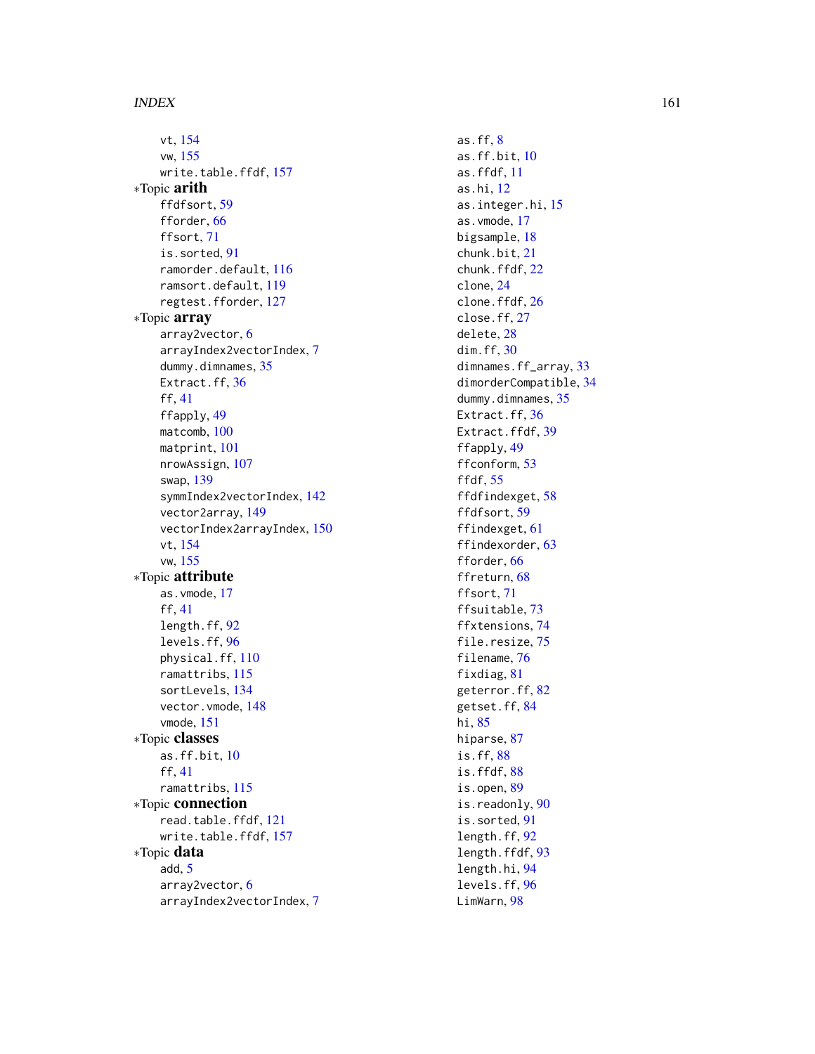vt, 154
vw, 155
write.table.ffdf, 157

*Topic **arith**
ffdfsort, 59
fforder, 66
ffsort, 71
is.sorted, 91
ramorder.default, 116
ramsort.default, 119
regtest.fforder, 127

*Topic **array**
array2vector, 6
arrayIndex2vectorIndex, 7
dummy.dimnames, 35
Extract.ff, 36
ff, 41
ffapply, 49
matcomb, 100
matprint, 101
nrowAssign, 107
swap, 139
symmIndex2vectorIndex, 142
vector2array, 149
vectorIndex2arrayIndex, 150
vt, 154
vw, 155

*Topic **attribute**
as.vmode, 17
ff, 41
length.ff, 92
levels.ff, 96
physical.ff, 110
ramattribs, 115
sortLevels, 134
vector.vmode, 148
vmode, 151

*Topic **classes**
as.ff.bit, 10
ff, 41
ramattribs, 115

*Topic **connection**
read.table.ffdf, 121
write.table.ffdf, 157

*Topic **data**
add, 5
array2vector, 6
arrayIndex2vectorIndex, 7
as.ff, 8
as.ff.bit, 10
as.ffdf, 11
as.hi, 12
as.integer.hi, 15
as.vmode, 17
bigsample, 18
chunk.bit, 21
chunk.ffdf, 22
clone, 24
clone.ffdf, 26
close.ff, 27
delete, 28
dim.ff, 30
dimnames.ff_array, 33
dimorderCompatible, 34
dummy.dimnames, 35
Extract.ff, 36
Extract.ffdf, 39
ffapply, 49
ffconform, 53
ffdf, 55
ffdfindexget, 58
ffdfsort, 59
ffindexget, 61
ffindexorder, 63
fforder, 66
ffreturn, 68
ffsort, 71
ffsuitable, 73
ffxtensions, 74
file.resize, 75
filename, 76
fixdiag, 81
geterror.ff, 82
getset.ff, 84
hi, 85
hiparse, 87
is.ff, 88
is.ffdf, 88
is.open, 89
is.readonly, 90
is.sorted, 91
length.ff, 92
length.ffdf, 93
length.hi, 94
levels.ff, 96
LimWarn, 98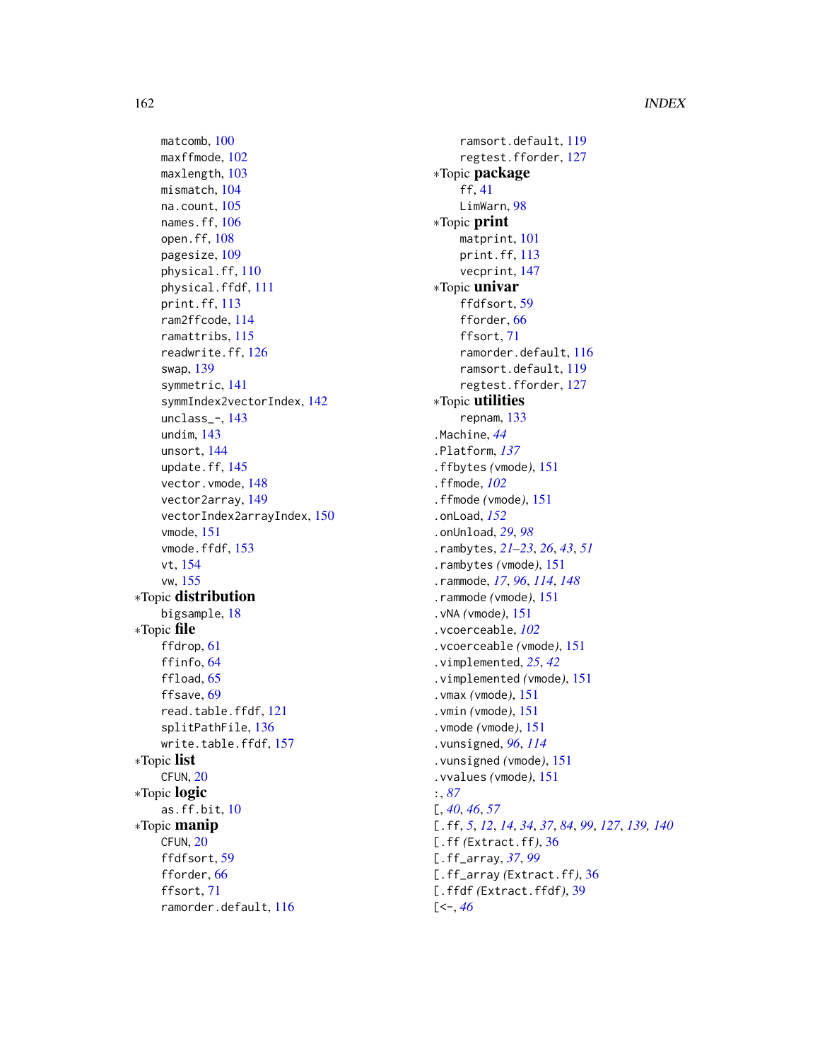matcomb, 100
maxffmode, 102
maxlength, 103
mismatch, 104
na.count, 105
names.ff, 106
open.ff, 108
pagesize, 109
physical.ff, 110
physical.ffdf, 111
print.ff, 113
ram2ffcode, 114
ramattribs, 115
readwrite.ff, 126
swap, 139
symmetric, 141
symmIndex2vectorIndex, 142
unclass_-, 143
undim, 143
unsort, 144
update.ff, 145
vector.vmode, 148
vector2array, 149
vectorIndex2arrayIndex, 150
vmode, 151
vmode.ffdf, 153
vt, 154
vw, 155

∗Topic **distribution**
bigsample, 18

∗Topic **file**
ffdrop, 61
ffinfo, 64
ffload, 65
ffsave, 69
read.table.ffdf, 121
splitPathFile, 136
write.table.ffdf, 157

∗Topic **list**
CFUN, 20

∗Topic **logic**
as.ff.bit, 10

∗Topic **manip**
CFUN, 20
ffdfsort, 59
fforder, 66
ffsort, 71
ramorder.default, 116
ramsort.default, 119
regtest.fforder, 127

∗Topic **package**
ff, 41
LimWarn, 98

∗Topic **print**
matprint, 101
print.ff, 113
vecprint, 147

∗Topic **univar**
ffdfsort, 59
fforder, 66
ffsort, 71
ramorder.default, 116
ramsort.default, 119
regtest.fforder, 127

∗Topic **utilities**
repnam, 133

.Machine, *44*
.Platform, *137*
.ffbytes *(vmode)*, 151
.ffmode, *102*
.ffmode *(vmode)*, 151
.onLoad, *152*
.onUnload, *29*, *98*
.rambytes, *21–23*, *26*, *43*, *51*
.rambytes *(vmode)*, 151
.rammode, *17*, *96*, *114*, *148*
.rammode *(vmode)*, 151
.vNA *(vmode)*, 151
.vcoerceable, *102*
.vcoerceable *(vmode)*, 151
.vimplemented, *25*, *42*
.vimplemented *(vmode)*, 151
.vmax *(vmode)*, 151
.vmin *(vmode)*, 151
.vmode *(vmode)*, 151
.vunsigned, *96*, *114*
.vunsigned *(vmode)*, 151
.vvalues *(vmode)*, 151
:, *87*
[, *40*, *46*, *57*
[.ff, *5*, *12*, *14*, *34*, *37*, *84*, *99*, *127*, *139*, *140*
[.ff *(Extract.ff)*, 36
[.ff_array, *37*, *99*
[.ff_array *(Extract.ff)*, 36
[.ffdf *(Extract.ffdf)*, 39
[<-, *46*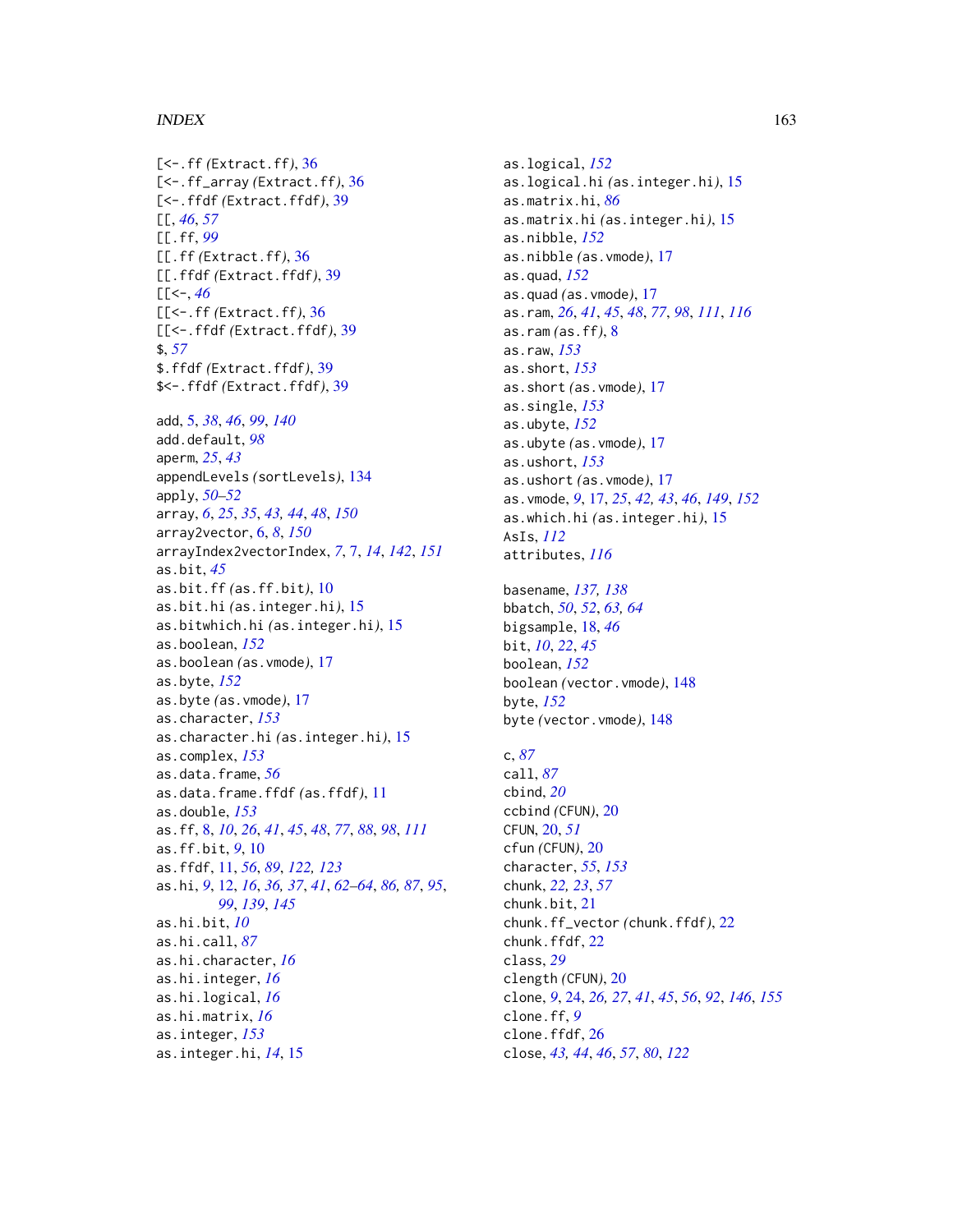[<-.ff *(Extract.ff)*, 36
[<-.ff_array *(Extract.ff)*, 36
[<-.ffdf *(Extract.ffdf)*, 39
[[, *46*, *57*
[[.ff, *99*
[[.ff *(Extract.ff)*, 36
[[.ffdf *(Extract.ffdf)*, 39
[[<-, *46*
[[<-.ff *(Extract.ff)*, 36
[[<-.ffdf *(Extract.ffdf)*, 39
$, *57*
$.ffdf *(Extract.ffdf)*, 39
$<-.ffdf *(Extract.ffdf)*, 39

add, 5, *38*, *46*, *99*, *140*
add.default, *98*
aperm, *25*, *43*
appendLevels *(sortLevels)*, 134
apply, *50–52*
array, *6*, *25*, *35*, *43*, *44*, *48*, *150*
array2vector, 6, *8*, *150*
arrayIndex2vectorIndex, *7*, 7, *14*, *142*, *151*
as.bit, *45*
as.bit.ff *(as.ff.bit)*, 10
as.bit.hi *(as.integer.hi)*, 15
as.bitwhich.hi *(as.integer.hi)*, 15
as.boolean, *152*
as.boolean *(as.vmode)*, 17
as.byte, *152*
as.byte *(as.vmode)*, 17
as.character, *153*
as.character.hi *(as.integer.hi)*, 15
as.complex, *153*
as.data.frame, *56*
as.data.frame.ffdf *(as.ffdf)*, 11
as.double, *153*
as.ff, 8, *10*, *26*, *41*, *45*, *48*, *77*, *88*, *98*, *111*
as.ff.bit, *9*, 10
as.ffdf, 11, *56*, *89*, *122*, *123*
as.hi, *9*, 12, *16*, *36*, *37*, *41*, *62–64*, *86*, *87*, *95*, *99*, *139*, *145*
as.hi.bit, *10*
as.hi.call, *87*
as.hi.character, *16*
as.hi.integer, *16*
as.hi.logical, *16*
as.hi.matrix, *16*
as.integer, *153*
as.integer.hi, *14*, 15
as.logical, *152*
as.logical.hi *(as.integer.hi)*, 15
as.matrix.hi, *86*
as.matrix.hi *(as.integer.hi)*, 15
as.nibble, *152*
as.nibble *(as.vmode)*, 17
as.quad, *152*
as.quad *(as.vmode)*, 17
as.ram, *26*, *41*, *45*, *48*, *77*, *98*, *111*, *116*
as.ram *(as.ff)*, 8
as.raw, *153*
as.short, *153*
as.short *(as.vmode)*, 17
as.single, *153*
as.ubyte, *152*
as.ubyte *(as.vmode)*, 17
as.ushort, *153*
as.ushort *(as.vmode)*, 17
as.vmode, *9*, 17, *25*, *42*, *43*, *46*, *149*, *152*
as.which.hi *(as.integer.hi)*, 15
AsIs, *112*
attributes, *116*

basename, *137*, *138*
bbatch, *50*, *52*, *63*, *64*
bigsample, 18, *46*
bit, *10*, *22*, *45*
boolean, *152*
boolean *(vector.vmode)*, 148
byte, *152*
byte *(vector.vmode)*, 148

c, *87*
call, *87*
cbind, *20*
ccbind *(CFUN)*, 20
CFUN, 20, *51*
cfun *(CFUN)*, 20
character, *55*, *153*
chunk, *22*, *23*, *57*
chunk.bit, 21
chunk.ff_vector *(chunk.ffdf)*, 22
chunk.ffdf, 22
class, *29*
clength *(CFUN)*, 20
clone, *9*, 24, *26*, *27*, *41*, *45*, *56*, *92*, *146*, *155*
clone.ff, *9*
clone.ffdf, 26
close, *43*, *44*, *46*, *57*, *80*, *122*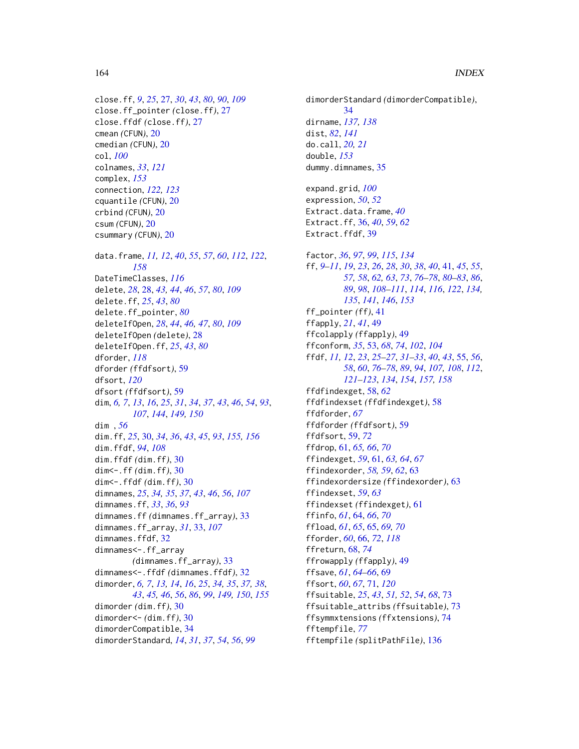close.ff, *9*, *25*, 27, *30*, *43*, *80*, *90*, *109*
close.ff_pointer *(close.ff)*, 27
close.ffdf *(close.ff)*, 27
cmean *(CFUN)*, 20
cmedian *(CFUN)*, 20
col, *100*
colnames, *33*, *121*
complex, *153*
connection, *122, 123*
cquantile *(CFUN)*, 20
crbind *(CFUN)*, 20
csum *(CFUN)*, 20
csummary *(CFUN)*, 20

data.frame, *11, 12*, *40*, *55*, *57*, *60*, *112*, *122*, *158*
DateTimeClasses, *116*
delete, *28*, 28, *43, 44*, *46*, *57*, *80*, *109*
delete.ff, *25*, *43*, *80*
delete.ff_pointer, *80*
deleteIfOpen, *28*, *44*, *46, 47*, *80*, *109*
deleteIfOpen *(delete)*, 28
deleteIfOpen.ff, *25*, *43*, *80*
dforder, *118*
dforder *(ffdfsort)*, 59
dfsort, *120*
dfsort *(ffdfsort)*, 59
dim, *6, 7*, *13*, *16*, *25*, *31*, *34*, *37*, *43*, *46*, *54*, *93*, *107*, *144*, *149, 150*
dim , *56*
dim.ff, *25*, 30, *34*, *36*, *43*, *45*, *93*, *155, 156*
dim.ffdf, *94*, *108*
dim.ffdf *(dim.ff)*, 30
dim<-.ff *(dim.ff)*, 30
dim<-.ffdf *(dim.ff)*, 30
dimnames, *25*, *34, 35*, *37*, *43*, *46*, *56*, *107*
dimnames.ff, *33*, *36*, *93*
dimnames.ff *(dimnames.ff_array)*, 33
dimnames.ff_array, *31*, 33, *107*
dimnames.ffdf, 32
dimnames<-.ff_array *(dimnames.ff_array)*, 33
dimnames<-.ffdf *(dimnames.ffdf)*, 32
dimorder, *6, 7*, *13, 14*, *16*, *25*, *34, 35*, *37, 38*, *43*, *45, 46*, *56*, *86*, *99*, *149, 150*, *155*
dimorder *(dim.ff)*, 30
dimorder<- *(dim.ff)*, 30
dimorderCompatible, 34
dimorderStandard, *14*, *31*, *37*, *54*, *56*, *99*
dimorderStandard *(dimorderCompatible)*, 34
dirname, *137, 138*
dist, *82*, *141*
do.call, *20, 21*
double, *153*
dummy.dimnames, 35

expand.grid, *100*
expression, *50*, *52*
Extract.data.frame, *40*
Extract.ff, 36, *40*, *59*, *62*
Extract.ffdf, 39

factor, *36*, *97*, *99*, *115*, *134*
ff, *9–11*, *19*, *23*, *26*, *28*, *30*, *38*, *40*, 41, *45*, *55*, *57, 58*, *62, 63*, *73*, *76–78*, *80–83*, *86*, *89*, *98*, *108–111*, *114*, *116*, *122*, *134, 135*, *141*, *146*, *153*
ff_pointer *(ff)*, 41
ffapply, *21*, *41*, 49
ffcolapply *(ffapply)*, 49
ffconform, *35*, 53, *68*, *74*, *102*, *104*
ffdf, *11, 12*, *23*, *25–27*, *31–33*, *40*, *43*, *55*, *56*, *58*, *60*, *76–78*, *89*, *94*, *107, 108*, *112*, *121–123*, *134*, *154*, *157, 158*
ffdfindexget, *58*, *62*
ffdfindexset *(ffdfindexget)*, 58
ffdforder, *67*
ffdforder *(ffdfsort)*, 59
ffdfsort, 59, *72*
ffdrop, 61, *65, 66*, *70*
ffindexget, *59*, 61, *63, 64*, *67*
ffindexorder, *58, 59*, *62*, 63
ffindexordersize *(ffindexorder)*, 63
ffindexset, *59*, *63*
ffindexset *(ffindexget)*, 61
ffinfo, *61*, 64, *66*, *70*
ffload, *61*, *65*, 65, *69, 70*
fforder, *60*, 66, *72*, *118*
ffreturn, 68, *74*
ffrowapply *(ffapply)*, 49
ffsave, *61*, *64–66*, 69
ffsort, *60*, *67*, 71, *120*
ffsuitable, *25*, *43*, *51, 52*, *54*, *68*, 73
ffsuitable_attribs *(ffsuitable)*, 73
ffsymmxtensions *(ffxtensions)*, 74
fftempfile, *77*
fftempfile *(splitPathFile)*, 136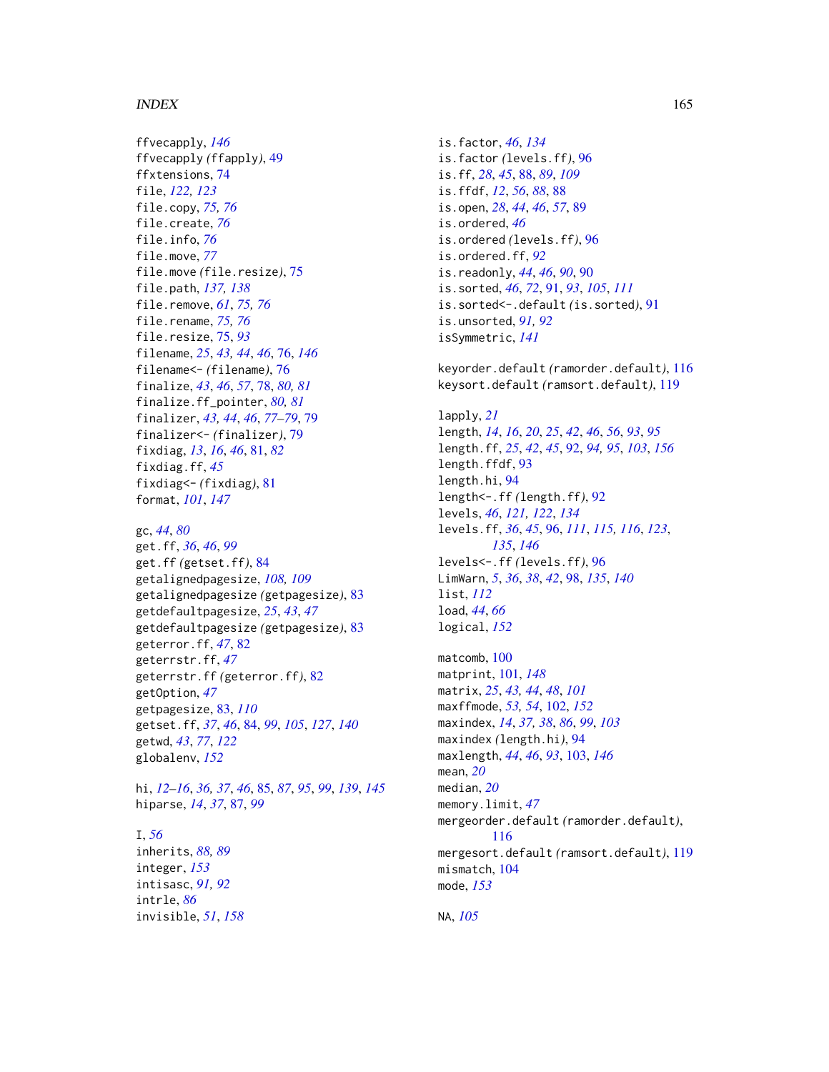ffvecapply, *146*
ffvecapply *(ffapply)*, 49
ffxtensions, 74
file, *122, 123*
file.copy, *75, 76*
file.create, *76*
file.info, *76*
file.move, *77*
file.move *(file.resize)*, 75
file.path, *137, 138*
file.remove, *61*, *75, 76*
file.rename, *75, 76*
file.resize, 75, *93*
filename, *25*, *43, 44*, *46*, 76, *146*
filename<- *(filename)*, 76
finalize, *43*, *46*, *57*, 78, *80, 81*
finalize.ff_pointer, *80, 81*
finalizer, *43, 44*, *46*, *77–79*, 79
finalizer<- *(finalizer)*, 79
fixdiag, *13*, *16*, *46*, 81, *82*
fixdiag.ff, *45*
fixdiag<- *(fixdiag)*, 81
format, *101*, *147*

gc, *44*, *80*
get.ff, *36*, *46*, *99*
get.ff *(getset.ff)*, 84
getalignedpagesize, *108, 109*
getalignedpagesize *(getpagesize)*, 83
getdefaultpagesize, *25*, *43*, *47*
getdefaultpagesize *(getpagesize)*, 83
geterror.ff, *47*, 82
geterrstr.ff, *47*
geterrstr.ff *(geterror.ff)*, 82
getOption, *47*
getpagesize, 83, *110*
getset.ff, *37*, *46*, 84, *99*, *105*, *127*, *140*
getwd, *43*, *77*, *122*
globalenv, *152*

hi, *12–16*, *36, 37*, *46*, 85, *87*, *95*, *99*, *139*, *145*
hiparse, *14*, *37*, 87, *99*

I, *56*
inherits, *88, 89*
integer, *153*
intisasc, *91, 92*
intrle, *86*
invisible, *51*, *158*

is.factor, *46*, *134*
is.factor *(levels.ff)*, 96
is.ff, *28*, *45*, 88, *89*, *109*
is.ffdf, *12*, *56*, *88*, 88
is.open, *28*, *44*, *46*, *57*, 89
is.ordered, *46*
is.ordered *(levels.ff)*, 96
is.ordered.ff, *92*
is.readonly, *44*, *46*, *90*, 90
is.sorted, *46*, *72*, 91, *93*, *105*, *111*
is.sorted<-.default *(is.sorted)*, 91
is.unsorted, *91, 92*
isSymmetric, *141*

keyorder.default *(ramorder.default)*, 116
keysort.default *(ramsort.default)*, 119

lapply, *21*
length, *14*, *16*, *20*, *25*, *42*, *46*, *56*, *93*, *95*
length.ff, *25*, *42*, *45*, 92, *94, 95*, *103*, *156*
length.ffdf, 93
length.hi, 94
length<-.ff *(length.ff)*, 92
levels, *46*, *121, 122*, *134*
levels.ff, *36*, *45*, 96, *111*, *115, 116*, *123*, *135*, *146*
levels<-.ff *(levels.ff)*, 96
LimWarn, *5*, *36*, *38*, *42*, 98, *135*, *140*
list, *112*
load, *44*, *66*
logical, *152*

matcomb, 100
matprint, 101, *148*
matrix, *25*, *43, 44*, *48*, *101*
maxffmode, *53, 54*, 102, *152*
maxindex, *14*, *37, 38*, *86*, *99*, *103*
maxindex *(length.hi)*, 94
maxlength, *44*, *46*, *93*, 103, *146*
mean, *20*
median, *20*
memory.limit, *47*
mergeorder.default *(ramorder.default)*, 116
mergesort.default *(ramsort.default)*, 119
mismatch, 104
mode, *153*

NA, *105*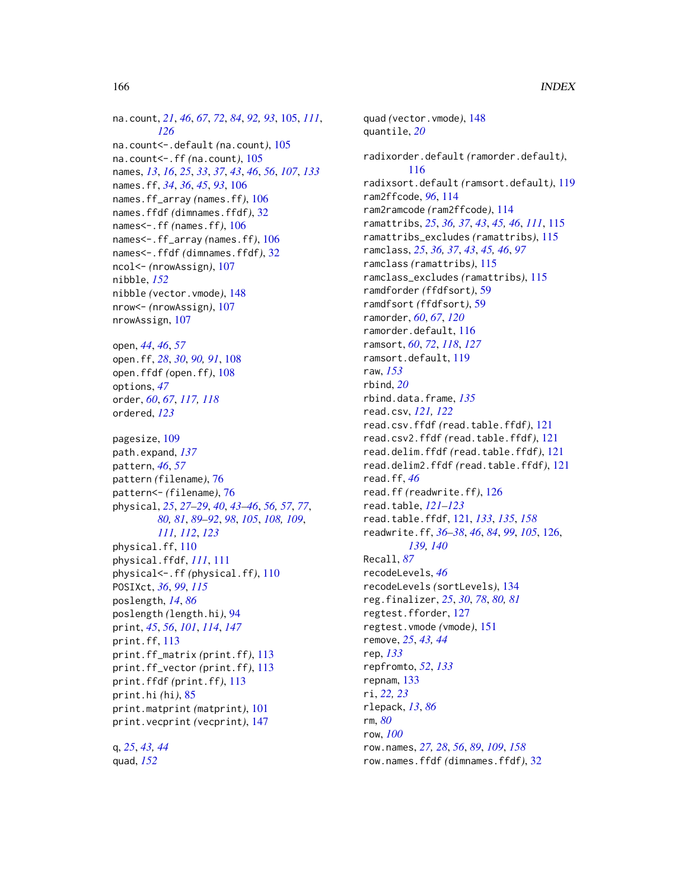na.count, *21*, *46*, *67*, *72*, *84*, *92, 93*, 105, *111*, *126*
na.count<-.default (na.count), 105
na.count<-.ff (na.count), 105
names, *13*, *16*, *25*, *33*, *37*, *43*, *46*, *56*, *107*, *133*
names.ff, *34*, *36*, *45*, *93*, 106
names.ff_array (names.ff), 106
names.ffdf (dimnames.ffdf), 32
names<-.ff (names.ff), 106
names<-.ff_array (names.ff), 106
names<-.ffdf (dimnames.ffdf), 32
ncol<- (nrowAssign), 107
nibble, *152*
nibble (vector.vmode), 148
nrow<- (nrowAssign), 107
nrowAssign, 107

open, *44*, *46*, *57*
open.ff, *28*, *30*, *90, 91*, 108
open.ffdf (open.ff), 108
options, *47*
order, *60*, *67*, *117, 118*
ordered, *123*

pagesize, 109
path.expand, *137*
pattern, *46*, *57*
pattern (filename), 76
pattern<- (filename), 76
physical, *25*, *27–29*, *40*, *43–46*, *56*, *57*, *77*, *80, 81*, *89–92*, *98*, *105*, *108, 109*, *111, 112*, *123*
physical.ff, 110
physical.ffdf, *111*, 111
physical<-.ff (physical.ff), 110
POSIXct, *36*, *99*, *115*
poslength, *14*, *86*
poslength (length.hi), 94
print, *45*, *56*, *101*, *114*, *147*
print.ff, 113
print.ff_matrix (print.ff), 113
print.ff_vector (print.ff), 113
print.ffdf (print.ff), 113
print.hi (hi), 85
print.matprint (matprint), 101
print.vecprint (vecprint), 147

q, *25*, *43, 44*
quad, *152*
quad (vector.vmode), 148
quantile, *20*

radixorder.default (ramorder.default), 116
radixsort.default (ramsort.default), 119
ram2ffcode, *96*, 114
ram2ramcode (ram2ffcode), 114
ramattribs, *25*, *36, 37*, *43*, *45, 46*, *111*, 115
ramattribs_excludes (ramattribs), 115
ramclass, *25*, *36, 37*, *43*, *45*, *46*, *97*
ramclass (ramattribs), 115
ramclass_excludes (ramattribs), 115
ramdforder (ffdfsort), 59
ramdfsort (ffdfsort), 59
ramorder, *60*, *67*, *120*
ramorder.default, 116
ramsort, *60*, *72*, *118*, *127*
ramsort.default, 119
raw, *153*
rbind, *20*
rbind.data.frame, *135*
read.csv, *121, 122*
read.csv.ffdf (read.table.ffdf), 121
read.csv2.ffdf (read.table.ffdf), 121
read.delim.ffdf (read.table.ffdf), 121
read.delim2.ffdf (read.table.ffdf), 121
read.ff, *46*
read.ff (readwrite.ff), 126
read.table, *121–123*
read.table.ffdf, 121, *133*, *135*, *158*
readwrite.ff, *36–38*, *46*, *84*, *99*, *105*, 126, *139, 140*
Recall, *87*
recodeLevels, *46*
recodeLevels (sortLevels), 134
reg.finalizer, *25*, *30*, *78*, *80, 81*
regtest.fforder, 127
regtest.vmode (vmode), 151
remove, *25*, *43, 44*
rep, *133*
repfromto, *52*, *133*
repnam, 133
ri, *22, 23*
rlepack, *13*, *86*
rm, *80*
row, *100*
row.names, *27, 28*, *56*, *89*, *109*, *158*
row.names.ffdf (dimnames.ffdf), 32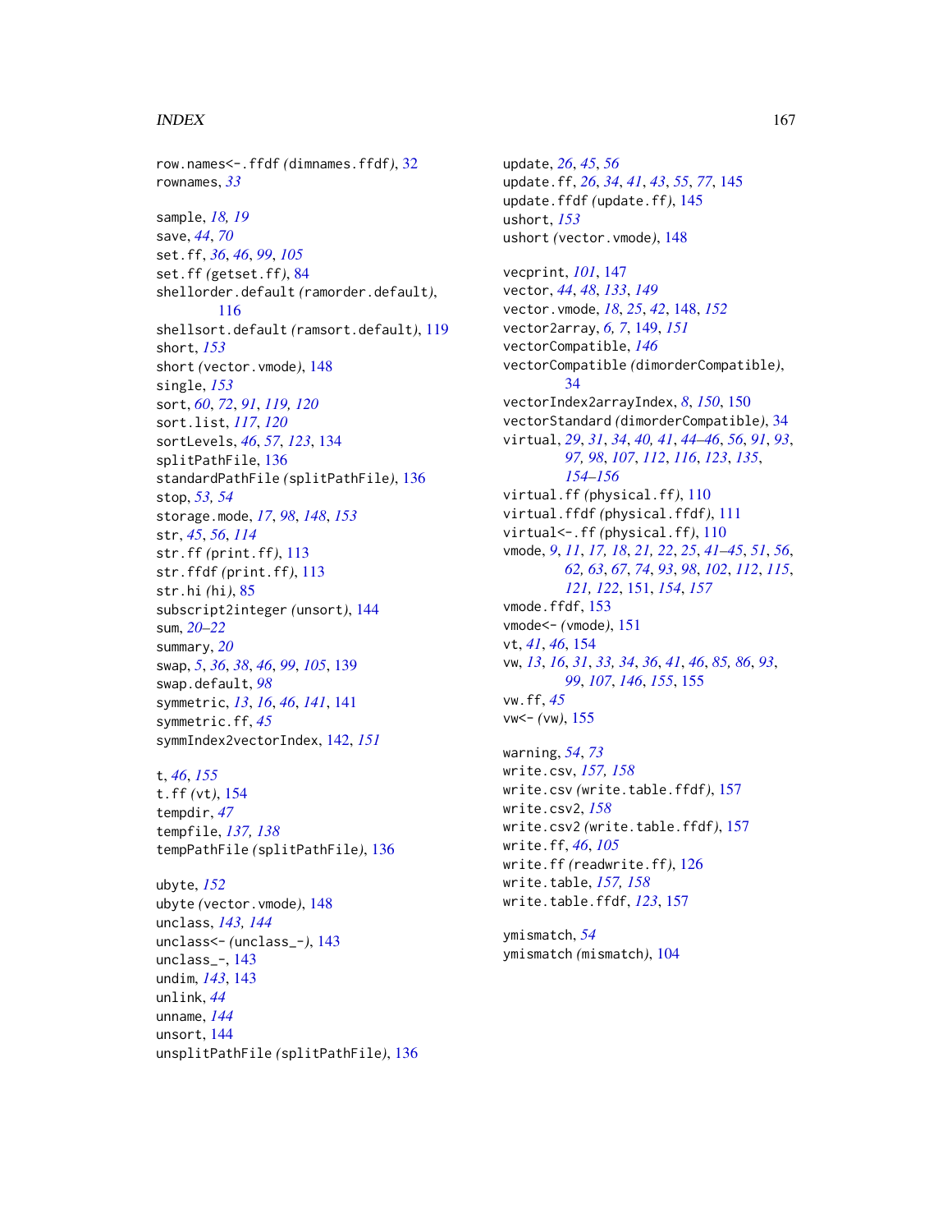row.names<-.ffdf *(dimnames.ffdf)*, 32
rownames, *33*

sample, *18, 19*
save, *44*, *70*
set.ff, *36*, *46*, *99*, *105*
set.ff *(getset.ff)*, 84
shellorder.default *(ramorder.default)*, 116
shellsort.default *(ramsort.default)*, 119
short, *153*
short *(vector.vmode)*, 148
single, *153*
sort, *60*, *72*, *91*, *119, 120*
sort.list, *117*, *120*
sortLevels, *46*, *57*, *123*, 134
splitPathFile, 136
standardPathFile *(splitPathFile)*, 136
stop, *53, 54*
storage.mode, *17*, *98*, *148*, *153*
str, *45*, *56*, *114*
str.ff *(print.ff)*, 113
str.ffdf *(print.ff)*, 113
str.hi *(hi)*, 85
subscript2integer *(unsort)*, 144
sum, *20–22*
summary, *20*
swap, *5*, *36*, *38*, *46*, *99*, *105*, 139
swap.default, *98*
symmetric, *13*, *16*, *46*, *141*, 141
symmetric.ff, *45*
symmIndex2vectorIndex, 142, *151*

t, *46*, *155*
t.ff *(vt)*, 154
tempdir, *47*
tempfile, *137, 138*
tempPathFile *(splitPathFile)*, 136

ubyte, *152*
ubyte *(vector.vmode)*, 148
unclass, *143, 144*
unclass<- *(unclass_-)*, 143
unclass_-, 143
undim, *143*, 143
unlink, *44*
unname, *144*
unsort, 144
unsplitPathFile *(splitPathFile)*, 136
update, *26*, *45*, *56*
update.ff, *26*, *34*, *41*, *43*, *55*, *77*, 145
update.ffdf *(update.ff)*, 145
ushort, *153*
ushort *(vector.vmode)*, 148

vecprint, *101*, 147
vector, *44*, *48*, *133*, *149*
vector.vmode, *18*, *25*, *42*, 148, *152*
vector2array, *6, 7*, 149, *151*
vectorCompatible, *146*
vectorCompatible *(dimorderCompatible)*, 34
vectorIndex2arrayIndex, *8*, *150*, 150
vectorStandard *(dimorderCompatible)*, 34
virtual, *29*, *31*, *34*, *40, 41*, *44–46*, *56*, *91*, *93*, *97, 98*, *107*, *112*, *116*, *123*, *135*, *154–156*
virtual.ff *(physical.ff)*, 110
virtual.ffdf *(physical.ffdf)*, 111
virtual<-.ff *(physical.ff)*, 110
vmode, *9*, *11*, *17, 18*, *21, 22*, *25*, *41–45*, *51*, *56*, *62, 63*, *67*, *74*, *93*, *98*, *102*, *112*, *115*, *121, 122*, 151, *154*, *157*
vmode.ffdf, 153
vmode<- *(vmode)*, 151
vt, *41*, *46*, 154
vw, *13*, *16*, *31*, *33, 34*, *36*, *41*, *46*, *85, 86*, *93*, *99*, *107*, *146*, *155*, 155
vw.ff, *45*
vw<- *(vw)*, 155

warning, *54*, *73*
write.csv, *157, 158*
write.csv *(write.table.ffdf)*, 157
write.csv2, *158*
write.csv2 *(write.table.ffdf)*, 157
write.ff, *46*, *105*
write.ff *(readwrite.ff)*, 126
write.table, *157, 158*
write.table.ffdf, *123*, 157

ymismatch, *54*
ymismatch *(mismatch)*, 104